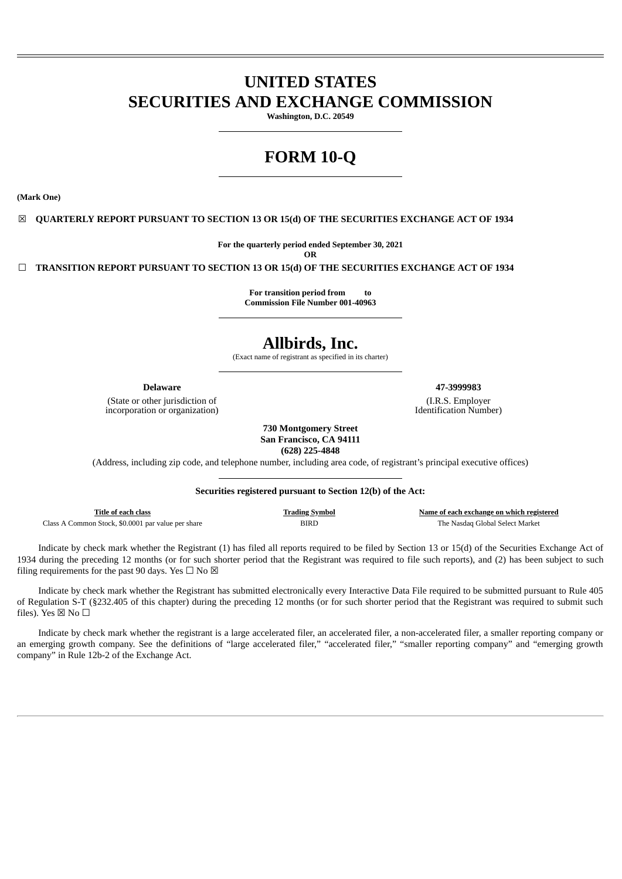# UNITED STATES
# SECURITIES AND EXCHANGE COMMISSION

**Washington, D.C. 20549**

# FORM 10-Q

**(Mark One)**

☒ **QUARTERLY REPORT PURSUANT TO SECTION 13 OR 15(d) OF THE SECURITIES EXCHANGE ACT OF 1934**

**For the quarterly period ended September 30, 2021**

**OR**

☐ **TRANSITION REPORT PURSUANT TO SECTION 13 OR 15(d) OF THE SECURITIES EXCHANGE ACT OF 1934**

**For transition period from to**

**Commission File Number 001-40963**

# Allbirds, Inc.

(Exact name of registrant as specified in its charter)

| **Delaware** | **47-3999983** |
|---|---|
| (State or other jurisdiction of incorporation or organization) | (I.R.S. Employer Identification Number) |

**730 Montgomery Street**
**San Francisco, CA 94111**
**(628) 225-4848**

(Address, including zip code, and telephone number, including area code, of registrant's principal executive offices)

**Securities registered pursuant to Section 12(b) of the Act:**

| Title of each class | Trading Symbol | Name of each exchange on which registered |
|---|---|---|
| Class A Common Stock, $0.0001 par value per share | BIRD | The Nasdaq Global Select Market |

Indicate by check mark whether the Registrant (1) has filed all reports required to be filed by Section 13 or 15(d) of the Securities Exchange Act of 1934 during the preceding 12 months (or for such shorter period that the Registrant was required to file such reports), and (2) has been subject to such filing requirements for the past 90 days. Yes ☐ No ☒

Indicate by check mark whether the Registrant has submitted electronically every Interactive Data File required to be submitted pursuant to Rule 405 of Regulation S-T (§232.405 of this chapter) during the preceding 12 months (or for such shorter period that the Registrant was required to submit such files). Yes ☒ No ☐

Indicate by check mark whether the registrant is a large accelerated filer, an accelerated filer, a non-accelerated filer, a smaller reporting company or an emerging growth company. See the definitions of "large accelerated filer," "accelerated filer," "smaller reporting company" and "emerging growth company" in Rule 12b-2 of the Exchange Act.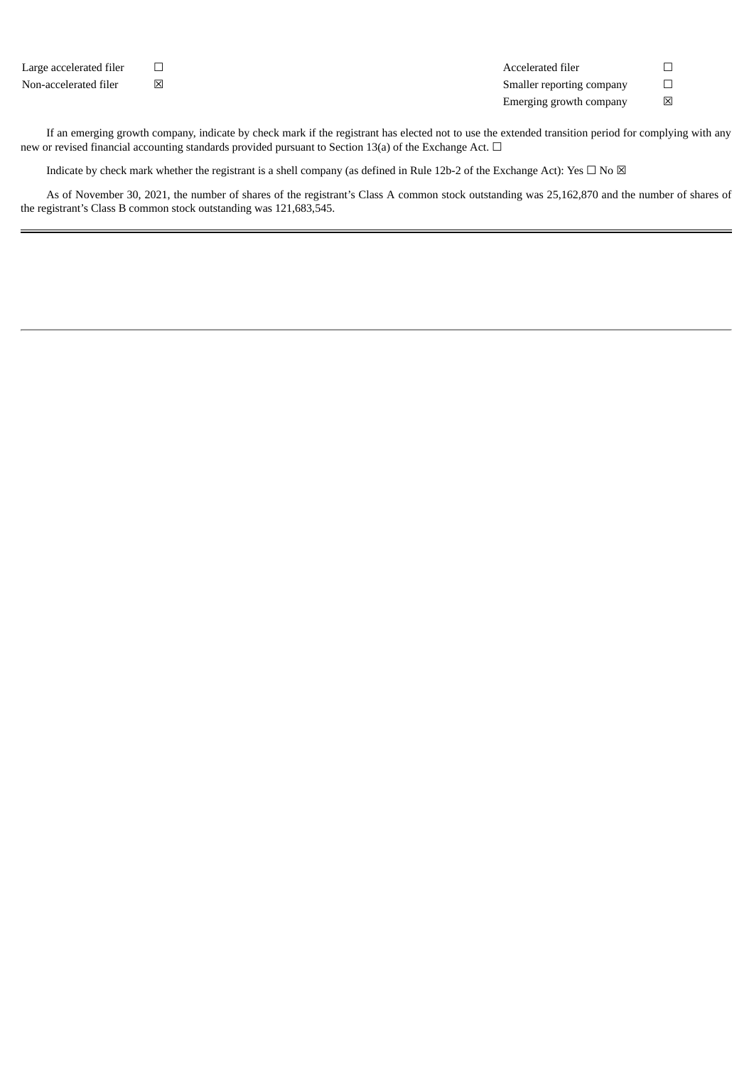| | | | |
|---|---|---|---|
| Large accelerated filer | ☐ | Accelerated filer | ☐ |
| Non-accelerated filer | ☒ | Smaller reporting company | ☐ |
| | | Emerging growth company | ☒ |

If an emerging growth company, indicate by check mark if the registrant has elected not to use the extended transition period for complying with any new or revised financial accounting standards provided pursuant to Section 13(a) of the Exchange Act. ☐

Indicate by check mark whether the registrant is a shell company (as defined in Rule 12b-2 of the Exchange Act): Yes ☐ No ☒

As of November 30, 2021, the number of shares of the registrant's Class A common stock outstanding was 25,162,870 and the number of shares of the registrant's Class B common stock outstanding was 121,683,545.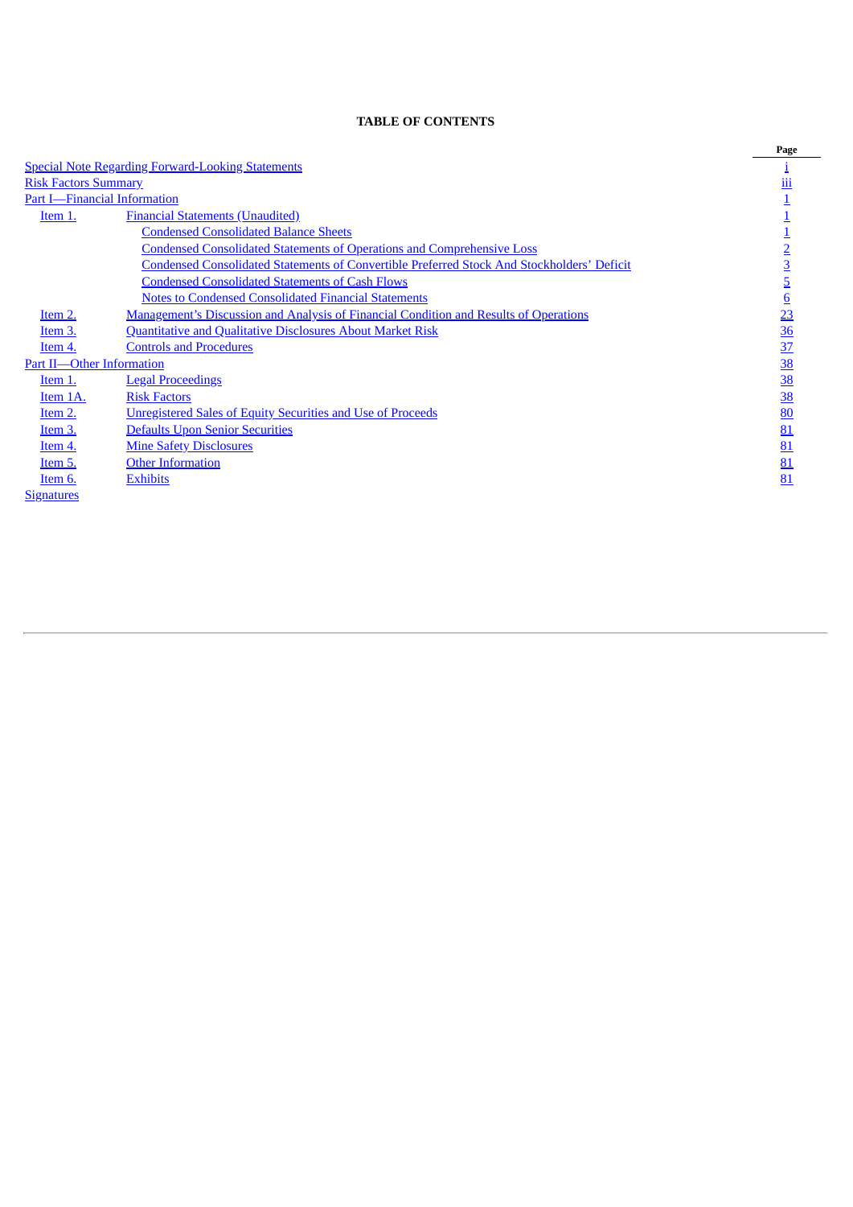**TABLE OF CONTENTS**

| | | Page |
|---|---|---|
| Special Note Regarding Forward-Looking Statements | | i |
| Risk Factors Summary | | iii |
| Part I—Financial Information | | 1 |
| Item 1. | Financial Statements (Unaudited) | 1 |
| | Condensed Consolidated Balance Sheets | 1 |
| | Condensed Consolidated Statements of Operations and Comprehensive Loss | 2 |
| | Condensed Consolidated Statements of Convertible Preferred Stock And Stockholders' Deficit | 3 |
| | Condensed Consolidated Statements of Cash Flows | 5 |
| | Notes to Condensed Consolidated Financial Statements | 6 |
| Item 2. | Management's Discussion and Analysis of Financial Condition and Results of Operations | 23 |
| Item 3. | Quantitative and Qualitative Disclosures About Market Risk | 36 |
| Item 4. | Controls and Procedures | 37 |
| Part II—Other Information | | 38 |
| Item 1. | Legal Proceedings | 38 |
| Item 1A. | Risk Factors | 38 |
| Item 2. | Unregistered Sales of Equity Securities and Use of Proceeds | 80 |
| Item 3. | Defaults Upon Senior Securities | 81 |
| Item 4. | Mine Safety Disclosures | 81 |
| Item 5. | Other Information | 81 |
| Item 6. | Exhibits | 81 |
| Signatures | | |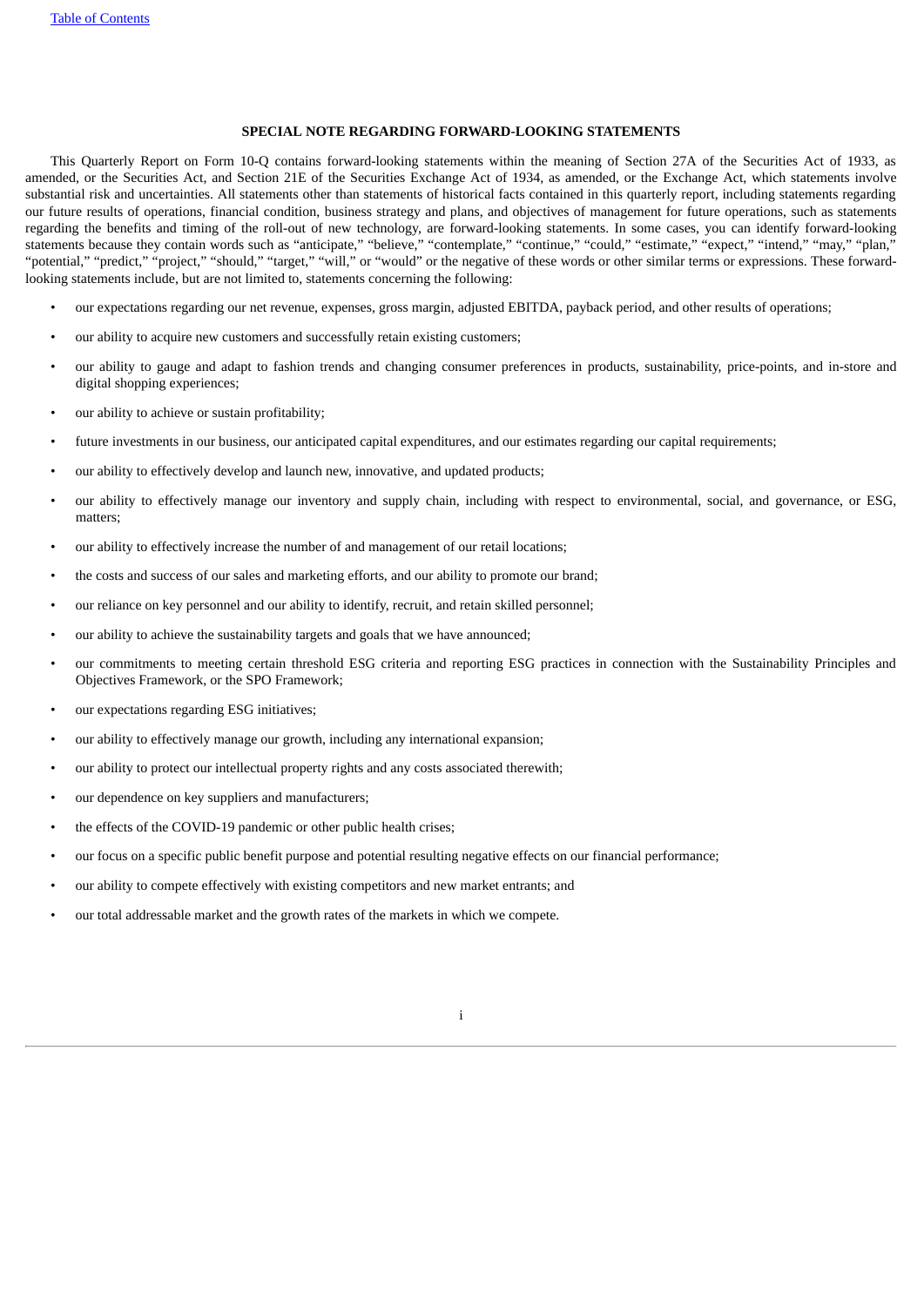## SPECIAL NOTE REGARDING FORWARD-LOOKING STATEMENTS

This Quarterly Report on Form 10-Q contains forward-looking statements within the meaning of Section 27A of the Securities Act of 1933, as amended, or the Securities Act, and Section 21E of the Securities Exchange Act of 1934, as amended, or the Exchange Act, which statements involve substantial risk and uncertainties. All statements other than statements of historical facts contained in this quarterly report, including statements regarding our future results of operations, financial condition, business strategy and plans, and objectives of management for future operations, such as statements regarding the benefits and timing of the roll-out of new technology, are forward-looking statements. In some cases, you can identify forward-looking statements because they contain words such as "anticipate," "believe," "contemplate," "continue," "could," "estimate," "expect," "intend," "may," "plan," "potential," "predict," "project," "should," "target," "will," or "would" or the negative of these words or other similar terms or expressions. These forward-looking statements include, but are not limited to, statements concerning the following:

- our expectations regarding our net revenue, expenses, gross margin, adjusted EBITDA, payback period, and other results of operations;
- our ability to acquire new customers and successfully retain existing customers;
- our ability to gauge and adapt to fashion trends and changing consumer preferences in products, sustainability, price-points, and in-store and digital shopping experiences;
- our ability to achieve or sustain profitability;
- future investments in our business, our anticipated capital expenditures, and our estimates regarding our capital requirements;
- our ability to effectively develop and launch new, innovative, and updated products;
- our ability to effectively manage our inventory and supply chain, including with respect to environmental, social, and governance, or ESG, matters;
- our ability to effectively increase the number of and management of our retail locations;
- the costs and success of our sales and marketing efforts, and our ability to promote our brand;
- our reliance on key personnel and our ability to identify, recruit, and retain skilled personnel;
- our ability to achieve the sustainability targets and goals that we have announced;
- our commitments to meeting certain threshold ESG criteria and reporting ESG practices in connection with the Sustainability Principles and Objectives Framework, or the SPO Framework;
- our expectations regarding ESG initiatives;
- our ability to effectively manage our growth, including any international expansion;
- our ability to protect our intellectual property rights and any costs associated therewith;
- our dependence on key suppliers and manufacturers;
- the effects of the COVID-19 pandemic or other public health crises;
- our focus on a specific public benefit purpose and potential resulting negative effects on our financial performance;
- our ability to compete effectively with existing competitors and new market entrants; and
- our total addressable market and the growth rates of the markets in which we compete.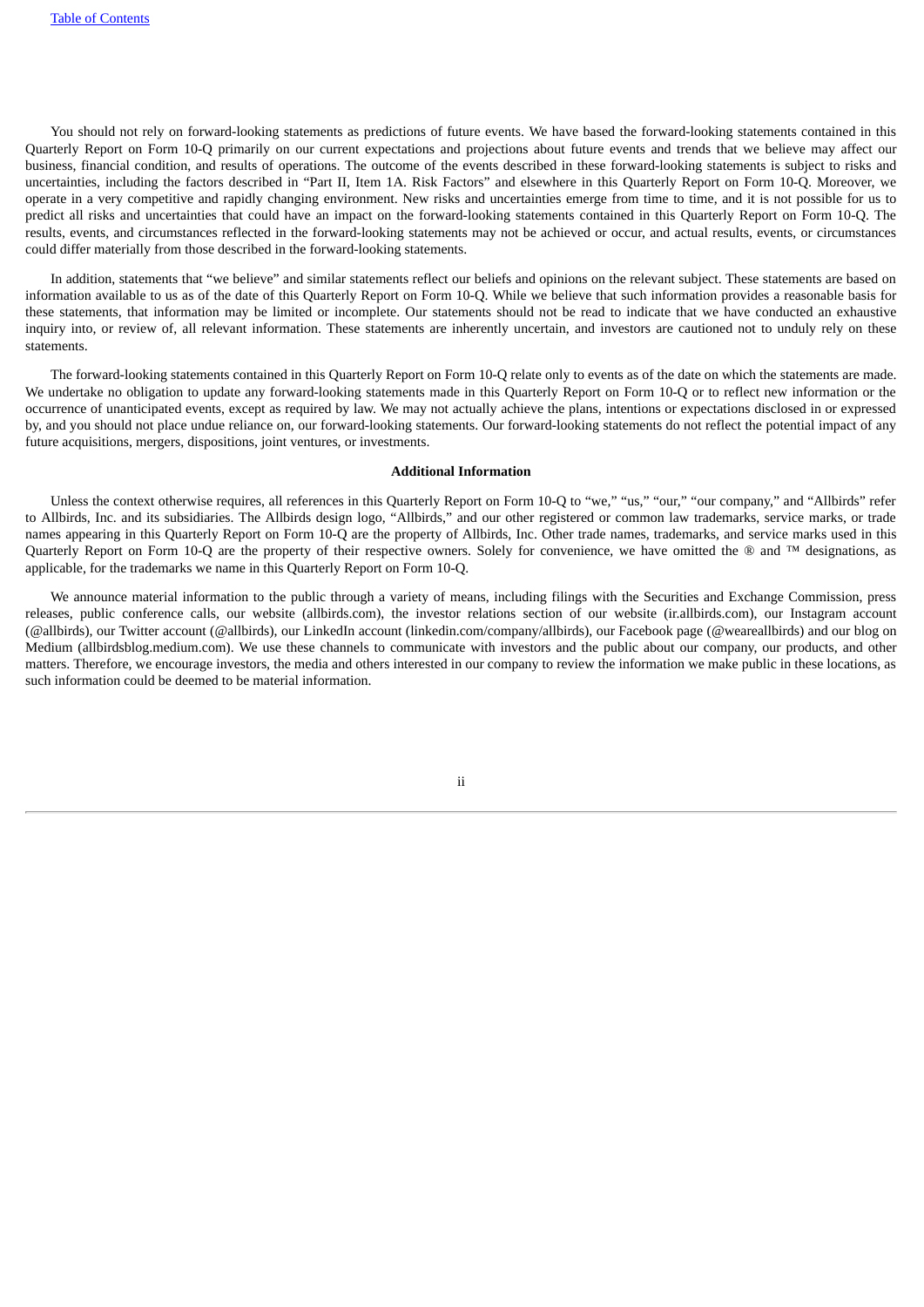You should not rely on forward-looking statements as predictions of future events. We have based the forward-looking statements contained in this Quarterly Report on Form 10-Q primarily on our current expectations and projections about future events and trends that we believe may affect our business, financial condition, and results of operations. The outcome of the events described in these forward-looking statements is subject to risks and uncertainties, including the factors described in "Part II, Item 1A. Risk Factors" and elsewhere in this Quarterly Report on Form 10-Q. Moreover, we operate in a very competitive and rapidly changing environment. New risks and uncertainties emerge from time to time, and it is not possible for us to predict all risks and uncertainties that could have an impact on the forward-looking statements contained in this Quarterly Report on Form 10-Q. The results, events, and circumstances reflected in the forward-looking statements may not be achieved or occur, and actual results, events, or circumstances could differ materially from those described in the forward-looking statements.

In addition, statements that "we believe" and similar statements reflect our beliefs and opinions on the relevant subject. These statements are based on information available to us as of the date of this Quarterly Report on Form 10-Q. While we believe that such information provides a reasonable basis for these statements, that information may be limited or incomplete. Our statements should not be read to indicate that we have conducted an exhaustive inquiry into, or review of, all relevant information. These statements are inherently uncertain, and investors are cautioned not to unduly rely on these statements.

The forward-looking statements contained in this Quarterly Report on Form 10-Q relate only to events as of the date on which the statements are made. We undertake no obligation to update any forward-looking statements made in this Quarterly Report on Form 10-Q or to reflect new information or the occurrence of unanticipated events, except as required by law. We may not actually achieve the plans, intentions or expectations disclosed in or expressed by, and you should not place undue reliance on, our forward-looking statements. Our forward-looking statements do not reflect the potential impact of any future acquisitions, mergers, dispositions, joint ventures, or investments.

**Additional Information**

Unless the context otherwise requires, all references in this Quarterly Report on Form 10-Q to "we," "us," "our," "our company," and "Allbirds" refer to Allbirds, Inc. and its subsidiaries. The Allbirds design logo, "Allbirds," and our other registered or common law trademarks, service marks, or trade names appearing in this Quarterly Report on Form 10-Q are the property of Allbirds, Inc. Other trade names, trademarks, and service marks used in this Quarterly Report on Form 10-Q are the property of their respective owners. Solely for convenience, we have omitted the ® and ™ designations, as applicable, for the trademarks we name in this Quarterly Report on Form 10-Q.

We announce material information to the public through a variety of means, including filings with the Securities and Exchange Commission, press releases, public conference calls, our website (allbirds.com), the investor relations section of our website (ir.allbirds.com), our Instagram account (@allbirds), our Twitter account (@allbirds), our LinkedIn account (linkedin.com/company/allbirds), our Facebook page (@weareallbirds) and our blog on Medium (allbirdsblog.medium.com). We use these channels to communicate with investors and the public about our company, our products, and other matters. Therefore, we encourage investors, the media and others interested in our company to review the information we make public in these locations, as such information could be deemed to be material information.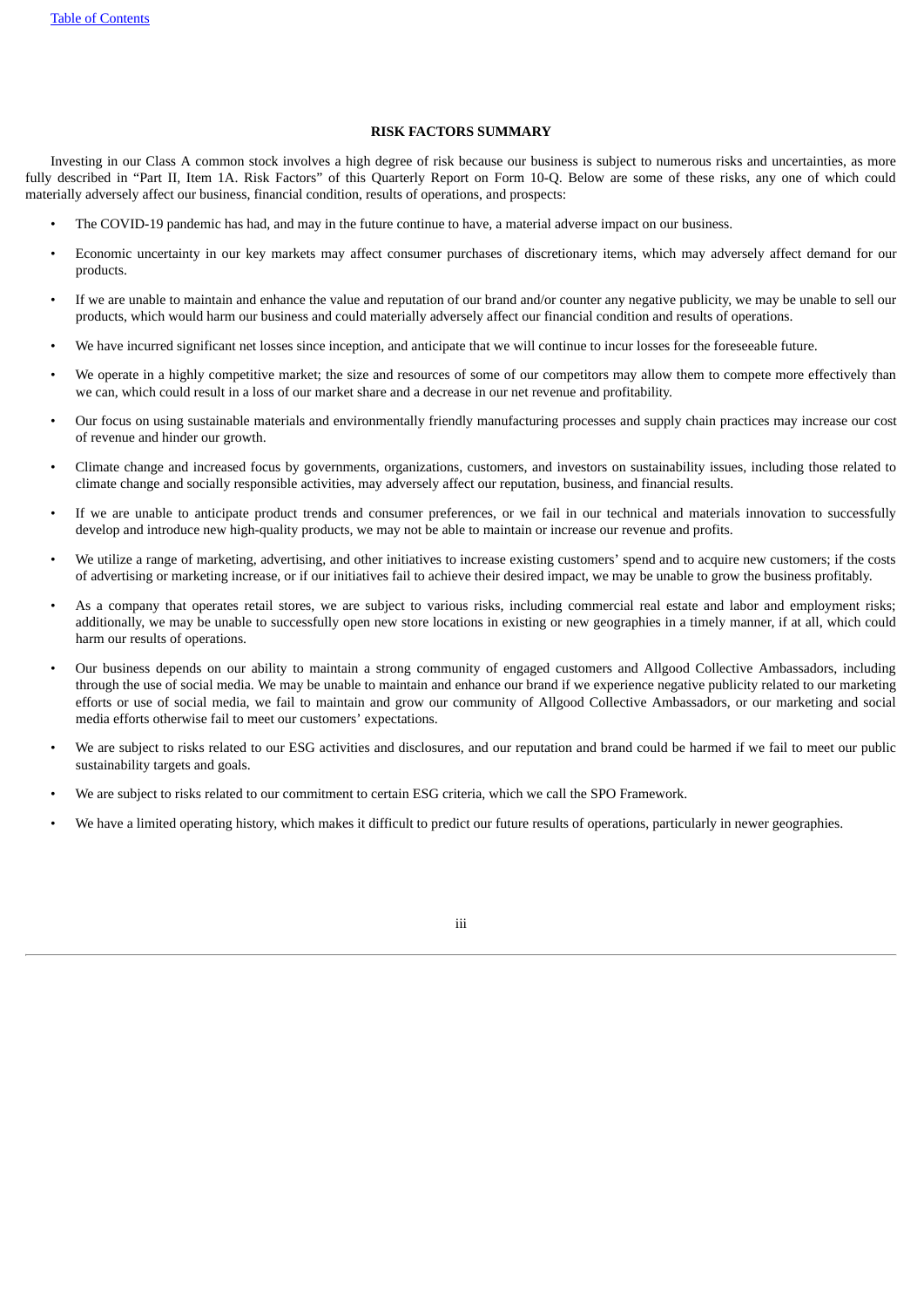## RISK FACTORS SUMMARY

Investing in our Class A common stock involves a high degree of risk because our business is subject to numerous risks and uncertainties, as more fully described in "Part II, Item 1A. Risk Factors" of this Quarterly Report on Form 10-Q. Below are some of these risks, any one of which could materially adversely affect our business, financial condition, results of operations, and prospects:

- The COVID-19 pandemic has had, and may in the future continue to have, a material adverse impact on our business.
- Economic uncertainty in our key markets may affect consumer purchases of discretionary items, which may adversely affect demand for our products.
- If we are unable to maintain and enhance the value and reputation of our brand and/or counter any negative publicity, we may be unable to sell our products, which would harm our business and could materially adversely affect our financial condition and results of operations.
- We have incurred significant net losses since inception, and anticipate that we will continue to incur losses for the foreseeable future.
- We operate in a highly competitive market; the size and resources of some of our competitors may allow them to compete more effectively than we can, which could result in a loss of our market share and a decrease in our net revenue and profitability.
- Our focus on using sustainable materials and environmentally friendly manufacturing processes and supply chain practices may increase our cost of revenue and hinder our growth.
- Climate change and increased focus by governments, organizations, customers, and investors on sustainability issues, including those related to climate change and socially responsible activities, may adversely affect our reputation, business, and financial results.
- If we are unable to anticipate product trends and consumer preferences, or we fail in our technical and materials innovation to successfully develop and introduce new high-quality products, we may not be able to maintain or increase our revenue and profits.
- We utilize a range of marketing, advertising, and other initiatives to increase existing customers' spend and to acquire new customers; if the costs of advertising or marketing increase, or if our initiatives fail to achieve their desired impact, we may be unable to grow the business profitably.
- As a company that operates retail stores, we are subject to various risks, including commercial real estate and labor and employment risks; additionally, we may be unable to successfully open new store locations in existing or new geographies in a timely manner, if at all, which could harm our results of operations.
- Our business depends on our ability to maintain a strong community of engaged customers and Allgood Collective Ambassadors, including through the use of social media. We may be unable to maintain and enhance our brand if we experience negative publicity related to our marketing efforts or use of social media, we fail to maintain and grow our community of Allgood Collective Ambassadors, or our marketing and social media efforts otherwise fail to meet our customers' expectations.
- We are subject to risks related to our ESG activities and disclosures, and our reputation and brand could be harmed if we fail to meet our public sustainability targets and goals.
- We are subject to risks related to our commitment to certain ESG criteria, which we call the SPO Framework.
- We have a limited operating history, which makes it difficult to predict our future results of operations, particularly in newer geographies.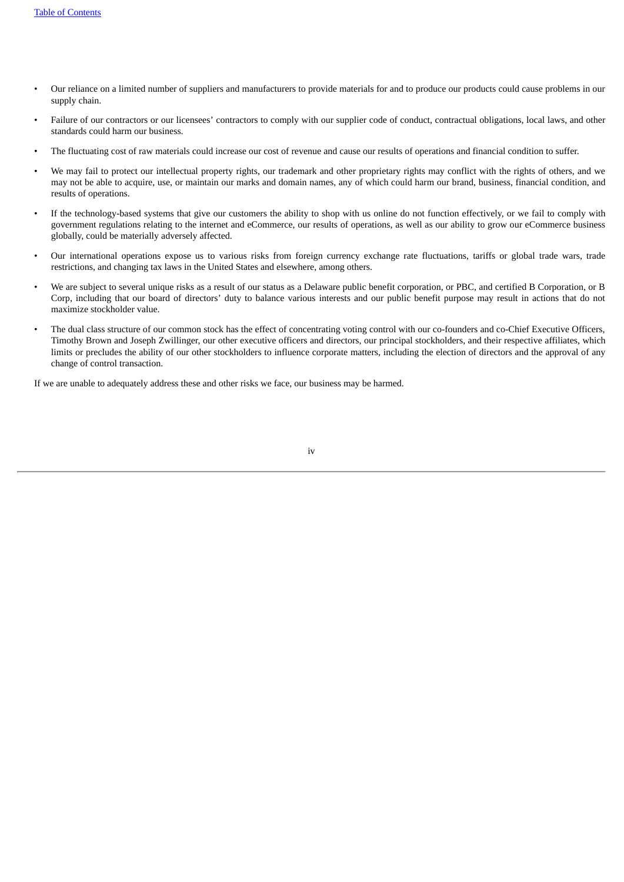- Our reliance on a limited number of suppliers and manufacturers to provide materials for and to produce our products could cause problems in our supply chain.
- Failure of our contractors or our licensees' contractors to comply with our supplier code of conduct, contractual obligations, local laws, and other standards could harm our business.
- The fluctuating cost of raw materials could increase our cost of revenue and cause our results of operations and financial condition to suffer.
- We may fail to protect our intellectual property rights, our trademark and other proprietary rights may conflict with the rights of others, and we may not be able to acquire, use, or maintain our marks and domain names, any of which could harm our brand, business, financial condition, and results of operations.
- If the technology-based systems that give our customers the ability to shop with us online do not function effectively, or we fail to comply with government regulations relating to the internet and eCommerce, our results of operations, as well as our ability to grow our eCommerce business globally, could be materially adversely affected.
- Our international operations expose us to various risks from foreign currency exchange rate fluctuations, tariffs or global trade wars, trade restrictions, and changing tax laws in the United States and elsewhere, among others.
- We are subject to several unique risks as a result of our status as a Delaware public benefit corporation, or PBC, and certified B Corporation, or B Corp, including that our board of directors' duty to balance various interests and our public benefit purpose may result in actions that do not maximize stockholder value.
- The dual class structure of our common stock has the effect of concentrating voting control with our co-founders and co-Chief Executive Officers, Timothy Brown and Joseph Zwillinger, our other executive officers and directors, our principal stockholders, and their respective affiliates, which limits or precludes the ability of our other stockholders to influence corporate matters, including the election of directors and the approval of any change of control transaction.

If we are unable to adequately address these and other risks we face, our business may be harmed.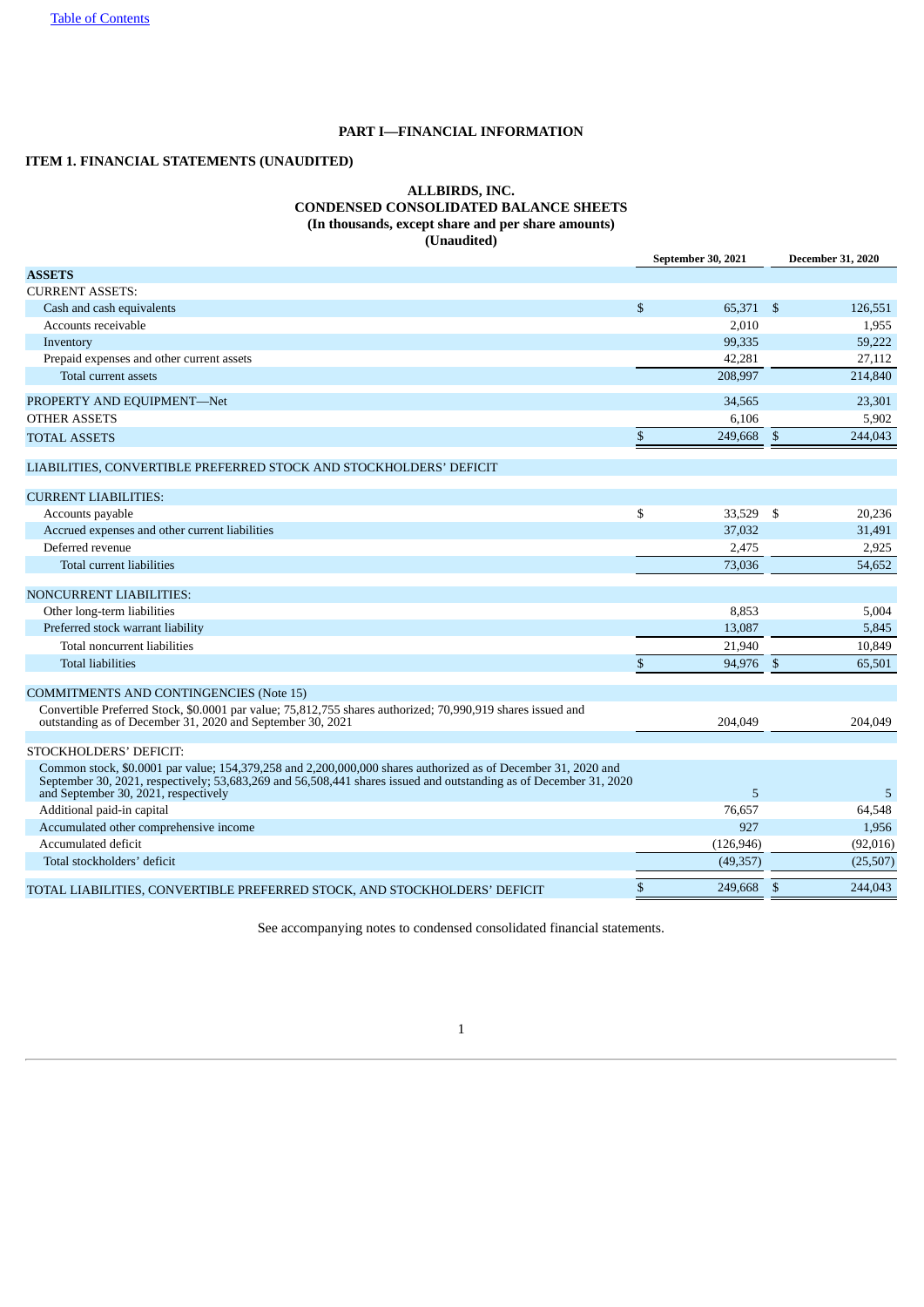## PART I—FINANCIAL INFORMATION

## ITEM 1. FINANCIAL STATEMENTS (UNAUDITED)

### ALLBIRDS, INC.
### CONDENSED CONSOLIDATED BALANCE SHEETS
### (In thousands, except share and per share amounts)
### (Unaudited)

| | September 30, 2021 | December 31, 2020 |
|---|---|---|
| **ASSETS** | | |
| CURRENT ASSETS: | | |
| Cash and cash equivalents | $ 65,371 | $ 126,551 |
| Accounts receivable | 2,010 | 1,955 |
| Inventory | 99,335 | 59,222 |
| Prepaid expenses and other current assets | 42,281 | 27,112 |
| Total current assets | 208,997 | 214,840 |
| PROPERTY AND EQUIPMENT—Net | 34,565 | 23,301 |
| OTHER ASSETS | 6,106 | 5,902 |
| TOTAL ASSETS | $ 249,668 | $ 244,043 |
| LIABILITIES, CONVERTIBLE PREFERRED STOCK AND STOCKHOLDERS' DEFICIT | | |
| CURRENT LIABILITIES: | | |
| Accounts payable | $ 33,529 | $ 20,236 |
| Accrued expenses and other current liabilities | 37,032 | 31,491 |
| Deferred revenue | 2,475 | 2,925 |
| Total current liabilities | 73,036 | 54,652 |
| NONCURRENT LIABILITIES: | | |
| Other long-term liabilities | 8,853 | 5,004 |
| Preferred stock warrant liability | 13,087 | 5,845 |
| Total noncurrent liabilities | 21,940 | 10,849 |
| Total liabilities | $ 94,976 | $ 65,501 |
| COMMITMENTS AND CONTINGENCIES (Note 15) | | |
| Convertible Preferred Stock, $0.0001 par value; 75,812,755 shares authorized; 70,990,919 shares issued and outstanding as of December 31, 2020 and September 30, 2021 | 204,049 | 204,049 |
| STOCKHOLDERS' DEFICIT: | | |
| Common stock, $0.0001 par value; 154,379,258 and 2,200,000,000 shares authorized as of December 31, 2020 and September 30, 2021, respectively; 53,683,269 and 56,508,441 shares issued and outstanding as of December 31, 2020 and September 30, 2021, respectively | 5 | 5 |
| Additional paid-in capital | 76,657 | 64,548 |
| Accumulated other comprehensive income | 927 | 1,956 |
| Accumulated deficit | (126,946) | (92,016) |
| Total stockholders' deficit | (49,357) | (25,507) |
| TOTAL LIABILITIES, CONVERTIBLE PREFERRED STOCK, AND STOCKHOLDERS' DEFICIT | $ 249,668 | $ 244,043 |

See accompanying notes to condensed consolidated financial statements.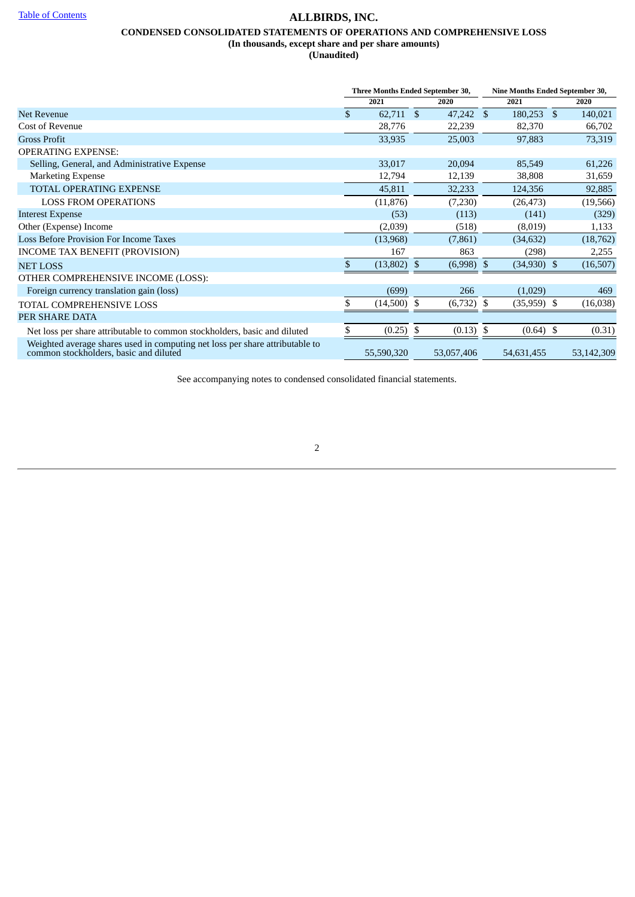[Table of Contents](#)

# ALLBIRDS, INC.

## CONDENSED CONSOLIDATED STATEMENTS OF OPERATIONS AND COMPREHENSIVE LOSS

**(In thousands, except share and per share amounts)**

**(Unaudited)**

| | Three Months Ended September 30, | | Nine Months Ended September 30, | |
|---|---|---|---|---|
| | 2021 | 2020 | 2021 | 2020 |
| Net Revenue | $ 62,711 | $ 47,242 | $ 180,253 | $ 140,021 |
| Cost of Revenue | 28,776 | 22,239 | 82,370 | 66,702 |
| Gross Profit | 33,935 | 25,003 | 97,883 | 73,319 |
| OPERATING EXPENSE: | | | | |
| Selling, General, and Administrative Expense | 33,017 | 20,094 | 85,549 | 61,226 |
| Marketing Expense | 12,794 | 12,139 | 38,808 | 31,659 |
| TOTAL OPERATING EXPENSE | 45,811 | 32,233 | 124,356 | 92,885 |
| LOSS FROM OPERATIONS | (11,876) | (7,230) | (26,473) | (19,566) |
| Interest Expense | (53) | (113) | (141) | (329) |
| Other (Expense) Income | (2,039) | (518) | (8,019) | 1,133 |
| Loss Before Provision For Income Taxes | (13,968) | (7,861) | (34,632) | (18,762) |
| INCOME TAX BENEFIT (PROVISION) | 167 | 863 | (298) | 2,255 |
| NET LOSS | $ (13,802) | $ (6,998) | $ (34,930) | $ (16,507) |
| OTHER COMPREHENSIVE INCOME (LOSS): | | | | |
| Foreign currency translation gain (loss) | (699) | 266 | (1,029) | 469 |
| TOTAL COMPREHENSIVE LOSS | $ (14,500) | $ (6,732) | $ (35,959) | $ (16,038) |
| PER SHARE DATA | | | | |
| Net loss per share attributable to common stockholders, basic and diluted | $ (0.25) | $ (0.13) | $ (0.64) | $ (0.31) |
| Weighted average shares used in computing net loss per share attributable to common stockholders, basic and diluted | 55,590,320 | 53,057,406 | 54,631,455 | 53,142,309 |

See accompanying notes to condensed consolidated financial statements.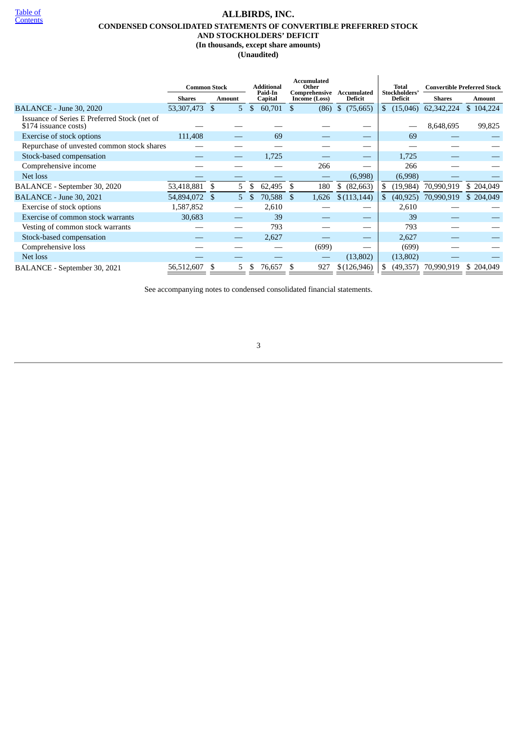# ALLBIRDS, INC.

## CONDENSED CONSOLIDATED STATEMENTS OF CONVERTIBLE PREFERRED STOCK AND STOCKHOLDERS' DEFICIT

**(In thousands, except share amounts)**

**(Unaudited)**

| | Common Stock | | Additional Paid-In Capital | Accumulated Other Comprehensive Income (Loss) | Accumulated Deficit | Total Stockholders' Deficit | Convertible Preferred Stock | |
|---|---|---|---|---|---|---|---|---|
| | Shares | Amount | | | | | Shares | Amount |
| BALANCE - June 30, 2020 | 53,307,473 | $ 5 | $ 60,701 | $ (86) | $ (75,665) | $ (15,046) | 62,342,224 | $ 104,224 |
| Issuance of Series E Preferred Stock (net of $174 issuance costs) | — | — | — | — | — | — | 8,648,695 | 99,825 |
| Exercise of stock options | 111,408 | — | 69 | — | — | 69 | — | — |
| Repurchase of unvested common stock shares | — | — | — | — | — | — | — | — |
| Stock-based compensation | — | — | 1,725 | — | — | 1,725 | — | — |
| Comprehensive income | — | — | — | 266 | — | 266 | — | — |
| Net loss | — | — | — | — | (6,998) | (6,998) | — | — |
| BALANCE - September 30, 2020 | 53,418,881 | $ 5 | $ 62,495 | $ 180 | $ (82,663) | $ (19,984) | 70,990,919 | $ 204,049 |
| BALANCE - June 30, 2021 | 54,894,072 | $ 5 | $ 70,588 | $ 1,626 | $ (113,144) | $ (40,925) | 70,990,919 | $ 204,049 |
| Exercise of stock options | 1,587,852 | — | 2,610 | — | — | 2,610 | — | — |
| Exercise of common stock warrants | 30,683 | — | 39 | — | — | 39 | — | — |
| Vesting of common stock warrants | — | — | 793 | — | — | 793 | — | — |
| Stock-based compensation | — | — | 2,627 | — | — | 2,627 | — | — |
| Comprehensive loss | — | — | — | (699) | — | (699) | — | — |
| Net loss | — | — | — | — | (13,802) | (13,802) | — | — |
| BALANCE - September 30, 2021 | 56,512,607 | $ 5 | $ 76,657 | $ 927 | $ (126,946) | $ (49,357) | 70,990,919 | $ 204,049 |

See accompanying notes to condensed consolidated financial statements.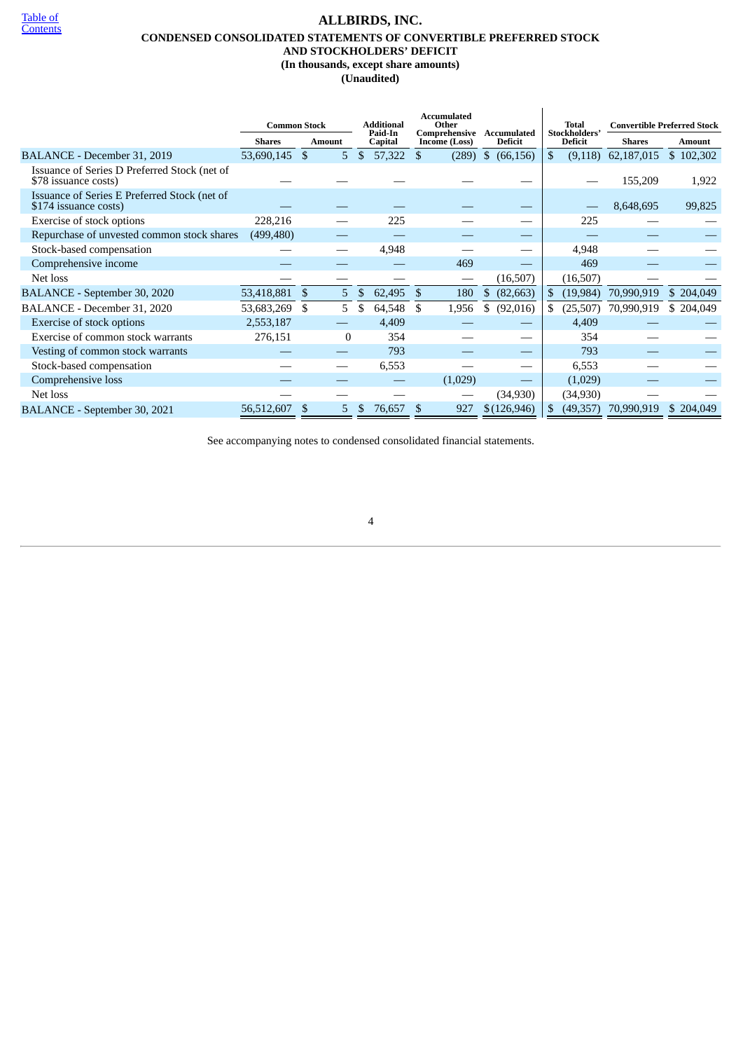# ALLBIRDS, INC.

## CONDENSED CONSOLIDATED STATEMENTS OF CONVERTIBLE PREFERRED STOCK AND STOCKHOLDERS' DEFICIT

**(In thousands, except share amounts)**

**(Unaudited)**

| | Common Stock | | Additional Paid-In Capital | Accumulated Other Comprehensive Income (Loss) | Accumulated Deficit | Total Stockholders' Deficit | Convertible Preferred Stock | |
|---|---|---|---|---|---|---|---|---|
| | Shares | Amount | | | | | Shares | Amount |
| BALANCE - December 31, 2019 | 53,690,145 | $ 5 | $ 57,322 | $ (289) | $ (66,156) | $ (9,118) | 62,187,015 | $ 102,302 |
| Issuance of Series D Preferred Stock (net of $78 issuance costs) | — | — | — | — | — | — | 155,209 | 1,922 |
| Issuance of Series E Preferred Stock (net of $174 issuance costs) | — | — | — | — | — | — | 8,648,695 | 99,825 |
| Exercise of stock options | 228,216 | — | 225 | — | — | 225 | — | — |
| Repurchase of unvested common stock shares | (499,480) | — | — | — | — | — | — | — |
| Stock-based compensation | — | — | 4,948 | — | — | 4,948 | — | — |
| Comprehensive income | — | — | — | 469 | — | 469 | — | — |
| Net loss | — | — | — | — | (16,507) | (16,507) | — | — |
| BALANCE - September 30, 2020 | 53,418,881 | $ 5 | $ 62,495 | $ 180 | $ (82,663) | $ (19,984) | 70,990,919 | $ 204,049 |
| BALANCE - December 31, 2020 | 53,683,269 | $ 5 | $ 64,548 | $ 1,956 | $ (92,016) | $ (25,507) | 70,990,919 | $ 204,049 |
| Exercise of stock options | 2,553,187 | — | 4,409 | — | — | 4,409 | — | — |
| Exercise of common stock warrants | 276,151 | 0 | 354 | — | — | 354 | — | — |
| Vesting of common stock warrants | — | — | 793 | — | — | 793 | — | — |
| Stock-based compensation | — | — | 6,553 | — | — | 6,553 | — | — |
| Comprehensive loss | — | — | — | (1,029) | — | (1,029) | — | — |
| Net loss | — | — | — | — | (34,930) | (34,930) | — | — |
| BALANCE - September 30, 2021 | 56,512,607 | $ 5 | $ 76,657 | $ 927 | $ (126,946) | $ (49,357) | 70,990,919 | $ 204,049 |

See accompanying notes to condensed consolidated financial statements.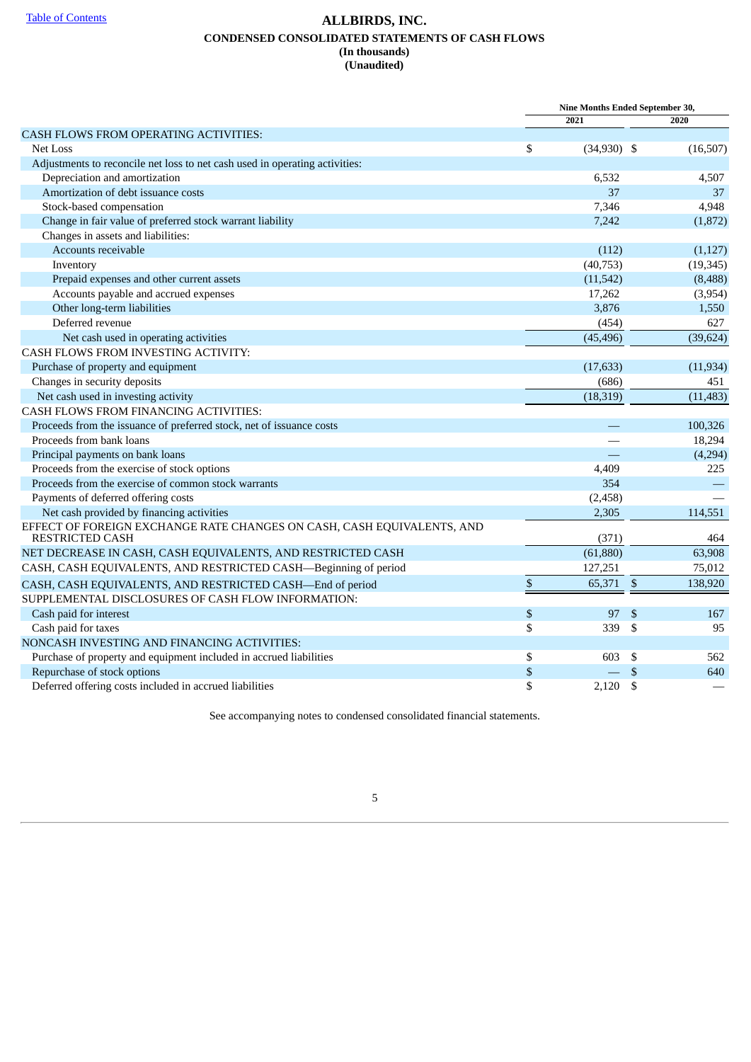# ALLBIRDS, INC.
## CONDENSED CONSOLIDATED STATEMENTS OF CASH FLOWS
### (In thousands)
### (Unaudited)

| | Nine Months Ended September 30, | |
|---|---|---|
| | 2021 | 2020 |
| CASH FLOWS FROM OPERATING ACTIVITIES: | | |
| Net Loss | $ (34,930) | $ (16,507) |
| Adjustments to reconcile net loss to net cash used in operating activities: | | |
| Depreciation and amortization | 6,532 | 4,507 |
| Amortization of debt issuance costs | 37 | 37 |
| Stock-based compensation | 7,346 | 4,948 |
| Change in fair value of preferred stock warrant liability | 7,242 | (1,872) |
| Changes in assets and liabilities: | | |
| Accounts receivable | (112) | (1,127) |
| Inventory | (40,753) | (19,345) |
| Prepaid expenses and other current assets | (11,542) | (8,488) |
| Accounts payable and accrued expenses | 17,262 | (3,954) |
| Other long-term liabilities | 3,876 | 1,550 |
| Deferred revenue | (454) | 627 |
| Net cash used in operating activities | (45,496) | (39,624) |
| CASH FLOWS FROM INVESTING ACTIVITY: | | |
| Purchase of property and equipment | (17,633) | (11,934) |
| Changes in security deposits | (686) | 451 |
| Net cash used in investing activity | (18,319) | (11,483) |
| CASH FLOWS FROM FINANCING ACTIVITIES: | | |
| Proceeds from the issuance of preferred stock, net of issuance costs | — | 100,326 |
| Proceeds from bank loans | — | 18,294 |
| Principal payments on bank loans | — | (4,294) |
| Proceeds from the exercise of stock options | 4,409 | 225 |
| Proceeds from the exercise of common stock warrants | 354 | — |
| Payments of deferred offering costs | (2,458) | — |
| Net cash provided by financing activities | 2,305 | 114,551 |
| EFFECT OF FOREIGN EXCHANGE RATE CHANGES ON CASH, CASH EQUIVALENTS, AND RESTRICTED CASH | (371) | 464 |
| NET DECREASE IN CASH, CASH EQUIVALENTS, AND RESTRICTED CASH | (61,880) | 63,908 |
| CASH, CASH EQUIVALENTS, AND RESTRICTED CASH—Beginning of period | 127,251 | 75,012 |
| CASH, CASH EQUIVALENTS, AND RESTRICTED CASH—End of period | $ 65,371 | $ 138,920 |
| SUPPLEMENTAL DISCLOSURES OF CASH FLOW INFORMATION: | | |
| Cash paid for interest | $ 97 | $ 167 |
| Cash paid for taxes | $ 339 | $ 95 |
| NONCASH INVESTING AND FINANCING ACTIVITIES: | | |
| Purchase of property and equipment included in accrued liabilities | $ 603 | $ 562 |
| Repurchase of stock options | $ — | $ 640 |
| Deferred offering costs included in accrued liabilities | $ 2,120 | $ — |

See accompanying notes to condensed consolidated financial statements.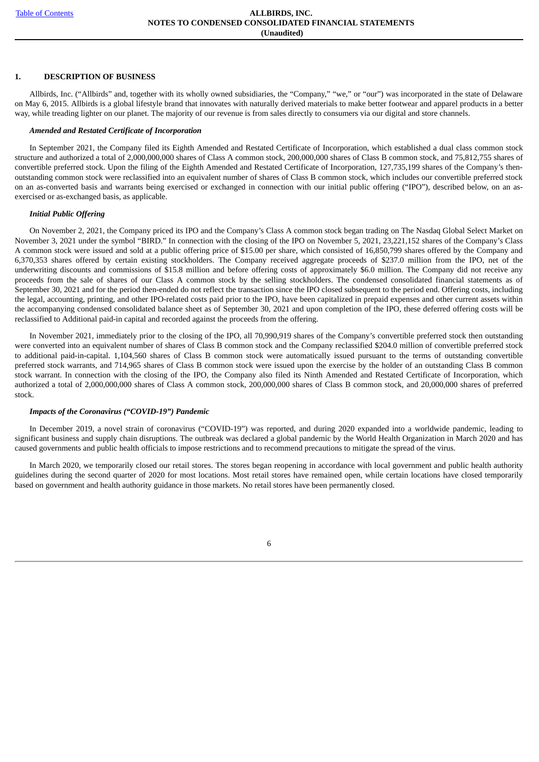## 1. DESCRIPTION OF BUSINESS

Allbirds, Inc. ("Allbirds" and, together with its wholly owned subsidiaries, the "Company," "we," or "our") was incorporated in the state of Delaware on May 6, 2015. Allbirds is a global lifestyle brand that innovates with naturally derived materials to make better footwear and apparel products in a better way, while treading lighter on our planet. The majority of our revenue is from sales directly to consumers via our digital and store channels.

### *Amended and Restated Certificate of Incorporation*

In September 2021, the Company filed its Eighth Amended and Restated Certificate of Incorporation, which established a dual class common stock structure and authorized a total of 2,000,000,000 shares of Class A common stock, 200,000,000 shares of Class B common stock, and 75,812,755 shares of convertible preferred stock. Upon the filing of the Eighth Amended and Restated Certificate of Incorporation, 127,735,199 shares of the Company's then-outstanding common stock were reclassified into an equivalent number of shares of Class B common stock, which includes our convertible preferred stock on an as-converted basis and warrants being exercised or exchanged in connection with our initial public offering ("IPO"), described below, on an as-exercised or as-exchanged basis, as applicable.

### *Initial Public Offering*

On November 2, 2021, the Company priced its IPO and the Company's Class A common stock began trading on The Nasdaq Global Select Market on November 3, 2021 under the symbol "BIRD." In connection with the closing of the IPO on November 5, 2021, 23,221,152 shares of the Company's Class A common stock were issued and sold at a public offering price of $15.00 per share, which consisted of 16,850,799 shares offered by the Company and 6,370,353 shares offered by certain existing stockholders. The Company received aggregate proceeds of $237.0 million from the IPO, net of the underwriting discounts and commissions of $15.8 million and before offering costs of approximately $6.0 million. The Company did not receive any proceeds from the sale of shares of our Class A common stock by the selling stockholders. The condensed consolidated financial statements as of September 30, 2021 and for the period then-ended do not reflect the transaction since the IPO closed subsequent to the period end. Offering costs, including the legal, accounting, printing, and other IPO-related costs paid prior to the IPO, have been capitalized in prepaid expenses and other current assets within the accompanying condensed consolidated balance sheet as of September 30, 2021 and upon completion of the IPO, these deferred offering costs will be reclassified to Additional paid-in capital and recorded against the proceeds from the offering.

In November 2021, immediately prior to the closing of the IPO, all 70,990,919 shares of the Company's convertible preferred stock then outstanding were converted into an equivalent number of shares of Class B common stock and the Company reclassified $204.0 million of convertible preferred stock to additional paid-in-capital. 1,104,560 shares of Class B common stock were automatically issued pursuant to the terms of outstanding convertible preferred stock warrants, and 714,965 shares of Class B common stock were issued upon the exercise by the holder of an outstanding Class B common stock warrant. In connection with the closing of the IPO, the Company also filed its Ninth Amended and Restated Certificate of Incorporation, which authorized a total of 2,000,000,000 shares of Class A common stock, 200,000,000 shares of Class B common stock, and 20,000,000 shares of preferred stock.

### *Impacts of the Coronavirus ("COVID-19") Pandemic*

In December 2019, a novel strain of coronavirus ("COVID-19") was reported, and during 2020 expanded into a worldwide pandemic, leading to significant business and supply chain disruptions. The outbreak was declared a global pandemic by the World Health Organization in March 2020 and has caused governments and public health officials to impose restrictions and to recommend precautions to mitigate the spread of the virus.

In March 2020, we temporarily closed our retail stores. The stores began reopening in accordance with local government and public health authority guidelines during the second quarter of 2020 for most locations. Most retail stores have remained open, while certain locations have closed temporarily based on government and health authority guidance in those markets. No retail stores have been permanently closed.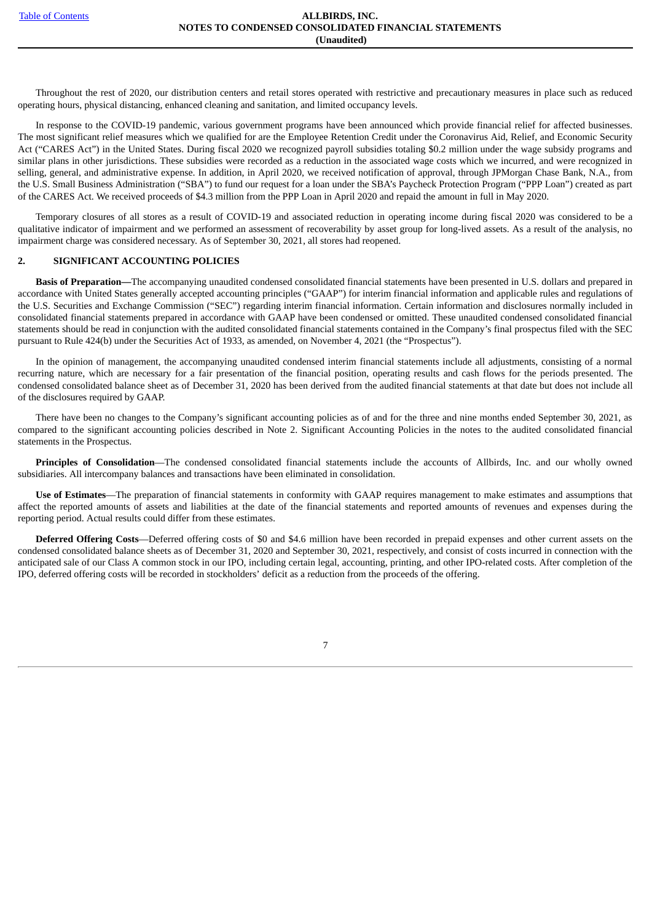Throughout the rest of 2020, our distribution centers and retail stores operated with restrictive and precautionary measures in place such as reduced operating hours, physical distancing, enhanced cleaning and sanitation, and limited occupancy levels.

In response to the COVID-19 pandemic, various government programs have been announced which provide financial relief for affected businesses. The most significant relief measures which we qualified for are the Employee Retention Credit under the Coronavirus Aid, Relief, and Economic Security Act ("CARES Act") in the United States. During fiscal 2020 we recognized payroll subsidies totaling $0.2 million under the wage subsidy programs and similar plans in other jurisdictions. These subsidies were recorded as a reduction in the associated wage costs which we incurred, and were recognized in selling, general, and administrative expense. In addition, in April 2020, we received notification of approval, through JPMorgan Chase Bank, N.A., from the U.S. Small Business Administration ("SBA") to fund our request for a loan under the SBA's Paycheck Protection Program ("PPP Loan") created as part of the CARES Act. We received proceeds of $4.3 million from the PPP Loan in April 2020 and repaid the amount in full in May 2020.

Temporary closures of all stores as a result of COVID-19 and associated reduction in operating income during fiscal 2020 was considered to be a qualitative indicator of impairment and we performed an assessment of recoverability by asset group for long-lived assets. As a result of the analysis, no impairment charge was considered necessary. As of September 30, 2021, all stores had reopened.

## 2. SIGNIFICANT ACCOUNTING POLICIES

**Basis of Preparation—**The accompanying unaudited condensed consolidated financial statements have been presented in U.S. dollars and prepared in accordance with United States generally accepted accounting principles ("GAAP") for interim financial information and applicable rules and regulations of the U.S. Securities and Exchange Commission ("SEC") regarding interim financial information. Certain information and disclosures normally included in consolidated financial statements prepared in accordance with GAAP have been condensed or omitted. These unaudited condensed consolidated financial statements should be read in conjunction with the audited consolidated financial statements contained in the Company's final prospectus filed with the SEC pursuant to Rule 424(b) under the Securities Act of 1933, as amended, on November 4, 2021 (the "Prospectus").

In the opinion of management, the accompanying unaudited condensed interim financial statements include all adjustments, consisting of a normal recurring nature, which are necessary for a fair presentation of the financial position, operating results and cash flows for the periods presented. The condensed consolidated balance sheet as of December 31, 2020 has been derived from the audited financial statements at that date but does not include all of the disclosures required by GAAP.

There have been no changes to the Company's significant accounting policies as of and for the three and nine months ended September 30, 2021, as compared to the significant accounting policies described in Note 2. Significant Accounting Policies in the notes to the audited consolidated financial statements in the Prospectus.

**Principles of Consolidation**—The condensed consolidated financial statements include the accounts of Allbirds, Inc. and our wholly owned subsidiaries. All intercompany balances and transactions have been eliminated in consolidation.

**Use of Estimates**—The preparation of financial statements in conformity with GAAP requires management to make estimates and assumptions that affect the reported amounts of assets and liabilities at the date of the financial statements and reported amounts of revenues and expenses during the reporting period. Actual results could differ from these estimates.

**Deferred Offering Costs**—Deferred offering costs of $0 and $4.6 million have been recorded in prepaid expenses and other current assets on the condensed consolidated balance sheets as of December 31, 2020 and September 30, 2021, respectively, and consist of costs incurred in connection with the anticipated sale of our Class A common stock in our IPO, including certain legal, accounting, printing, and other IPO-related costs. After completion of the IPO, deferred offering costs will be recorded in stockholders' deficit as a reduction from the proceeds of the offering.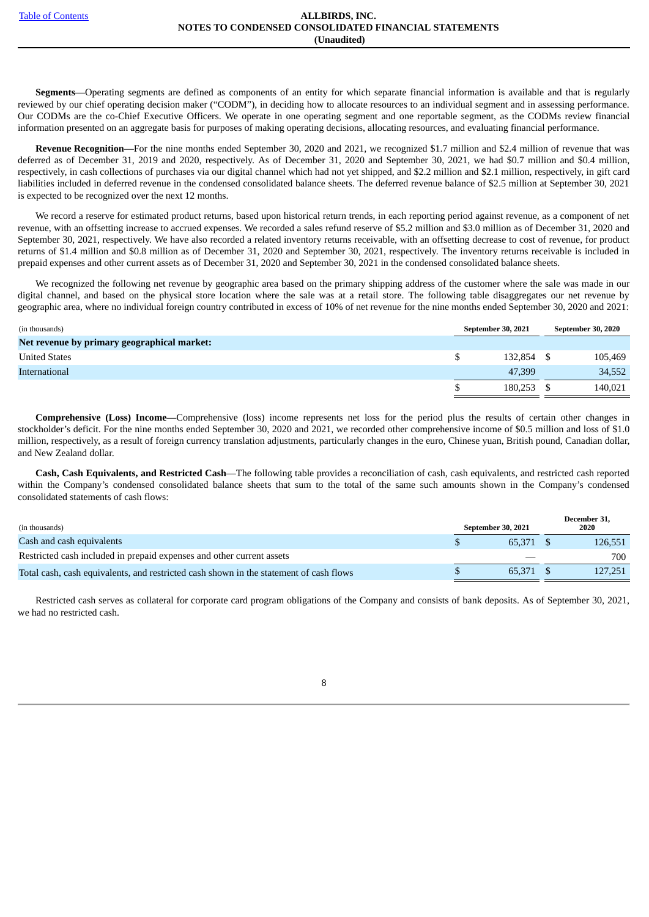**Segments**—Operating segments are defined as components of an entity for which separate financial information is available and that is regularly reviewed by our chief operating decision maker ("CODM"), in deciding how to allocate resources to an individual segment and in assessing performance. Our CODMs are the co-Chief Executive Officers. We operate in one operating segment and one reportable segment, as the CODMs review financial information presented on an aggregate basis for purposes of making operating decisions, allocating resources, and evaluating financial performance.

**Revenue Recognition**—For the nine months ended September 30, 2020 and 2021, we recognized $1.7 million and $2.4 million of revenue that was deferred as of December 31, 2019 and 2020, respectively. As of December 31, 2020 and September 30, 2021, we had $0.7 million and $0.4 million, respectively, in cash collections of purchases via our digital channel which had not yet shipped, and $2.2 million and $2.1 million, respectively, in gift card liabilities included in deferred revenue in the condensed consolidated balance sheets. The deferred revenue balance of $2.5 million at September 30, 2021 is expected to be recognized over the next 12 months.

We record a reserve for estimated product returns, based upon historical return trends, in each reporting period against revenue, as a component of net revenue, with an offsetting increase to accrued expenses. We recorded a sales refund reserve of $5.2 million and $3.0 million as of December 31, 2020 and September 30, 2021, respectively. We have also recorded a related inventory returns receivable, with an offsetting decrease to cost of revenue, for product returns of $1.4 million and $0.8 million as of December 31, 2020 and September 30, 2021, respectively. The inventory returns receivable is included in prepaid expenses and other current assets as of December 31, 2020 and September 30, 2021 in the condensed consolidated balance sheets.

We recognized the following net revenue by geographic area based on the primary shipping address of the customer where the sale was made in our digital channel, and based on the physical store location where the sale was at a retail store. The following table disaggregates our net revenue by geographic area, where no individual foreign country contributed in excess of 10% of net revenue for the nine months ended September 30, 2020 and 2021:

| (in thousands) | September 30, 2021 | September 30, 2020 |
|---|---|---|
| **Net revenue by primary geographical market:** | | |
| United States | $ 132,854 | $ 105,469 |
| International | 47,399 | 34,552 |
| | $ 180,253 | $ 140,021 |

**Comprehensive (Loss) Income**—Comprehensive (loss) income represents net loss for the period plus the results of certain other changes in stockholder's deficit. For the nine months ended September 30, 2020 and 2021, we recorded other comprehensive income of $0.5 million and loss of $1.0 million, respectively, as a result of foreign currency translation adjustments, particularly changes in the euro, Chinese yuan, British pound, Canadian dollar, and New Zealand dollar.

**Cash, Cash Equivalents, and Restricted Cash**—The following table provides a reconciliation of cash, cash equivalents, and restricted cash reported within the Company's condensed consolidated balance sheets that sum to the total of the same such amounts shown in the Company's condensed consolidated statements of cash flows:

| (in thousands) | September 30, 2021 | December 31, 2020 |
|---|---|---|
| Cash and cash equivalents | $ 65,371 | $ 126,551 |
| Restricted cash included in prepaid expenses and other current assets | — | 700 |
| Total cash, cash equivalents, and restricted cash shown in the statement of cash flows | $ 65,371 | $ 127,251 |

Restricted cash serves as collateral for corporate card program obligations of the Company and consists of bank deposits. As of September 30, 2021, we had no restricted cash.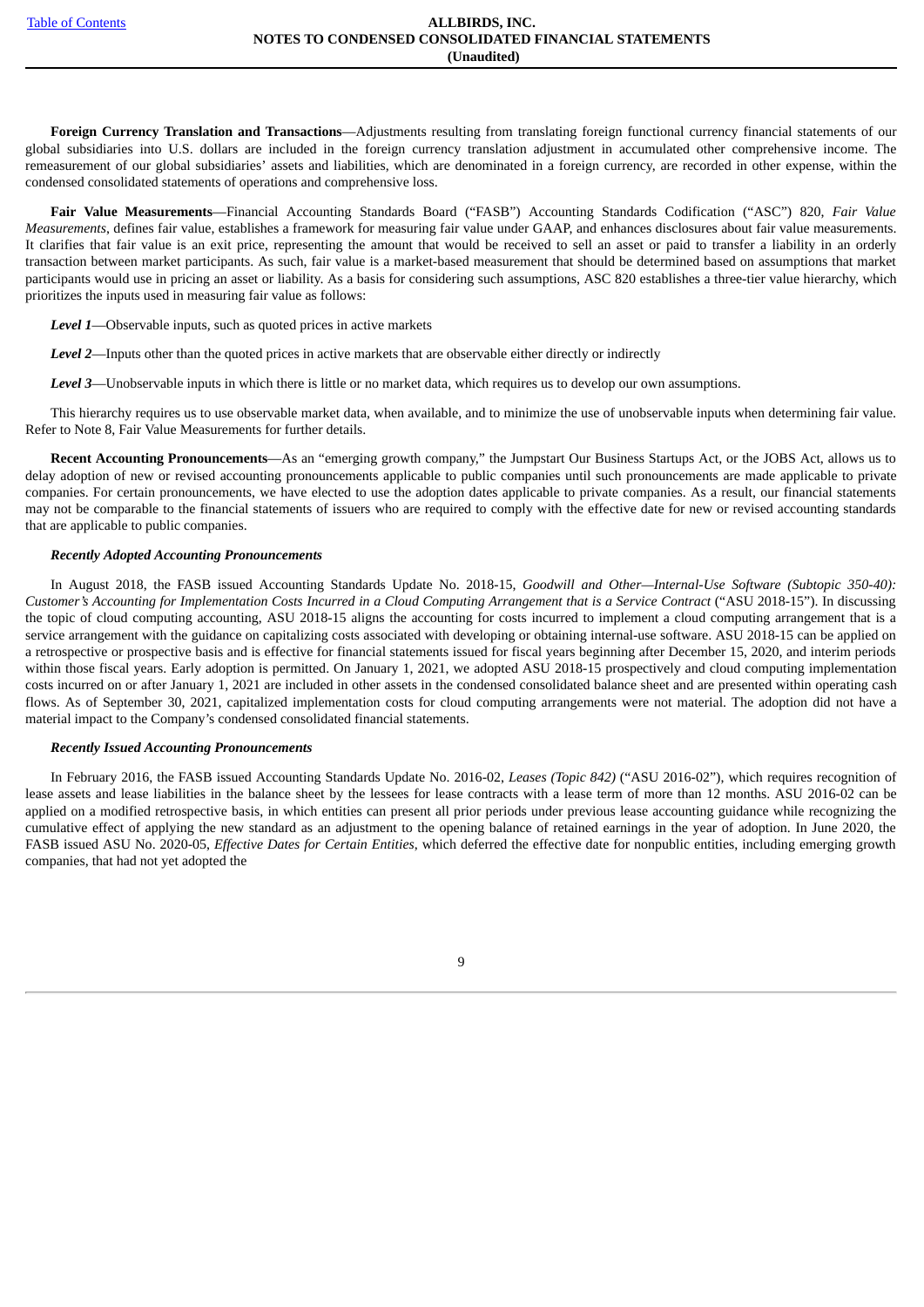**Foreign Currency Translation and Transactions**—Adjustments resulting from translating foreign functional currency financial statements of our global subsidiaries into U.S. dollars are included in the foreign currency translation adjustment in accumulated other comprehensive income. The remeasurement of our global subsidiaries' assets and liabilities, which are denominated in a foreign currency, are recorded in other expense, within the condensed consolidated statements of operations and comprehensive loss.

**Fair Value Measurements**—Financial Accounting Standards Board ("FASB") Accounting Standards Codification ("ASC") 820, *Fair Value Measurements*, defines fair value, establishes a framework for measuring fair value under GAAP, and enhances disclosures about fair value measurements. It clarifies that fair value is an exit price, representing the amount that would be received to sell an asset or paid to transfer a liability in an orderly transaction between market participants. As such, fair value is a market-based measurement that should be determined based on assumptions that market participants would use in pricing an asset or liability. As a basis for considering such assumptions, ASC 820 establishes a three-tier value hierarchy, which prioritizes the inputs used in measuring fair value as follows:

***Level 1***—Observable inputs, such as quoted prices in active markets

***Level 2***—Inputs other than the quoted prices in active markets that are observable either directly or indirectly

***Level 3***—Unobservable inputs in which there is little or no market data, which requires us to develop our own assumptions.

This hierarchy requires us to use observable market data, when available, and to minimize the use of unobservable inputs when determining fair value. Refer to Note 8, Fair Value Measurements for further details.

**Recent Accounting Pronouncements**—As an "emerging growth company," the Jumpstart Our Business Startups Act, or the JOBS Act, allows us to delay adoption of new or revised accounting pronouncements applicable to public companies until such pronouncements are made applicable to private companies. For certain pronouncements, we have elected to use the adoption dates applicable to private companies. As a result, our financial statements may not be comparable to the financial statements of issuers who are required to comply with the effective date for new or revised accounting standards that are applicable to public companies.

***Recently Adopted Accounting Pronouncements***

In August 2018, the FASB issued Accounting Standards Update No. 2018-15, *Goodwill and Other—Internal-Use Software (Subtopic 350-40): Customer's Accounting for Implementation Costs Incurred in a Cloud Computing Arrangement that is a Service Contract* ("ASU 2018-15"). In discussing the topic of cloud computing accounting, ASU 2018-15 aligns the accounting for costs incurred to implement a cloud computing arrangement that is a service arrangement with the guidance on capitalizing costs associated with developing or obtaining internal-use software. ASU 2018-15 can be applied on a retrospective or prospective basis and is effective for financial statements issued for fiscal years beginning after December 15, 2020, and interim periods within those fiscal years. Early adoption is permitted. On January 1, 2021, we adopted ASU 2018-15 prospectively and cloud computing implementation costs incurred on or after January 1, 2021 are included in other assets in the condensed consolidated balance sheet and are presented within operating cash flows. As of September 30, 2021, capitalized implementation costs for cloud computing arrangements were not material. The adoption did not have a material impact to the Company's condensed consolidated financial statements.

***Recently Issued Accounting Pronouncements***

In February 2016, the FASB issued Accounting Standards Update No. 2016-02, *Leases (Topic 842)* ("ASU 2016-02"), which requires recognition of lease assets and lease liabilities in the balance sheet by the lessees for lease contracts with a lease term of more than 12 months. ASU 2016-02 can be applied on a modified retrospective basis, in which entities can present all prior periods under previous lease accounting guidance while recognizing the cumulative effect of applying the new standard as an adjustment to the opening balance of retained earnings in the year of adoption. In June 2020, the FASB issued ASU No. 2020-05, *Effective Dates for Certain Entities*, which deferred the effective date for nonpublic entities, including emerging growth companies, that had not yet adopted the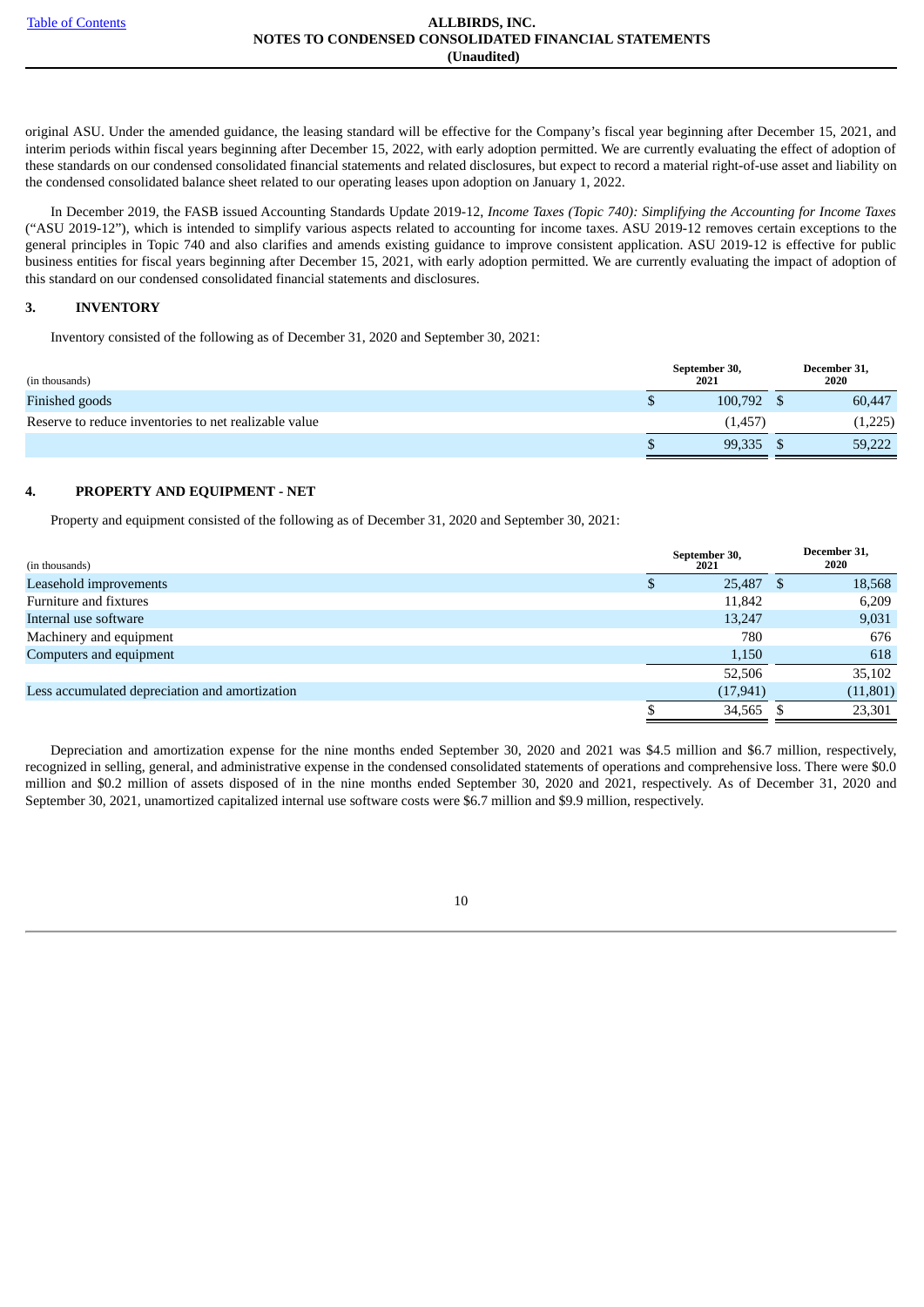original ASU. Under the amended guidance, the leasing standard will be effective for the Company's fiscal year beginning after December 15, 2021, and interim periods within fiscal years beginning after December 15, 2022, with early adoption permitted. We are currently evaluating the effect of adoption of these standards on our condensed consolidated financial statements and related disclosures, but expect to record a material right-of-use asset and liability on the condensed consolidated balance sheet related to our operating leases upon adoption on January 1, 2022.

In December 2019, the FASB issued Accounting Standards Update 2019-12, *Income Taxes (Topic 740): Simplifying the Accounting for Income Taxes* ("ASU 2019-12"), which is intended to simplify various aspects related to accounting for income taxes. ASU 2019-12 removes certain exceptions to the general principles in Topic 740 and also clarifies and amends existing guidance to improve consistent application. ASU 2019-12 is effective for public business entities for fiscal years beginning after December 15, 2021, with early adoption permitted. We are currently evaluating the impact of adoption of this standard on our condensed consolidated financial statements and disclosures.

## 3. INVENTORY

Inventory consisted of the following as of December 31, 2020 and September 30, 2021:

| (in thousands) | September 30, 2021 | December 31, 2020 |
|---|---|---|
| Finished goods | $ 100,792 | $ 60,447 |
| Reserve to reduce inventories to net realizable value | (1,457) | (1,225) |
| | $ 99,335 | $ 59,222 |

## 4. PROPERTY AND EQUIPMENT - NET

Property and equipment consisted of the following as of December 31, 2020 and September 30, 2021:

| (in thousands) | September 30, 2021 | December 31, 2020 |
|---|---|---|
| Leasehold improvements | $ 25,487 | $ 18,568 |
| Furniture and fixtures | 11,842 | 6,209 |
| Internal use software | 13,247 | 9,031 |
| Machinery and equipment | 780 | 676 |
| Computers and equipment | 1,150 | 618 |
| | 52,506 | 35,102 |
| Less accumulated depreciation and amortization | (17,941) | (11,801) |
| | $ 34,565 | $ 23,301 |

Depreciation and amortization expense for the nine months ended September 30, 2020 and 2021 was $4.5 million and $6.7 million, respectively, recognized in selling, general, and administrative expense in the condensed consolidated statements of operations and comprehensive loss. There were $0.0 million and $0.2 million of assets disposed of in the nine months ended September 30, 2020 and 2021, respectively. As of December 31, 2020 and September 30, 2021, unamortized capitalized internal use software costs were $6.7 million and $9.9 million, respectively.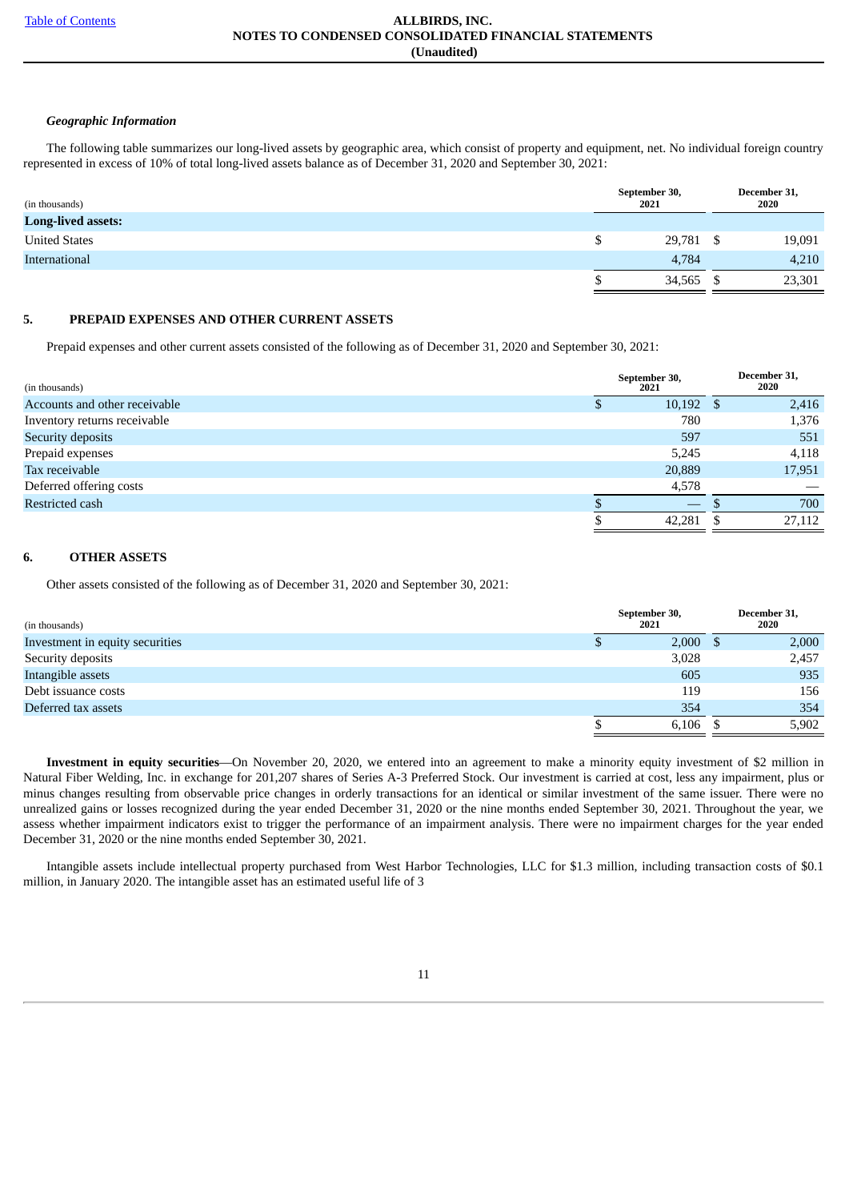#### *Geographic Information*

The following table summarizes our long-lived assets by geographic area, which consist of property and equipment, net. No individual foreign country represented in excess of 10% of total long-lived assets balance as of December 31, 2020 and September 30, 2021:

| (in thousands) | September 30, 2021 | December 31, 2020 |
|---|---|---|
| **Long-lived assets:** | | |
| United States | $ 29,781 | $ 19,091 |
| International | 4,784 | 4,210 |
| | $ 34,565 | $ 23,301 |

## 5. PREPAID EXPENSES AND OTHER CURRENT ASSETS

Prepaid expenses and other current assets consisted of the following as of December 31, 2020 and September 30, 2021:

| (in thousands) | September 30, 2021 | December 31, 2020 |
|---|---|---|
| Accounts and other receivable | $ 10,192 | $ 2,416 |
| Inventory returns receivable | 780 | 1,376 |
| Security deposits | 597 | 551 |
| Prepaid expenses | 5,245 | 4,118 |
| Tax receivable | 20,889 | 17,951 |
| Deferred offering costs | 4,578 | — |
| Restricted cash | $ — | $ 700 |
| | $ 42,281 | $ 27,112 |

## 6. OTHER ASSETS

Other assets consisted of the following as of December 31, 2020 and September 30, 2021:

| (in thousands) | September 30, 2021 | December 31, 2020 |
|---|---|---|
| Investment in equity securities | $ 2,000 | $ 2,000 |
| Security deposits | 3,028 | 2,457 |
| Intangible assets | 605 | 935 |
| Debt issuance costs | 119 | 156 |
| Deferred tax assets | 354 | 354 |
| | $ 6,106 | $ 5,902 |

**Investment in equity securities**—On November 20, 2020, we entered into an agreement to make a minority equity investment of $2 million in Natural Fiber Welding, Inc. in exchange for 201,207 shares of Series A-3 Preferred Stock. Our investment is carried at cost, less any impairment, plus or minus changes resulting from observable price changes in orderly transactions for an identical or similar investment of the same issuer. There were no unrealized gains or losses recognized during the year ended December 31, 2020 or the nine months ended September 30, 2021. Throughout the year, we assess whether impairment indicators exist to trigger the performance of an impairment analysis. There were no impairment charges for the year ended December 31, 2020 or the nine months ended September 30, 2021.

Intangible assets include intellectual property purchased from West Harbor Technologies, LLC for $1.3 million, including transaction costs of $0.1 million, in January 2020. The intangible asset has an estimated useful life of 3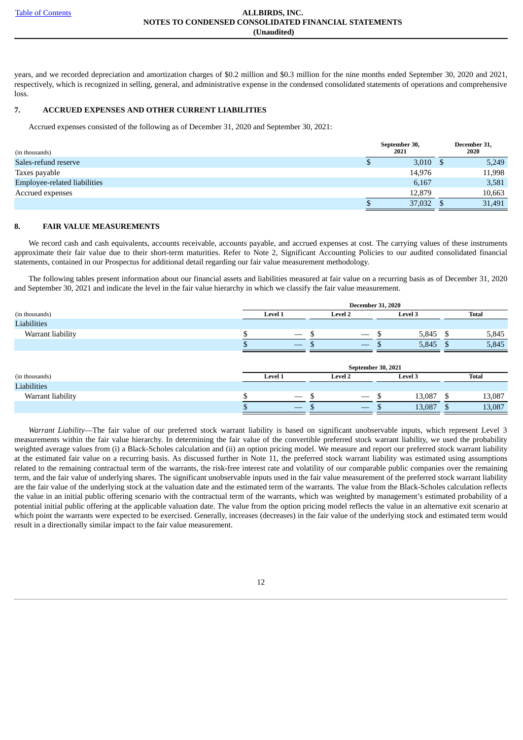years, and we recorded depreciation and amortization charges of $0.2 million and $0.3 million for the nine months ended September 30, 2020 and 2021, respectively, which is recognized in selling, general, and administrative expense in the condensed consolidated statements of operations and comprehensive loss.

## 7. ACCRUED EXPENSES AND OTHER CURRENT LIABILITIES

Accrued expenses consisted of the following as of December 31, 2020 and September 30, 2021:

| (in thousands) | September 30, 2021 | December 31, 2020 |
|---|---|---|
| Sales-refund reserve | $ 3,010 | $ 5,249 |
| Taxes payable | 14,976 | 11,998 |
| Employee-related liabilities | 6,167 | 3,581 |
| Accrued expenses | 12,879 | 10,663 |
| | $ 37,032 | $ 31,491 |

## 8. FAIR VALUE MEASUREMENTS

We record cash and cash equivalents, accounts receivable, accounts payable, and accrued expenses at cost. The carrying values of these instruments approximate their fair value due to their short-term maturities. Refer to Note 2, Significant Accounting Policies to our audited consolidated financial statements, contained in our Prospectus for additional detail regarding our fair value measurement methodology.

The following tables present information about our financial assets and liabilities measured at fair value on a recurring basis as of December 31, 2020 and September 30, 2021 and indicate the level in the fair value hierarchy in which we classify the fair value measurement.

| | December 31, 2020 | | | |
|---|---|---|---|---|
| (in thousands) | Level 1 | Level 2 | Level 3 | Total |
| Liabilities | | | | |
| Warrant liability | $ — | $ — | $ 5,845 | $ 5,845 |
| | $ — | $ — | $ 5,845 | $ 5,845 |

| | September 30, 2021 | | | |
|---|---|---|---|---|
| (in thousands) | Level 1 | Level 2 | Level 3 | Total |
| Liabilities | | | | |
| Warrant liability | $ — | $ — | $ 13,087 | $ 13,087 |
| | $ — | $ — | $ 13,087 | $ 13,087 |

*Warrant Liability*—The fair value of our preferred stock warrant liability is based on significant unobservable inputs, which represent Level 3 measurements within the fair value hierarchy. In determining the fair value of the convertible preferred stock warrant liability, we used the probability weighted average values from (i) a Black-Scholes calculation and (ii) an option pricing model. We measure and report our preferred stock warrant liability at the estimated fair value on a recurring basis. As discussed further in Note 11, the preferred stock warrant liability was estimated using assumptions related to the remaining contractual term of the warrants, the risk-free interest rate and volatility of our comparable public companies over the remaining term, and the fair value of underlying shares. The significant unobservable inputs used in the fair value measurement of the preferred stock warrant liability are the fair value of the underlying stock at the valuation date and the estimated term of the warrants. The value from the Black-Scholes calculation reflects the value in an initial public offering scenario with the contractual term of the warrants, which was weighted by management's estimated probability of a potential initial public offering at the applicable valuation date. The value from the option pricing model reflects the value in an alternative exit scenario at which point the warrants were expected to be exercised. Generally, increases (decreases) in the fair value of the underlying stock and estimated term would result in a directionally similar impact to the fair value measurement.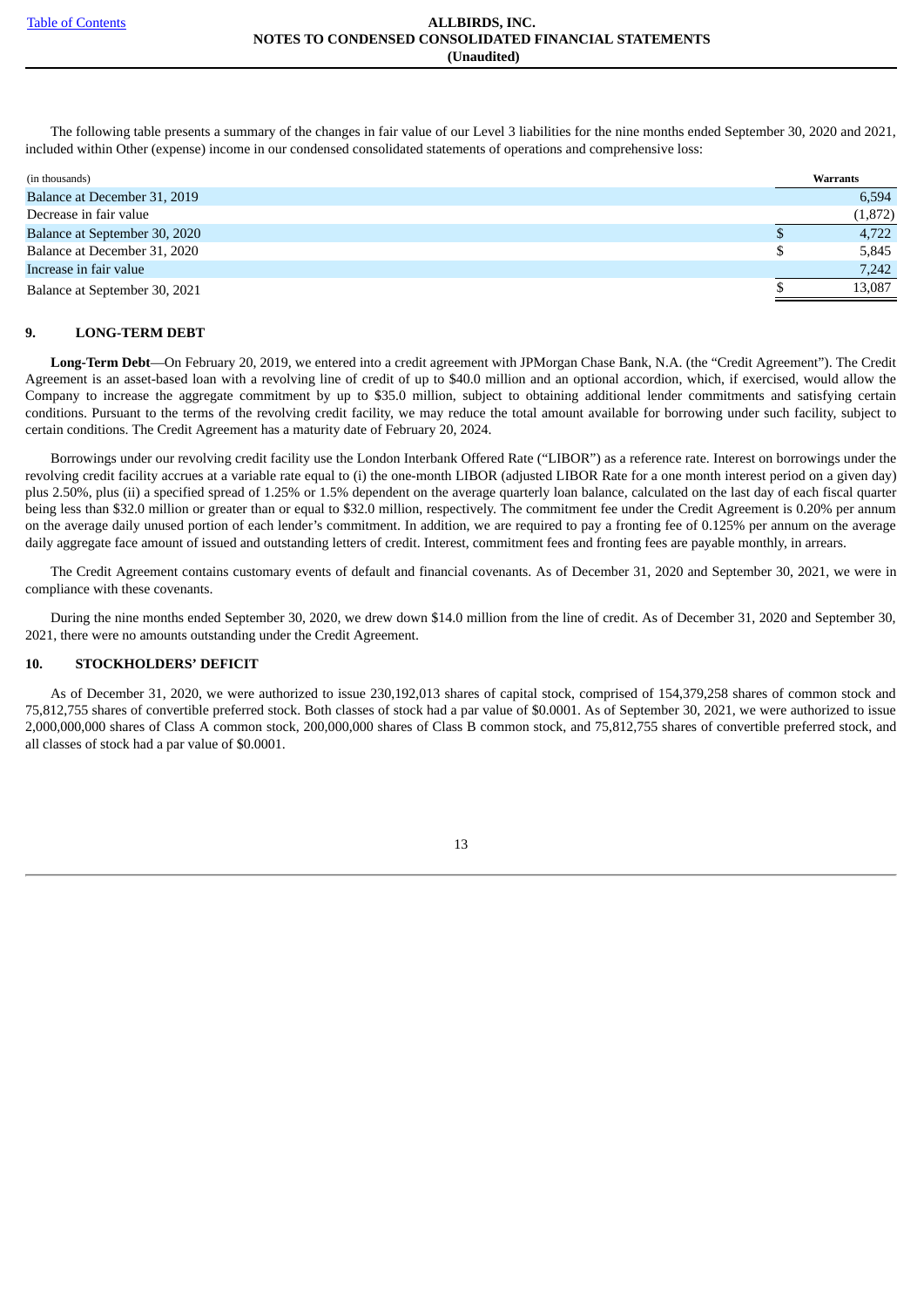The following table presents a summary of the changes in fair value of our Level 3 liabilities for the nine months ended September 30, 2020 and 2021, included within Other (expense) income in our condensed consolidated statements of operations and comprehensive loss:

| (in thousands) | Warrants |
|---|---|
| Balance at December 31, 2019 | 6,594 |
| Decrease in fair value | (1,872) |
| Balance at September 30, 2020 | $ 4,722 |
| Balance at December 31, 2020 | $ 5,845 |
| Increase in fair value | 7,242 |
| Balance at September 30, 2021 | $ 13,087 |

## 9. LONG-TERM DEBT

**Long-Term Debt**—On February 20, 2019, we entered into a credit agreement with JPMorgan Chase Bank, N.A. (the "Credit Agreement"). The Credit Agreement is an asset-based loan with a revolving line of credit of up to $40.0 million and an optional accordion, which, if exercised, would allow the Company to increase the aggregate commitment by up to $35.0 million, subject to obtaining additional lender commitments and satisfying certain conditions. Pursuant to the terms of the revolving credit facility, we may reduce the total amount available for borrowing under such facility, subject to certain conditions. The Credit Agreement has a maturity date of February 20, 2024.

Borrowings under our revolving credit facility use the London Interbank Offered Rate ("LIBOR") as a reference rate. Interest on borrowings under the revolving credit facility accrues at a variable rate equal to (i) the one-month LIBOR (adjusted LIBOR Rate for a one month interest period on a given day) plus 2.50%, plus (ii) a specified spread of 1.25% or 1.5% dependent on the average quarterly loan balance, calculated on the last day of each fiscal quarter being less than $32.0 million or greater than or equal to $32.0 million, respectively. The commitment fee under the Credit Agreement is 0.20% per annum on the average daily unused portion of each lender's commitment. In addition, we are required to pay a fronting fee of 0.125% per annum on the average daily aggregate face amount of issued and outstanding letters of credit. Interest, commitment fees and fronting fees are payable monthly, in arrears.

The Credit Agreement contains customary events of default and financial covenants. As of December 31, 2020 and September 30, 2021, we were in compliance with these covenants.

During the nine months ended September 30, 2020, we drew down $14.0 million from the line of credit. As of December 31, 2020 and September 30, 2021, there were no amounts outstanding under the Credit Agreement.

## 10. STOCKHOLDERS' DEFICIT

As of December 31, 2020, we were authorized to issue 230,192,013 shares of capital stock, comprised of 154,379,258 shares of common stock and 75,812,755 shares of convertible preferred stock. Both classes of stock had a par value of $0.0001. As of September 30, 2021, we were authorized to issue 2,000,000,000 shares of Class A common stock, 200,000,000 shares of Class B common stock, and 75,812,755 shares of convertible preferred stock, and all classes of stock had a par value of $0.0001.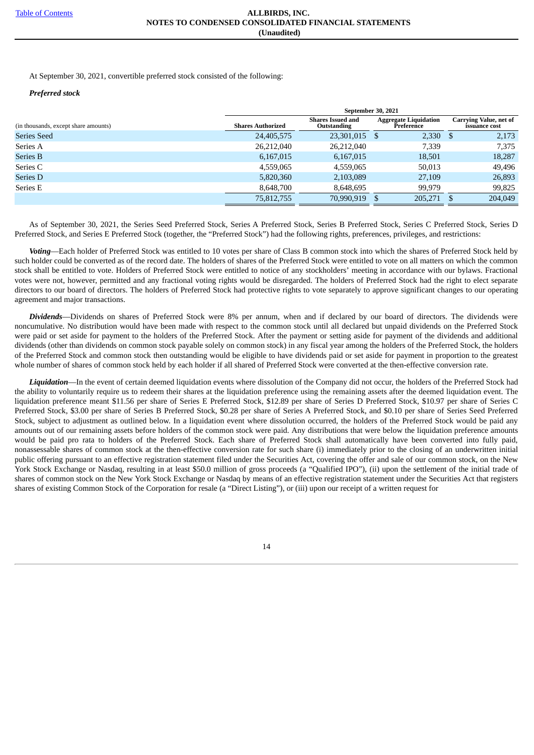At September 30, 2021, convertible preferred stock consisted of the following:

***Preferred stock***

| | September 30, 2021 | | | |
|---|---|---|---|---|
| (in thousands, except share amounts) | Shares Authorized | Shares Issued and Outstanding | Aggregate Liquidation Preference | Carrying Value, net of issuance cost |
| Series Seed | 24,405,575 | 23,301,015 | $ 2,330 | $ 2,173 |
| Series A | 26,212,040 | 26,212,040 | 7,339 | 7,375 |
| Series B | 6,167,015 | 6,167,015 | 18,501 | 18,287 |
| Series C | 4,559,065 | 4,559,065 | 50,013 | 49,496 |
| Series D | 5,820,360 | 2,103,089 | 27,109 | 26,893 |
| Series E | 8,648,700 | 8,648,695 | 99,979 | 99,825 |
| | 75,812,755 | 70,990,919 | $ 205,271 | $ 204,049 |

As of September 30, 2021, the Series Seed Preferred Stock, Series A Preferred Stock, Series B Preferred Stock, Series C Preferred Stock, Series D Preferred Stock, and Series E Preferred Stock (together, the "Preferred Stock") had the following rights, preferences, privileges, and restrictions:

***Voting***—Each holder of Preferred Stock was entitled to 10 votes per share of Class B common stock into which the shares of Preferred Stock held by such holder could be converted as of the record date. The holders of shares of the Preferred Stock were entitled to vote on all matters on which the common stock shall be entitled to vote. Holders of Preferred Stock were entitled to notice of any stockholders' meeting in accordance with our bylaws. Fractional votes were not, however, permitted and any fractional voting rights would be disregarded. The holders of Preferred Stock had the right to elect separate directors to our board of directors. The holders of Preferred Stock had protective rights to vote separately to approve significant changes to our operating agreement and major transactions.

***Dividends***—Dividends on shares of Preferred Stock were 8% per annum, when and if declared by our board of directors. The dividends were noncumulative. No distribution would have been made with respect to the common stock until all declared but unpaid dividends on the Preferred Stock were paid or set aside for payment to the holders of the Preferred Stock. After the payment or setting aside for payment of the dividends and additional dividends (other than dividends on common stock payable solely on common stock) in any fiscal year among the holders of the Preferred Stock, the holders of the Preferred Stock and common stock then outstanding would be eligible to have dividends paid or set aside for payment in proportion to the greatest whole number of shares of common stock held by each holder if all shared of Preferred Stock were converted at the then-effective conversion rate.

***Liquidation***—In the event of certain deemed liquidation events where dissolution of the Company did not occur, the holders of the Preferred Stock had the ability to voluntarily require us to redeem their shares at the liquidation preference using the remaining assets after the deemed liquidation event. The liquidation preference meant $11.56 per share of Series E Preferred Stock, $12.89 per share of Series D Preferred Stock, $10.97 per share of Series C Preferred Stock, $3.00 per share of Series B Preferred Stock, $0.28 per share of Series A Preferred Stock, and $0.10 per share of Series Seed Preferred Stock, subject to adjustment as outlined below. In a liquidation event where dissolution occurred, the holders of the Preferred Stock would be paid any amounts out of our remaining assets before holders of the common stock were paid. Any distributions that were below the liquidation preference amounts would be paid pro rata to holders of the Preferred Stock. Each share of Preferred Stock shall automatically have been converted into fully paid, nonassessable shares of common stock at the then-effective conversion rate for such share (i) immediately prior to the closing of an underwritten initial public offering pursuant to an effective registration statement filed under the Securities Act, covering the offer and sale of our common stock, on the New York Stock Exchange or Nasdaq, resulting in at least $50.0 million of gross proceeds (a "Qualified IPO"), (ii) upon the settlement of the initial trade of shares of common stock on the New York Stock Exchange or Nasdaq by means of an effective registration statement under the Securities Act that registers shares of existing Common Stock of the Corporation for resale (a "Direct Listing"), or (iii) upon our receipt of a written request for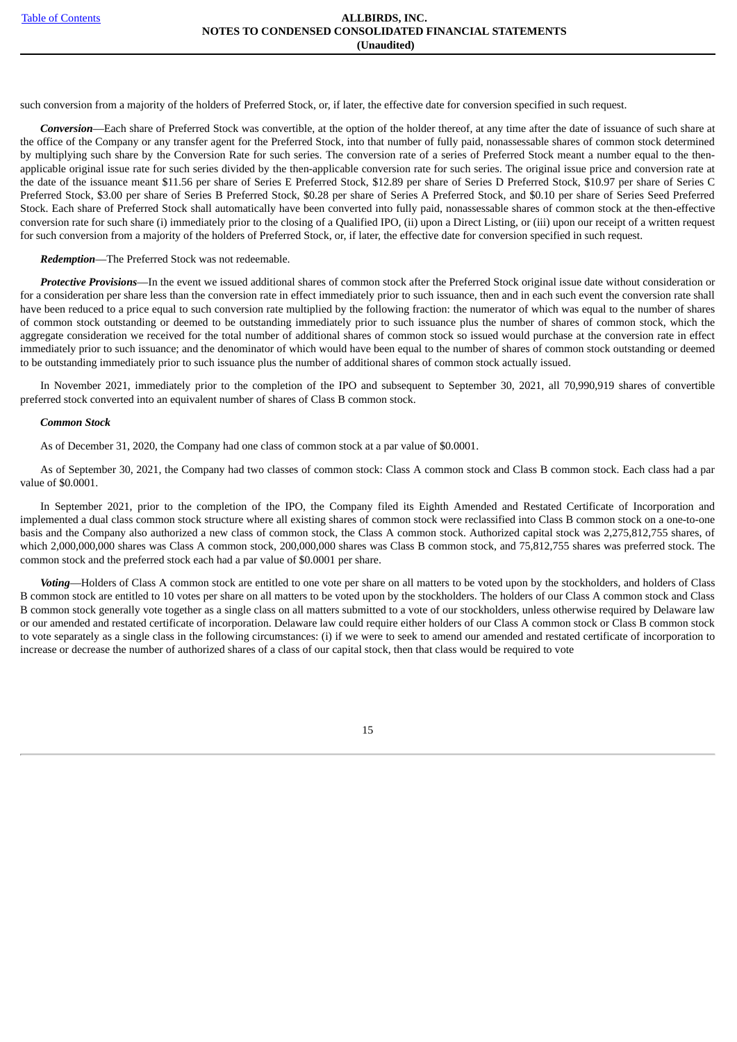such conversion from a majority of the holders of Preferred Stock, or, if later, the effective date for conversion specified in such request.

***Conversion***—Each share of Preferred Stock was convertible, at the option of the holder thereof, at any time after the date of issuance of such share at the office of the Company or any transfer agent for the Preferred Stock, into that number of fully paid, nonassessable shares of common stock determined by multiplying such share by the Conversion Rate for such series. The conversion rate of a series of Preferred Stock meant a number equal to the then-applicable original issue rate for such series divided by the then-applicable conversion rate for such series. The original issue price and conversion rate at the date of the issuance meant $11.56 per share of Series E Preferred Stock, $12.89 per share of Series D Preferred Stock, $10.97 per share of Series C Preferred Stock, $3.00 per share of Series B Preferred Stock, $0.28 per share of Series A Preferred Stock, and $0.10 per share of Series Seed Preferred Stock. Each share of Preferred Stock shall automatically have been converted into fully paid, nonassessable shares of common stock at the then-effective conversion rate for such share (i) immediately prior to the closing of a Qualified IPO, (ii) upon a Direct Listing, or (iii) upon our receipt of a written request for such conversion from a majority of the holders of Preferred Stock, or, if later, the effective date for conversion specified in such request.

***Redemption***—The Preferred Stock was not redeemable.

***Protective Provisions***—In the event we issued additional shares of common stock after the Preferred Stock original issue date without consideration or for a consideration per share less than the conversion rate in effect immediately prior to such issuance, then and in each such event the conversion rate shall have been reduced to a price equal to such conversion rate multiplied by the following fraction: the numerator of which was equal to the number of shares of common stock outstanding or deemed to be outstanding immediately prior to such issuance plus the number of shares of common stock, which the aggregate consideration we received for the total number of additional shares of common stock so issued would purchase at the conversion rate in effect immediately prior to such issuance; and the denominator of which would have been equal to the number of shares of common stock outstanding or deemed to be outstanding immediately prior to such issuance plus the number of additional shares of common stock actually issued.

In November 2021, immediately prior to the completion of the IPO and subsequent to September 30, 2021, all 70,990,919 shares of convertible preferred stock converted into an equivalent number of shares of Class B common stock.

***Common Stock***

As of December 31, 2020, the Company had one class of common stock at a par value of $0.0001.

As of September 30, 2021, the Company had two classes of common stock: Class A common stock and Class B common stock. Each class had a par value of $0.0001.

In September 2021, prior to the completion of the IPO, the Company filed its Eighth Amended and Restated Certificate of Incorporation and implemented a dual class common stock structure where all existing shares of common stock were reclassified into Class B common stock on a one-to-one basis and the Company also authorized a new class of common stock, the Class A common stock. Authorized capital stock was 2,275,812,755 shares, of which 2,000,000,000 shares was Class A common stock, 200,000,000 shares was Class B common stock, and 75,812,755 shares was preferred stock. The common stock and the preferred stock each had a par value of $0.0001 per share.

***Voting***—Holders of Class A common stock are entitled to one vote per share on all matters to be voted upon by the stockholders, and holders of Class B common stock are entitled to 10 votes per share on all matters to be voted upon by the stockholders. The holders of our Class A common stock and Class B common stock generally vote together as a single class on all matters submitted to a vote of our stockholders, unless otherwise required by Delaware law or our amended and restated certificate of incorporation. Delaware law could require either holders of our Class A common stock or Class B common stock to vote separately as a single class in the following circumstances: (i) if we were to seek to amend our amended and restated certificate of incorporation to increase or decrease the number of authorized shares of a class of our capital stock, then that class would be required to vote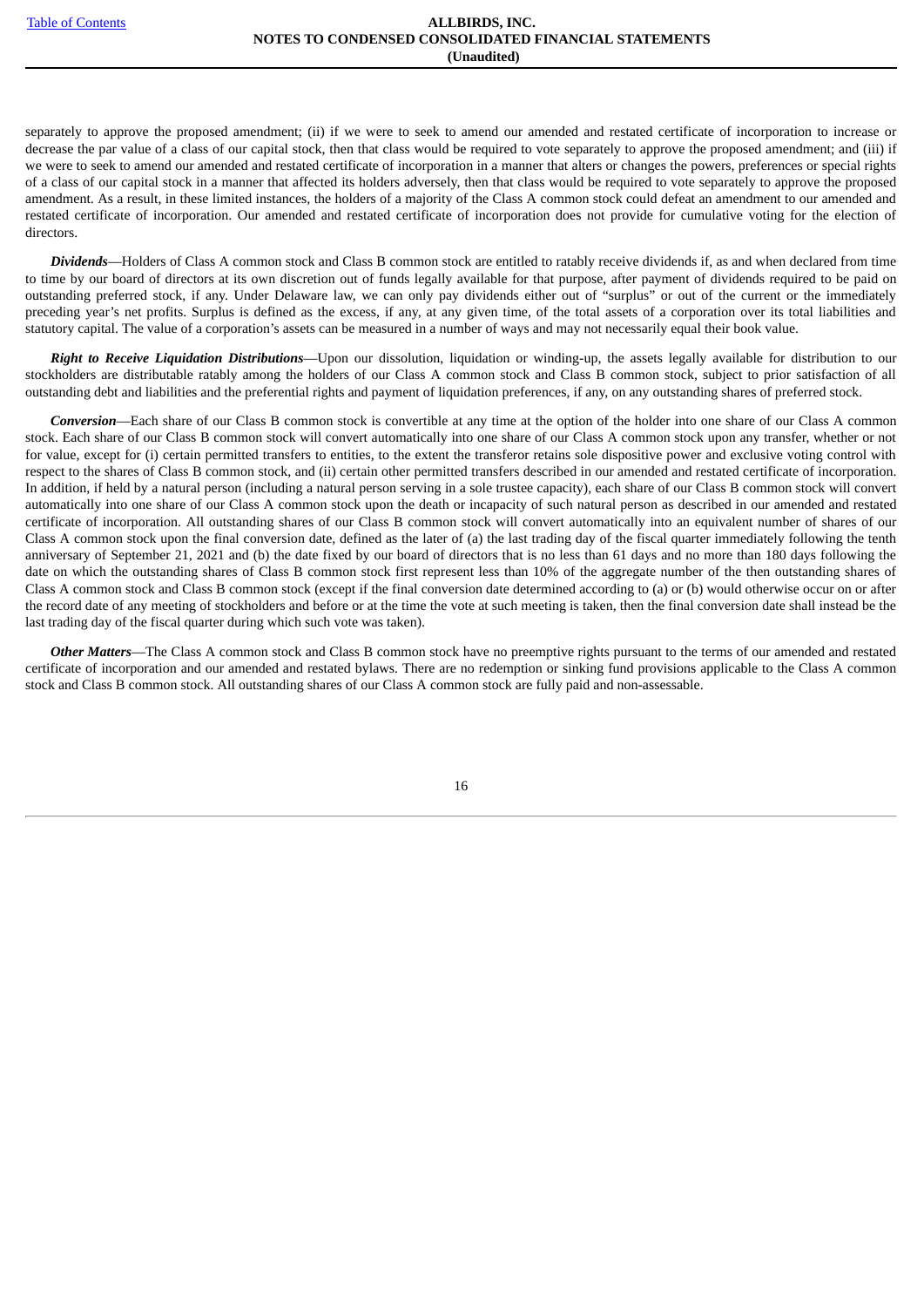separately to approve the proposed amendment; (ii) if we were to seek to amend our amended and restated certificate of incorporation to increase or decrease the par value of a class of our capital stock, then that class would be required to vote separately to approve the proposed amendment; and (iii) if we were to seek to amend our amended and restated certificate of incorporation in a manner that alters or changes the powers, preferences or special rights of a class of our capital stock in a manner that affected its holders adversely, then that class would be required to vote separately to approve the proposed amendment. As a result, in these limited instances, the holders of a majority of the Class A common stock could defeat an amendment to our amended and restated certificate of incorporation. Our amended and restated certificate of incorporation does not provide for cumulative voting for the election of directors.

***Dividends***—Holders of Class A common stock and Class B common stock are entitled to ratably receive dividends if, as and when declared from time to time by our board of directors at its own discretion out of funds legally available for that purpose, after payment of dividends required to be paid on outstanding preferred stock, if any. Under Delaware law, we can only pay dividends either out of "surplus" or out of the current or the immediately preceding year's net profits. Surplus is defined as the excess, if any, at any given time, of the total assets of a corporation over its total liabilities and statutory capital. The value of a corporation's assets can be measured in a number of ways and may not necessarily equal their book value.

***Right to Receive Liquidation Distributions***—Upon our dissolution, liquidation or winding-up, the assets legally available for distribution to our stockholders are distributable ratably among the holders of our Class A common stock and Class B common stock, subject to prior satisfaction of all outstanding debt and liabilities and the preferential rights and payment of liquidation preferences, if any, on any outstanding shares of preferred stock.

***Conversion***—Each share of our Class B common stock is convertible at any time at the option of the holder into one share of our Class A common stock. Each share of our Class B common stock will convert automatically into one share of our Class A common stock upon any transfer, whether or not for value, except for (i) certain permitted transfers to entities, to the extent the transferor retains sole dispositive power and exclusive voting control with respect to the shares of Class B common stock, and (ii) certain other permitted transfers described in our amended and restated certificate of incorporation. In addition, if held by a natural person (including a natural person serving in a sole trustee capacity), each share of our Class B common stock will convert automatically into one share of our Class A common stock upon the death or incapacity of such natural person as described in our amended and restated certificate of incorporation. All outstanding shares of our Class B common stock will convert automatically into an equivalent number of shares of our Class A common stock upon the final conversion date, defined as the later of (a) the last trading day of the fiscal quarter immediately following the tenth anniversary of September 21, 2021 and (b) the date fixed by our board of directors that is no less than 61 days and no more than 180 days following the date on which the outstanding shares of Class B common stock first represent less than 10% of the aggregate number of the then outstanding shares of Class A common stock and Class B common stock (except if the final conversion date determined according to (a) or (b) would otherwise occur on or after the record date of any meeting of stockholders and before or at the time the vote at such meeting is taken, then the final conversion date shall instead be the last trading day of the fiscal quarter during which such vote was taken).

***Other Matters***—The Class A common stock and Class B common stock have no preemptive rights pursuant to the terms of our amended and restated certificate of incorporation and our amended and restated bylaws. There are no redemption or sinking fund provisions applicable to the Class A common stock and Class B common stock. All outstanding shares of our Class A common stock are fully paid and non-assessable.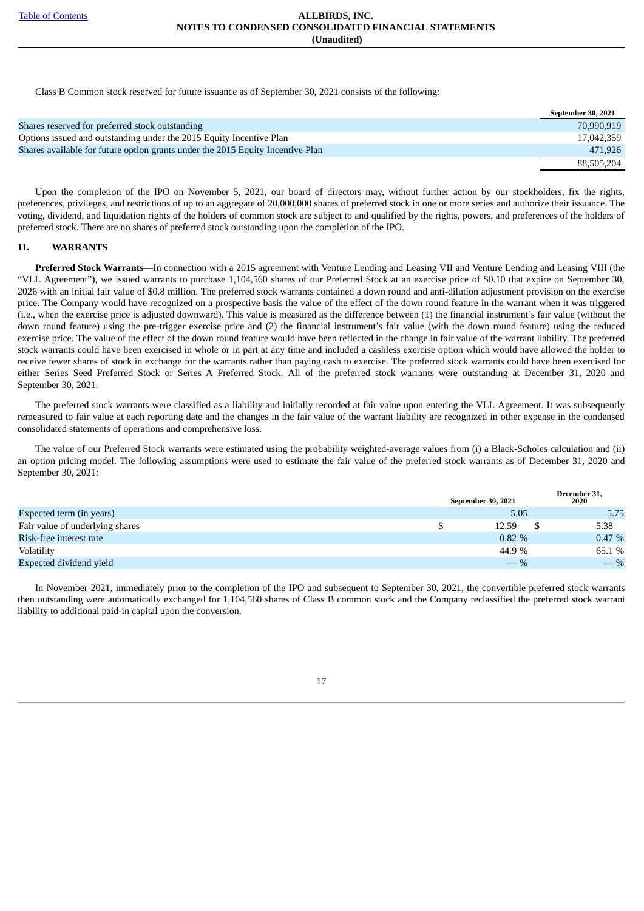Class B Common stock reserved for future issuance as of September 30, 2021 consists of the following:

| | September 30, 2021 |
|---|---|
| Shares reserved for preferred stock outstanding | 70,990,919 |
| Options issued and outstanding under the 2015 Equity Incentive Plan | 17,042,359 |
| Shares available for future option grants under the 2015 Equity Incentive Plan | 471,926 |
| | 88,505,204 |

Upon the completion of the IPO on November 5, 2021, our board of directors may, without further action by our stockholders, fix the rights, preferences, privileges, and restrictions of up to an aggregate of 20,000,000 shares of preferred stock in one or more series and authorize their issuance. The voting, dividend, and liquidation rights of the holders of common stock are subject to and qualified by the rights, powers, and preferences of the holders of preferred stock. There are no shares of preferred stock outstanding upon the completion of the IPO.

## 11. WARRANTS

**Preferred Stock Warrants**—In connection with a 2015 agreement with Venture Lending and Leasing VII and Venture Lending and Leasing VIII (the "VLL Agreement"), we issued warrants to purchase 1,104,560 shares of our Preferred Stock at an exercise price of $0.10 that expire on September 30, 2026 with an initial fair value of $0.8 million. The preferred stock warrants contained a down round and anti-dilution adjustment provision on the exercise price. The Company would have recognized on a prospective basis the value of the effect of the down round feature in the warrant when it was triggered (i.e., when the exercise price is adjusted downward). This value is measured as the difference between (1) the financial instrument's fair value (without the down round feature) using the pre-trigger exercise price and (2) the financial instrument's fair value (with the down round feature) using the reduced exercise price. The value of the effect of the down round feature would have been reflected in the change in fair value of the warrant liability. The preferred stock warrants could have been exercised in whole or in part at any time and included a cashless exercise option which would have allowed the holder to receive fewer shares of stock in exchange for the warrants rather than paying cash to exercise. The preferred stock warrants could have been exercised for either Series Seed Preferred Stock or Series A Preferred Stock. All of the preferred stock warrants were outstanding at December 31, 2020 and September 30, 2021.

The preferred stock warrants were classified as a liability and initially recorded at fair value upon entering the VLL Agreement. It was subsequently remeasured to fair value at each reporting date and the changes in the fair value of the warrant liability are recognized in other expense in the condensed consolidated statements of operations and comprehensive loss.

The value of our Preferred Stock warrants were estimated using the probability weighted-average values from (i) a Black-Scholes calculation and (ii) an option pricing model. The following assumptions were used to estimate the fair value of the preferred stock warrants as of December 31, 2020 and September 30, 2021:

| | September 30, 2021 | December 31, 2020 |
|---|---|---|
| Expected term (in years) | 5.05 | 5.75 |
| Fair value of underlying shares | $ 12.59 | $ 5.38 |
| Risk-free interest rate | 0.82 % | 0.47 % |
| Volatility | 44.9 % | 65.1 % |
| Expected dividend yield | — % | — % |

In November 2021, immediately prior to the completion of the IPO and subsequent to September 30, 2021, the convertible preferred stock warrants then outstanding were automatically exchanged for 1,104,560 shares of Class B common stock and the Company reclassified the preferred stock warrant liability to additional paid-in capital upon the conversion.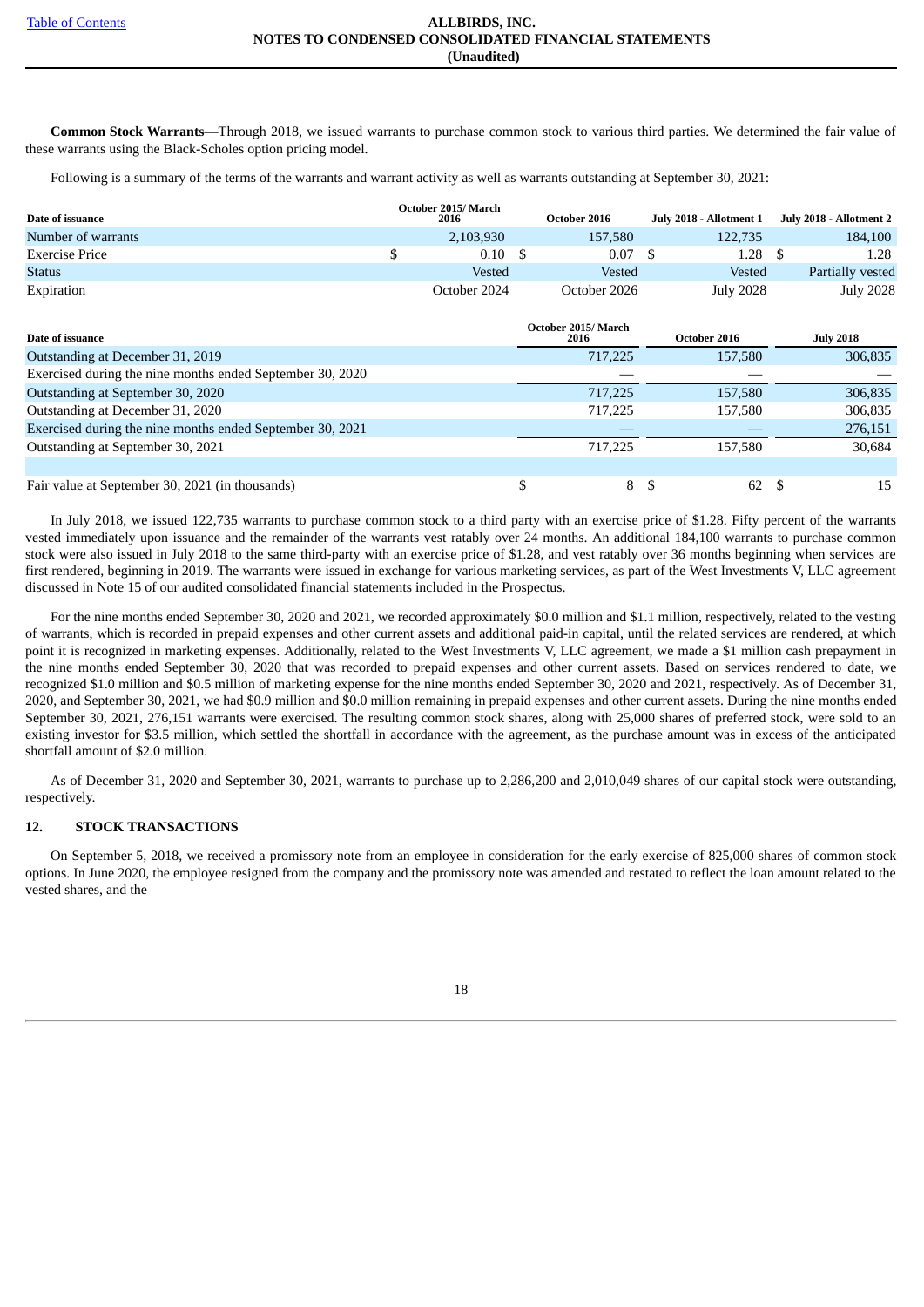**Common Stock Warrants**—Through 2018, we issued warrants to purchase common stock to various third parties. We determined the fair value of these warrants using the Black-Scholes option pricing model.

Following is a summary of the terms of the warrants and warrant activity as well as warrants outstanding at September 30, 2021:

| Date of issuance | October 2015/ March 2016 | October 2016 | July 2018 - Allotment 1 | July 2018 - Allotment 2 |
|---|---|---|---|---|
| Number of warrants | 2,103,930 | 157,580 | 122,735 | 184,100 |
| Exercise Price | $ 0.10 | $ 0.07 | $ 1.28 | $ 1.28 |
| Status | Vested | Vested | Vested | Partially vested |
| Expiration | October 2024 | October 2026 | July 2028 | July 2028 |

| Date of issuance | October 2015/ March 2016 | October 2016 | July 2018 |
|---|---|---|---|
| Outstanding at December 31, 2019 | 717,225 | 157,580 | 306,835 |
| Exercised during the nine months ended September 30, 2020 | — | — | — |
| Outstanding at September 30, 2020 | 717,225 | 157,580 | 306,835 |
| Outstanding at December 31, 2020 | 717,225 | 157,580 | 306,835 |
| Exercised during the nine months ended September 30, 2021 | — | — | 276,151 |
| Outstanding at September 30, 2021 | 717,225 | 157,580 | 30,684 |
| | | | |
| Fair value at September 30, 2021 (in thousands) | $ 8 | $ 62 | $ 15 |

In July 2018, we issued 122,735 warrants to purchase common stock to a third party with an exercise price of $1.28. Fifty percent of the warrants vested immediately upon issuance and the remainder of the warrants vest ratably over 24 months. An additional 184,100 warrants to purchase common stock were also issued in July 2018 to the same third-party with an exercise price of $1.28, and vest ratably over 36 months beginning when services are first rendered, beginning in 2019. The warrants were issued in exchange for various marketing services, as part of the West Investments V, LLC agreement discussed in Note 15 of our audited consolidated financial statements included in the Prospectus.

For the nine months ended September 30, 2020 and 2021, we recorded approximately $0.0 million and $1.1 million, respectively, related to the vesting of warrants, which is recorded in prepaid expenses and other current assets and additional paid-in capital, until the related services are rendered, at which point it is recognized in marketing expenses. Additionally, related to the West Investments V, LLC agreement, we made a $1 million cash prepayment in the nine months ended September 30, 2020 that was recorded to prepaid expenses and other current assets. Based on services rendered to date, we recognized $1.0 million and $0.5 million of marketing expense for the nine months ended September 30, 2020 and 2021, respectively. As of December 31, 2020, and September 30, 2021, we had $0.9 million and $0.0 million remaining in prepaid expenses and other current assets. During the nine months ended September 30, 2021, 276,151 warrants were exercised. The resulting common stock shares, along with 25,000 shares of preferred stock, were sold to an existing investor for $3.5 million, which settled the shortfall in accordance with the agreement, as the purchase amount was in excess of the anticipated shortfall amount of $2.0 million.

As of December 31, 2020 and September 30, 2021, warrants to purchase up to 2,286,200 and 2,010,049 shares of our capital stock were outstanding, respectively.

## 12. STOCK TRANSACTIONS

On September 5, 2018, we received a promissory note from an employee in consideration for the early exercise of 825,000 shares of common stock options. In June 2020, the employee resigned from the company and the promissory note was amended and restated to reflect the loan amount related to the vested shares, and the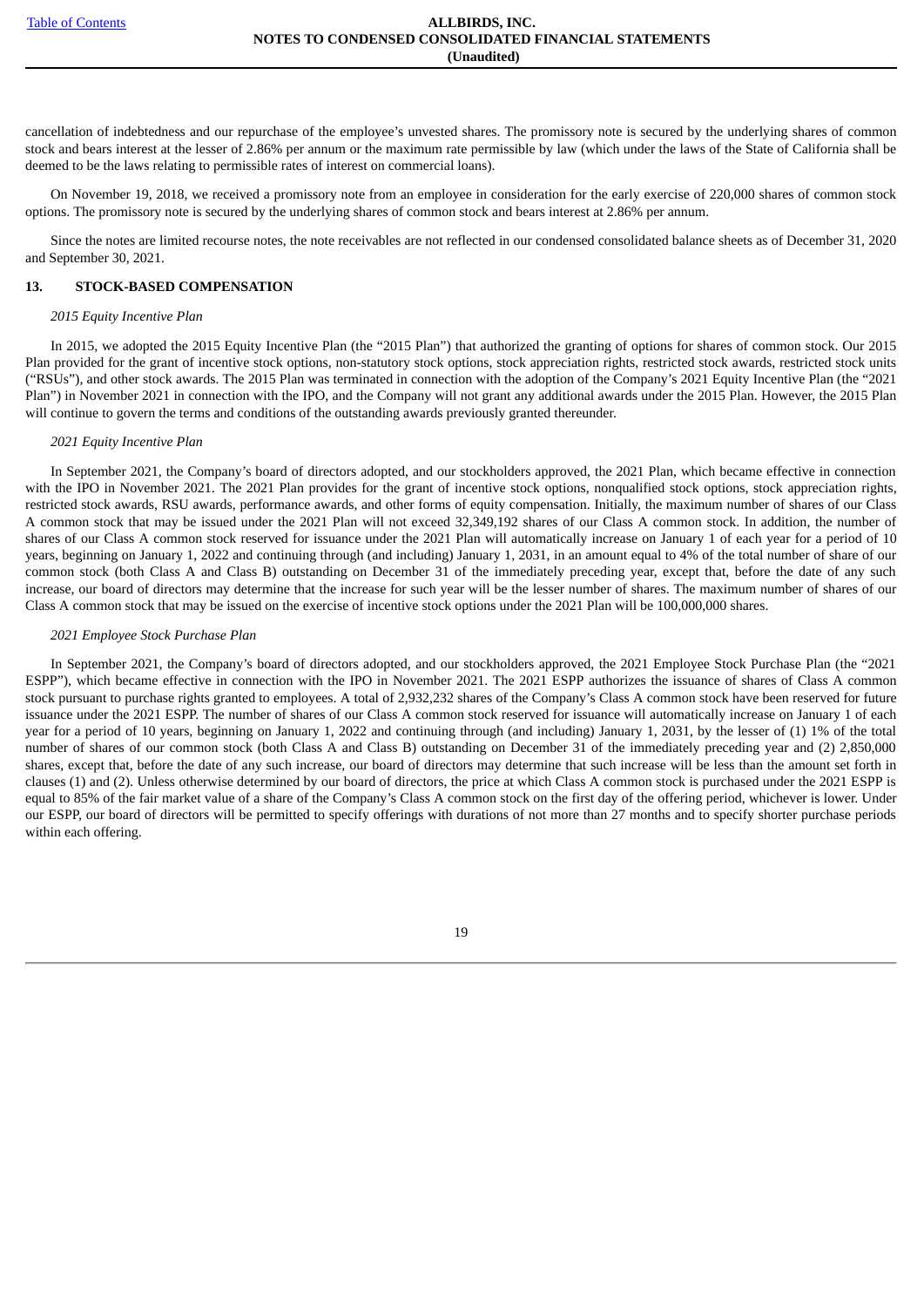cancellation of indebtedness and our repurchase of the employee's unvested shares. The promissory note is secured by the underlying shares of common stock and bears interest at the lesser of 2.86% per annum or the maximum rate permissible by law (which under the laws of the State of California shall be deemed to be the laws relating to permissible rates of interest on commercial loans).

On November 19, 2018, we received a promissory note from an employee in consideration for the early exercise of 220,000 shares of common stock options. The promissory note is secured by the underlying shares of common stock and bears interest at 2.86% per annum.

Since the notes are limited recourse notes, the note receivables are not reflected in our condensed consolidated balance sheets as of December 31, 2020 and September 30, 2021.

## 13. STOCK-BASED COMPENSATION

*2015 Equity Incentive Plan*

In 2015, we adopted the 2015 Equity Incentive Plan (the "2015 Plan") that authorized the granting of options for shares of common stock. Our 2015 Plan provided for the grant of incentive stock options, non-statutory stock options, stock appreciation rights, restricted stock awards, restricted stock units ("RSUs"), and other stock awards. The 2015 Plan was terminated in connection with the adoption of the Company's 2021 Equity Incentive Plan (the "2021 Plan") in November 2021 in connection with the IPO, and the Company will not grant any additional awards under the 2015 Plan. However, the 2015 Plan will continue to govern the terms and conditions of the outstanding awards previously granted thereunder.

*2021 Equity Incentive Plan*

In September 2021, the Company's board of directors adopted, and our stockholders approved, the 2021 Plan, which became effective in connection with the IPO in November 2021. The 2021 Plan provides for the grant of incentive stock options, nonqualified stock options, stock appreciation rights, restricted stock awards, RSU awards, performance awards, and other forms of equity compensation. Initially, the maximum number of shares of our Class A common stock that may be issued under the 2021 Plan will not exceed 32,349,192 shares of our Class A common stock. In addition, the number of shares of our Class A common stock reserved for issuance under the 2021 Plan will automatically increase on January 1 of each year for a period of 10 years, beginning on January 1, 2022 and continuing through (and including) January 1, 2031, in an amount equal to 4% of the total number of share of our common stock (both Class A and Class B) outstanding on December 31 of the immediately preceding year, except that, before the date of any such increase, our board of directors may determine that the increase for such year will be the lesser number of shares. The maximum number of shares of our Class A common stock that may be issued on the exercise of incentive stock options under the 2021 Plan will be 100,000,000 shares.

*2021 Employee Stock Purchase Plan*

In September 2021, the Company's board of directors adopted, and our stockholders approved, the 2021 Employee Stock Purchase Plan (the "2021 ESPP"), which became effective in connection with the IPO in November 2021. The 2021 ESPP authorizes the issuance of shares of Class A common stock pursuant to purchase rights granted to employees. A total of 2,932,232 shares of the Company's Class A common stock have been reserved for future issuance under the 2021 ESPP. The number of shares of our Class A common stock reserved for issuance will automatically increase on January 1 of each year for a period of 10 years, beginning on January 1, 2022 and continuing through (and including) January 1, 2031, by the lesser of (1) 1% of the total number of shares of our common stock (both Class A and Class B) outstanding on December 31 of the immediately preceding year and (2) 2,850,000 shares, except that, before the date of any such increase, our board of directors may determine that such increase will be less than the amount set forth in clauses (1) and (2). Unless otherwise determined by our board of directors, the price at which Class A common stock is purchased under the 2021 ESPP is equal to 85% of the fair market value of a share of the Company's Class A common stock on the first day of the offering period, whichever is lower. Under our ESPP, our board of directors will be permitted to specify offerings with durations of not more than 27 months and to specify shorter purchase periods within each offering.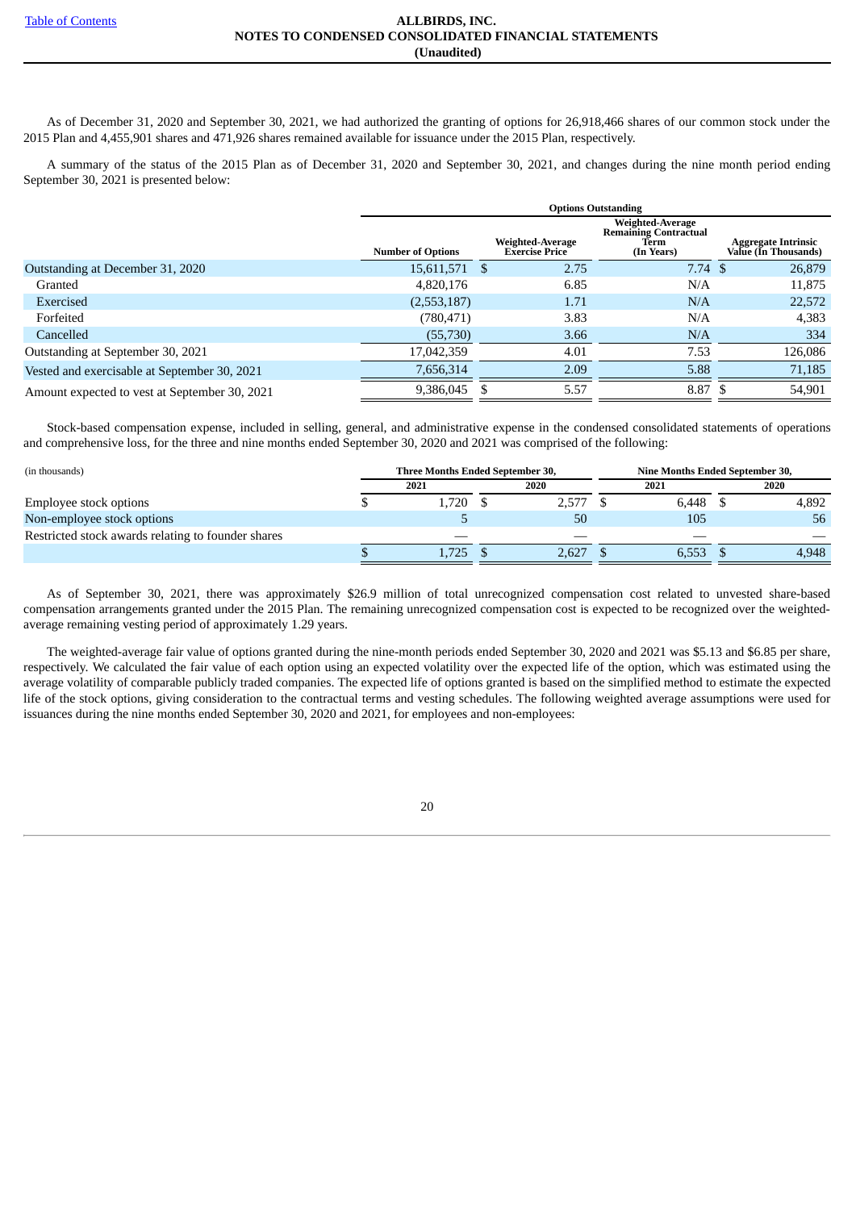As of December 31, 2020 and September 30, 2021, we had authorized the granting of options for 26,918,466 shares of our common stock under the 2015 Plan and 4,455,901 shares and 471,926 shares remained available for issuance under the 2015 Plan, respectively.

A summary of the status of the 2015 Plan as of December 31, 2020 and September 30, 2021, and changes during the nine month period ending September 30, 2021 is presented below:

| | Options Outstanding | | | |
|---|---|---|---|---|
| | Number of Options | Weighted-Average Exercise Price | Weighted-Average Remaining Contractual Term (In Years) | Aggregate Intrinsic Value (In Thousands) |
| Outstanding at December 31, 2020 | 15,611,571 | $ 2.75 | 7.74 | $ 26,879 |
| Granted | 4,820,176 | 6.85 | N/A | 11,875 |
| Exercised | (2,553,187) | 1.71 | N/A | 22,572 |
| Forfeited | (780,471) | 3.83 | N/A | 4,383 |
| Cancelled | (55,730) | 3.66 | N/A | 334 |
| Outstanding at September 30, 2021 | 17,042,359 | 4.01 | 7.53 | 126,086 |
| Vested and exercisable at September 30, 2021 | 7,656,314 | 2.09 | 5.88 | 71,185 |
| Amount expected to vest at September 30, 2021 | 9,386,045 | $ 5.57 | 8.87 | $ 54,901 |

Stock-based compensation expense, included in selling, general, and administrative expense in the condensed consolidated statements of operations and comprehensive loss, for the three and nine months ended September 30, 2020 and 2021 was comprised of the following:

| (in thousands) | Three Months Ended September 30, | | Nine Months Ended September 30, | |
|---|---|---|---|---|
| | 2021 | 2020 | 2021 | 2020 |
| Employee stock options | $ 1,720 | $ 2,577 | $ 6,448 | $ 4,892 |
| Non-employee stock options | 5 | 50 | 105 | 56 |
| Restricted stock awards relating to founder shares | — | — | — | — |
| | $ 1,725 | $ 2,627 | $ 6,553 | $ 4,948 |

As of September 30, 2021, there was approximately $26.9 million of total unrecognized compensation cost related to unvested share-based compensation arrangements granted under the 2015 Plan. The remaining unrecognized compensation cost is expected to be recognized over the weighted-average remaining vesting period of approximately 1.29 years.

The weighted-average fair value of options granted during the nine-month periods ended September 30, 2020 and 2021 was $5.13 and $6.85 per share, respectively. We calculated the fair value of each option using an expected volatility over the expected life of the option, which was estimated using the average volatility of comparable publicly traded companies. The expected life of options granted is based on the simplified method to estimate the expected life of the stock options, giving consideration to the contractual terms and vesting schedules. The following weighted average assumptions were used for issuances during the nine months ended September 30, 2020 and 2021, for employees and non-employees: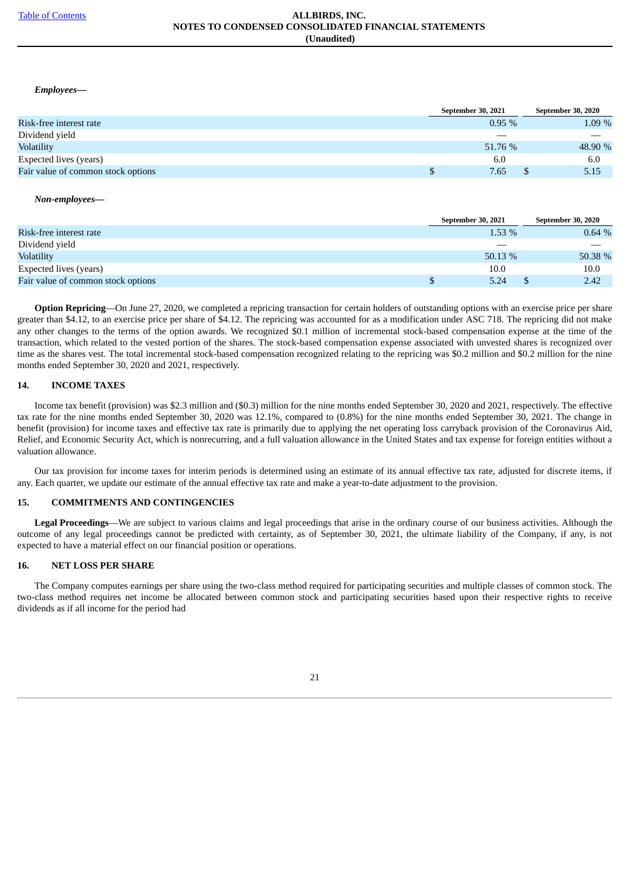***Employees—***

| | September 30, 2021 | September 30, 2020 |
|---|---|---|
| Risk-free interest rate | 0.95 % | 1.09 % |
| Dividend yield | — | — |
| Volatility | 51.76 % | 48.90 % |
| Expected lives (years) | 6.0 | 6.0 |
| Fair value of common stock options | $ 7.65 | $ 5.15 |

***Non-employees—***

| | September 30, 2021 | September 30, 2020 |
|---|---|---|
| Risk-free interest rate | 1.53 % | 0.64 % |
| Dividend yield | — | — |
| Volatility | 50.13 % | 50.38 % |
| Expected lives (years) | 10.0 | 10.0 |
| Fair value of common stock options | $ 5.24 | $ 2.42 |

**Option Repricing**—On June 27, 2020, we completed a repricing transaction for certain holders of outstanding options with an exercise price per share greater than $4.12, to an exercise price per share of $4.12. The repricing was accounted for as a modification under ASC 718. The repricing did not make any other changes to the terms of the option awards. We recognized $0.1 million of incremental stock-based compensation expense at the time of the transaction, which related to the vested portion of the shares. The stock-based compensation expense associated with unvested shares is recognized over time as the shares vest. The total incremental stock-based compensation recognized relating to the repricing was $0.2 million and $0.2 million for the nine months ended September 30, 2020 and 2021, respectively.

## 14. INCOME TAXES

Income tax benefit (provision) was $2.3 million and ($0.3) million for the nine months ended September 30, 2020 and 2021, respectively. The effective tax rate for the nine months ended September 30, 2020 was 12.1%, compared to (0.8%) for the nine months ended September 30, 2021. The change in benefit (provision) for income taxes and effective tax rate is primarily due to applying the net operating loss carryback provision of the Coronavirus Aid, Relief, and Economic Security Act, which is nonrecurring, and a full valuation allowance in the United States and tax expense for foreign entities without a valuation allowance.

Our tax provision for income taxes for interim periods is determined using an estimate of its annual effective tax rate, adjusted for discrete items, if any. Each quarter, we update our estimate of the annual effective tax rate and make a year-to-date adjustment to the provision.

## 15. COMMITMENTS AND CONTINGENCIES

**Legal Proceedings**—We are subject to various claims and legal proceedings that arise in the ordinary course of our business activities. Although the outcome of any legal proceedings cannot be predicted with certainty, as of September 30, 2021, the ultimate liability of the Company, if any, is not expected to have a material effect on our financial position or operations.

## 16. NET LOSS PER SHARE

The Company computes earnings per share using the two-class method required for participating securities and multiple classes of common stock. The two-class method requires net income be allocated between common stock and participating securities based upon their respective rights to receive dividends as if all income for the period had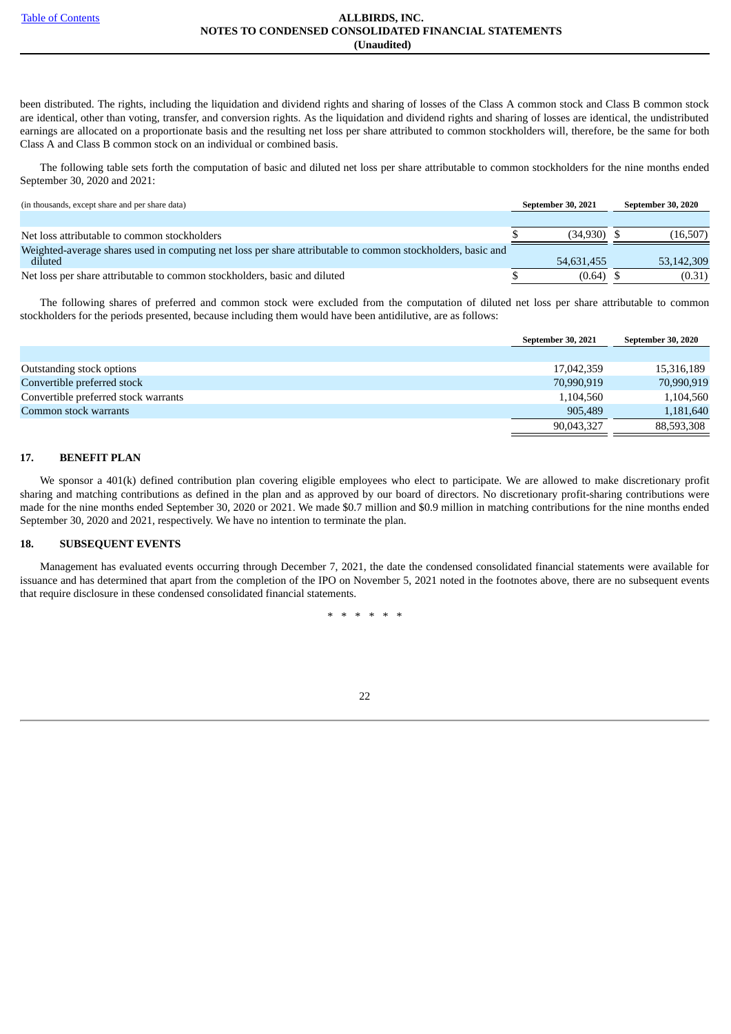been distributed. The rights, including the liquidation and dividend rights and sharing of losses of the Class A common stock and Class B common stock are identical, other than voting, transfer, and conversion rights. As the liquidation and dividend rights and sharing of losses are identical, the undistributed earnings are allocated on a proportionate basis and the resulting net loss per share attributed to common stockholders will, therefore, be the same for both Class A and Class B common stock on an individual or combined basis.

The following table sets forth the computation of basic and diluted net loss per share attributable to common stockholders for the nine months ended September 30, 2020 and 2021:

| (in thousands, except share and per share data) | September 30, 2021 | September 30, 2020 |
|---|---|---|
| Net loss attributable to common stockholders | $ (34,930) | $ (16,507) |
| Weighted-average shares used in computing net loss per share attributable to common stockholders, basic and diluted | 54,631,455 | 53,142,309 |
| Net loss per share attributable to common stockholders, basic and diluted | $ (0.64) | $ (0.31) |

The following shares of preferred and common stock were excluded from the computation of diluted net loss per share attributable to common stockholders for the periods presented, because including them would have been antidilutive, are as follows:

| | September 30, 2021 | September 30, 2020 |
|---|---|---|
| Outstanding stock options | 17,042,359 | 15,316,189 |
| Convertible preferred stock | 70,990,919 | 70,990,919 |
| Convertible preferred stock warrants | 1,104,560 | 1,104,560 |
| Common stock warrants | 905,489 | 1,181,640 |
| | 90,043,327 | 88,593,308 |

## 17. BENEFIT PLAN

We sponsor a 401(k) defined contribution plan covering eligible employees who elect to participate. We are allowed to make discretionary profit sharing and matching contributions as defined in the plan and as approved by our board of directors. No discretionary profit-sharing contributions were made for the nine months ended September 30, 2020 or 2021. We made $0.7 million and $0.9 million in matching contributions for the nine months ended September 30, 2020 and 2021, respectively. We have no intention to terminate the plan.

## 18. SUBSEQUENT EVENTS

Management has evaluated events occurring through December 7, 2021, the date the condensed consolidated financial statements were available for issuance and has determined that apart from the completion of the IPO on November 5, 2021 noted in the footnotes above, there are no subsequent events that require disclosure in these condensed consolidated financial statements.

\* \* \* \* \* \*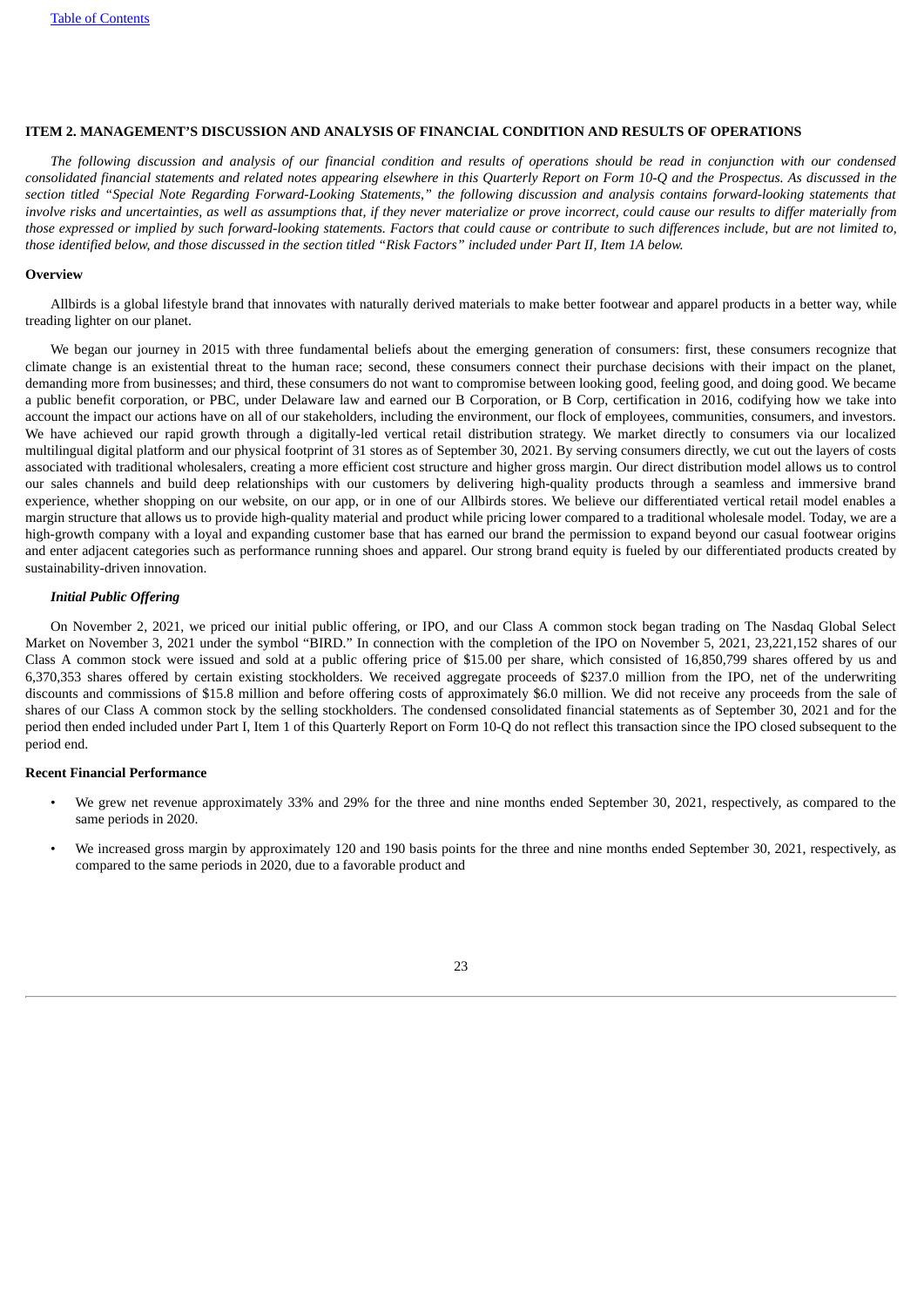## ITEM 2. MANAGEMENT'S DISCUSSION AND ANALYSIS OF FINANCIAL CONDITION AND RESULTS OF OPERATIONS

*The following discussion and analysis of our financial condition and results of operations should be read in conjunction with our condensed consolidated financial statements and related notes appearing elsewhere in this Quarterly Report on Form 10-Q and the Prospectus. As discussed in the section titled "Special Note Regarding Forward-Looking Statements," the following discussion and analysis contains forward-looking statements that involve risks and uncertainties, as well as assumptions that, if they never materialize or prove incorrect, could cause our results to differ materially from those expressed or implied by such forward-looking statements. Factors that could cause or contribute to such differences include, but are not limited to, those identified below, and those discussed in the section titled "Risk Factors" included under Part II, Item 1A below.*

### Overview

Allbirds is a global lifestyle brand that innovates with naturally derived materials to make better footwear and apparel products in a better way, while treading lighter on our planet.

We began our journey in 2015 with three fundamental beliefs about the emerging generation of consumers: first, these consumers recognize that climate change is an existential threat to the human race; second, these consumers connect their purchase decisions with their impact on the planet, demanding more from businesses; and third, these consumers do not want to compromise between looking good, feeling good, and doing good. We became a public benefit corporation, or PBC, under Delaware law and earned our B Corporation, or B Corp, certification in 2016, codifying how we take into account the impact our actions have on all of our stakeholders, including the environment, our flock of employees, communities, consumers, and investors. We have achieved our rapid growth through a digitally-led vertical retail distribution strategy. We market directly to consumers via our localized multilingual digital platform and our physical footprint of 31 stores as of September 30, 2021. By serving consumers directly, we cut out the layers of costs associated with traditional wholesalers, creating a more efficient cost structure and higher gross margin. Our direct distribution model allows us to control our sales channels and build deep relationships with our customers by delivering high-quality products through a seamless and immersive brand experience, whether shopping on our website, on our app, or in one of our Allbirds stores. We believe our differentiated vertical retail model enables a margin structure that allows us to provide high-quality material and product while pricing lower compared to a traditional wholesale model. Today, we are a high-growth company with a loyal and expanding customer base that has earned our brand the permission to expand beyond our casual footwear origins and enter adjacent categories such as performance running shoes and apparel. Our strong brand equity is fueled by our differentiated products created by sustainability-driven innovation.

#### *Initial Public Offering*

On November 2, 2021, we priced our initial public offering, or IPO, and our Class A common stock began trading on The Nasdaq Global Select Market on November 3, 2021 under the symbol "BIRD." In connection with the completion of the IPO on November 5, 2021, 23,221,152 shares of our Class A common stock were issued and sold at a public offering price of $15.00 per share, which consisted of 16,850,799 shares offered by us and 6,370,353 shares offered by certain existing stockholders. We received aggregate proceeds of $237.0 million from the IPO, net of the underwriting discounts and commissions of $15.8 million and before offering costs of approximately $6.0 million. We did not receive any proceeds from the sale of shares of our Class A common stock by the selling stockholders. The condensed consolidated financial statements as of September 30, 2021 and for the period then ended included under Part I, Item 1 of this Quarterly Report on Form 10-Q do not reflect this transaction since the IPO closed subsequent to the period end.

### Recent Financial Performance

- We grew net revenue approximately 33% and 29% for the three and nine months ended September 30, 2021, respectively, as compared to the same periods in 2020.
- We increased gross margin by approximately 120 and 190 basis points for the three and nine months ended September 30, 2021, respectively, as compared to the same periods in 2020, due to a favorable product and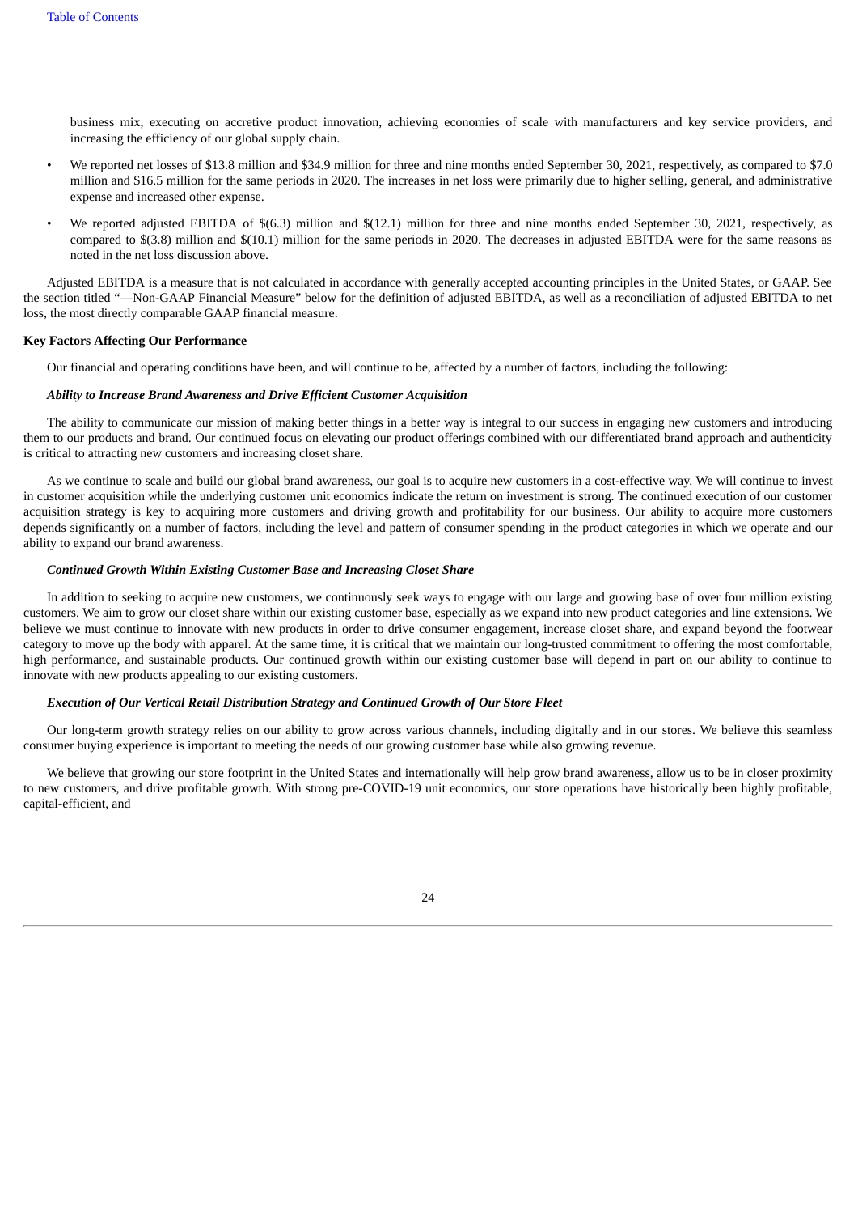business mix, executing on accretive product innovation, achieving economies of scale with manufacturers and key service providers, and increasing the efficiency of our global supply chain.

- We reported net losses of $13.8 million and $34.9 million for three and nine months ended September 30, 2021, respectively, as compared to $7.0 million and $16.5 million for the same periods in 2020. The increases in net loss were primarily due to higher selling, general, and administrative expense and increased other expense.
- We reported adjusted EBITDA of $(6.3) million and $(12.1) million for three and nine months ended September 30, 2021, respectively, as compared to $(3.8) million and $(10.1) million for the same periods in 2020. The decreases in adjusted EBITDA were for the same reasons as noted in the net loss discussion above.

Adjusted EBITDA is a measure that is not calculated in accordance with generally accepted accounting principles in the United States, or GAAP. See the section titled "—Non-GAAP Financial Measure" below for the definition of adjusted EBITDA, as well as a reconciliation of adjusted EBITDA to net loss, the most directly comparable GAAP financial measure.

**Key Factors Affecting Our Performance**

Our financial and operating conditions have been, and will continue to be, affected by a number of factors, including the following:

***Ability to Increase Brand Awareness and Drive Efficient Customer Acquisition***

The ability to communicate our mission of making better things in a better way is integral to our success in engaging new customers and introducing them to our products and brand. Our continued focus on elevating our product offerings combined with our differentiated brand approach and authenticity is critical to attracting new customers and increasing closet share.

As we continue to scale and build our global brand awareness, our goal is to acquire new customers in a cost-effective way. We will continue to invest in customer acquisition while the underlying customer unit economics indicate the return on investment is strong. The continued execution of our customer acquisition strategy is key to acquiring more customers and driving growth and profitability for our business. Our ability to acquire more customers depends significantly on a number of factors, including the level and pattern of consumer spending in the product categories in which we operate and our ability to expand our brand awareness.

***Continued Growth Within Existing Customer Base and Increasing Closet Share***

In addition to seeking to acquire new customers, we continuously seek ways to engage with our large and growing base of over four million existing customers. We aim to grow our closet share within our existing customer base, especially as we expand into new product categories and line extensions. We believe we must continue to innovate with new products in order to drive consumer engagement, increase closet share, and expand beyond the footwear category to move up the body with apparel. At the same time, it is critical that we maintain our long-trusted commitment to offering the most comfortable, high performance, and sustainable products. Our continued growth within our existing customer base will depend in part on our ability to continue to innovate with new products appealing to our existing customers.

***Execution of Our Vertical Retail Distribution Strategy and Continued Growth of Our Store Fleet***

Our long-term growth strategy relies on our ability to grow across various channels, including digitally and in our stores. We believe this seamless consumer buying experience is important to meeting the needs of our growing customer base while also growing revenue.

We believe that growing our store footprint in the United States and internationally will help grow brand awareness, allow us to be in closer proximity to new customers, and drive profitable growth. With strong pre-COVID-19 unit economics, our store operations have historically been highly profitable, capital-efficient, and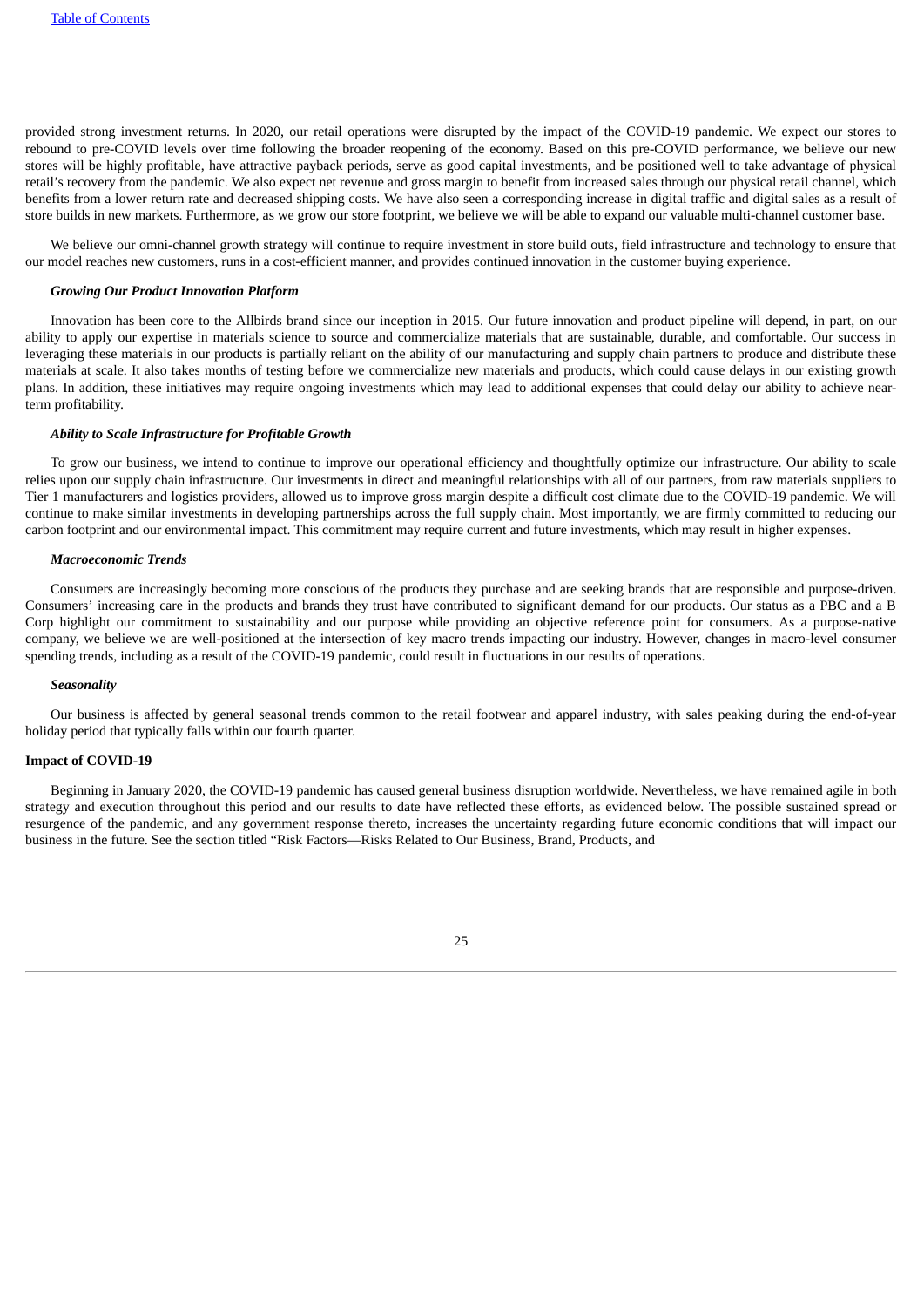provided strong investment returns. In 2020, our retail operations were disrupted by the impact of the COVID-19 pandemic. We expect our stores to rebound to pre-COVID levels over time following the broader reopening of the economy. Based on this pre-COVID performance, we believe our new stores will be highly profitable, have attractive payback periods, serve as good capital investments, and be positioned well to take advantage of physical retail's recovery from the pandemic. We also expect net revenue and gross margin to benefit from increased sales through our physical retail channel, which benefits from a lower return rate and decreased shipping costs. We have also seen a corresponding increase in digital traffic and digital sales as a result of store builds in new markets. Furthermore, as we grow our store footprint, we believe we will be able to expand our valuable multi-channel customer base.

We believe our omni-channel growth strategy will continue to require investment in store build outs, field infrastructure and technology to ensure that our model reaches new customers, runs in a cost-efficient manner, and provides continued innovation in the customer buying experience.

***Growing Our Product Innovation Platform***

Innovation has been core to the Allbirds brand since our inception in 2015. Our future innovation and product pipeline will depend, in part, on our ability to apply our expertise in materials science to source and commercialize materials that are sustainable, durable, and comfortable. Our success in leveraging these materials in our products is partially reliant on the ability of our manufacturing and supply chain partners to produce and distribute these materials at scale. It also takes months of testing before we commercialize new materials and products, which could cause delays in our existing growth plans. In addition, these initiatives may require ongoing investments which may lead to additional expenses that could delay our ability to achieve near-term profitability.

***Ability to Scale Infrastructure for Profitable Growth***

To grow our business, we intend to continue to improve our operational efficiency and thoughtfully optimize our infrastructure. Our ability to scale relies upon our supply chain infrastructure. Our investments in direct and meaningful relationships with all of our partners, from raw materials suppliers to Tier 1 manufacturers and logistics providers, allowed us to improve gross margin despite a difficult cost climate due to the COVID-19 pandemic. We will continue to make similar investments in developing partnerships across the full supply chain. Most importantly, we are firmly committed to reducing our carbon footprint and our environmental impact. This commitment may require current and future investments, which may result in higher expenses.

***Macroeconomic Trends***

Consumers are increasingly becoming more conscious of the products they purchase and are seeking brands that are responsible and purpose-driven. Consumers' increasing care in the products and brands they trust have contributed to significant demand for our products. Our status as a PBC and a B Corp highlight our commitment to sustainability and our purpose while providing an objective reference point for consumers. As a purpose-native company, we believe we are well-positioned at the intersection of key macro trends impacting our industry. However, changes in macro-level consumer spending trends, including as a result of the COVID-19 pandemic, could result in fluctuations in our results of operations.

***Seasonality***

Our business is affected by general seasonal trends common to the retail footwear and apparel industry, with sales peaking during the end-of-year holiday period that typically falls within our fourth quarter.

**Impact of COVID-19**

Beginning in January 2020, the COVID-19 pandemic has caused general business disruption worldwide. Nevertheless, we have remained agile in both strategy and execution throughout this period and our results to date have reflected these efforts, as evidenced below. The possible sustained spread or resurgence of the pandemic, and any government response thereto, increases the uncertainty regarding future economic conditions that will impact our business in the future. See the section titled "Risk Factors—Risks Related to Our Business, Brand, Products, and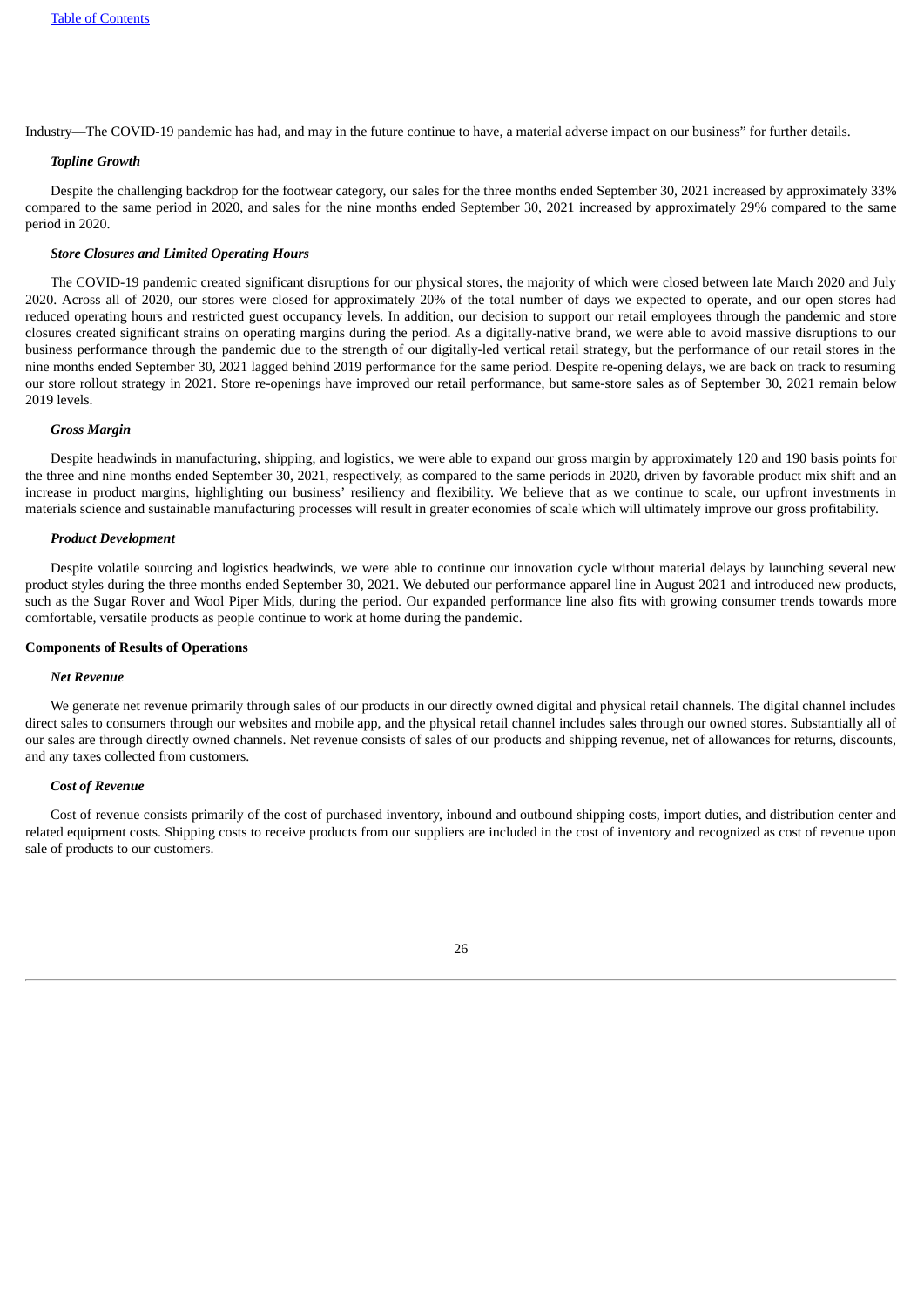Industry—The COVID-19 pandemic has had, and may in the future continue to have, a material adverse impact on our business" for further details.

***Topline Growth***

Despite the challenging backdrop for the footwear category, our sales for the three months ended September 30, 2021 increased by approximately 33% compared to the same period in 2020, and sales for the nine months ended September 30, 2021 increased by approximately 29% compared to the same period in 2020.

***Store Closures and Limited Operating Hours***

The COVID-19 pandemic created significant disruptions for our physical stores, the majority of which were closed between late March 2020 and July 2020. Across all of 2020, our stores were closed for approximately 20% of the total number of days we expected to operate, and our open stores had reduced operating hours and restricted guest occupancy levels. In addition, our decision to support our retail employees through the pandemic and store closures created significant strains on operating margins during the period. As a digitally-native brand, we were able to avoid massive disruptions to our business performance through the pandemic due to the strength of our digitally-led vertical retail strategy, but the performance of our retail stores in the nine months ended September 30, 2021 lagged behind 2019 performance for the same period. Despite re-opening delays, we are back on track to resuming our store rollout strategy in 2021. Store re-openings have improved our retail performance, but same-store sales as of September 30, 2021 remain below 2019 levels.

***Gross Margin***

Despite headwinds in manufacturing, shipping, and logistics, we were able to expand our gross margin by approximately 120 and 190 basis points for the three and nine months ended September 30, 2021, respectively, as compared to the same periods in 2020, driven by favorable product mix shift and an increase in product margins, highlighting our business' resiliency and flexibility. We believe that as we continue to scale, our upfront investments in materials science and sustainable manufacturing processes will result in greater economies of scale which will ultimately improve our gross profitability.

***Product Development***

Despite volatile sourcing and logistics headwinds, we were able to continue our innovation cycle without material delays by launching several new product styles during the three months ended September 30, 2021. We debuted our performance apparel line in August 2021 and introduced new products, such as the Sugar Rover and Wool Piper Mids, during the period. Our expanded performance line also fits with growing consumer trends towards more comfortable, versatile products as people continue to work at home during the pandemic.

**Components of Results of Operations**

***Net Revenue***

We generate net revenue primarily through sales of our products in our directly owned digital and physical retail channels. The digital channel includes direct sales to consumers through our websites and mobile app, and the physical retail channel includes sales through our owned stores. Substantially all of our sales are through directly owned channels. Net revenue consists of sales of our products and shipping revenue, net of allowances for returns, discounts, and any taxes collected from customers.

***Cost of Revenue***

Cost of revenue consists primarily of the cost of purchased inventory, inbound and outbound shipping costs, import duties, and distribution center and related equipment costs. Shipping costs to receive products from our suppliers are included in the cost of inventory and recognized as cost of revenue upon sale of products to our customers.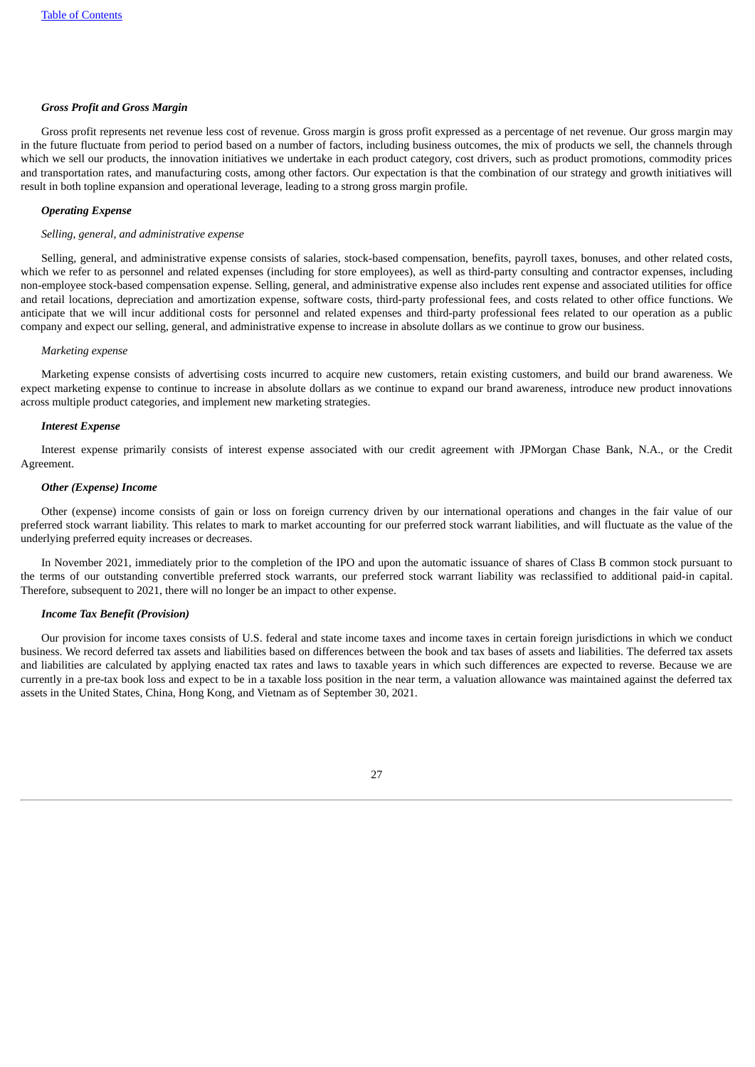***Gross Profit and Gross Margin***

Gross profit represents net revenue less cost of revenue. Gross margin is gross profit expressed as a percentage of net revenue. Our gross margin may in the future fluctuate from period to period based on a number of factors, including business outcomes, the mix of products we sell, the channels through which we sell our products, the innovation initiatives we undertake in each product category, cost drivers, such as product promotions, commodity prices and transportation rates, and manufacturing costs, among other factors. Our expectation is that the combination of our strategy and growth initiatives will result in both topline expansion and operational leverage, leading to a strong gross margin profile.

***Operating Expense***

*Selling, general, and administrative expense*

Selling, general, and administrative expense consists of salaries, stock-based compensation, benefits, payroll taxes, bonuses, and other related costs, which we refer to as personnel and related expenses (including for store employees), as well as third-party consulting and contractor expenses, including non-employee stock-based compensation expense. Selling, general, and administrative expense also includes rent expense and associated utilities for office and retail locations, depreciation and amortization expense, software costs, third-party professional fees, and costs related to other office functions. We anticipate that we will incur additional costs for personnel and related expenses and third-party professional fees related to our operation as a public company and expect our selling, general, and administrative expense to increase in absolute dollars as we continue to grow our business.

*Marketing expense*

Marketing expense consists of advertising costs incurred to acquire new customers, retain existing customers, and build our brand awareness. We expect marketing expense to continue to increase in absolute dollars as we continue to expand our brand awareness, introduce new product innovations across multiple product categories, and implement new marketing strategies.

***Interest Expense***

Interest expense primarily consists of interest expense associated with our credit agreement with JPMorgan Chase Bank, N.A., or the Credit Agreement.

***Other (Expense) Income***

Other (expense) income consists of gain or loss on foreign currency driven by our international operations and changes in the fair value of our preferred stock warrant liability. This relates to mark to market accounting for our preferred stock warrant liabilities, and will fluctuate as the value of the underlying preferred equity increases or decreases.

In November 2021, immediately prior to the completion of the IPO and upon the automatic issuance of shares of Class B common stock pursuant to the terms of our outstanding convertible preferred stock warrants, our preferred stock warrant liability was reclassified to additional paid-in capital. Therefore, subsequent to 2021, there will no longer be an impact to other expense.

***Income Tax Benefit (Provision)***

Our provision for income taxes consists of U.S. federal and state income taxes and income taxes in certain foreign jurisdictions in which we conduct business. We record deferred tax assets and liabilities based on differences between the book and tax bases of assets and liabilities. The deferred tax assets and liabilities are calculated by applying enacted tax rates and laws to taxable years in which such differences are expected to reverse. Because we are currently in a pre-tax book loss and expect to be in a taxable loss position in the near term, a valuation allowance was maintained against the deferred tax assets in the United States, China, Hong Kong, and Vietnam as of September 30, 2021.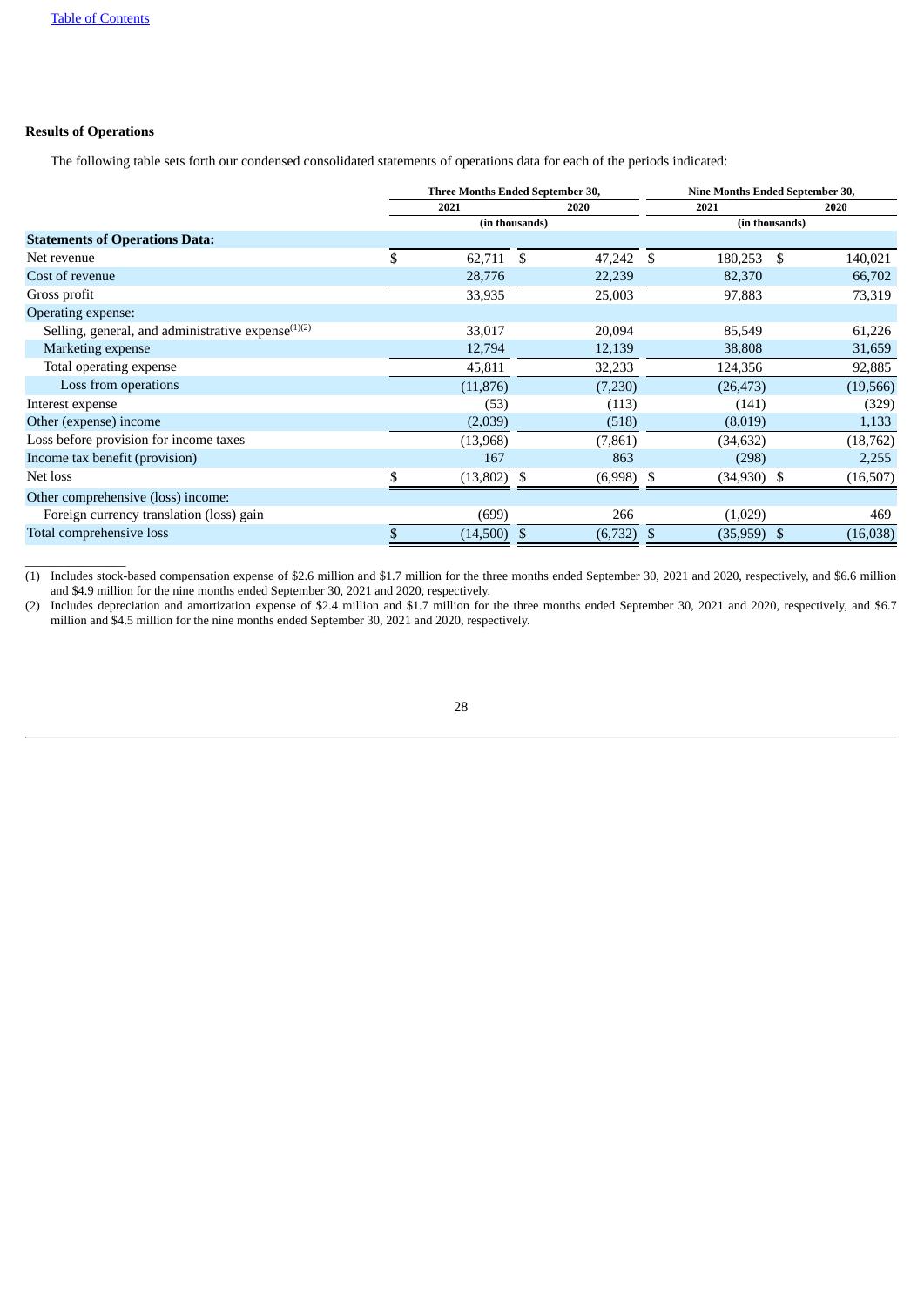### Results of Operations

The following table sets forth our condensed consolidated statements of operations data for each of the periods indicated:

| | Three Months Ended September 30, | | Nine Months Ended September 30, | |
|---|---|---|---|---|
| | 2021 | 2020 | 2021 | 2020 |
| | (in thousands) | | (in thousands) | |
| **Statements of Operations Data:** | | | | |
| Net revenue | $ 62,711 | $ 47,242 | $ 180,253 | $ 140,021 |
| Cost of revenue | 28,776 | 22,239 | 82,370 | 66,702 |
| Gross profit | 33,935 | 25,003 | 97,883 | 73,319 |
| Operating expense: | | | | |
| Selling, general, and administrative expense[(1)(2)] | 33,017 | 20,094 | 85,549 | 61,226 |
| Marketing expense | 12,794 | 12,139 | 38,808 | 31,659 |
| Total operating expense | 45,811 | 32,233 | 124,356 | 92,885 |
| Loss from operations | (11,876) | (7,230) | (26,473) | (19,566) |
| Interest expense | (53) | (113) | (141) | (329) |
| Other (expense) income | (2,039) | (518) | (8,019) | 1,133 |
| Loss before provision for income taxes | (13,968) | (7,861) | (34,632) | (18,762) |
| Income tax benefit (provision) | 167 | 863 | (298) | 2,255 |
| Net loss | $ (13,802) | $ (6,998) | $ (34,930) | $ (16,507) |
| Other comprehensive (loss) income: | | | | |
| Foreign currency translation (loss) gain | (699) | 266 | (1,029) | 469 |
| Total comprehensive loss | $ (14,500) | $ (6,732) | $ (35,959) | $ (16,038) |

(1) Includes stock-based compensation expense of $2.6 million and $1.7 million for the three months ended September 30, 2021 and 2020, respectively, and $6.6 million and $4.9 million for the nine months ended September 30, 2021 and 2020, respectively.

(2) Includes depreciation and amortization expense of $2.4 million and $1.7 million for the three months ended September 30, 2021 and 2020, respectively, and $6.7 million and $4.5 million for the nine months ended September 30, 2021 and 2020, respectively.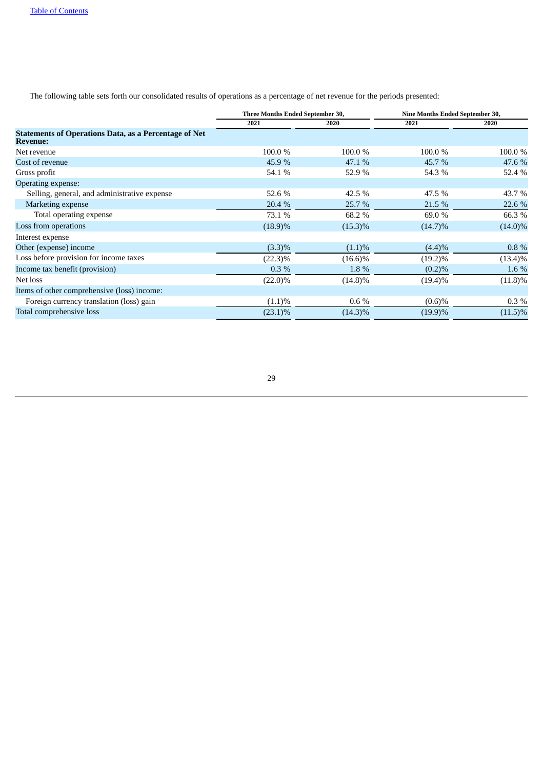The following table sets forth our consolidated results of operations as a percentage of net revenue for the periods presented:

| | Three Months Ended September 30, | | Nine Months Ended September 30, | |
|---|---|---|---|---|
| | 2021 | 2020 | 2021 | 2020 |
| **Statements of Operations Data, as a Percentage of Net Revenue:** | | | | |
| Net revenue | 100.0 % | 100.0 % | 100.0 % | 100.0 % |
| Cost of revenue | 45.9 % | 47.1 % | 45.7 % | 47.6 % |
| Gross profit | 54.1 % | 52.9 % | 54.3 % | 52.4 % |
| Operating expense: | | | | |
| Selling, general, and administrative expense | 52.6 % | 42.5 % | 47.5 % | 43.7 % |
| Marketing expense | 20.4 % | 25.7 % | 21.5 % | 22.6 % |
| Total operating expense | 73.1 % | 68.2 % | 69.0 % | 66.3 % |
| Loss from operations | (18.9)% | (15.3)% | (14.7)% | (14.0)% |
| Interest expense | | | | |
| Other (expense) income | (3.3)% | (1.1)% | (4.4)% | 0.8 % |
| Loss before provision for income taxes | (22.3)% | (16.6)% | (19.2)% | (13.4)% |
| Income tax benefit (provision) | 0.3 % | 1.8 % | (0.2)% | 1.6 % |
| Net loss | (22.0)% | (14.8)% | (19.4)% | (11.8)% |
| Items of other comprehensive (loss) income: | | | | |
| Foreign currency translation (loss) gain | (1.1)% | 0.6 % | (0.6)% | 0.3 % |
| Total comprehensive loss | (23.1)% | (14.3)% | (19.9)% | (11.5)% |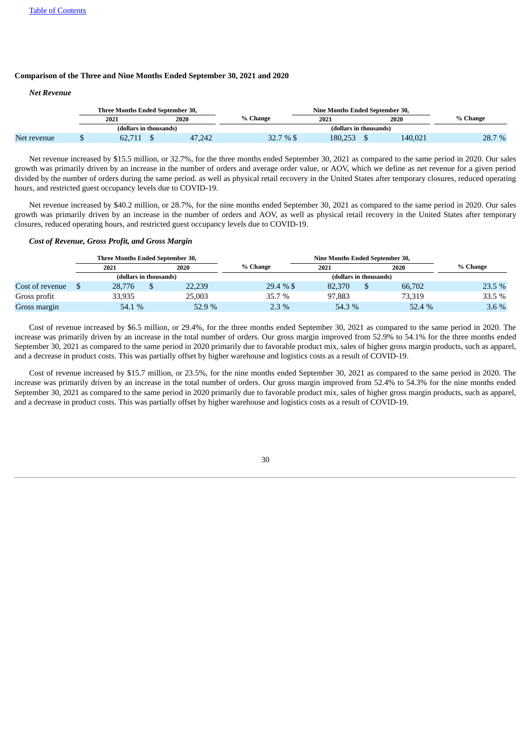Table of Contents

**Comparison of the Three and Nine Months Ended September 30, 2021 and 2020**

***Net Revenue***

| | Three Months Ended September 30, | | % Change | Nine Months Ended September 30, | | % Change |
|---|---|---|---|---|---|---|
| | 2021 | 2020 | | 2021 | 2020 | |
| | (dollars in thousands) | | | (dollars in thousands) | | |
| Net revenue | $ 62,711 | $ 47,242 | 32.7 % | $ 180,253 | $ 140,021 | 28.7 % |

Net revenue increased by $15.5 million, or 32.7%, for the three months ended September 30, 2021 as compared to the same period in 2020. Our sales growth was primarily driven by an increase in the number of orders and average order value, or AOV, which we define as net revenue for a given period divided by the number of orders during the same period. as well as physical retail recovery in the United States after temporary closures, reduced operating hours, and restricted guest occupancy levels due to COVID-19.

Net revenue increased by $40.2 million, or 28.7%, for the nine months ended September 30, 2021 as compared to the same period in 2020. Our sales growth was primarily driven by an increase in the number of orders and AOV, as well as physical retail recovery in the United States after temporary closures, reduced operating hours, and restricted guest occupancy levels due to COVID-19.

***Cost of Revenue, Gross Profit, and Gross Margin***

| | Three Months Ended September 30, | | % Change | Nine Months Ended September 30, | | % Change |
|---|---|---|---|---|---|---|
| | 2021 | 2020 | | 2021 | 2020 | |
| | (dollars in thousands) | | | (dollars in thousands) | | |
| Cost of revenue | $ 28,776 | $ 22,239 | 29.4 % | $ 82,370 | $ 66,702 | 23.5 % |
| Gross profit | 33,935 | 25,003 | 35.7 % | 97,883 | 73,319 | 33.5 % |
| Gross margin | 54.1 % | 52.9 % | 2.3 % | 54.3 % | 52.4 % | 3.6 % |

Cost of revenue increased by $6.5 million, or 29.4%, for the three months ended September 30, 2021 as compared to the same period in 2020. The increase was primarily driven by an increase in the total number of orders. Our gross margin improved from 52.9% to 54.1% for the three months ended September 30, 2021 as compared to the same period in 2020 primarily due to favorable product mix, sales of higher gross margin products, such as apparel, and a decrease in product costs. This was partially offset by higher warehouse and logistics costs as a result of COVID-19.

Cost of revenue increased by $15.7 million, or 23.5%, for the nine months ended September 30, 2021 as compared to the same period in 2020. The increase was primarily driven by an increase in the total number of orders. Our gross margin improved from 52.4% to 54.3% for the nine months ended September 30, 2021 as compared to the same period in 2020 primarily due to favorable product mix, sales of higher gross margin products, such as apparel, and a decrease in product costs. This was partially offset by higher warehouse and logistics costs as a result of COVID-19.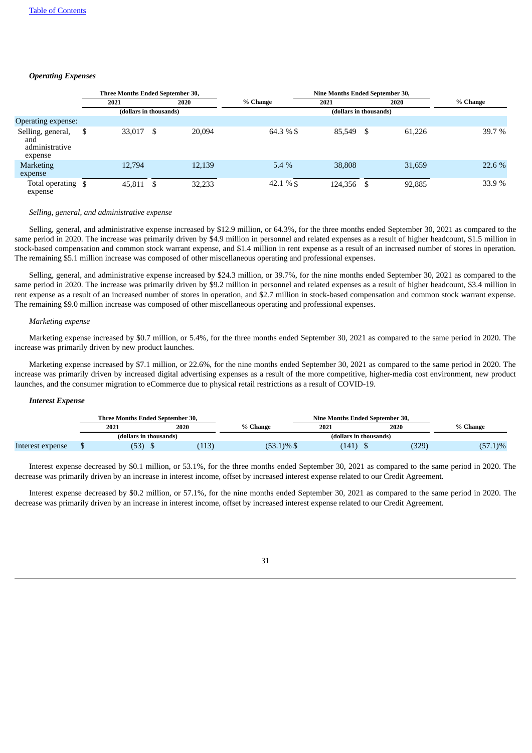***Operating Expenses***

| | Three Months Ended September 30, | | % Change | Nine Months Ended September 30, | | % Change |
|---|---|---|---|---|---|---|
| | 2021 | 2020 | | 2021 | 2020 | |
| | (dollars in thousands) | | | (dollars in thousands) | | |
| Operating expense: | | | | | | |
| Selling, general, and administrative expense | $ 33,017 | $ 20,094 | 64.3 % | $ 85,549 | $ 61,226 | 39.7 % |
| Marketing expense | 12,794 | 12,139 | 5.4 % | 38,808 | 31,659 | 22.6 % |
| Total operating expense | $ 45,811 | $ 32,233 | 42.1 % | $ 124,356 | $ 92,885 | 33.9 % |

*Selling, general, and administrative expense*

Selling, general, and administrative expense increased by $12.9 million, or 64.3%, for the three months ended September 30, 2021 as compared to the same period in 2020. The increase was primarily driven by $4.9 million in personnel and related expenses as a result of higher headcount, $1.5 million in stock-based compensation and common stock warrant expense, and $1.4 million in rent expense as a result of an increased number of stores in operation. The remaining $5.1 million increase was composed of other miscellaneous operating and professional expenses.

Selling, general, and administrative expense increased by $24.3 million, or 39.7%, for the nine months ended September 30, 2021 as compared to the same period in 2020. The increase was primarily driven by $9.2 million in personnel and related expenses as a result of higher headcount, $3.4 million in rent expense as a result of an increased number of stores in operation, and $2.7 million in stock-based compensation and common stock warrant expense. The remaining $9.0 million increase was composed of other miscellaneous operating and professional expenses.

*Marketing expense*

Marketing expense increased by $0.7 million, or 5.4%, for the three months ended September 30, 2021 as compared to the same period in 2020. The increase was primarily driven by new product launches.

Marketing expense increased by $7.1 million, or 22.6%, for the nine months ended September 30, 2021 as compared to the same period in 2020. The increase was primarily driven by increased digital advertising expenses as a result of the more competitive, higher-media cost environment, new product launches, and the consumer migration to eCommerce due to physical retail restrictions as a result of COVID-19.

***Interest Expense***

| | Three Months Ended September 30, | | % Change | Nine Months Ended September 30, | | % Change |
|---|---|---|---|---|---|---|
| | 2021 | 2020 | | 2021 | 2020 | |
| | (dollars in thousands) | | | (dollars in thousands) | | |
| Interest expense | $ (53) | $ (113) | (53.1)% | $ (141) | $ (329) | (57.1)% |

Interest expense decreased by $0.1 million, or 53.1%, for the three months ended September 30, 2021 as compared to the same period in 2020. The decrease was primarily driven by an increase in interest income, offset by increased interest expense related to our Credit Agreement.

Interest expense decreased by $0.2 million, or 57.1%, for the nine months ended September 30, 2021 as compared to the same period in 2020. The decrease was primarily driven by an increase in interest income, offset by increased interest expense related to our Credit Agreement.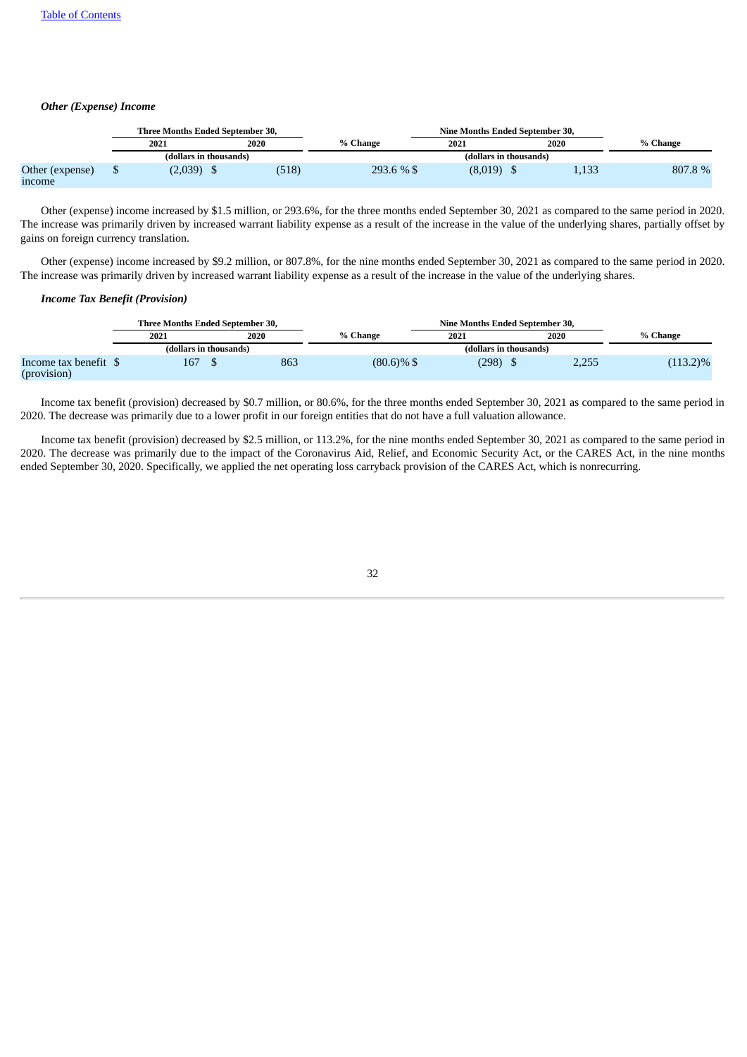*Other (Expense) Income*

| | Three Months Ended September 30, | | % Change | Nine Months Ended September 30, | | % Change |
|---|---|---|---|---|---|---|
| | 2021 | 2020 | | 2021 | 2020 | |
| | (dollars in thousands) | | | (dollars in thousands) | | |
| Other (expense) income | $ (2,039) | $ (518) | 293.6 % | $ (8,019) | $ 1,133 | 807.8 % |

Other (expense) income increased by $1.5 million, or 293.6%, for the three months ended September 30, 2021 as compared to the same period in 2020. The increase was primarily driven by increased warrant liability expense as a result of the increase in the value of the underlying shares, partially offset by gains on foreign currency translation.

Other (expense) income increased by $9.2 million, or 807.8%, for the nine months ended September 30, 2021 as compared to the same period in 2020. The increase was primarily driven by increased warrant liability expense as a result of the increase in the value of the underlying shares.

*Income Tax Benefit (Provision)*

| | Three Months Ended September 30, | | % Change | Nine Months Ended September 30, | | % Change |
|---|---|---|---|---|---|---|
| | 2021 | 2020 | | 2021 | 2020 | |
| | (dollars in thousands) | | | (dollars in thousands) | | |
| Income tax benefit (provision) | $ 167 | $ 863 | (80.6)% | $ (298) | $ 2,255 | (113.2)% |

Income tax benefit (provision) decreased by $0.7 million, or 80.6%, for the three months ended September 30, 2021 as compared to the same period in 2020. The decrease was primarily due to a lower profit in our foreign entities that do not have a full valuation allowance.

Income tax benefit (provision) decreased by $2.5 million, or 113.2%, for the nine months ended September 30, 2021 as compared to the same period in 2020. The decrease was primarily due to the impact of the Coronavirus Aid, Relief, and Economic Security Act, or the CARES Act, in the nine months ended September 30, 2020. Specifically, we applied the net operating loss carryback provision of the CARES Act, which is nonrecurring.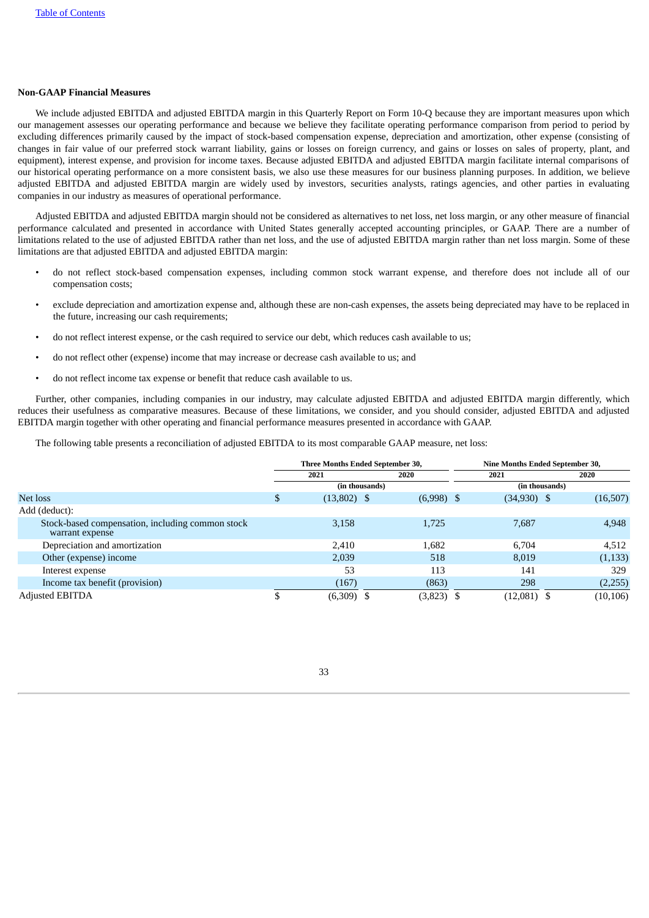### Non-GAAP Financial Measures

We include adjusted EBITDA and adjusted EBITDA margin in this Quarterly Report on Form 10-Q because they are important measures upon which our management assesses our operating performance and because we believe they facilitate operating performance comparison from period to period by excluding differences primarily caused by the impact of stock-based compensation expense, depreciation and amortization, other expense (consisting of changes in fair value of our preferred stock warrant liability, gains or losses on foreign currency, and gains or losses on sales of property, plant, and equipment), interest expense, and provision for income taxes. Because adjusted EBITDA and adjusted EBITDA margin facilitate internal comparisons of our historical operating performance on a more consistent basis, we also use these measures for our business planning purposes. In addition, we believe adjusted EBITDA and adjusted EBITDA margin are widely used by investors, securities analysts, ratings agencies, and other parties in evaluating companies in our industry as measures of operational performance.

Adjusted EBITDA and adjusted EBITDA margin should not be considered as alternatives to net loss, net loss margin, or any other measure of financial performance calculated and presented in accordance with United States generally accepted accounting principles, or GAAP. There are a number of limitations related to the use of adjusted EBITDA rather than net loss, and the use of adjusted EBITDA margin rather than net loss margin. Some of these limitations are that adjusted EBITDA and adjusted EBITDA margin:

- do not reflect stock-based compensation expenses, including common stock warrant expense, and therefore does not include all of our compensation costs;
- exclude depreciation and amortization expense and, although these are non-cash expenses, the assets being depreciated may have to be replaced in the future, increasing our cash requirements;
- do not reflect interest expense, or the cash required to service our debt, which reduces cash available to us;
- do not reflect other (expense) income that may increase or decrease cash available to us; and
- do not reflect income tax expense or benefit that reduce cash available to us.

Further, other companies, including companies in our industry, may calculate adjusted EBITDA and adjusted EBITDA margin differently, which reduces their usefulness as comparative measures. Because of these limitations, we consider, and you should consider, adjusted EBITDA and adjusted EBITDA margin together with other operating and financial performance measures presented in accordance with GAAP.

The following table presents a reconciliation of adjusted EBITDA to its most comparable GAAP measure, net loss:

| | Three Months Ended September 30, | | Nine Months Ended September 30, | |
|---|---|---|---|---|
| | 2021 | 2020 | 2021 | 2020 |
| | (in thousands) | | (in thousands) | |
| Net loss | $ (13,802) | $ (6,998) | $ (34,930) | $ (16,507) |
| Add (deduct): | | | | |
| Stock-based compensation, including common stock warrant expense | 3,158 | 1,725 | 7,687 | 4,948 |
| Depreciation and amortization | 2,410 | 1,682 | 6,704 | 4,512 |
| Other (expense) income | 2,039 | 518 | 8,019 | (1,133) |
| Interest expense | 53 | 113 | 141 | 329 |
| Income tax benefit (provision) | (167) | (863) | 298 | (2,255) |
| Adjusted EBITDA | $ (6,309) | $ (3,823) | $ (12,081) | $ (10,106) |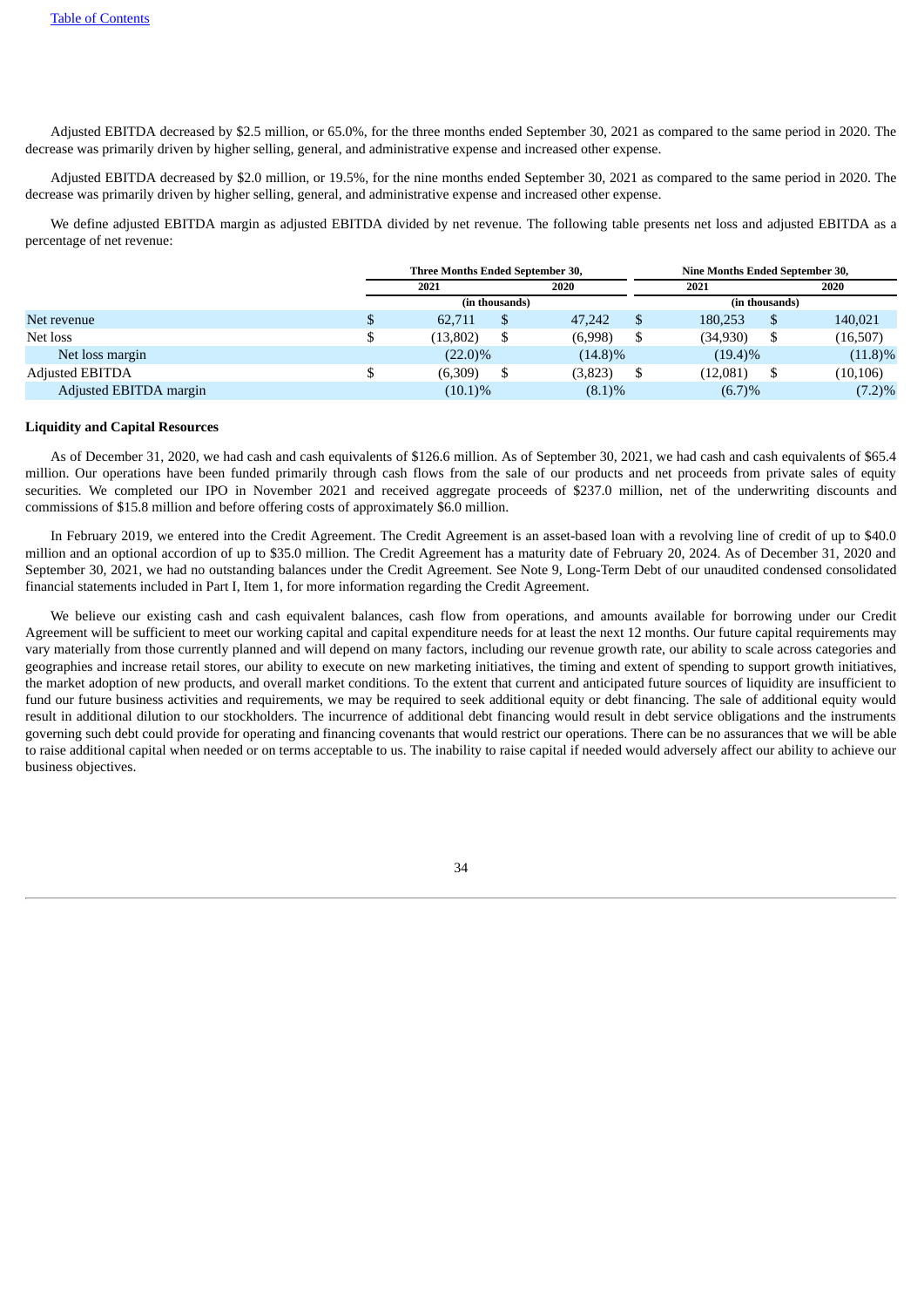Adjusted EBITDA decreased by $2.5 million, or 65.0%, for the three months ended September 30, 2021 as compared to the same period in 2020. The decrease was primarily driven by higher selling, general, and administrative expense and increased other expense.

Adjusted EBITDA decreased by $2.0 million, or 19.5%, for the nine months ended September 30, 2021 as compared to the same period in 2020. The decrease was primarily driven by higher selling, general, and administrative expense and increased other expense.

We define adjusted EBITDA margin as adjusted EBITDA divided by net revenue. The following table presents net loss and adjusted EBITDA as a percentage of net revenue:

| | Three Months Ended September 30, | | Nine Months Ended September 30, | |
|---|---|---|---|---|
| | 2021 | 2020 | 2021 | 2020 |
| | (in thousands) | | (in thousands) | |
| Net revenue | $ 62,711 | $ 47,242 | $ 180,253 | $ 140,021 |
| Net loss | $ (13,802) | $ (6,998) | $ (34,930) | $ (16,507) |
| Net loss margin | (22.0)% | (14.8)% | (19.4)% | (11.8)% |
| Adjusted EBITDA | $ (6,309) | $ (3,823) | $ (12,081) | $ (10,106) |
| Adjusted EBITDA margin | (10.1)% | (8.1)% | (6.7)% | (7.2)% |

**Liquidity and Capital Resources**

As of December 31, 2020, we had cash and cash equivalents of $126.6 million. As of September 30, 2021, we had cash and cash equivalents of $65.4 million. Our operations have been funded primarily through cash flows from the sale of our products and net proceeds from private sales of equity securities. We completed our IPO in November 2021 and received aggregate proceeds of $237.0 million, net of the underwriting discounts and commissions of $15.8 million and before offering costs of approximately $6.0 million.

In February 2019, we entered into the Credit Agreement. The Credit Agreement is an asset-based loan with a revolving line of credit of up to $40.0 million and an optional accordion of up to $35.0 million. The Credit Agreement has a maturity date of February 20, 2024. As of December 31, 2020 and September 30, 2021, we had no outstanding balances under the Credit Agreement. See Note 9, Long-Term Debt of our unaudited condensed consolidated financial statements included in Part I, Item 1, for more information regarding the Credit Agreement.

We believe our existing cash and cash equivalent balances, cash flow from operations, and amounts available for borrowing under our Credit Agreement will be sufficient to meet our working capital and capital expenditure needs for at least the next 12 months. Our future capital requirements may vary materially from those currently planned and will depend on many factors, including our revenue growth rate, our ability to scale across categories and geographies and increase retail stores, our ability to execute on new marketing initiatives, the timing and extent of spending to support growth initiatives, the market adoption of new products, and overall market conditions. To the extent that current and anticipated future sources of liquidity are insufficient to fund our future business activities and requirements, we may be required to seek additional equity or debt financing. The sale of additional equity would result in additional dilution to our stockholders. The incurrence of additional debt financing would result in debt service obligations and the instruments governing such debt could provide for operating and financing covenants that would restrict our operations. There can be no assurances that we will be able to raise additional capital when needed or on terms acceptable to us. The inability to raise capital if needed would adversely affect our ability to achieve our business objectives.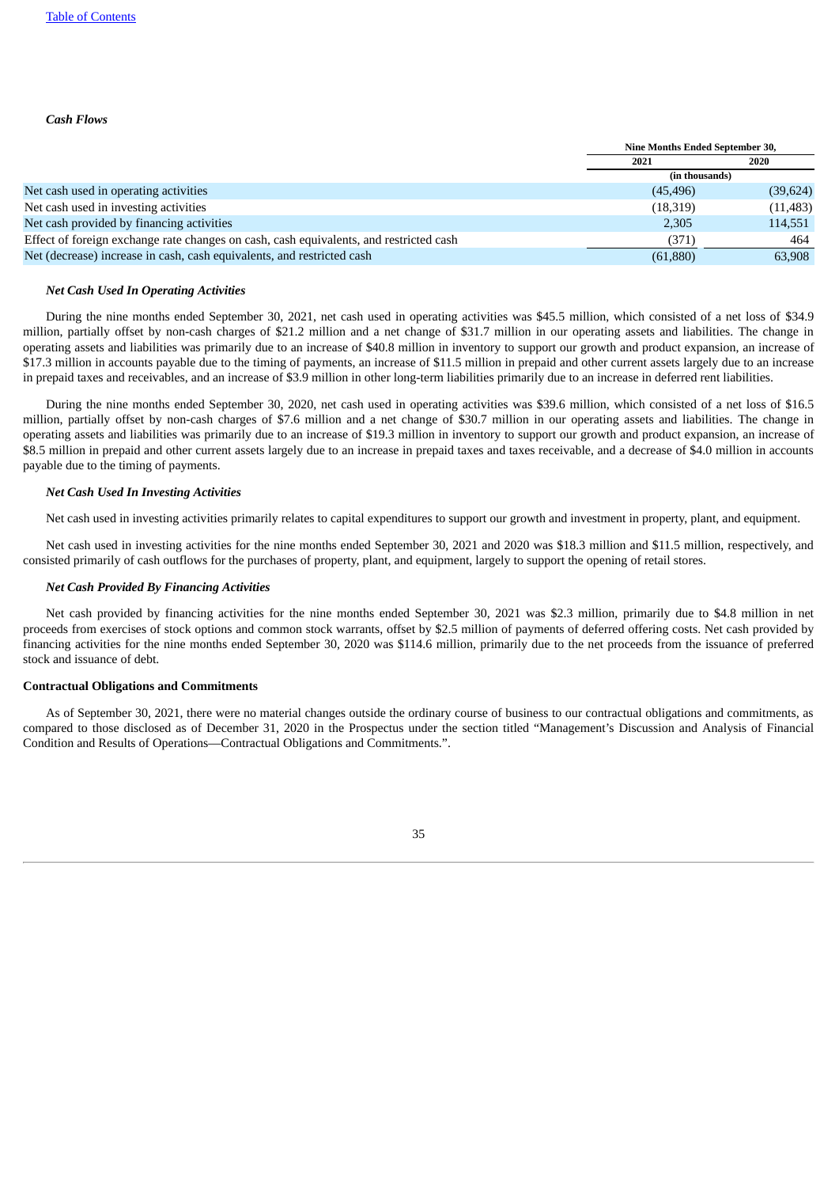### *Cash Flows*

| | Nine Months Ended September 30, | |
|---|---|---|
| | 2021 | 2020 |
| | (in thousands) | |
| Net cash used in operating activities | (45,496) | (39,624) |
| Net cash used in investing activities | (18,319) | (11,483) |
| Net cash provided by financing activities | 2,305 | 114,551 |
| Effect of foreign exchange rate changes on cash, cash equivalents, and restricted cash | (371) | 464 |
| Net (decrease) increase in cash, cash equivalents, and restricted cash | (61,880) | 63,908 |

#### *Net Cash Used In Operating Activities*

During the nine months ended September 30, 2021, net cash used in operating activities was $45.5 million, which consisted of a net loss of $34.9 million, partially offset by non-cash charges of $21.2 million and a net change of $31.7 million in our operating assets and liabilities. The change in operating assets and liabilities was primarily due to an increase of $40.8 million in inventory to support our growth and product expansion, an increase of $17.3 million in accounts payable due to the timing of payments, an increase of $11.5 million in prepaid and other current assets largely due to an increase in prepaid taxes and receivables, and an increase of $3.9 million in other long-term liabilities primarily due to an increase in deferred rent liabilities.

During the nine months ended September 30, 2020, net cash used in operating activities was $39.6 million, which consisted of a net loss of $16.5 million, partially offset by non-cash charges of $7.6 million and a net change of $30.7 million in our operating assets and liabilities. The change in operating assets and liabilities was primarily due to an increase of $19.3 million in inventory to support our growth and product expansion, an increase of $8.5 million in prepaid and other current assets largely due to an increase in prepaid taxes and taxes receivable, and a decrease of $4.0 million in accounts payable due to the timing of payments.

#### *Net Cash Used In Investing Activities*

Net cash used in investing activities primarily relates to capital expenditures to support our growth and investment in property, plant, and equipment.

Net cash used in investing activities for the nine months ended September 30, 2021 and 2020 was $18.3 million and $11.5 million, respectively, and consisted primarily of cash outflows for the purchases of property, plant, and equipment, largely to support the opening of retail stores.

#### *Net Cash Provided By Financing Activities*

Net cash provided by financing activities for the nine months ended September 30, 2021 was $2.3 million, primarily due to $4.8 million in net proceeds from exercises of stock options and common stock warrants, offset by $2.5 million of payments of deferred offering costs. Net cash provided by financing activities for the nine months ended September 30, 2020 was $114.6 million, primarily due to the net proceeds from the issuance of preferred stock and issuance of debt.

### **Contractual Obligations and Commitments**

As of September 30, 2021, there were no material changes outside the ordinary course of business to our contractual obligations and commitments, as compared to those disclosed as of December 31, 2020 in the Prospectus under the section titled "Management's Discussion and Analysis of Financial Condition and Results of Operations—Contractual Obligations and Commitments.".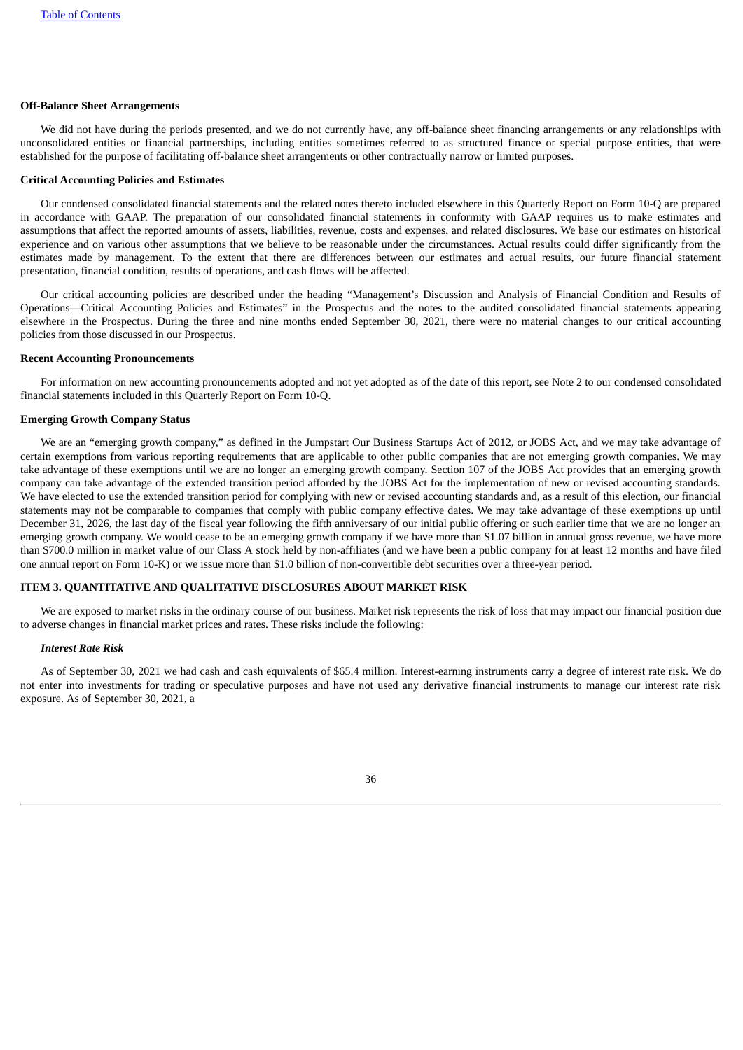**Off-Balance Sheet Arrangements**

We did not have during the periods presented, and we do not currently have, any off-balance sheet financing arrangements or any relationships with unconsolidated entities or financial partnerships, including entities sometimes referred to as structured finance or special purpose entities, that were established for the purpose of facilitating off-balance sheet arrangements or other contractually narrow or limited purposes.

**Critical Accounting Policies and Estimates**

Our condensed consolidated financial statements and the related notes thereto included elsewhere in this Quarterly Report on Form 10-Q are prepared in accordance with GAAP. The preparation of our consolidated financial statements in conformity with GAAP requires us to make estimates and assumptions that affect the reported amounts of assets, liabilities, revenue, costs and expenses, and related disclosures. We base our estimates on historical experience and on various other assumptions that we believe to be reasonable under the circumstances. Actual results could differ significantly from the estimates made by management. To the extent that there are differences between our estimates and actual results, our future financial statement presentation, financial condition, results of operations, and cash flows will be affected.

Our critical accounting policies are described under the heading "Management's Discussion and Analysis of Financial Condition and Results of Operations—Critical Accounting Policies and Estimates" in the Prospectus and the notes to the audited consolidated financial statements appearing elsewhere in the Prospectus. During the three and nine months ended September 30, 2021, there were no material changes to our critical accounting policies from those discussed in our Prospectus.

**Recent Accounting Pronouncements**

For information on new accounting pronouncements adopted and not yet adopted as of the date of this report, see Note 2 to our condensed consolidated financial statements included in this Quarterly Report on Form 10-Q.

**Emerging Growth Company Status**

We are an "emerging growth company," as defined in the Jumpstart Our Business Startups Act of 2012, or JOBS Act, and we may take advantage of certain exemptions from various reporting requirements that are applicable to other public companies that are not emerging growth companies. We may take advantage of these exemptions until we are no longer an emerging growth company. Section 107 of the JOBS Act provides that an emerging growth company can take advantage of the extended transition period afforded by the JOBS Act for the implementation of new or revised accounting standards. We have elected to use the extended transition period for complying with new or revised accounting standards and, as a result of this election, our financial statements may not be comparable to companies that comply with public company effective dates. We may take advantage of these exemptions up until December 31, 2026, the last day of the fiscal year following the fifth anniversary of our initial public offering or such earlier time that we are no longer an emerging growth company. We would cease to be an emerging growth company if we have more than $1.07 billion in annual gross revenue, we have more than $700.0 million in market value of our Class A stock held by non-affiliates (and we have been a public company for at least 12 months and have filed one annual report on Form 10-K) or we issue more than $1.0 billion of non-convertible debt securities over a three-year period.

## ITEM 3. QUANTITATIVE AND QUALITATIVE DISCLOSURES ABOUT MARKET RISK

We are exposed to market risks in the ordinary course of our business. Market risk represents the risk of loss that may impact our financial position due to adverse changes in financial market prices and rates. These risks include the following:

***Interest Rate Risk***

As of September 30, 2021 we had cash and cash equivalents of $65.4 million. Interest-earning instruments carry a degree of interest rate risk. We do not enter into investments for trading or speculative purposes and have not used any derivative financial instruments to manage our interest rate risk exposure. As of September 30, 2021, a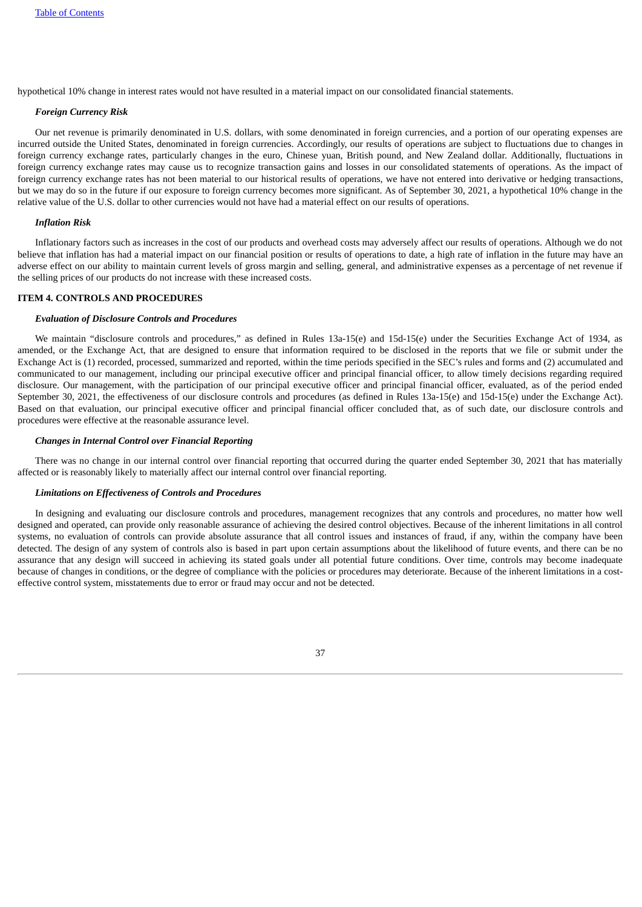hypothetical 10% change in interest rates would not have resulted in a material impact on our consolidated financial statements.

***Foreign Currency Risk***

Our net revenue is primarily denominated in U.S. dollars, with some denominated in foreign currencies, and a portion of our operating expenses are incurred outside the United States, denominated in foreign currencies. Accordingly, our results of operations are subject to fluctuations due to changes in foreign currency exchange rates, particularly changes in the euro, Chinese yuan, British pound, and New Zealand dollar. Additionally, fluctuations in foreign currency exchange rates may cause us to recognize transaction gains and losses in our consolidated statements of operations. As the impact of foreign currency exchange rates has not been material to our historical results of operations, we have not entered into derivative or hedging transactions, but we may do so in the future if our exposure to foreign currency becomes more significant. As of September 30, 2021, a hypothetical 10% change in the relative value of the U.S. dollar to other currencies would not have had a material effect on our results of operations.

***Inflation Risk***

Inflationary factors such as increases in the cost of our products and overhead costs may adversely affect our results of operations. Although we do not believe that inflation has had a material impact on our financial position or results of operations to date, a high rate of inflation in the future may have an adverse effect on our ability to maintain current levels of gross margin and selling, general, and administrative expenses as a percentage of net revenue if the selling prices of our products do not increase with these increased costs.

## ITEM 4. CONTROLS AND PROCEDURES

***Evaluation of Disclosure Controls and Procedures***

We maintain "disclosure controls and procedures," as defined in Rules 13a-15(e) and 15d-15(e) under the Securities Exchange Act of 1934, as amended, or the Exchange Act, that are designed to ensure that information required to be disclosed in the reports that we file or submit under the Exchange Act is (1) recorded, processed, summarized and reported, within the time periods specified in the SEC's rules and forms and (2) accumulated and communicated to our management, including our principal executive officer and principal financial officer, to allow timely decisions regarding required disclosure. Our management, with the participation of our principal executive officer and principal financial officer, evaluated, as of the period ended September 30, 2021, the effectiveness of our disclosure controls and procedures (as defined in Rules 13a-15(e) and 15d-15(e) under the Exchange Act). Based on that evaluation, our principal executive officer and principal financial officer concluded that, as of such date, our disclosure controls and procedures were effective at the reasonable assurance level.

***Changes in Internal Control over Financial Reporting***

There was no change in our internal control over financial reporting that occurred during the quarter ended September 30, 2021 that has materially affected or is reasonably likely to materially affect our internal control over financial reporting.

***Limitations on Effectiveness of Controls and Procedures***

In designing and evaluating our disclosure controls and procedures, management recognizes that any controls and procedures, no matter how well designed and operated, can provide only reasonable assurance of achieving the desired control objectives. Because of the inherent limitations in all control systems, no evaluation of controls can provide absolute assurance that all control issues and instances of fraud, if any, within the company have been detected. The design of any system of controls also is based in part upon certain assumptions about the likelihood of future events, and there can be no assurance that any design will succeed in achieving its stated goals under all potential future conditions. Over time, controls may become inadequate because of changes in conditions, or the degree of compliance with the policies or procedures may deteriorate. Because of the inherent limitations in a cost-effective control system, misstatements due to error or fraud may occur and not be detected.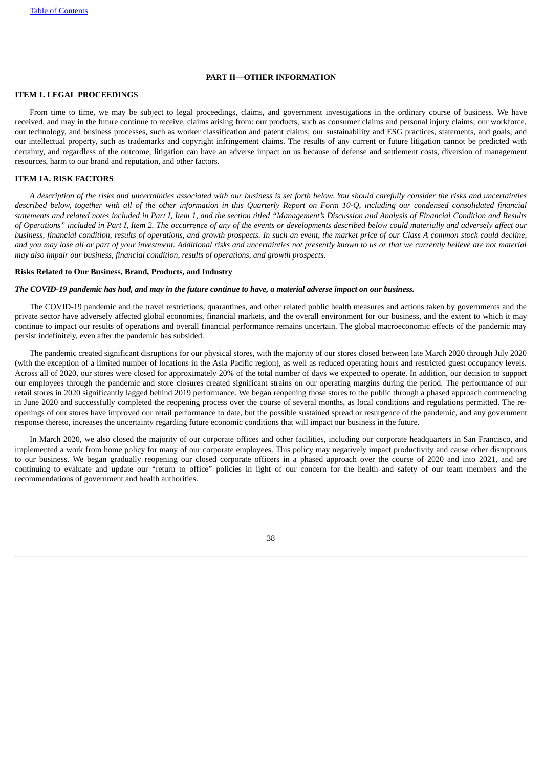## PART II—OTHER INFORMATION

### ITEM 1. LEGAL PROCEEDINGS

From time to time, we may be subject to legal proceedings, claims, and government investigations in the ordinary course of business. We have received, and may in the future continue to receive, claims arising from: our products, such as consumer claims and personal injury claims; our workforce, our technology, and business processes, such as worker classification and patent claims; our sustainability and ESG practices, statements, and goals; and our intellectual property, such as trademarks and copyright infringement claims. The results of any current or future litigation cannot be predicted with certainty, and regardless of the outcome, litigation can have an adverse impact on us because of defense and settlement costs, diversion of management resources, harm to our brand and reputation, and other factors.

### ITEM 1A. RISK FACTORS

*A description of the risks and uncertainties associated with our business is set forth below. You should carefully consider the risks and uncertainties described below, together with all of the other information in this Quarterly Report on Form 10-Q, including our condensed consolidated financial statements and related notes included in Part I, Item 1, and the section titled "Management's Discussion and Analysis of Financial Condition and Results of Operations" included in Part I, Item 2. The occurrence of any of the events or developments described below could materially and adversely affect our business, financial condition, results of operations, and growth prospects. In such an event, the market price of our Class A common stock could decline, and you may lose all or part of your investment. Additional risks and uncertainties not presently known to us or that we currently believe are not material may also impair our business, financial condition, results of operations, and growth prospects.*

#### Risks Related to Our Business, Brand, Products, and Industry

***The COVID-19 pandemic has had, and may in the future continue to have, a material adverse impact on our business.***

The COVID-19 pandemic and the travel restrictions, quarantines, and other related public health measures and actions taken by governments and the private sector have adversely affected global economies, financial markets, and the overall environment for our business, and the extent to which it may continue to impact our results of operations and overall financial performance remains uncertain. The global macroeconomic effects of the pandemic may persist indefinitely, even after the pandemic has subsided.

The pandemic created significant disruptions for our physical stores, with the majority of our stores closed between late March 2020 through July 2020 (with the exception of a limited number of locations in the Asia Pacific region), as well as reduced operating hours and restricted guest occupancy levels. Across all of 2020, our stores were closed for approximately 20% of the total number of days we expected to operate. In addition, our decision to support our employees through the pandemic and store closures created significant strains on our operating margins during the period. The performance of our retail stores in 2020 significantly lagged behind 2019 performance. We began reopening those stores to the public through a phased approach commencing in June 2020 and successfully completed the reopening process over the course of several months, as local conditions and regulations permitted. The re-openings of our stores have improved our retail performance to date, but the possible sustained spread or resurgence of the pandemic, and any government response thereto, increases the uncertainty regarding future economic conditions that will impact our business in the future.

In March 2020, we also closed the majority of our corporate offices and other facilities, including our corporate headquarters in San Francisco, and implemented a work from home policy for many of our corporate employees. This policy may negatively impact productivity and cause other disruptions to our business. We began gradually reopening our closed corporate officers in a phased approach over the course of 2020 and into 2021, and are continuing to evaluate and update our "return to office" policies in light of our concern for the health and safety of our team members and the recommendations of government and health authorities.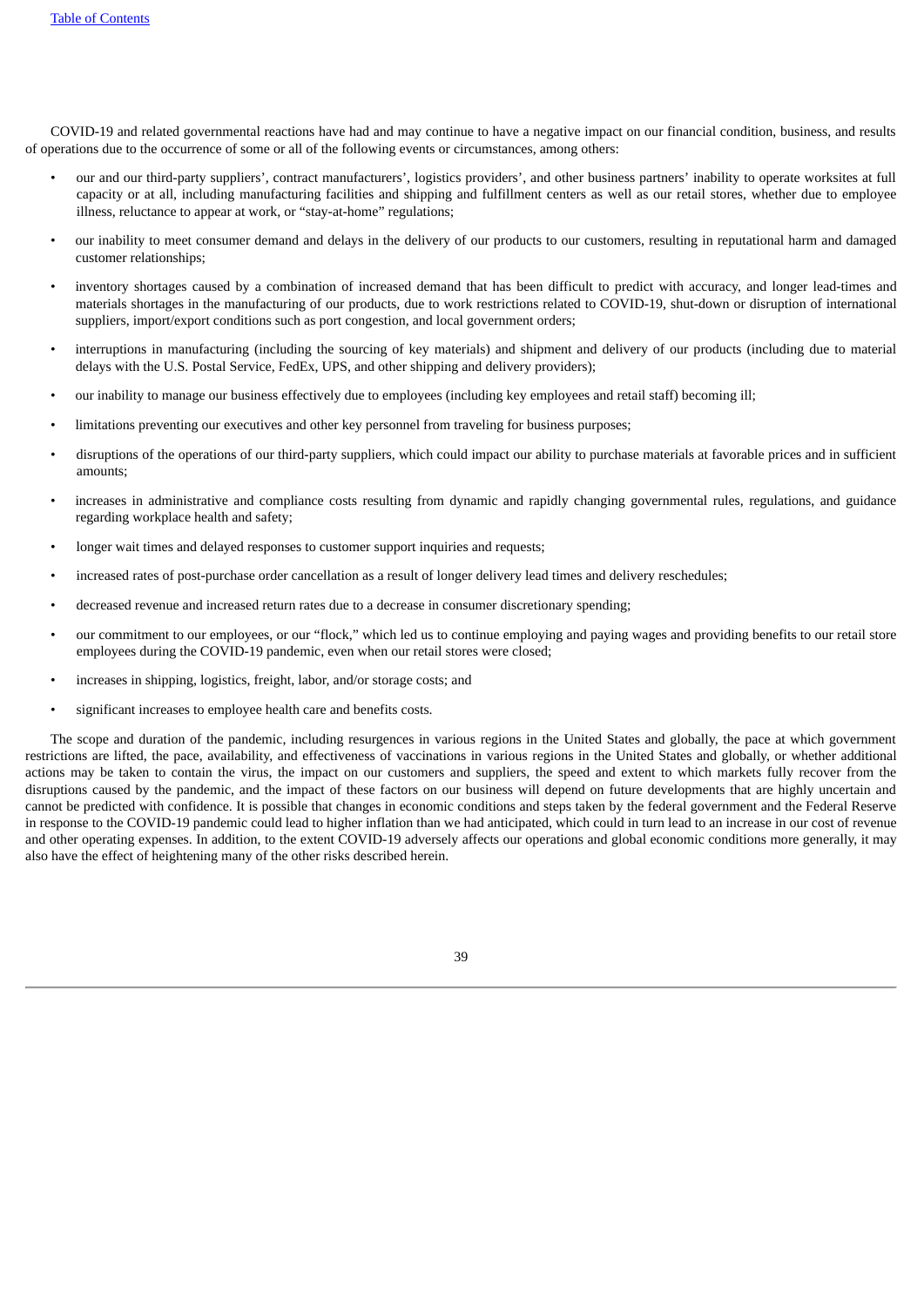COVID-19 and related governmental reactions have had and may continue to have a negative impact on our financial condition, business, and results of operations due to the occurrence of some or all of the following events or circumstances, among others:

- our and our third-party suppliers', contract manufacturers', logistics providers', and other business partners' inability to operate worksites at full capacity or at all, including manufacturing facilities and shipping and fulfillment centers as well as our retail stores, whether due to employee illness, reluctance to appear at work, or "stay-at-home" regulations;
- our inability to meet consumer demand and delays in the delivery of our products to our customers, resulting in reputational harm and damaged customer relationships;
- inventory shortages caused by a combination of increased demand that has been difficult to predict with accuracy, and longer lead-times and materials shortages in the manufacturing of our products, due to work restrictions related to COVID-19, shut-down or disruption of international suppliers, import/export conditions such as port congestion, and local government orders;
- interruptions in manufacturing (including the sourcing of key materials) and shipment and delivery of our products (including due to material delays with the U.S. Postal Service, FedEx, UPS, and other shipping and delivery providers);
- our inability to manage our business effectively due to employees (including key employees and retail staff) becoming ill;
- limitations preventing our executives and other key personnel from traveling for business purposes;
- disruptions of the operations of our third-party suppliers, which could impact our ability to purchase materials at favorable prices and in sufficient amounts;
- increases in administrative and compliance costs resulting from dynamic and rapidly changing governmental rules, regulations, and guidance regarding workplace health and safety;
- longer wait times and delayed responses to customer support inquiries and requests;
- increased rates of post-purchase order cancellation as a result of longer delivery lead times and delivery reschedules;
- decreased revenue and increased return rates due to a decrease in consumer discretionary spending;
- our commitment to our employees, or our "flock," which led us to continue employing and paying wages and providing benefits to our retail store employees during the COVID-19 pandemic, even when our retail stores were closed;
- increases in shipping, logistics, freight, labor, and/or storage costs; and
- significant increases to employee health care and benefits costs.

The scope and duration of the pandemic, including resurgences in various regions in the United States and globally, the pace at which government restrictions are lifted, the pace, availability, and effectiveness of vaccinations in various regions in the United States and globally, or whether additional actions may be taken to contain the virus, the impact on our customers and suppliers, the speed and extent to which markets fully recover from the disruptions caused by the pandemic, and the impact of these factors on our business will depend on future developments that are highly uncertain and cannot be predicted with confidence. It is possible that changes in economic conditions and steps taken by the federal government and the Federal Reserve in response to the COVID-19 pandemic could lead to higher inflation than we had anticipated, which could in turn lead to an increase in our cost of revenue and other operating expenses. In addition, to the extent COVID-19 adversely affects our operations and global economic conditions more generally, it may also have the effect of heightening many of the other risks described herein.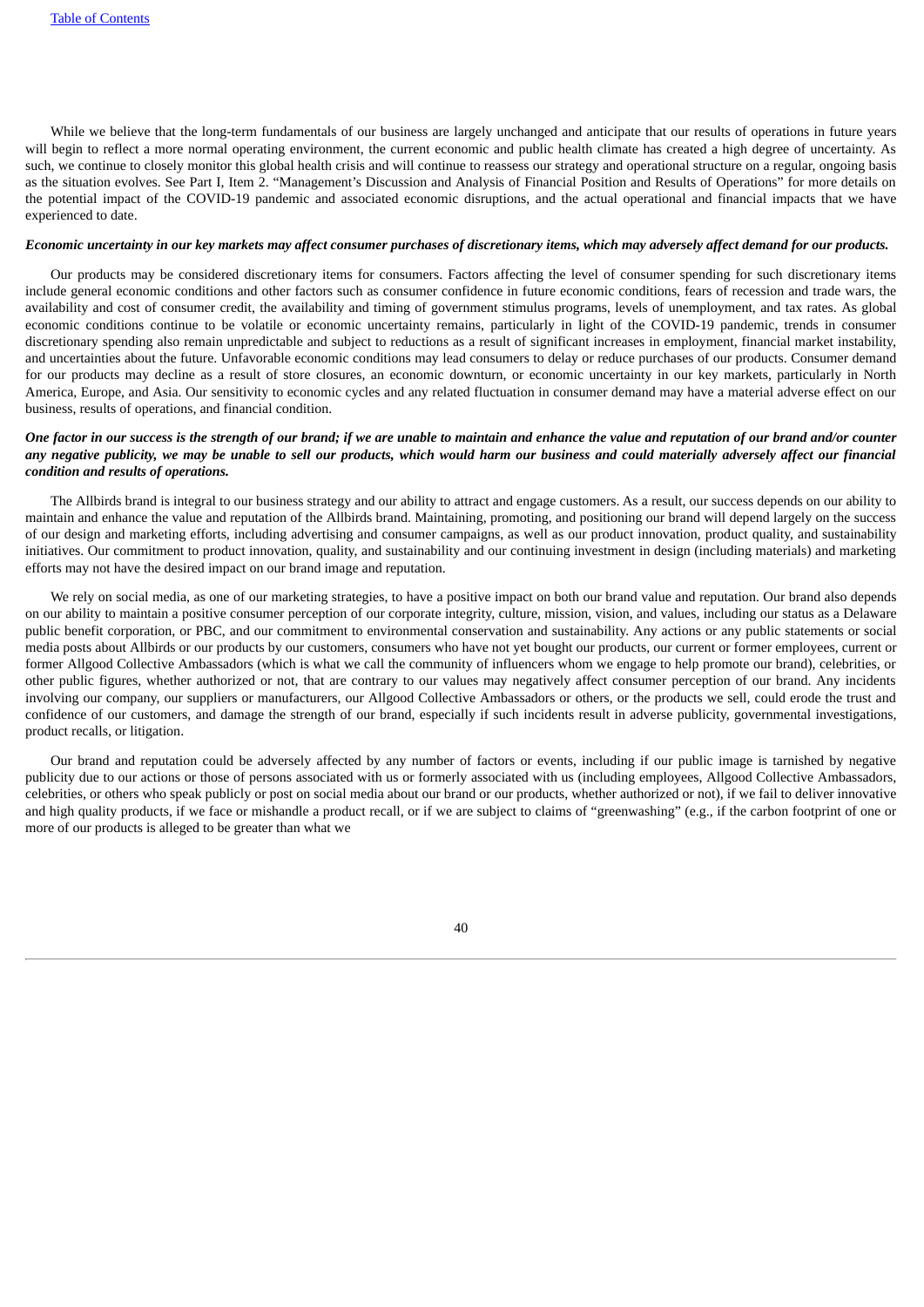While we believe that the long-term fundamentals of our business are largely unchanged and anticipate that our results of operations in future years will begin to reflect a more normal operating environment, the current economic and public health climate has created a high degree of uncertainty. As such, we continue to closely monitor this global health crisis and will continue to reassess our strategy and operational structure on a regular, ongoing basis as the situation evolves. See Part I, Item 2. "Management's Discussion and Analysis of Financial Position and Results of Operations" for more details on the potential impact of the COVID-19 pandemic and associated economic disruptions, and the actual operational and financial impacts that we have experienced to date.

***Economic uncertainty in our key markets may affect consumer purchases of discretionary items, which may adversely affect demand for our products.***

Our products may be considered discretionary items for consumers. Factors affecting the level of consumer spending for such discretionary items include general economic conditions and other factors such as consumer confidence in future economic conditions, fears of recession and trade wars, the availability and cost of consumer credit, the availability and timing of government stimulus programs, levels of unemployment, and tax rates. As global economic conditions continue to be volatile or economic uncertainty remains, particularly in light of the COVID-19 pandemic, trends in consumer discretionary spending also remain unpredictable and subject to reductions as a result of significant increases in employment, financial market instability, and uncertainties about the future. Unfavorable economic conditions may lead consumers to delay or reduce purchases of our products. Consumer demand for our products may decline as a result of store closures, an economic downturn, or economic uncertainty in our key markets, particularly in North America, Europe, and Asia. Our sensitivity to economic cycles and any related fluctuation in consumer demand may have a material adverse effect on our business, results of operations, and financial condition.

***One factor in our success is the strength of our brand; if we are unable to maintain and enhance the value and reputation of our brand and/or counter any negative publicity, we may be unable to sell our products, which would harm our business and could materially adversely affect our financial condition and results of operations.***

The Allbirds brand is integral to our business strategy and our ability to attract and engage customers. As a result, our success depends on our ability to maintain and enhance the value and reputation of the Allbirds brand. Maintaining, promoting, and positioning our brand will depend largely on the success of our design and marketing efforts, including advertising and consumer campaigns, as well as our product innovation, product quality, and sustainability initiatives. Our commitment to product innovation, quality, and sustainability and our continuing investment in design (including materials) and marketing efforts may not have the desired impact on our brand image and reputation.

We rely on social media, as one of our marketing strategies, to have a positive impact on both our brand value and reputation. Our brand also depends on our ability to maintain a positive consumer perception of our corporate integrity, culture, mission, vision, and values, including our status as a Delaware public benefit corporation, or PBC, and our commitment to environmental conservation and sustainability. Any actions or any public statements or social media posts about Allbirds or our products by our customers, consumers who have not yet bought our products, our current or former employees, current or former Allgood Collective Ambassadors (which is what we call the community of influencers whom we engage to help promote our brand), celebrities, or other public figures, whether authorized or not, that are contrary to our values may negatively affect consumer perception of our brand. Any incidents involving our company, our suppliers or manufacturers, our Allgood Collective Ambassadors or others, or the products we sell, could erode the trust and confidence of our customers, and damage the strength of our brand, especially if such incidents result in adverse publicity, governmental investigations, product recalls, or litigation.

Our brand and reputation could be adversely affected by any number of factors or events, including if our public image is tarnished by negative publicity due to our actions or those of persons associated with us or formerly associated with us (including employees, Allgood Collective Ambassadors, celebrities, or others who speak publicly or post on social media about our brand or our products, whether authorized or not), if we fail to deliver innovative and high quality products, if we face or mishandle a product recall, or if we are subject to claims of "greenwashing" (e.g., if the carbon footprint of one or more of our products is alleged to be greater than what we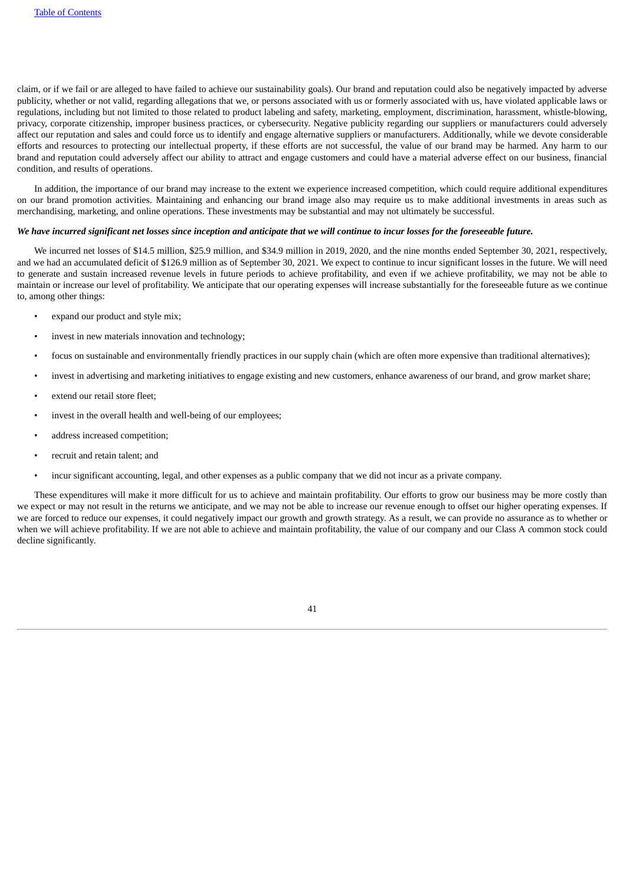claim, or if we fail or are alleged to have failed to achieve our sustainability goals). Our brand and reputation could also be negatively impacted by adverse publicity, whether or not valid, regarding allegations that we, or persons associated with us or formerly associated with us, have violated applicable laws or regulations, including but not limited to those related to product labeling and safety, marketing, employment, discrimination, harassment, whistle-blowing, privacy, corporate citizenship, improper business practices, or cybersecurity. Negative publicity regarding our suppliers or manufacturers could adversely affect our reputation and sales and could force us to identify and engage alternative suppliers or manufacturers. Additionally, while we devote considerable efforts and resources to protecting our intellectual property, if these efforts are not successful, the value of our brand may be harmed. Any harm to our brand and reputation could adversely affect our ability to attract and engage customers and could have a material adverse effect on our business, financial condition, and results of operations.

In addition, the importance of our brand may increase to the extent we experience increased competition, which could require additional expenditures on our brand promotion activities. Maintaining and enhancing our brand image also may require us to make additional investments in areas such as merchandising, marketing, and online operations. These investments may be substantial and may not ultimately be successful.

***We have incurred significant net losses since inception and anticipate that we will continue to incur losses for the foreseeable future.***

We incurred net losses of $14.5 million, $25.9 million, and $34.9 million in 2019, 2020, and the nine months ended September 30, 2021, respectively, and we had an accumulated deficit of $126.9 million as of September 30, 2021. We expect to continue to incur significant losses in the future. We will need to generate and sustain increased revenue levels in future periods to achieve profitability, and even if we achieve profitability, we may not be able to maintain or increase our level of profitability. We anticipate that our operating expenses will increase substantially for the foreseeable future as we continue to, among other things:

- expand our product and style mix;
- invest in new materials innovation and technology;
- focus on sustainable and environmentally friendly practices in our supply chain (which are often more expensive than traditional alternatives);
- invest in advertising and marketing initiatives to engage existing and new customers, enhance awareness of our brand, and grow market share;
- extend our retail store fleet;
- invest in the overall health and well-being of our employees;
- address increased competition;
- recruit and retain talent; and
- incur significant accounting, legal, and other expenses as a public company that we did not incur as a private company.

These expenditures will make it more difficult for us to achieve and maintain profitability. Our efforts to grow our business may be more costly than we expect or may not result in the returns we anticipate, and we may not be able to increase our revenue enough to offset our higher operating expenses. If we are forced to reduce our expenses, it could negatively impact our growth and growth strategy. As a result, we can provide no assurance as to whether or when we will achieve profitability. If we are not able to achieve and maintain profitability, the value of our company and our Class A common stock could decline significantly.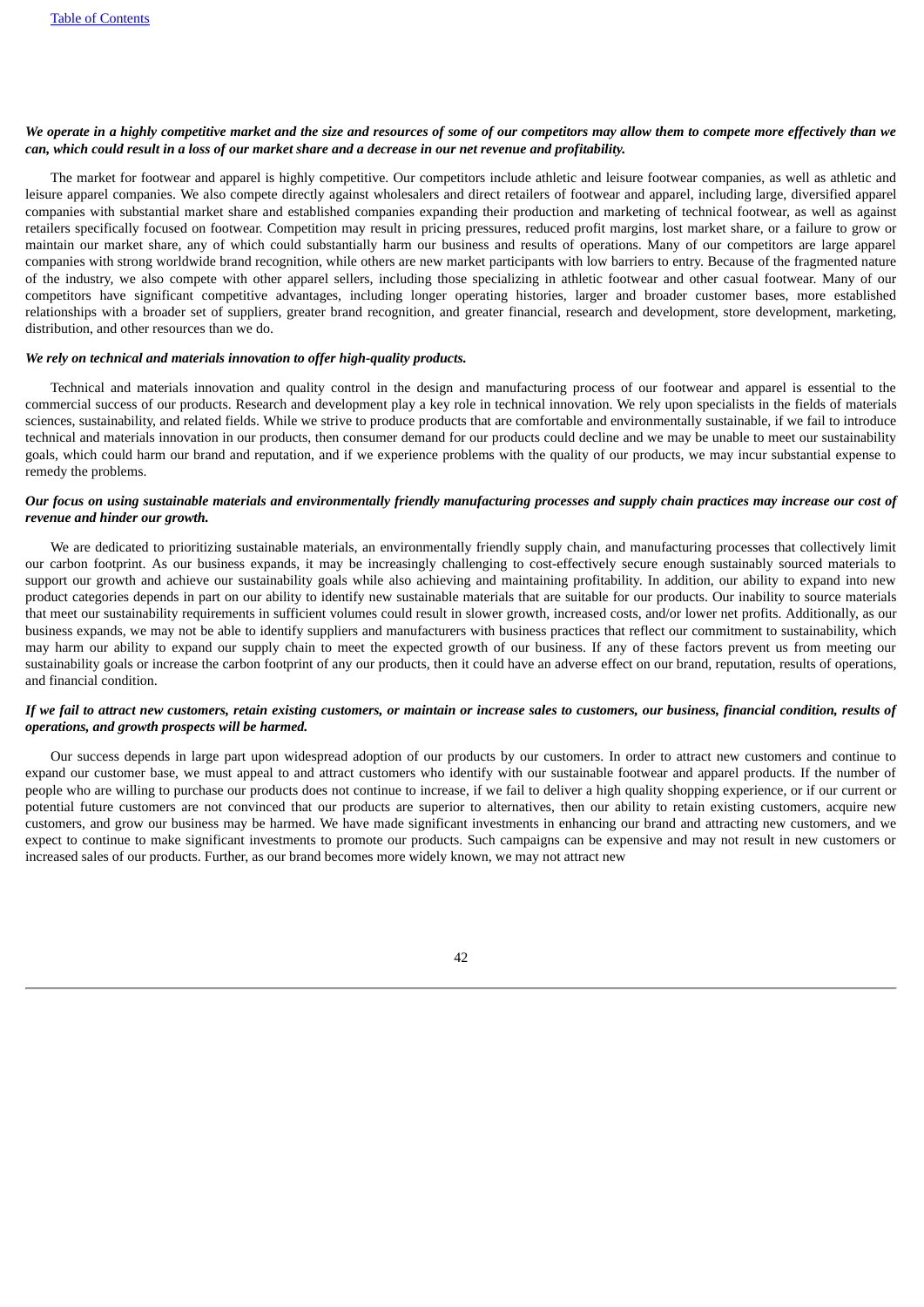***We operate in a highly competitive market and the size and resources of some of our competitors may allow them to compete more effectively than we can, which could result in a loss of our market share and a decrease in our net revenue and profitability.***

The market for footwear and apparel is highly competitive. Our competitors include athletic and leisure footwear companies, as well as athletic and leisure apparel companies. We also compete directly against wholesalers and direct retailers of footwear and apparel, including large, diversified apparel companies with substantial market share and established companies expanding their production and marketing of technical footwear, as well as against retailers specifically focused on footwear. Competition may result in pricing pressures, reduced profit margins, lost market share, or a failure to grow or maintain our market share, any of which could substantially harm our business and results of operations. Many of our competitors are large apparel companies with strong worldwide brand recognition, while others are new market participants with low barriers to entry. Because of the fragmented nature of the industry, we also compete with other apparel sellers, including those specializing in athletic footwear and other casual footwear. Many of our competitors have significant competitive advantages, including longer operating histories, larger and broader customer bases, more established relationships with a broader set of suppliers, greater brand recognition, and greater financial, research and development, store development, marketing, distribution, and other resources than we do.

***We rely on technical and materials innovation to offer high-quality products.***

Technical and materials innovation and quality control in the design and manufacturing process of our footwear and apparel is essential to the commercial success of our products. Research and development play a key role in technical innovation. We rely upon specialists in the fields of materials sciences, sustainability, and related fields. While we strive to produce products that are comfortable and environmentally sustainable, if we fail to introduce technical and materials innovation in our products, then consumer demand for our products could decline and we may be unable to meet our sustainability goals, which could harm our brand and reputation, and if we experience problems with the quality of our products, we may incur substantial expense to remedy the problems.

***Our focus on using sustainable materials and environmentally friendly manufacturing processes and supply chain practices may increase our cost of revenue and hinder our growth.***

We are dedicated to prioritizing sustainable materials, an environmentally friendly supply chain, and manufacturing processes that collectively limit our carbon footprint. As our business expands, it may be increasingly challenging to cost-effectively secure enough sustainably sourced materials to support our growth and achieve our sustainability goals while also achieving and maintaining profitability. In addition, our ability to expand into new product categories depends in part on our ability to identify new sustainable materials that are suitable for our products. Our inability to source materials that meet our sustainability requirements in sufficient volumes could result in slower growth, increased costs, and/or lower net profits. Additionally, as our business expands, we may not be able to identify suppliers and manufacturers with business practices that reflect our commitment to sustainability, which may harm our ability to expand our supply chain to meet the expected growth of our business. If any of these factors prevent us from meeting our sustainability goals or increase the carbon footprint of any our products, then it could have an adverse effect on our brand, reputation, results of operations, and financial condition.

***If we fail to attract new customers, retain existing customers, or maintain or increase sales to customers, our business, financial condition, results of operations, and growth prospects will be harmed.***

Our success depends in large part upon widespread adoption of our products by our customers. In order to attract new customers and continue to expand our customer base, we must appeal to and attract customers who identify with our sustainable footwear and apparel products. If the number of people who are willing to purchase our products does not continue to increase, if we fail to deliver a high quality shopping experience, or if our current or potential future customers are not convinced that our products are superior to alternatives, then our ability to retain existing customers, acquire new customers, and grow our business may be harmed. We have made significant investments in enhancing our brand and attracting new customers, and we expect to continue to make significant investments to promote our products. Such campaigns can be expensive and may not result in new customers or increased sales of our products. Further, as our brand becomes more widely known, we may not attract new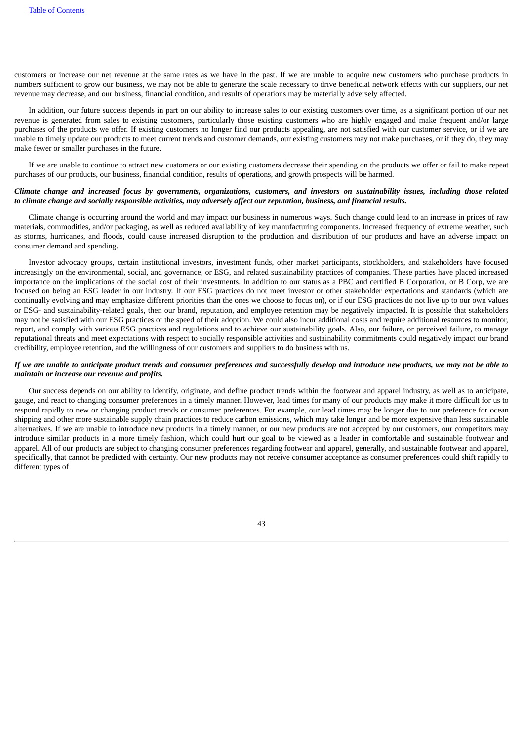customers or increase our net revenue at the same rates as we have in the past. If we are unable to acquire new customers who purchase products in numbers sufficient to grow our business, we may not be able to generate the scale necessary to drive beneficial network effects with our suppliers, our net revenue may decrease, and our business, financial condition, and results of operations may be materially adversely affected.

In addition, our future success depends in part on our ability to increase sales to our existing customers over time, as a significant portion of our net revenue is generated from sales to existing customers, particularly those existing customers who are highly engaged and make frequent and/or large purchases of the products we offer. If existing customers no longer find our products appealing, are not satisfied with our customer service, or if we are unable to timely update our products to meet current trends and customer demands, our existing customers may not make purchases, or if they do, they may make fewer or smaller purchases in the future.

If we are unable to continue to attract new customers or our existing customers decrease their spending on the products we offer or fail to make repeat purchases of our products, our business, financial condition, results of operations, and growth prospects will be harmed.

***Climate change and increased focus by governments, organizations, customers, and investors on sustainability issues, including those related to climate change and socially responsible activities, may adversely affect our reputation, business, and financial results.***

Climate change is occurring around the world and may impact our business in numerous ways. Such change could lead to an increase in prices of raw materials, commodities, and/or packaging, as well as reduced availability of key manufacturing components. Increased frequency of extreme weather, such as storms, hurricanes, and floods, could cause increased disruption to the production and distribution of our products and have an adverse impact on consumer demand and spending.

Investor advocacy groups, certain institutional investors, investment funds, other market participants, stockholders, and stakeholders have focused increasingly on the environmental, social, and governance, or ESG, and related sustainability practices of companies. These parties have placed increased importance on the implications of the social cost of their investments. In addition to our status as a PBC and certified B Corporation, or B Corp, we are focused on being an ESG leader in our industry. If our ESG practices do not meet investor or other stakeholder expectations and standards (which are continually evolving and may emphasize different priorities than the ones we choose to focus on), or if our ESG practices do not live up to our own values or ESG- and sustainability-related goals, then our brand, reputation, and employee retention may be negatively impacted. It is possible that stakeholders may not be satisfied with our ESG practices or the speed of their adoption. We could also incur additional costs and require additional resources to monitor, report, and comply with various ESG practices and regulations and to achieve our sustainability goals. Also, our failure, or perceived failure, to manage reputational threats and meet expectations with respect to socially responsible activities and sustainability commitments could negatively impact our brand credibility, employee retention, and the willingness of our customers and suppliers to do business with us.

***If we are unable to anticipate product trends and consumer preferences and successfully develop and introduce new products, we may not be able to maintain or increase our revenue and profits.***

Our success depends on our ability to identify, originate, and define product trends within the footwear and apparel industry, as well as to anticipate, gauge, and react to changing consumer preferences in a timely manner. However, lead times for many of our products may make it more difficult for us to respond rapidly to new or changing product trends or consumer preferences. For example, our lead times may be longer due to our preference for ocean shipping and other more sustainable supply chain practices to reduce carbon emissions, which may take longer and be more expensive than less sustainable alternatives. If we are unable to introduce new products in a timely manner, or our new products are not accepted by our customers, our competitors may introduce similar products in a more timely fashion, which could hurt our goal to be viewed as a leader in comfortable and sustainable footwear and apparel. All of our products are subject to changing consumer preferences regarding footwear and apparel, generally, and sustainable footwear and apparel, specifically, that cannot be predicted with certainty. Our new products may not receive consumer acceptance as consumer preferences could shift rapidly to different types of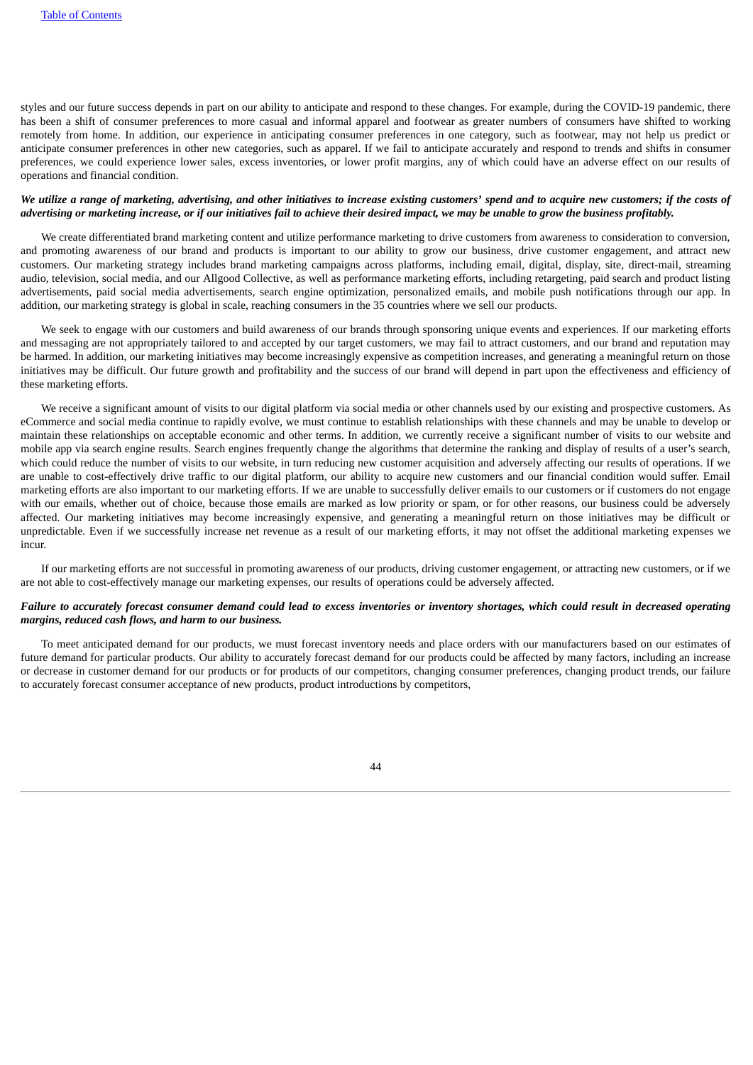styles and our future success depends in part on our ability to anticipate and respond to these changes. For example, during the COVID-19 pandemic, there has been a shift of consumer preferences to more casual and informal apparel and footwear as greater numbers of consumers have shifted to working remotely from home. In addition, our experience in anticipating consumer preferences in one category, such as footwear, may not help us predict or anticipate consumer preferences in other new categories, such as apparel. If we fail to anticipate accurately and respond to trends and shifts in consumer preferences, we could experience lower sales, excess inventories, or lower profit margins, any of which could have an adverse effect on our results of operations and financial condition.

***We utilize a range of marketing, advertising, and other initiatives to increase existing customers' spend and to acquire new customers; if the costs of advertising or marketing increase, or if our initiatives fail to achieve their desired impact, we may be unable to grow the business profitably.***

We create differentiated brand marketing content and utilize performance marketing to drive customers from awareness to consideration to conversion, and promoting awareness of our brand and products is important to our ability to grow our business, drive customer engagement, and attract new customers. Our marketing strategy includes brand marketing campaigns across platforms, including email, digital, display, site, direct-mail, streaming audio, television, social media, and our Allgood Collective, as well as performance marketing efforts, including retargeting, paid search and product listing advertisements, paid social media advertisements, search engine optimization, personalized emails, and mobile push notifications through our app. In addition, our marketing strategy is global in scale, reaching consumers in the 35 countries where we sell our products.

We seek to engage with our customers and build awareness of our brands through sponsoring unique events and experiences. If our marketing efforts and messaging are not appropriately tailored to and accepted by our target customers, we may fail to attract customers, and our brand and reputation may be harmed. In addition, our marketing initiatives may become increasingly expensive as competition increases, and generating a meaningful return on those initiatives may be difficult. Our future growth and profitability and the success of our brand will depend in part upon the effectiveness and efficiency of these marketing efforts.

We receive a significant amount of visits to our digital platform via social media or other channels used by our existing and prospective customers. As eCommerce and social media continue to rapidly evolve, we must continue to establish relationships with these channels and may be unable to develop or maintain these relationships on acceptable economic and other terms. In addition, we currently receive a significant number of visits to our website and mobile app via search engine results. Search engines frequently change the algorithms that determine the ranking and display of results of a user's search, which could reduce the number of visits to our website, in turn reducing new customer acquisition and adversely affecting our results of operations. If we are unable to cost-effectively drive traffic to our digital platform, our ability to acquire new customers and our financial condition would suffer. Email marketing efforts are also important to our marketing efforts. If we are unable to successfully deliver emails to our customers or if customers do not engage with our emails, whether out of choice, because those emails are marked as low priority or spam, or for other reasons, our business could be adversely affected. Our marketing initiatives may become increasingly expensive, and generating a meaningful return on those initiatives may be difficult or unpredictable. Even if we successfully increase net revenue as a result of our marketing efforts, it may not offset the additional marketing expenses we incur.

If our marketing efforts are not successful in promoting awareness of our products, driving customer engagement, or attracting new customers, or if we are not able to cost-effectively manage our marketing expenses, our results of operations could be adversely affected.

***Failure to accurately forecast consumer demand could lead to excess inventories or inventory shortages, which could result in decreased operating margins, reduced cash flows, and harm to our business.***

To meet anticipated demand for our products, we must forecast inventory needs and place orders with our manufacturers based on our estimates of future demand for particular products. Our ability to accurately forecast demand for our products could be affected by many factors, including an increase or decrease in customer demand for our products or for products of our competitors, changing consumer preferences, changing product trends, our failure to accurately forecast consumer acceptance of new products, product introductions by competitors,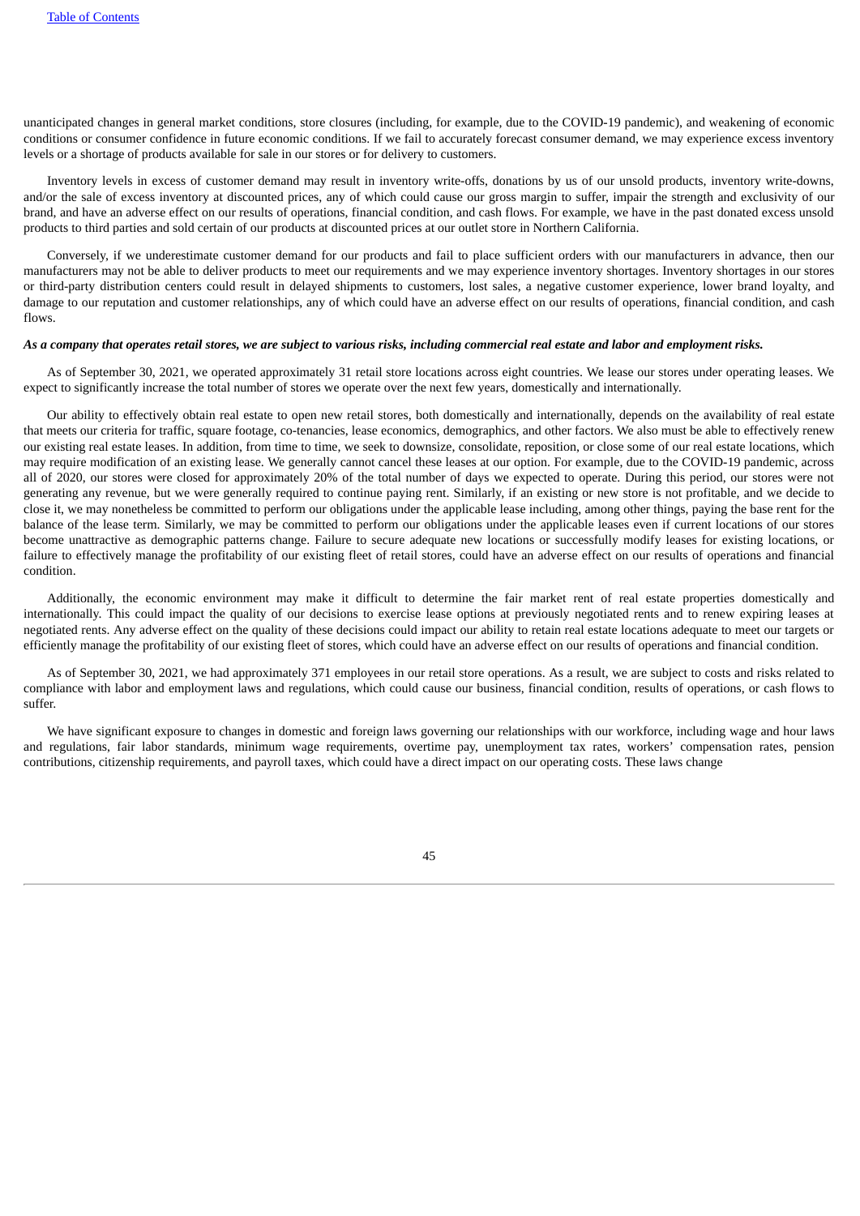unanticipated changes in general market conditions, store closures (including, for example, due to the COVID-19 pandemic), and weakening of economic conditions or consumer confidence in future economic conditions. If we fail to accurately forecast consumer demand, we may experience excess inventory levels or a shortage of products available for sale in our stores or for delivery to customers.

Inventory levels in excess of customer demand may result in inventory write-offs, donations by us of our unsold products, inventory write-downs, and/or the sale of excess inventory at discounted prices, any of which could cause our gross margin to suffer, impair the strength and exclusivity of our brand, and have an adverse effect on our results of operations, financial condition, and cash flows. For example, we have in the past donated excess unsold products to third parties and sold certain of our products at discounted prices at our outlet store in Northern California.

Conversely, if we underestimate customer demand for our products and fail to place sufficient orders with our manufacturers in advance, then our manufacturers may not be able to deliver products to meet our requirements and we may experience inventory shortages. Inventory shortages in our stores or third-party distribution centers could result in delayed shipments to customers, lost sales, a negative customer experience, lower brand loyalty, and damage to our reputation and customer relationships, any of which could have an adverse effect on our results of operations, financial condition, and cash flows.

***As a company that operates retail stores, we are subject to various risks, including commercial real estate and labor and employment risks.***

As of September 30, 2021, we operated approximately 31 retail store locations across eight countries. We lease our stores under operating leases. We expect to significantly increase the total number of stores we operate over the next few years, domestically and internationally.

Our ability to effectively obtain real estate to open new retail stores, both domestically and internationally, depends on the availability of real estate that meets our criteria for traffic, square footage, co-tenancies, lease economics, demographics, and other factors. We also must be able to effectively renew our existing real estate leases. In addition, from time to time, we seek to downsize, consolidate, reposition, or close some of our real estate locations, which may require modification of an existing lease. We generally cannot cancel these leases at our option. For example, due to the COVID-19 pandemic, across all of 2020, our stores were closed for approximately 20% of the total number of days we expected to operate. During this period, our stores were not generating any revenue, but we were generally required to continue paying rent. Similarly, if an existing or new store is not profitable, and we decide to close it, we may nonetheless be committed to perform our obligations under the applicable lease including, among other things, paying the base rent for the balance of the lease term. Similarly, we may be committed to perform our obligations under the applicable leases even if current locations of our stores become unattractive as demographic patterns change. Failure to secure adequate new locations or successfully modify leases for existing locations, or failure to effectively manage the profitability of our existing fleet of retail stores, could have an adverse effect on our results of operations and financial condition.

Additionally, the economic environment may make it difficult to determine the fair market rent of real estate properties domestically and internationally. This could impact the quality of our decisions to exercise lease options at previously negotiated rents and to renew expiring leases at negotiated rents. Any adverse effect on the quality of these decisions could impact our ability to retain real estate locations adequate to meet our targets or efficiently manage the profitability of our existing fleet of stores, which could have an adverse effect on our results of operations and financial condition.

As of September 30, 2021, we had approximately 371 employees in our retail store operations. As a result, we are subject to costs and risks related to compliance with labor and employment laws and regulations, which could cause our business, financial condition, results of operations, or cash flows to suffer.

We have significant exposure to changes in domestic and foreign laws governing our relationships with our workforce, including wage and hour laws and regulations, fair labor standards, minimum wage requirements, overtime pay, unemployment tax rates, workers' compensation rates, pension contributions, citizenship requirements, and payroll taxes, which could have a direct impact on our operating costs. These laws change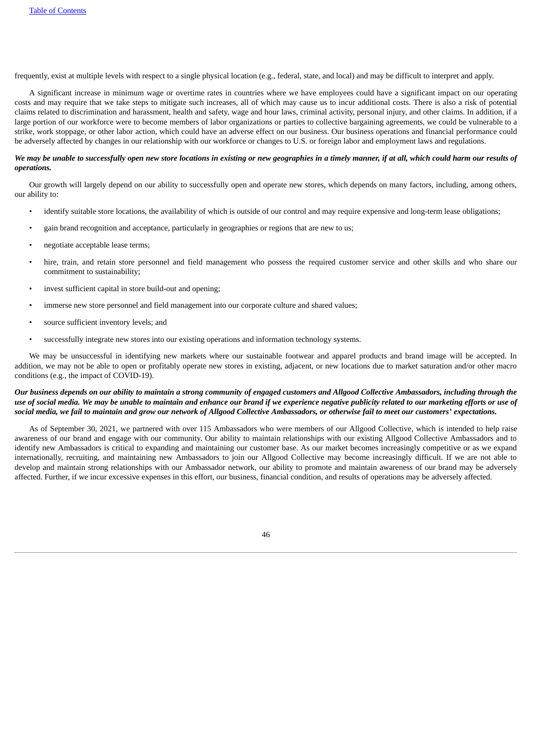frequently, exist at multiple levels with respect to a single physical location (e.g., federal, state, and local) and may be difficult to interpret and apply.

A significant increase in minimum wage or overtime rates in countries where we have employees could have a significant impact on our operating costs and may require that we take steps to mitigate such increases, all of which may cause us to incur additional costs. There is also a risk of potential claims related to discrimination and harassment, health and safety, wage and hour laws, criminal activity, personal injury, and other claims. In addition, if a large portion of our workforce were to become members of labor organizations or parties to collective bargaining agreements, we could be vulnerable to a strike, work stoppage, or other labor action, which could have an adverse effect on our business. Our business operations and financial performance could be adversely affected by changes in our relationship with our workforce or changes to U.S. or foreign labor and employment laws and regulations.

***We may be unable to successfully open new store locations in existing or new geographies in a timely manner, if at all, which could harm our results of operations.***

Our growth will largely depend on our ability to successfully open and operate new stores, which depends on many factors, including, among others, our ability to:

- identify suitable store locations, the availability of which is outside of our control and may require expensive and long-term lease obligations;
- gain brand recognition and acceptance, particularly in geographies or regions that are new to us;
- negotiate acceptable lease terms;
- hire, train, and retain store personnel and field management who possess the required customer service and other skills and who share our commitment to sustainability;
- invest sufficient capital in store build-out and opening;
- immerse new store personnel and field management into our corporate culture and shared values;
- source sufficient inventory levels; and
- successfully integrate new stores into our existing operations and information technology systems.

We may be unsuccessful in identifying new markets where our sustainable footwear and apparel products and brand image will be accepted. In addition, we may not be able to open or profitably operate new stores in existing, adjacent, or new locations due to market saturation and/or other macro conditions (e.g., the impact of COVID-19).

***Our business depends on our ability to maintain a strong community of engaged customers and Allgood Collective Ambassadors, including through the use of social media. We may be unable to maintain and enhance our brand if we experience negative publicity related to our marketing efforts or use of social media, we fail to maintain and grow our network of Allgood Collective Ambassadors, or otherwise fail to meet our customers' expectations.***

As of September 30, 2021, we partnered with over 115 Ambassadors who were members of our Allgood Collective, which is intended to help raise awareness of our brand and engage with our community. Our ability to maintain relationships with our existing Allgood Collective Ambassadors and to identify new Ambassadors is critical to expanding and maintaining our customer base. As our market becomes increasingly competitive or as we expand internationally, recruiting, and maintaining new Ambassadors to join our Allgood Collective may become increasingly difficult. If we are not able to develop and maintain strong relationships with our Ambassador network, our ability to promote and maintain awareness of our brand may be adversely affected. Further, if we incur excessive expenses in this effort, our business, financial condition, and results of operations may be adversely affected.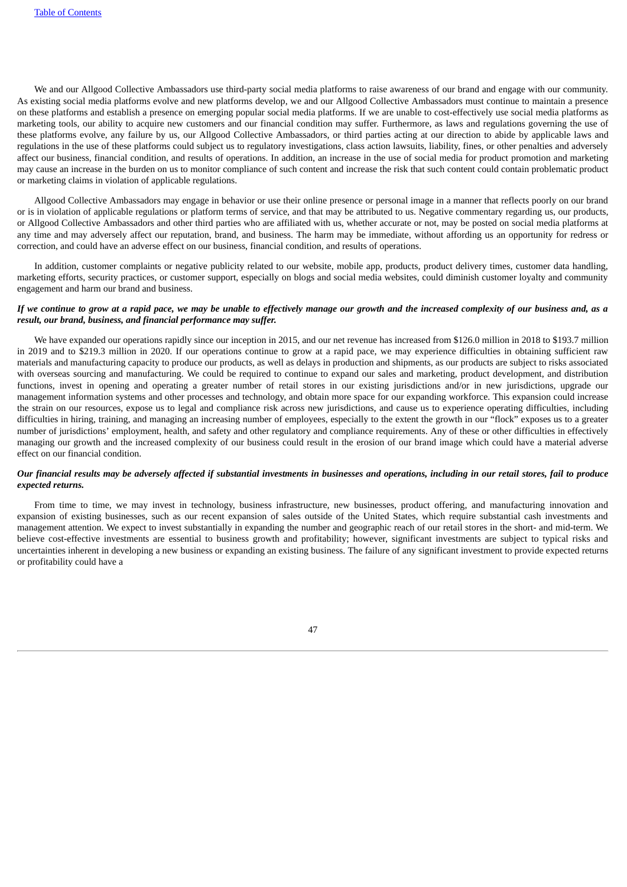We and our Allgood Collective Ambassadors use third-party social media platforms to raise awareness of our brand and engage with our community. As existing social media platforms evolve and new platforms develop, we and our Allgood Collective Ambassadors must continue to maintain a presence on these platforms and establish a presence on emerging popular social media platforms. If we are unable to cost-effectively use social media platforms as marketing tools, our ability to acquire new customers and our financial condition may suffer. Furthermore, as laws and regulations governing the use of these platforms evolve, any failure by us, our Allgood Collective Ambassadors, or third parties acting at our direction to abide by applicable laws and regulations in the use of these platforms could subject us to regulatory investigations, class action lawsuits, liability, fines, or other penalties and adversely affect our business, financial condition, and results of operations. In addition, an increase in the use of social media for product promotion and marketing may cause an increase in the burden on us to monitor compliance of such content and increase the risk that such content could contain problematic product or marketing claims in violation of applicable regulations.

Allgood Collective Ambassadors may engage in behavior or use their online presence or personal image in a manner that reflects poorly on our brand or is in violation of applicable regulations or platform terms of service, and that may be attributed to us. Negative commentary regarding us, our products, or Allgood Collective Ambassadors and other third parties who are affiliated with us, whether accurate or not, may be posted on social media platforms at any time and may adversely affect our reputation, brand, and business. The harm may be immediate, without affording us an opportunity for redress or correction, and could have an adverse effect on our business, financial condition, and results of operations.

In addition, customer complaints or negative publicity related to our website, mobile app, products, product delivery times, customer data handling, marketing efforts, security practices, or customer support, especially on blogs and social media websites, could diminish customer loyalty and community engagement and harm our brand and business.

***If we continue to grow at a rapid pace, we may be unable to effectively manage our growth and the increased complexity of our business and, as a result, our brand, business, and financial performance may suffer.***

We have expanded our operations rapidly since our inception in 2015, and our net revenue has increased from $126.0 million in 2018 to $193.7 million in 2019 and to $219.3 million in 2020. If our operations continue to grow at a rapid pace, we may experience difficulties in obtaining sufficient raw materials and manufacturing capacity to produce our products, as well as delays in production and shipments, as our products are subject to risks associated with overseas sourcing and manufacturing. We could be required to continue to expand our sales and marketing, product development, and distribution functions, invest in opening and operating a greater number of retail stores in our existing jurisdictions and/or in new jurisdictions, upgrade our management information systems and other processes and technology, and obtain more space for our expanding workforce. This expansion could increase the strain on our resources, expose us to legal and compliance risk across new jurisdictions, and cause us to experience operating difficulties, including difficulties in hiring, training, and managing an increasing number of employees, especially to the extent the growth in our "flock" exposes us to a greater number of jurisdictions' employment, health, and safety and other regulatory and compliance requirements. Any of these or other difficulties in effectively managing our growth and the increased complexity of our business could result in the erosion of our brand image which could have a material adverse effect on our financial condition.

***Our financial results may be adversely affected if substantial investments in businesses and operations, including in our retail stores, fail to produce expected returns.***

From time to time, we may invest in technology, business infrastructure, new businesses, product offering, and manufacturing innovation and expansion of existing businesses, such as our recent expansion of sales outside of the United States, which require substantial cash investments and management attention. We expect to invest substantially in expanding the number and geographic reach of our retail stores in the short- and mid-term. We believe cost-effective investments are essential to business growth and profitability; however, significant investments are subject to typical risks and uncertainties inherent in developing a new business or expanding an existing business. The failure of any significant investment to provide expected returns or profitability could have a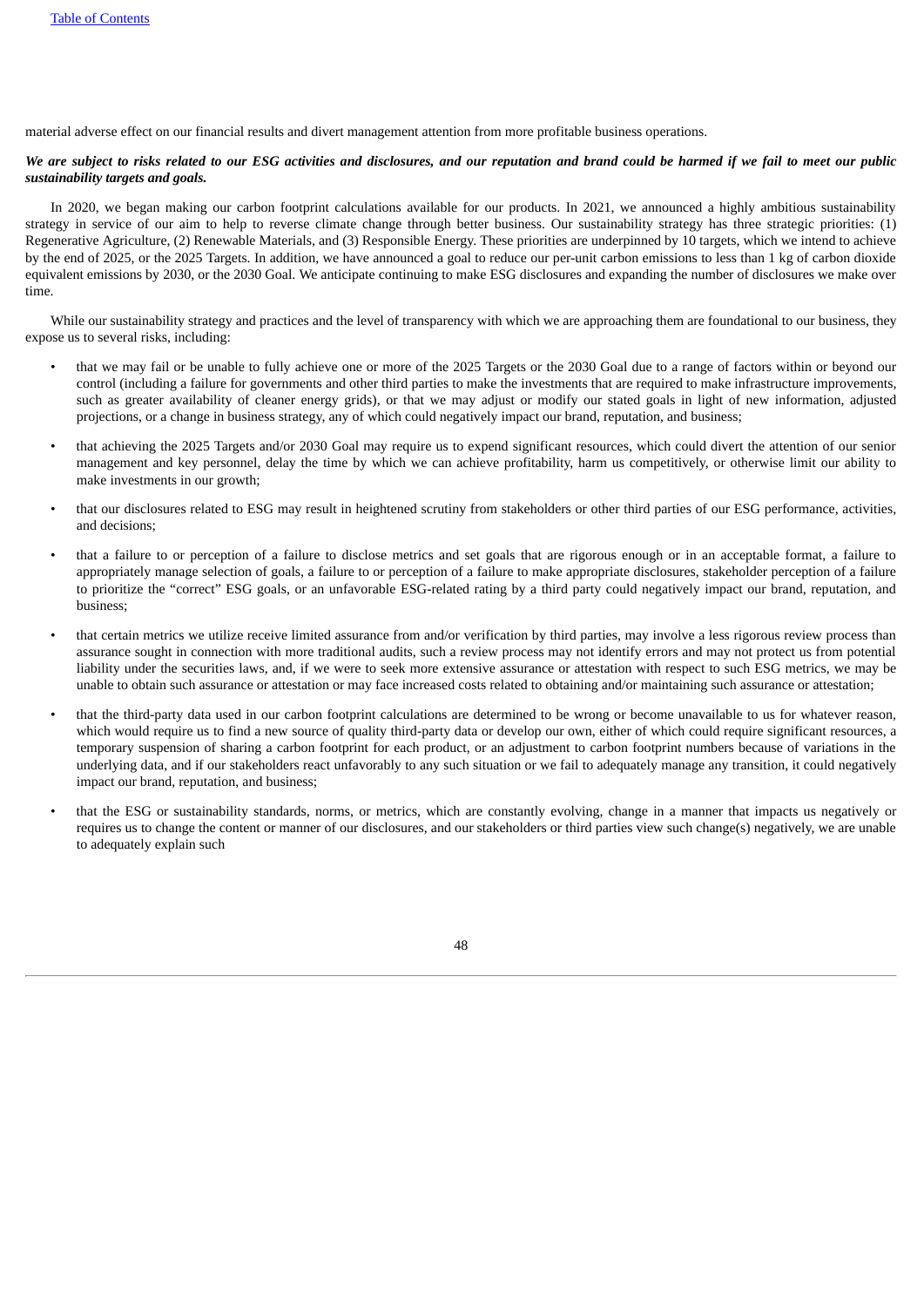material adverse effect on our financial results and divert management attention from more profitable business operations.

***We are subject to risks related to our ESG activities and disclosures, and our reputation and brand could be harmed if we fail to meet our public sustainability targets and goals.***

In 2020, we began making our carbon footprint calculations available for our products. In 2021, we announced a highly ambitious sustainability strategy in service of our aim to help to reverse climate change through better business. Our sustainability strategy has three strategic priorities: (1) Regenerative Agriculture, (2) Renewable Materials, and (3) Responsible Energy. These priorities are underpinned by 10 targets, which we intend to achieve by the end of 2025, or the 2025 Targets. In addition, we have announced a goal to reduce our per-unit carbon emissions to less than 1 kg of carbon dioxide equivalent emissions by 2030, or the 2030 Goal. We anticipate continuing to make ESG disclosures and expanding the number of disclosures we make over time.

While our sustainability strategy and practices and the level of transparency with which we are approaching them are foundational to our business, they expose us to several risks, including:

- that we may fail or be unable to fully achieve one or more of the 2025 Targets or the 2030 Goal due to a range of factors within or beyond our control (including a failure for governments and other third parties to make the investments that are required to make infrastructure improvements, such as greater availability of cleaner energy grids), or that we may adjust or modify our stated goals in light of new information, adjusted projections, or a change in business strategy, any of which could negatively impact our brand, reputation, and business;
- that achieving the 2025 Targets and/or 2030 Goal may require us to expend significant resources, which could divert the attention of our senior management and key personnel, delay the time by which we can achieve profitability, harm us competitively, or otherwise limit our ability to make investments in our growth;
- that our disclosures related to ESG may result in heightened scrutiny from stakeholders or other third parties of our ESG performance, activities, and decisions;
- that a failure to or perception of a failure to disclose metrics and set goals that are rigorous enough or in an acceptable format, a failure to appropriately manage selection of goals, a failure to or perception of a failure to make appropriate disclosures, stakeholder perception of a failure to prioritize the "correct" ESG goals, or an unfavorable ESG-related rating by a third party could negatively impact our brand, reputation, and business;
- that certain metrics we utilize receive limited assurance from and/or verification by third parties, may involve a less rigorous review process than assurance sought in connection with more traditional audits, such a review process may not identify errors and may not protect us from potential liability under the securities laws, and, if we were to seek more extensive assurance or attestation with respect to such ESG metrics, we may be unable to obtain such assurance or attestation or may face increased costs related to obtaining and/or maintaining such assurance or attestation;
- that the third-party data used in our carbon footprint calculations are determined to be wrong or become unavailable to us for whatever reason, which would require us to find a new source of quality third-party data or develop our own, either of which could require significant resources, a temporary suspension of sharing a carbon footprint for each product, or an adjustment to carbon footprint numbers because of variations in the underlying data, and if our stakeholders react unfavorably to any such situation or we fail to adequately manage any transition, it could negatively impact our brand, reputation, and business;
- that the ESG or sustainability standards, norms, or metrics, which are constantly evolving, change in a manner that impacts us negatively or requires us to change the content or manner of our disclosures, and our stakeholders or third parties view such change(s) negatively, we are unable to adequately explain such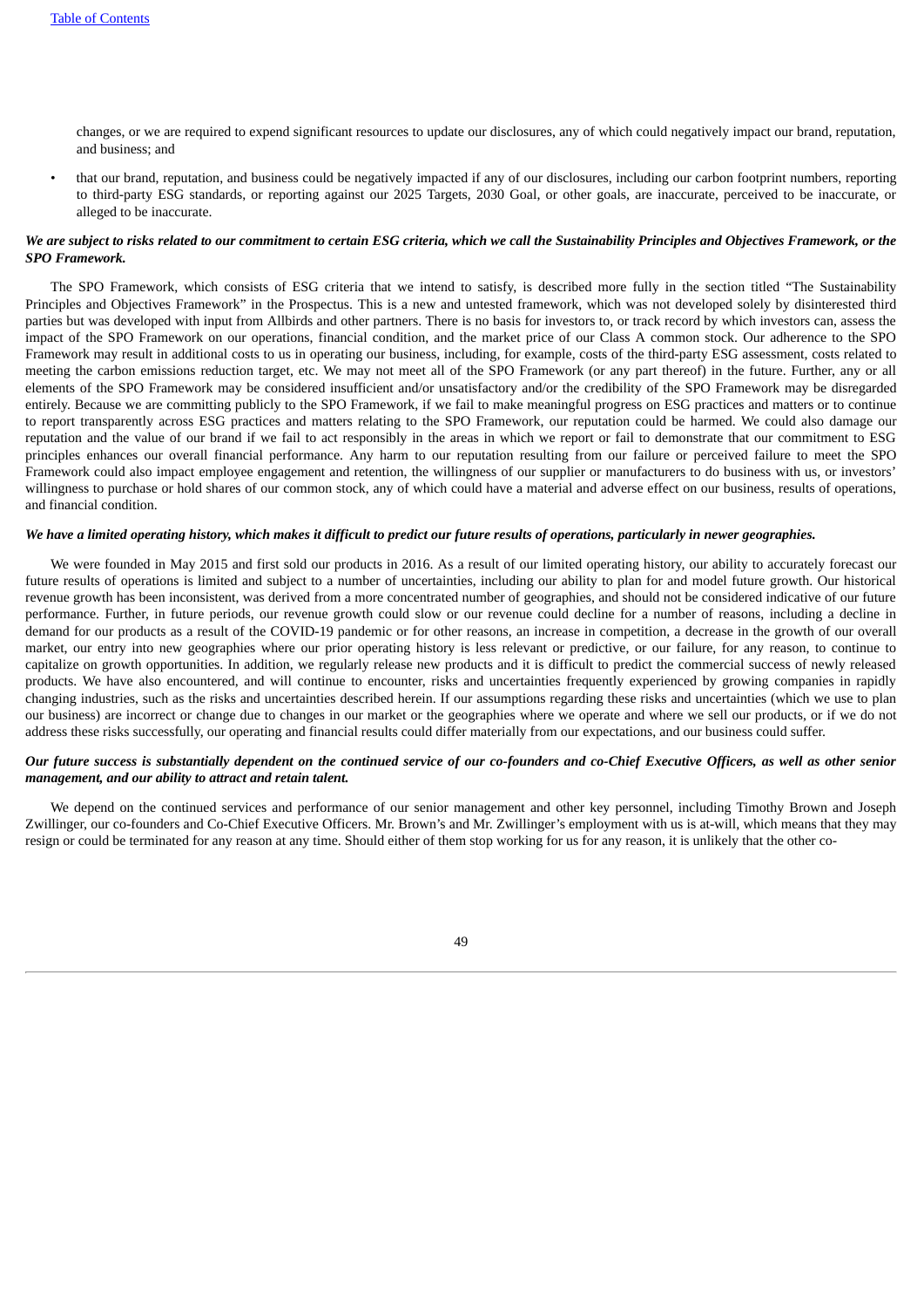changes, or we are required to expend significant resources to update our disclosures, any of which could negatively impact our brand, reputation, and business; and

- that our brand, reputation, and business could be negatively impacted if any of our disclosures, including our carbon footprint numbers, reporting to third-party ESG standards, or reporting against our 2025 Targets, 2030 Goal, or other goals, are inaccurate, perceived to be inaccurate, or alleged to be inaccurate.

***We are subject to risks related to our commitment to certain ESG criteria, which we call the Sustainability Principles and Objectives Framework, or the SPO Framework.***

The SPO Framework, which consists of ESG criteria that we intend to satisfy, is described more fully in the section titled "The Sustainability Principles and Objectives Framework" in the Prospectus. This is a new and untested framework, which was not developed solely by disinterested third parties but was developed with input from Allbirds and other partners. There is no basis for investors to, or track record by which investors can, assess the impact of the SPO Framework on our operations, financial condition, and the market price of our Class A common stock. Our adherence to the SPO Framework may result in additional costs to us in operating our business, including, for example, costs of the third-party ESG assessment, costs related to meeting the carbon emissions reduction target, etc. We may not meet all of the SPO Framework (or any part thereof) in the future. Further, any or all elements of the SPO Framework may be considered insufficient and/or unsatisfactory and/or the credibility of the SPO Framework may be disregarded entirely. Because we are committing publicly to the SPO Framework, if we fail to make meaningful progress on ESG practices and matters or to continue to report transparently across ESG practices and matters relating to the SPO Framework, our reputation could be harmed. We could also damage our reputation and the value of our brand if we fail to act responsibly in the areas in which we report or fail to demonstrate that our commitment to ESG principles enhances our overall financial performance. Any harm to our reputation resulting from our failure or perceived failure to meet the SPO Framework could also impact employee engagement and retention, the willingness of our supplier or manufacturers to do business with us, or investors' willingness to purchase or hold shares of our common stock, any of which could have a material and adverse effect on our business, results of operations, and financial condition.

***We have a limited operating history, which makes it difficult to predict our future results of operations, particularly in newer geographies.***

We were founded in May 2015 and first sold our products in 2016. As a result of our limited operating history, our ability to accurately forecast our future results of operations is limited and subject to a number of uncertainties, including our ability to plan for and model future growth. Our historical revenue growth has been inconsistent, was derived from a more concentrated number of geographies, and should not be considered indicative of our future performance. Further, in future periods, our revenue growth could slow or our revenue could decline for a number of reasons, including a decline in demand for our products as a result of the COVID-19 pandemic or for other reasons, an increase in competition, a decrease in the growth of our overall market, our entry into new geographies where our prior operating history is less relevant or predictive, or our failure, for any reason, to continue to capitalize on growth opportunities. In addition, we regularly release new products and it is difficult to predict the commercial success of newly released products. We have also encountered, and will continue to encounter, risks and uncertainties frequently experienced by growing companies in rapidly changing industries, such as the risks and uncertainties described herein. If our assumptions regarding these risks and uncertainties (which we use to plan our business) are incorrect or change due to changes in our market or the geographies where we operate and where we sell our products, or if we do not address these risks successfully, our operating and financial results could differ materially from our expectations, and our business could suffer.

***Our future success is substantially dependent on the continued service of our co-founders and co-Chief Executive Officers, as well as other senior management, and our ability to attract and retain talent.***

We depend on the continued services and performance of our senior management and other key personnel, including Timothy Brown and Joseph Zwillinger, our co-founders and Co-Chief Executive Officers. Mr. Brown's and Mr. Zwillinger's employment with us is at-will, which means that they may resign or could be terminated for any reason at any time. Should either of them stop working for us for any reason, it is unlikely that the other co-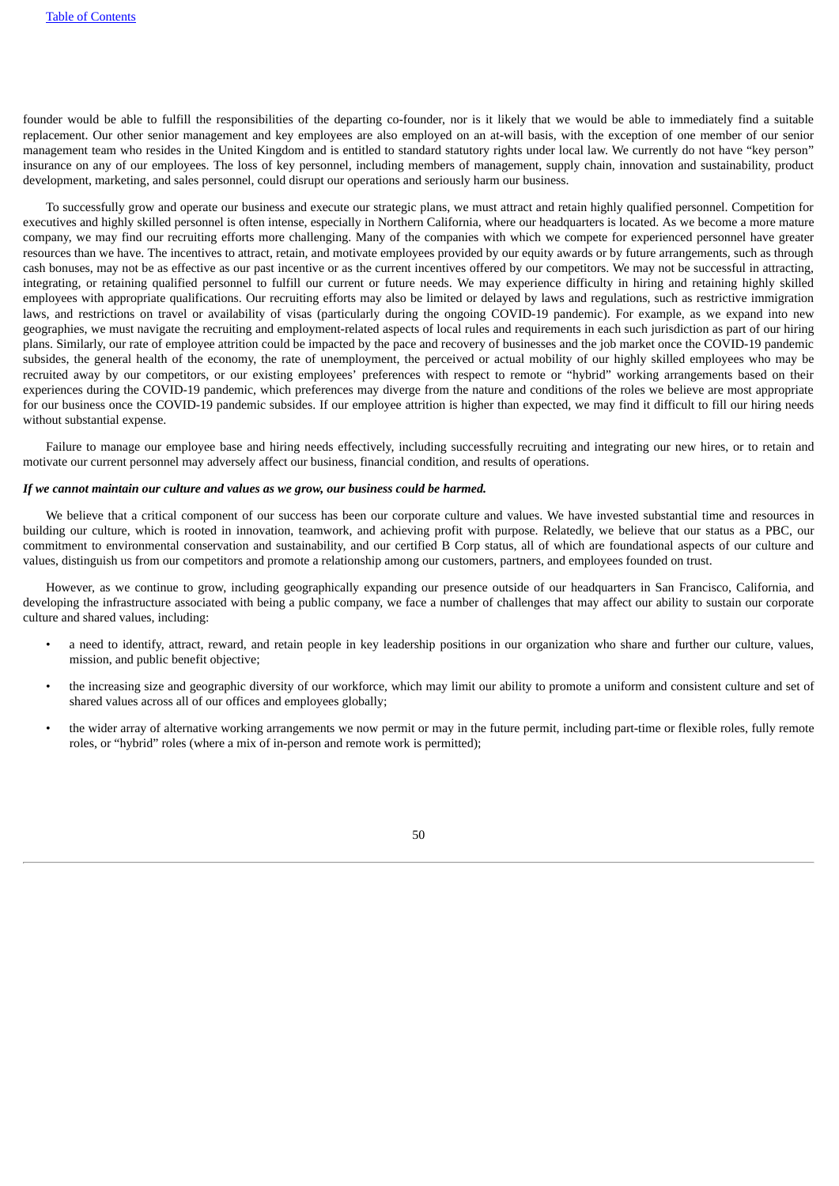founder would be able to fulfill the responsibilities of the departing co-founder, nor is it likely that we would be able to immediately find a suitable replacement. Our other senior management and key employees are also employed on an at-will basis, with the exception of one member of our senior management team who resides in the United Kingdom and is entitled to standard statutory rights under local law. We currently do not have "key person" insurance on any of our employees. The loss of key personnel, including members of management, supply chain, innovation and sustainability, product development, marketing, and sales personnel, could disrupt our operations and seriously harm our business.

To successfully grow and operate our business and execute our strategic plans, we must attract and retain highly qualified personnel. Competition for executives and highly skilled personnel is often intense, especially in Northern California, where our headquarters is located. As we become a more mature company, we may find our recruiting efforts more challenging. Many of the companies with which we compete for experienced personnel have greater resources than we have. The incentives to attract, retain, and motivate employees provided by our equity awards or by future arrangements, such as through cash bonuses, may not be as effective as our past incentive or as the current incentives offered by our competitors. We may not be successful in attracting, integrating, or retaining qualified personnel to fulfill our current or future needs. We may experience difficulty in hiring and retaining highly skilled employees with appropriate qualifications. Our recruiting efforts may also be limited or delayed by laws and regulations, such as restrictive immigration laws, and restrictions on travel or availability of visas (particularly during the ongoing COVID-19 pandemic). For example, as we expand into new geographies, we must navigate the recruiting and employment-related aspects of local rules and requirements in each such jurisdiction as part of our hiring plans. Similarly, our rate of employee attrition could be impacted by the pace and recovery of businesses and the job market once the COVID-19 pandemic subsides, the general health of the economy, the rate of unemployment, the perceived or actual mobility of our highly skilled employees who may be recruited away by our competitors, or our existing employees' preferences with respect to remote or "hybrid" working arrangements based on their experiences during the COVID-19 pandemic, which preferences may diverge from the nature and conditions of the roles we believe are most appropriate for our business once the COVID-19 pandemic subsides. If our employee attrition is higher than expected, we may find it difficult to fill our hiring needs without substantial expense.

Failure to manage our employee base and hiring needs effectively, including successfully recruiting and integrating our new hires, or to retain and motivate our current personnel may adversely affect our business, financial condition, and results of operations.

***If we cannot maintain our culture and values as we grow, our business could be harmed.***

We believe that a critical component of our success has been our corporate culture and values. We have invested substantial time and resources in building our culture, which is rooted in innovation, teamwork, and achieving profit with purpose. Relatedly, we believe that our status as a PBC, our commitment to environmental conservation and sustainability, and our certified B Corp status, all of which are foundational aspects of our culture and values, distinguish us from our competitors and promote a relationship among our customers, partners, and employees founded on trust.

However, as we continue to grow, including geographically expanding our presence outside of our headquarters in San Francisco, California, and developing the infrastructure associated with being a public company, we face a number of challenges that may affect our ability to sustain our corporate culture and shared values, including:

- a need to identify, attract, reward, and retain people in key leadership positions in our organization who share and further our culture, values, mission, and public benefit objective;
- the increasing size and geographic diversity of our workforce, which may limit our ability to promote a uniform and consistent culture and set of shared values across all of our offices and employees globally;
- the wider array of alternative working arrangements we now permit or may in the future permit, including part-time or flexible roles, fully remote roles, or "hybrid" roles (where a mix of in-person and remote work is permitted);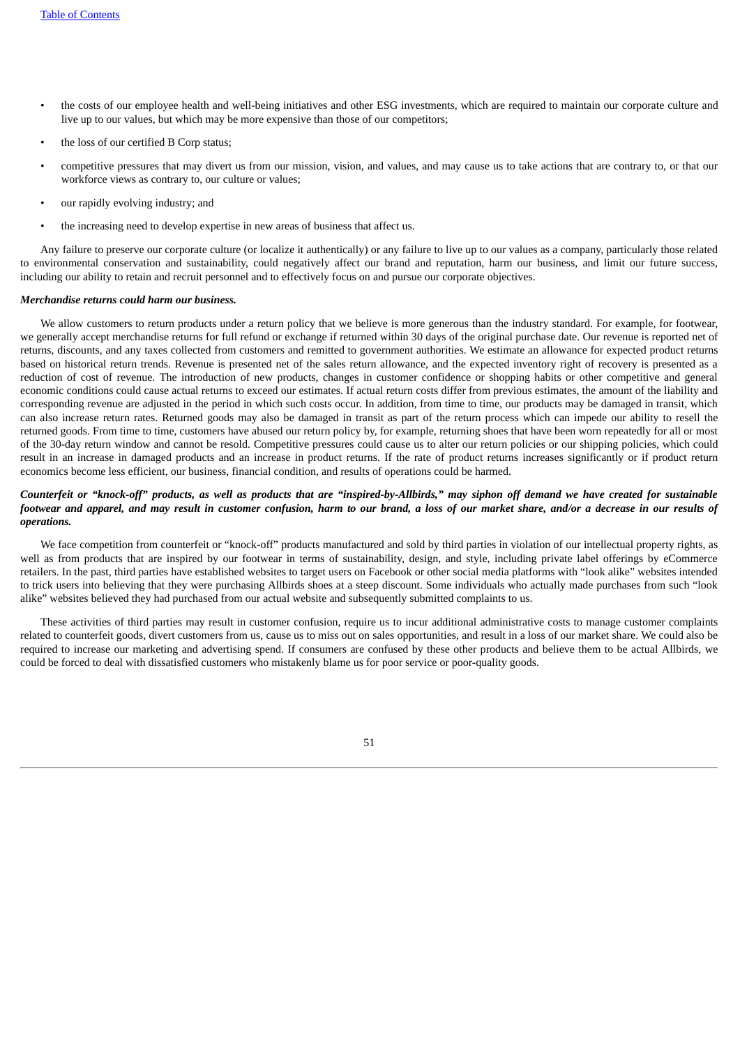- the costs of our employee health and well-being initiatives and other ESG investments, which are required to maintain our corporate culture and live up to our values, but which may be more expensive than those of our competitors;
- the loss of our certified B Corp status;
- competitive pressures that may divert us from our mission, vision, and values, and may cause us to take actions that are contrary to, or that our workforce views as contrary to, our culture or values;
- our rapidly evolving industry; and
- the increasing need to develop expertise in new areas of business that affect us.

Any failure to preserve our corporate culture (or localize it authentically) or any failure to live up to our values as a company, particularly those related to environmental conservation and sustainability, could negatively affect our brand and reputation, harm our business, and limit our future success, including our ability to retain and recruit personnel and to effectively focus on and pursue our corporate objectives.

***Merchandise returns could harm our business.***

We allow customers to return products under a return policy that we believe is more generous than the industry standard. For example, for footwear, we generally accept merchandise returns for full refund or exchange if returned within 30 days of the original purchase date. Our revenue is reported net of returns, discounts, and any taxes collected from customers and remitted to government authorities. We estimate an allowance for expected product returns based on historical return trends. Revenue is presented net of the sales return allowance, and the expected inventory right of recovery is presented as a reduction of cost of revenue. The introduction of new products, changes in customer confidence or shopping habits or other competitive and general economic conditions could cause actual returns to exceed our estimates. If actual return costs differ from previous estimates, the amount of the liability and corresponding revenue are adjusted in the period in which such costs occur. In addition, from time to time, our products may be damaged in transit, which can also increase return rates. Returned goods may also be damaged in transit as part of the return process which can impede our ability to resell the returned goods. From time to time, customers have abused our return policy by, for example, returning shoes that have been worn repeatedly for all or most of the 30-day return window and cannot be resold. Competitive pressures could cause us to alter our return policies or our shipping policies, which could result in an increase in damaged products and an increase in product returns. If the rate of product returns increases significantly or if product return economics become less efficient, our business, financial condition, and results of operations could be harmed.

***Counterfeit or "knock-off" products, as well as products that are "inspired-by-Allbirds," may siphon off demand we have created for sustainable footwear and apparel, and may result in customer confusion, harm to our brand, a loss of our market share, and/or a decrease in our results of operations.***

We face competition from counterfeit or "knock-off" products manufactured and sold by third parties in violation of our intellectual property rights, as well as from products that are inspired by our footwear in terms of sustainability, design, and style, including private label offerings by eCommerce retailers. In the past, third parties have established websites to target users on Facebook or other social media platforms with "look alike" websites intended to trick users into believing that they were purchasing Allbirds shoes at a steep discount. Some individuals who actually made purchases from such "look alike" websites believed they had purchased from our actual website and subsequently submitted complaints to us.

These activities of third parties may result in customer confusion, require us to incur additional administrative costs to manage customer complaints related to counterfeit goods, divert customers from us, cause us to miss out on sales opportunities, and result in a loss of our market share. We could also be required to increase our marketing and advertising spend. If consumers are confused by these other products and believe them to be actual Allbirds, we could be forced to deal with dissatisfied customers who mistakenly blame us for poor service or poor-quality goods.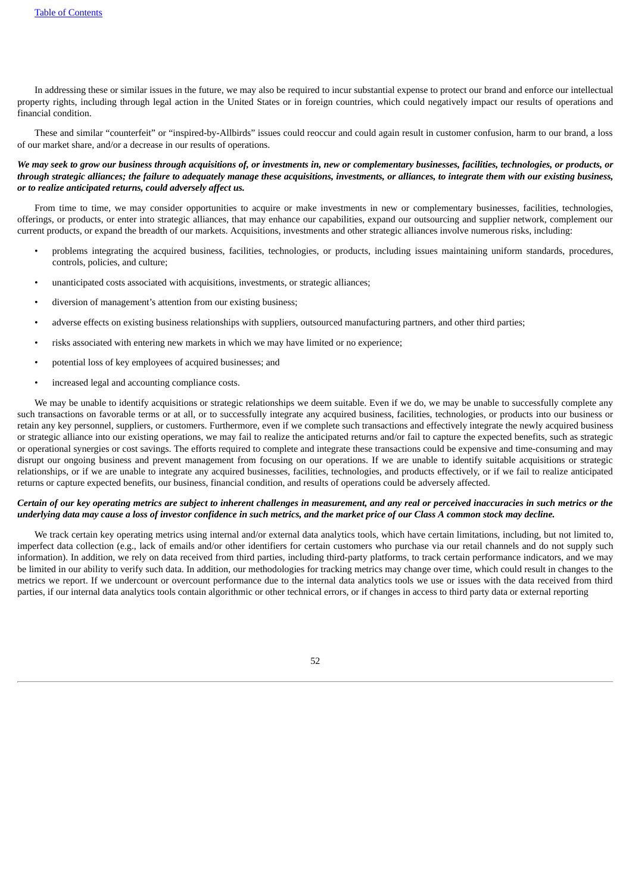In addressing these or similar issues in the future, we may also be required to incur substantial expense to protect our brand and enforce our intellectual property rights, including through legal action in the United States or in foreign countries, which could negatively impact our results of operations and financial condition.

These and similar "counterfeit" or "inspired-by-Allbirds" issues could reoccur and could again result in customer confusion, harm to our brand, a loss of our market share, and/or a decrease in our results of operations.

***We may seek to grow our business through acquisitions of, or investments in, new or complementary businesses, facilities, technologies, or products, or through strategic alliances; the failure to adequately manage these acquisitions, investments, or alliances, to integrate them with our existing business, or to realize anticipated returns, could adversely affect us.***

From time to time, we may consider opportunities to acquire or make investments in new or complementary businesses, facilities, technologies, offerings, or products, or enter into strategic alliances, that may enhance our capabilities, expand our outsourcing and supplier network, complement our current products, or expand the breadth of our markets. Acquisitions, investments and other strategic alliances involve numerous risks, including:

- problems integrating the acquired business, facilities, technologies, or products, including issues maintaining uniform standards, procedures, controls, policies, and culture;
- unanticipated costs associated with acquisitions, investments, or strategic alliances;
- diversion of management's attention from our existing business;
- adverse effects on existing business relationships with suppliers, outsourced manufacturing partners, and other third parties;
- risks associated with entering new markets in which we may have limited or no experience;
- potential loss of key employees of acquired businesses; and
- increased legal and accounting compliance costs.

We may be unable to identify acquisitions or strategic relationships we deem suitable. Even if we do, we may be unable to successfully complete any such transactions on favorable terms or at all, or to successfully integrate any acquired business, facilities, technologies, or products into our business or retain any key personnel, suppliers, or customers. Furthermore, even if we complete such transactions and effectively integrate the newly acquired business or strategic alliance into our existing operations, we may fail to realize the anticipated returns and/or fail to capture the expected benefits, such as strategic or operational synergies or cost savings. The efforts required to complete and integrate these transactions could be expensive and time-consuming and may disrupt our ongoing business and prevent management from focusing on our operations. If we are unable to identify suitable acquisitions or strategic relationships, or if we are unable to integrate any acquired businesses, facilities, technologies, and products effectively, or if we fail to realize anticipated returns or capture expected benefits, our business, financial condition, and results of operations could be adversely affected.

***Certain of our key operating metrics are subject to inherent challenges in measurement, and any real or perceived inaccuracies in such metrics or the underlying data may cause a loss of investor confidence in such metrics, and the market price of our Class A common stock may decline.***

We track certain key operating metrics using internal and/or external data analytics tools, which have certain limitations, including, but not limited to, imperfect data collection (e.g., lack of emails and/or other identifiers for certain customers who purchase via our retail channels and do not supply such information). In addition, we rely on data received from third parties, including third-party platforms, to track certain performance indicators, and we may be limited in our ability to verify such data. In addition, our methodologies for tracking metrics may change over time, which could result in changes to the metrics we report. If we undercount or overcount performance due to the internal data analytics tools we use or issues with the data received from third parties, if our internal data analytics tools contain algorithmic or other technical errors, or if changes in access to third party data or external reporting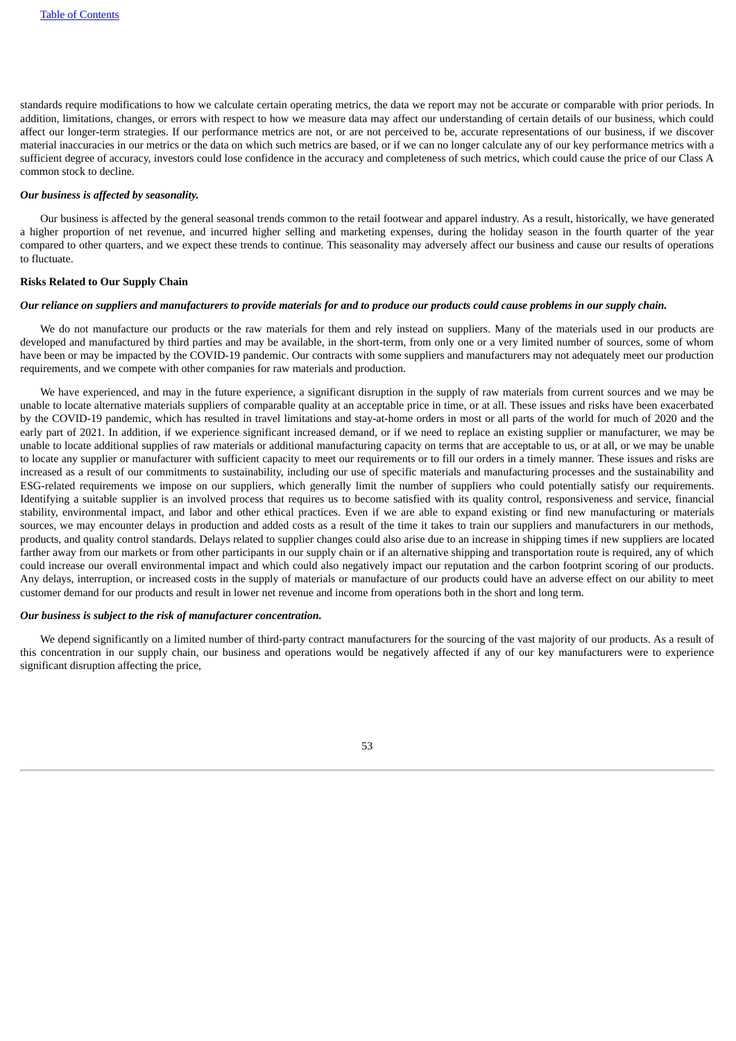standards require modifications to how we calculate certain operating metrics, the data we report may not be accurate or comparable with prior periods. In addition, limitations, changes, or errors with respect to how we measure data may affect our understanding of certain details of our business, which could affect our longer-term strategies. If our performance metrics are not, or are not perceived to be, accurate representations of our business, if we discover material inaccuracies in our metrics or the data on which such metrics are based, or if we can no longer calculate any of our key performance metrics with a sufficient degree of accuracy, investors could lose confidence in the accuracy and completeness of such metrics, which could cause the price of our Class A common stock to decline.

***Our business is affected by seasonality.***

Our business is affected by the general seasonal trends common to the retail footwear and apparel industry. As a result, historically, we have generated a higher proportion of net revenue, and incurred higher selling and marketing expenses, during the holiday season in the fourth quarter of the year compared to other quarters, and we expect these trends to continue. This seasonality may adversely affect our business and cause our results of operations to fluctuate.

**Risks Related to Our Supply Chain**

***Our reliance on suppliers and manufacturers to provide materials for and to produce our products could cause problems in our supply chain.***

We do not manufacture our products or the raw materials for them and rely instead on suppliers. Many of the materials used in our products are developed and manufactured by third parties and may be available, in the short-term, from only one or a very limited number of sources, some of whom have been or may be impacted by the COVID-19 pandemic. Our contracts with some suppliers and manufacturers may not adequately meet our production requirements, and we compete with other companies for raw materials and production.

We have experienced, and may in the future experience, a significant disruption in the supply of raw materials from current sources and we may be unable to locate alternative materials suppliers of comparable quality at an acceptable price in time, or at all. These issues and risks have been exacerbated by the COVID-19 pandemic, which has resulted in travel limitations and stay-at-home orders in most or all parts of the world for much of 2020 and the early part of 2021. In addition, if we experience significant increased demand, or if we need to replace an existing supplier or manufacturer, we may be unable to locate additional supplies of raw materials or additional manufacturing capacity on terms that are acceptable to us, or at all, or we may be unable to locate any supplier or manufacturer with sufficient capacity to meet our requirements or to fill our orders in a timely manner. These issues and risks are increased as a result of our commitments to sustainability, including our use of specific materials and manufacturing processes and the sustainability and ESG-related requirements we impose on our suppliers, which generally limit the number of suppliers who could potentially satisfy our requirements. Identifying a suitable supplier is an involved process that requires us to become satisfied with its quality control, responsiveness and service, financial stability, environmental impact, and labor and other ethical practices. Even if we are able to expand existing or find new manufacturing or materials sources, we may encounter delays in production and added costs as a result of the time it takes to train our suppliers and manufacturers in our methods, products, and quality control standards. Delays related to supplier changes could also arise due to an increase in shipping times if new suppliers are located farther away from our markets or from other participants in our supply chain or if an alternative shipping and transportation route is required, any of which could increase our overall environmental impact and which could also negatively impact our reputation and the carbon footprint scoring of our products. Any delays, interruption, or increased costs in the supply of materials or manufacture of our products could have an adverse effect on our ability to meet customer demand for our products and result in lower net revenue and income from operations both in the short and long term.

***Our business is subject to the risk of manufacturer concentration.***

We depend significantly on a limited number of third-party contract manufacturers for the sourcing of the vast majority of our products. As a result of this concentration in our supply chain, our business and operations would be negatively affected if any of our key manufacturers were to experience significant disruption affecting the price,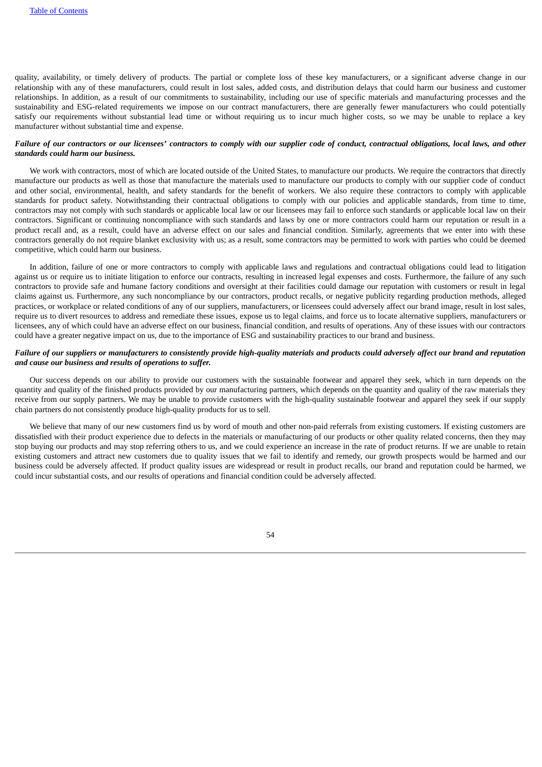quality, availability, or timely delivery of products. The partial or complete loss of these key manufacturers, or a significant adverse change in our relationship with any of these manufacturers, could result in lost sales, added costs, and distribution delays that could harm our business and customer relationships. In addition, as a result of our commitments to sustainability, including our use of specific materials and manufacturing processes and the sustainability and ESG-related requirements we impose on our contract manufacturers, there are generally fewer manufacturers who could potentially satisfy our requirements without substantial lead time or without requiring us to incur much higher costs, so we may be unable to replace a key manufacturer without substantial time and expense.

***Failure of our contractors or our licensees' contractors to comply with our supplier code of conduct, contractual obligations, local laws, and other standards could harm our business.***

We work with contractors, most of which are located outside of the United States, to manufacture our products. We require the contractors that directly manufacture our products as well as those that manufacture the materials used to manufacture our products to comply with our supplier code of conduct and other social, environmental, health, and safety standards for the benefit of workers. We also require these contractors to comply with applicable standards for product safety. Notwithstanding their contractual obligations to comply with our policies and applicable standards, from time to time, contractors may not comply with such standards or applicable local law or our licensees may fail to enforce such standards or applicable local law on their contractors. Significant or continuing noncompliance with such standards and laws by one or more contractors could harm our reputation or result in a product recall and, as a result, could have an adverse effect on our sales and financial condition. Similarly, agreements that we enter into with these contractors generally do not require blanket exclusivity with us; as a result, some contractors may be permitted to work with parties who could be deemed competitive, which could harm our business.

In addition, failure of one or more contractors to comply with applicable laws and regulations and contractual obligations could lead to litigation against us or require us to initiate litigation to enforce our contracts, resulting in increased legal expenses and costs. Furthermore, the failure of any such contractors to provide safe and humane factory conditions and oversight at their facilities could damage our reputation with customers or result in legal claims against us. Furthermore, any such noncompliance by our contractors, product recalls, or negative publicity regarding production methods, alleged practices, or workplace or related conditions of any of our suppliers, manufacturers, or licensees could adversely affect our brand image, result in lost sales, require us to divert resources to address and remediate these issues, expose us to legal claims, and force us to locate alternative suppliers, manufacturers or licensees, any of which could have an adverse effect on our business, financial condition, and results of operations. Any of these issues with our contractors could have a greater negative impact on us, due to the importance of ESG and sustainability practices to our brand and business.

***Failure of our suppliers or manufacturers to consistently provide high-quality materials and products could adversely affect our brand and reputation and cause our business and results of operations to suffer.***

Our success depends on our ability to provide our customers with the sustainable footwear and apparel they seek, which in turn depends on the quantity and quality of the finished products provided by our manufacturing partners, which depends on the quantity and quality of the raw materials they receive from our supply partners. We may be unable to provide customers with the high-quality sustainable footwear and apparel they seek if our supply chain partners do not consistently produce high-quality products for us to sell.

We believe that many of our new customers find us by word of mouth and other non-paid referrals from existing customers. If existing customers are dissatisfied with their product experience due to defects in the materials or manufacturing of our products or other quality related concerns, then they may stop buying our products and may stop referring others to us, and we could experience an increase in the rate of product returns. If we are unable to retain existing customers and attract new customers due to quality issues that we fail to identify and remedy, our growth prospects would be harmed and our business could be adversely affected. If product quality issues are widespread or result in product recalls, our brand and reputation could be harmed, we could incur substantial costs, and our results of operations and financial condition could be adversely affected.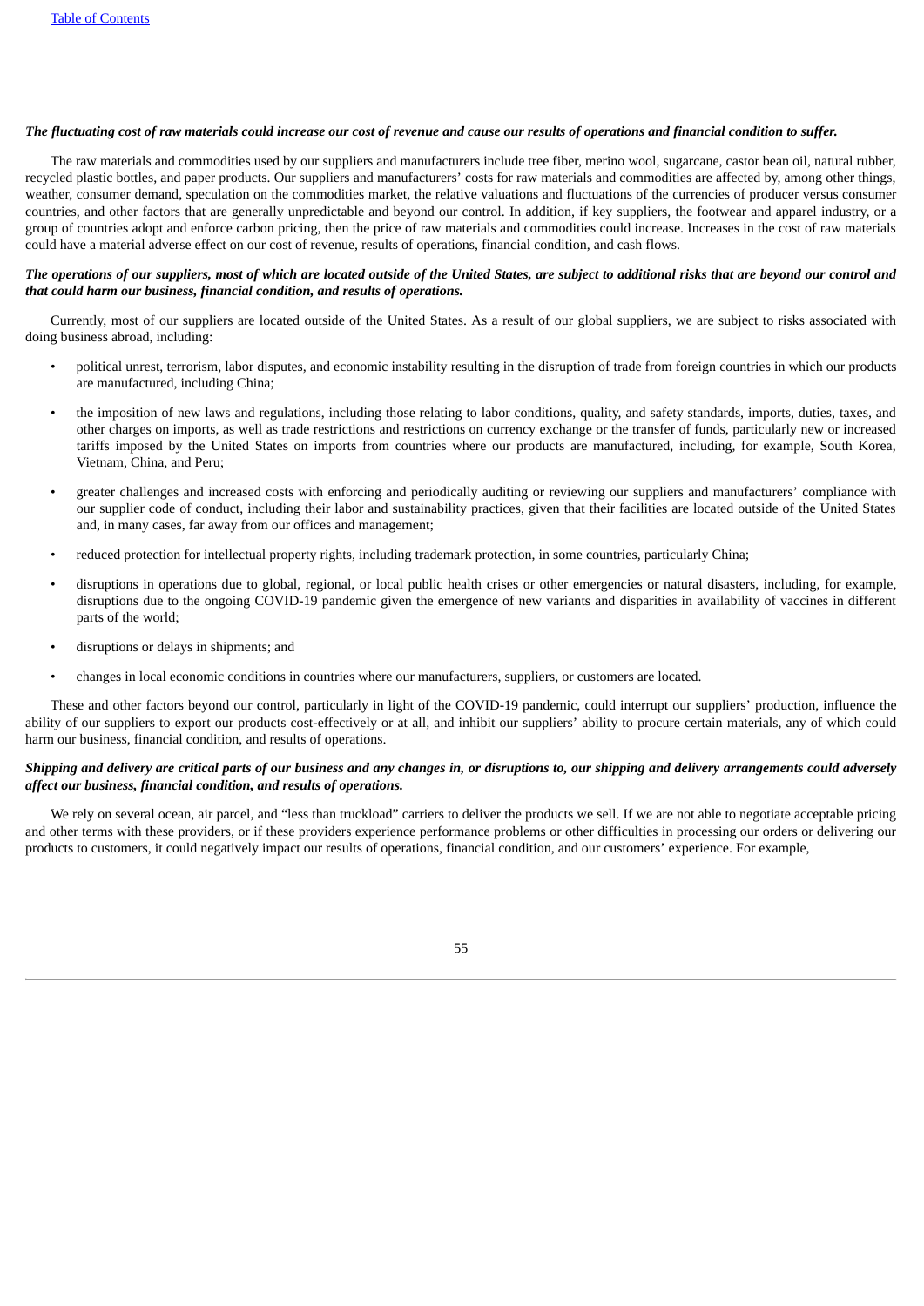***The fluctuating cost of raw materials could increase our cost of revenue and cause our results of operations and financial condition to suffer.***

The raw materials and commodities used by our suppliers and manufacturers include tree fiber, merino wool, sugarcane, castor bean oil, natural rubber, recycled plastic bottles, and paper products. Our suppliers and manufacturers' costs for raw materials and commodities are affected by, among other things, weather, consumer demand, speculation on the commodities market, the relative valuations and fluctuations of the currencies of producer versus consumer countries, and other factors that are generally unpredictable and beyond our control. In addition, if key suppliers, the footwear and apparel industry, or a group of countries adopt and enforce carbon pricing, then the price of raw materials and commodities could increase. Increases in the cost of raw materials could have a material adverse effect on our cost of revenue, results of operations, financial condition, and cash flows.

***The operations of our suppliers, most of which are located outside of the United States, are subject to additional risks that are beyond our control and that could harm our business, financial condition, and results of operations.***

Currently, most of our suppliers are located outside of the United States. As a result of our global suppliers, we are subject to risks associated with doing business abroad, including:

- political unrest, terrorism, labor disputes, and economic instability resulting in the disruption of trade from foreign countries in which our products are manufactured, including China;
- the imposition of new laws and regulations, including those relating to labor conditions, quality, and safety standards, imports, duties, taxes, and other charges on imports, as well as trade restrictions and restrictions on currency exchange or the transfer of funds, particularly new or increased tariffs imposed by the United States on imports from countries where our products are manufactured, including, for example, South Korea, Vietnam, China, and Peru;
- greater challenges and increased costs with enforcing and periodically auditing or reviewing our suppliers and manufacturers' compliance with our supplier code of conduct, including their labor and sustainability practices, given that their facilities are located outside of the United States and, in many cases, far away from our offices and management;
- reduced protection for intellectual property rights, including trademark protection, in some countries, particularly China;
- disruptions in operations due to global, regional, or local public health crises or other emergencies or natural disasters, including, for example, disruptions due to the ongoing COVID-19 pandemic given the emergence of new variants and disparities in availability of vaccines in different parts of the world;
- disruptions or delays in shipments; and
- changes in local economic conditions in countries where our manufacturers, suppliers, or customers are located.

These and other factors beyond our control, particularly in light of the COVID-19 pandemic, could interrupt our suppliers' production, influence the ability of our suppliers to export our products cost-effectively or at all, and inhibit our suppliers' ability to procure certain materials, any of which could harm our business, financial condition, and results of operations.

***Shipping and delivery are critical parts of our business and any changes in, or disruptions to, our shipping and delivery arrangements could adversely affect our business, financial condition, and results of operations.***

We rely on several ocean, air parcel, and "less than truckload" carriers to deliver the products we sell. If we are not able to negotiate acceptable pricing and other terms with these providers, or if these providers experience performance problems or other difficulties in processing our orders or delivering our products to customers, it could negatively impact our results of operations, financial condition, and our customers' experience. For example,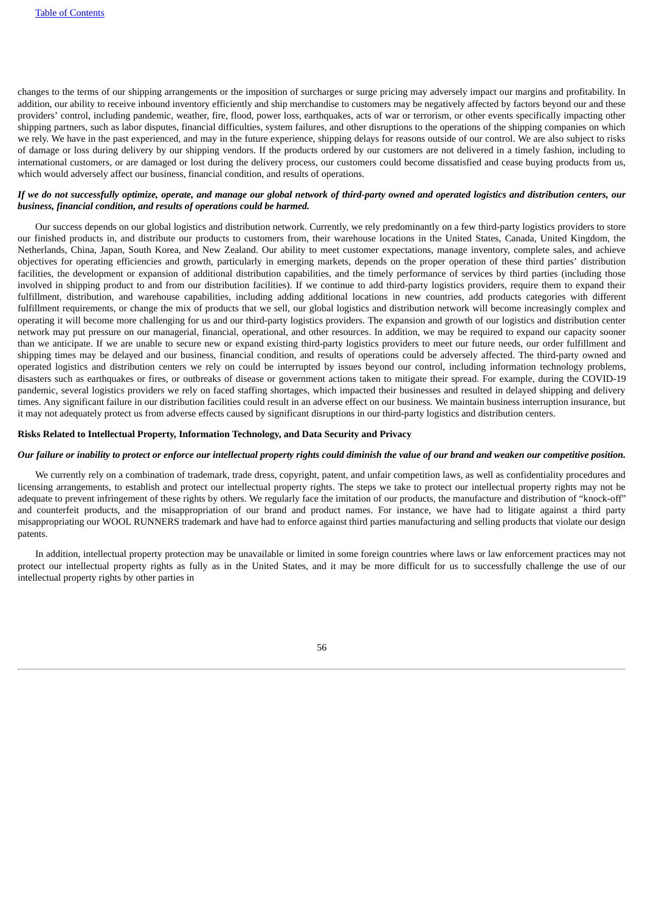changes to the terms of our shipping arrangements or the imposition of surcharges or surge pricing may adversely impact our margins and profitability. In addition, our ability to receive inbound inventory efficiently and ship merchandise to customers may be negatively affected by factors beyond our and these providers' control, including pandemic, weather, fire, flood, power loss, earthquakes, acts of war or terrorism, or other events specifically impacting other shipping partners, such as labor disputes, financial difficulties, system failures, and other disruptions to the operations of the shipping companies on which we rely. We have in the past experienced, and may in the future experience, shipping delays for reasons outside of our control. We are also subject to risks of damage or loss during delivery by our shipping vendors. If the products ordered by our customers are not delivered in a timely fashion, including to international customers, or are damaged or lost during the delivery process, our customers could become dissatisfied and cease buying products from us, which would adversely affect our business, financial condition, and results of operations.

***If we do not successfully optimize, operate, and manage our global network of third-party owned and operated logistics and distribution centers, our business, financial condition, and results of operations could be harmed.***

Our success depends on our global logistics and distribution network. Currently, we rely predominantly on a few third-party logistics providers to store our finished products in, and distribute our products to customers from, their warehouse locations in the United States, Canada, United Kingdom, the Netherlands, China, Japan, South Korea, and New Zealand. Our ability to meet customer expectations, manage inventory, complete sales, and achieve objectives for operating efficiencies and growth, particularly in emerging markets, depends on the proper operation of these third parties' distribution facilities, the development or expansion of additional distribution capabilities, and the timely performance of services by third parties (including those involved in shipping product to and from our distribution facilities). If we continue to add third-party logistics providers, require them to expand their fulfillment, distribution, and warehouse capabilities, including adding additional locations in new countries, add products categories with different fulfillment requirements, or change the mix of products that we sell, our global logistics and distribution network will become increasingly complex and operating it will become more challenging for us and our third-party logistics providers. The expansion and growth of our logistics and distribution center network may put pressure on our managerial, financial, operational, and other resources. In addition, we may be required to expand our capacity sooner than we anticipate. If we are unable to secure new or expand existing third-party logistics providers to meet our future needs, our order fulfillment and shipping times may be delayed and our business, financial condition, and results of operations could be adversely affected. The third-party owned and operated logistics and distribution centers we rely on could be interrupted by issues beyond our control, including information technology problems, disasters such as earthquakes or fires, or outbreaks of disease or government actions taken to mitigate their spread. For example, during the COVID-19 pandemic, several logistics providers we rely on faced staffing shortages, which impacted their businesses and resulted in delayed shipping and delivery times. Any significant failure in our distribution facilities could result in an adverse effect on our business. We maintain business interruption insurance, but it may not adequately protect us from adverse effects caused by significant disruptions in our third-party logistics and distribution centers.

**Risks Related to Intellectual Property, Information Technology, and Data Security and Privacy**

***Our failure or inability to protect or enforce our intellectual property rights could diminish the value of our brand and weaken our competitive position.***

We currently rely on a combination of trademark, trade dress, copyright, patent, and unfair competition laws, as well as confidentiality procedures and licensing arrangements, to establish and protect our intellectual property rights. The steps we take to protect our intellectual property rights may not be adequate to prevent infringement of these rights by others. We regularly face the imitation of our products, the manufacture and distribution of "knock-off" and counterfeit products, and the misappropriation of our brand and product names. For instance, we have had to litigate against a third party misappropriating our WOOL RUNNERS trademark and have had to enforce against third parties manufacturing and selling products that violate our design patents.

In addition, intellectual property protection may be unavailable or limited in some foreign countries where laws or law enforcement practices may not protect our intellectual property rights as fully as in the United States, and it may be more difficult for us to successfully challenge the use of our intellectual property rights by other parties in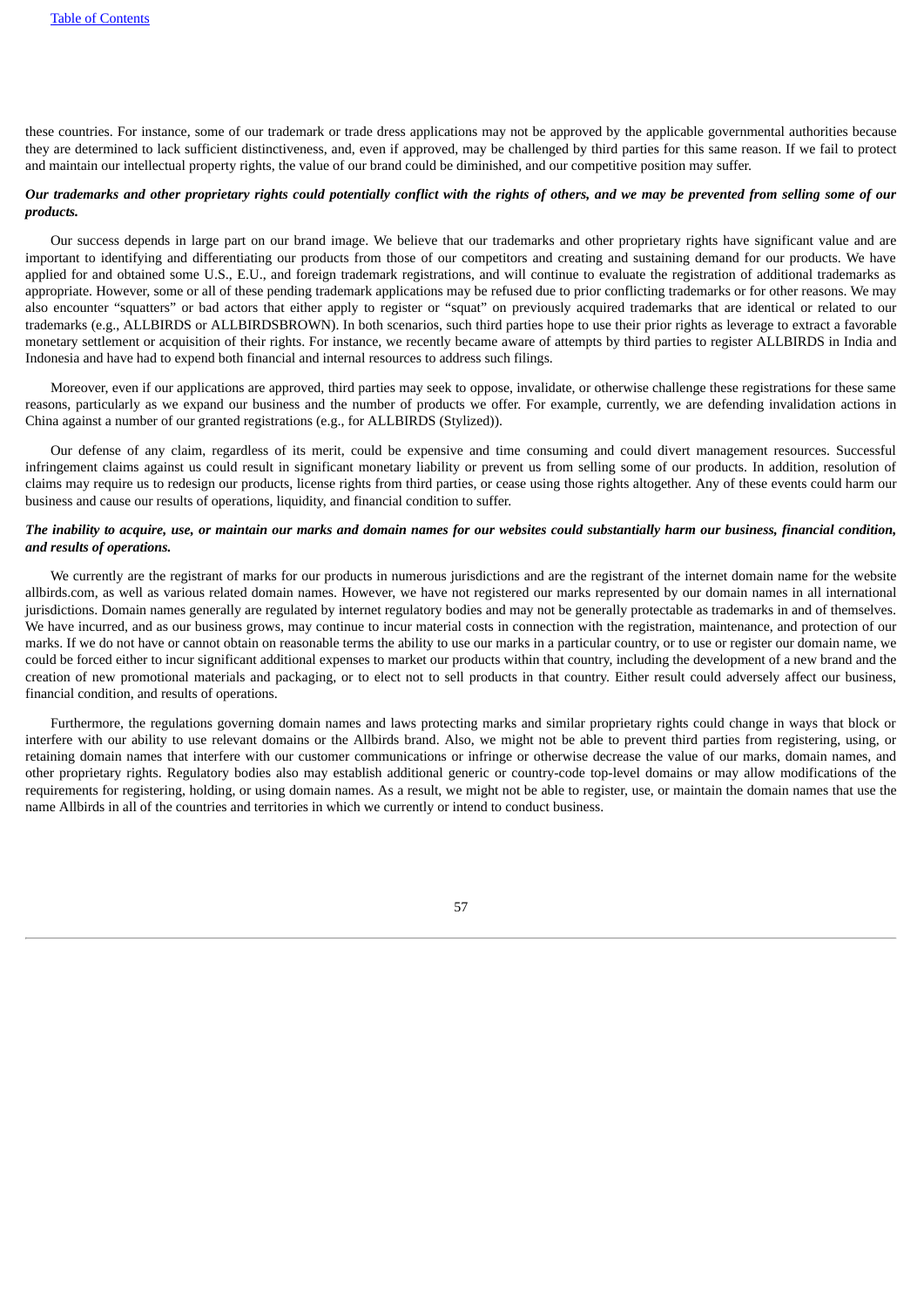these countries. For instance, some of our trademark or trade dress applications may not be approved by the applicable governmental authorities because they are determined to lack sufficient distinctiveness, and, even if approved, may be challenged by third parties for this same reason. If we fail to protect and maintain our intellectual property rights, the value of our brand could be diminished, and our competitive position may suffer.

***Our trademarks and other proprietary rights could potentially conflict with the rights of others, and we may be prevented from selling some of our products.***

Our success depends in large part on our brand image. We believe that our trademarks and other proprietary rights have significant value and are important to identifying and differentiating our products from those of our competitors and creating and sustaining demand for our products. We have applied for and obtained some U.S., E.U., and foreign trademark registrations, and will continue to evaluate the registration of additional trademarks as appropriate. However, some or all of these pending trademark applications may be refused due to prior conflicting trademarks or for other reasons. We may also encounter "squatters" or bad actors that either apply to register or "squat" on previously acquired trademarks that are identical or related to our trademarks (e.g., ALLBIRDS or ALLBIRDSBROWN). In both scenarios, such third parties hope to use their prior rights as leverage to extract a favorable monetary settlement or acquisition of their rights. For instance, we recently became aware of attempts by third parties to register ALLBIRDS in India and Indonesia and have had to expend both financial and internal resources to address such filings.

Moreover, even if our applications are approved, third parties may seek to oppose, invalidate, or otherwise challenge these registrations for these same reasons, particularly as we expand our business and the number of products we offer. For example, currently, we are defending invalidation actions in China against a number of our granted registrations (e.g., for ALLBIRDS (Stylized)).

Our defense of any claim, regardless of its merit, could be expensive and time consuming and could divert management resources. Successful infringement claims against us could result in significant monetary liability or prevent us from selling some of our products. In addition, resolution of claims may require us to redesign our products, license rights from third parties, or cease using those rights altogether. Any of these events could harm our business and cause our results of operations, liquidity, and financial condition to suffer.

***The inability to acquire, use, or maintain our marks and domain names for our websites could substantially harm our business, financial condition, and results of operations.***

We currently are the registrant of marks for our products in numerous jurisdictions and are the registrant of the internet domain name for the website allbirds.com, as well as various related domain names. However, we have not registered our marks represented by our domain names in all international jurisdictions. Domain names generally are regulated by internet regulatory bodies and may not be generally protectable as trademarks in and of themselves. We have incurred, and as our business grows, may continue to incur material costs in connection with the registration, maintenance, and protection of our marks. If we do not have or cannot obtain on reasonable terms the ability to use our marks in a particular country, or to use or register our domain name, we could be forced either to incur significant additional expenses to market our products within that country, including the development of a new brand and the creation of new promotional materials and packaging, or to elect not to sell products in that country. Either result could adversely affect our business, financial condition, and results of operations.

Furthermore, the regulations governing domain names and laws protecting marks and similar proprietary rights could change in ways that block or interfere with our ability to use relevant domains or the Allbirds brand. Also, we might not be able to prevent third parties from registering, using, or retaining domain names that interfere with our customer communications or infringe or otherwise decrease the value of our marks, domain names, and other proprietary rights. Regulatory bodies also may establish additional generic or country-code top-level domains or may allow modifications of the requirements for registering, holding, or using domain names. As a result, we might not be able to register, use, or maintain the domain names that use the name Allbirds in all of the countries and territories in which we currently or intend to conduct business.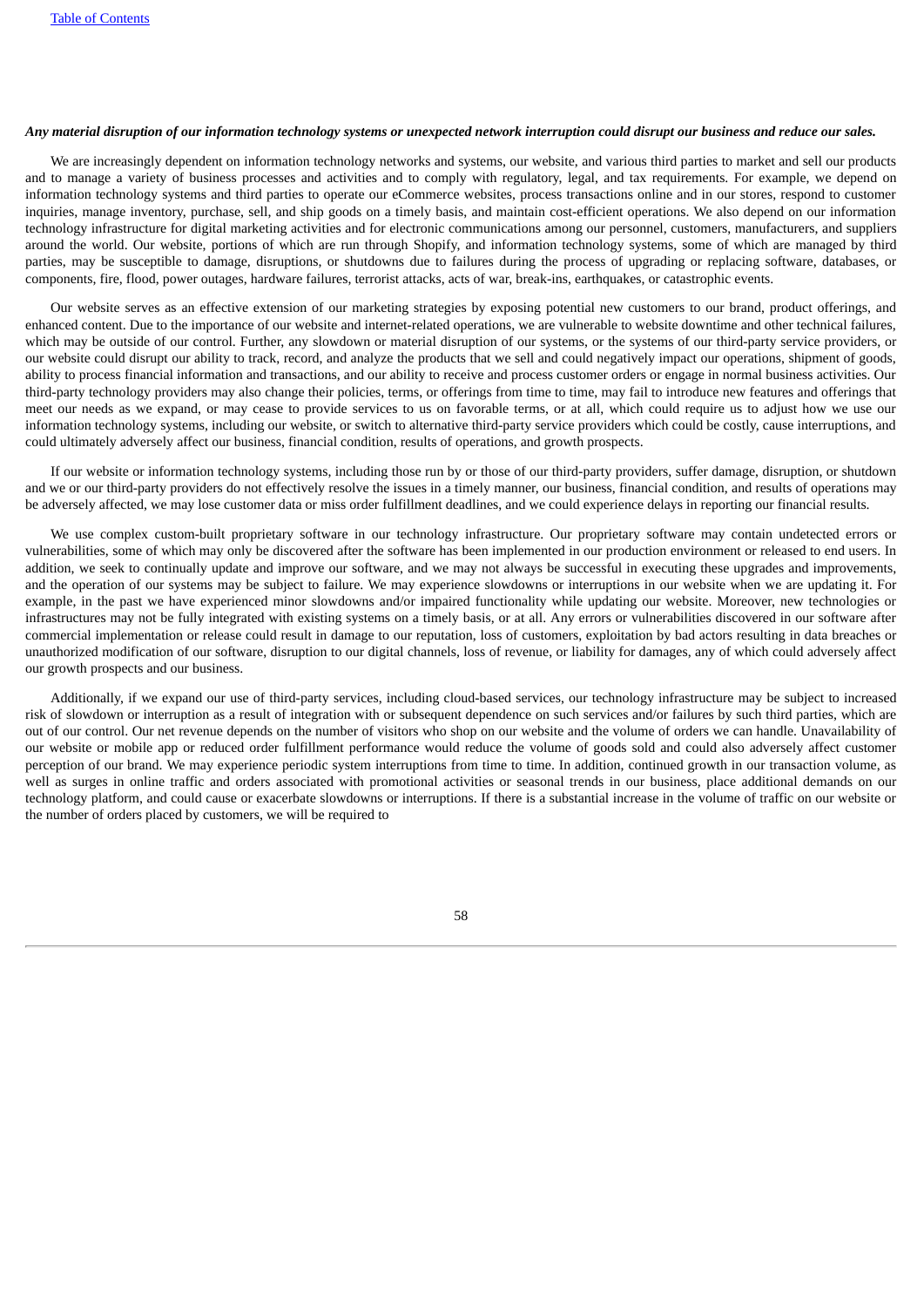***Any material disruption of our information technology systems or unexpected network interruption could disrupt our business and reduce our sales.***

We are increasingly dependent on information technology networks and systems, our website, and various third parties to market and sell our products and to manage a variety of business processes and activities and to comply with regulatory, legal, and tax requirements. For example, we depend on information technology systems and third parties to operate our eCommerce websites, process transactions online and in our stores, respond to customer inquiries, manage inventory, purchase, sell, and ship goods on a timely basis, and maintain cost-efficient operations. We also depend on our information technology infrastructure for digital marketing activities and for electronic communications among our personnel, customers, manufacturers, and suppliers around the world. Our website, portions of which are run through Shopify, and information technology systems, some of which are managed by third parties, may be susceptible to damage, disruptions, or shutdowns due to failures during the process of upgrading or replacing software, databases, or components, fire, flood, power outages, hardware failures, terrorist attacks, acts of war, break-ins, earthquakes, or catastrophic events.

Our website serves as an effective extension of our marketing strategies by exposing potential new customers to our brand, product offerings, and enhanced content. Due to the importance of our website and internet-related operations, we are vulnerable to website downtime and other technical failures, which may be outside of our control. Further, any slowdown or material disruption of our systems, or the systems of our third-party service providers, or our website could disrupt our ability to track, record, and analyze the products that we sell and could negatively impact our operations, shipment of goods, ability to process financial information and transactions, and our ability to receive and process customer orders or engage in normal business activities. Our third-party technology providers may also change their policies, terms, or offerings from time to time, may fail to introduce new features and offerings that meet our needs as we expand, or may cease to provide services to us on favorable terms, or at all, which could require us to adjust how we use our information technology systems, including our website, or switch to alternative third-party service providers which could be costly, cause interruptions, and could ultimately adversely affect our business, financial condition, results of operations, and growth prospects.

If our website or information technology systems, including those run by or those of our third-party providers, suffer damage, disruption, or shutdown and we or our third-party providers do not effectively resolve the issues in a timely manner, our business, financial condition, and results of operations may be adversely affected, we may lose customer data or miss order fulfillment deadlines, and we could experience delays in reporting our financial results.

We use complex custom-built proprietary software in our technology infrastructure. Our proprietary software may contain undetected errors or vulnerabilities, some of which may only be discovered after the software has been implemented in our production environment or released to end users. In addition, we seek to continually update and improve our software, and we may not always be successful in executing these upgrades and improvements, and the operation of our systems may be subject to failure. We may experience slowdowns or interruptions in our website when we are updating it. For example, in the past we have experienced minor slowdowns and/or impaired functionality while updating our website. Moreover, new technologies or infrastructures may not be fully integrated with existing systems on a timely basis, or at all. Any errors or vulnerabilities discovered in our software after commercial implementation or release could result in damage to our reputation, loss of customers, exploitation by bad actors resulting in data breaches or unauthorized modification of our software, disruption to our digital channels, loss of revenue, or liability for damages, any of which could adversely affect our growth prospects and our business.

Additionally, if we expand our use of third-party services, including cloud-based services, our technology infrastructure may be subject to increased risk of slowdown or interruption as a result of integration with or subsequent dependence on such services and/or failures by such third parties, which are out of our control. Our net revenue depends on the number of visitors who shop on our website and the volume of orders we can handle. Unavailability of our website or mobile app or reduced order fulfillment performance would reduce the volume of goods sold and could also adversely affect customer perception of our brand. We may experience periodic system interruptions from time to time. In addition, continued growth in our transaction volume, as well as surges in online traffic and orders associated with promotional activities or seasonal trends in our business, place additional demands on our technology platform, and could cause or exacerbate slowdowns or interruptions. If there is a substantial increase in the volume of traffic on our website or the number of orders placed by customers, we will be required to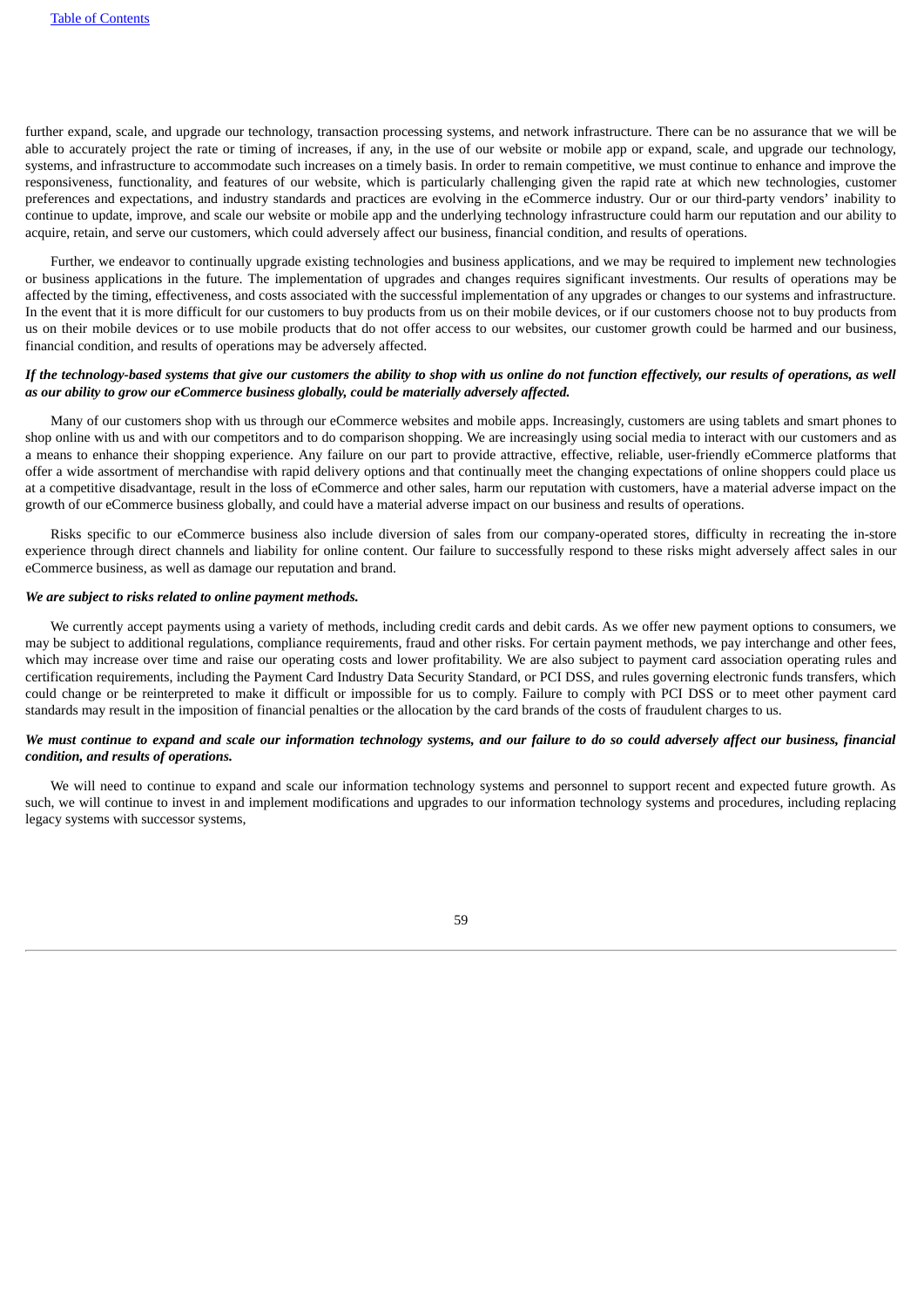further expand, scale, and upgrade our technology, transaction processing systems, and network infrastructure. There can be no assurance that we will be able to accurately project the rate or timing of increases, if any, in the use of our website or mobile app or expand, scale, and upgrade our technology, systems, and infrastructure to accommodate such increases on a timely basis. In order to remain competitive, we must continue to enhance and improve the responsiveness, functionality, and features of our website, which is particularly challenging given the rapid rate at which new technologies, customer preferences and expectations, and industry standards and practices are evolving in the eCommerce industry. Our or our third-party vendors' inability to continue to update, improve, and scale our website or mobile app and the underlying technology infrastructure could harm our reputation and our ability to acquire, retain, and serve our customers, which could adversely affect our business, financial condition, and results of operations.

Further, we endeavor to continually upgrade existing technologies and business applications, and we may be required to implement new technologies or business applications in the future. The implementation of upgrades and changes requires significant investments. Our results of operations may be affected by the timing, effectiveness, and costs associated with the successful implementation of any upgrades or changes to our systems and infrastructure. In the event that it is more difficult for our customers to buy products from us on their mobile devices, or if our customers choose not to buy products from us on their mobile devices or to use mobile products that do not offer access to our websites, our customer growth could be harmed and our business, financial condition, and results of operations may be adversely affected.

***If the technology-based systems that give our customers the ability to shop with us online do not function effectively, our results of operations, as well as our ability to grow our eCommerce business globally, could be materially adversely affected.***

Many of our customers shop with us through our eCommerce websites and mobile apps. Increasingly, customers are using tablets and smart phones to shop online with us and with our competitors and to do comparison shopping. We are increasingly using social media to interact with our customers and as a means to enhance their shopping experience. Any failure on our part to provide attractive, effective, reliable, user-friendly eCommerce platforms that offer a wide assortment of merchandise with rapid delivery options and that continually meet the changing expectations of online shoppers could place us at a competitive disadvantage, result in the loss of eCommerce and other sales, harm our reputation with customers, have a material adverse impact on the growth of our eCommerce business globally, and could have a material adverse impact on our business and results of operations.

Risks specific to our eCommerce business also include diversion of sales from our company-operated stores, difficulty in recreating the in-store experience through direct channels and liability for online content. Our failure to successfully respond to these risks might adversely affect sales in our eCommerce business, as well as damage our reputation and brand.

***We are subject to risks related to online payment methods.***

We currently accept payments using a variety of methods, including credit cards and debit cards. As we offer new payment options to consumers, we may be subject to additional regulations, compliance requirements, fraud and other risks. For certain payment methods, we pay interchange and other fees, which may increase over time and raise our operating costs and lower profitability. We are also subject to payment card association operating rules and certification requirements, including the Payment Card Industry Data Security Standard, or PCI DSS, and rules governing electronic funds transfers, which could change or be reinterpreted to make it difficult or impossible for us to comply. Failure to comply with PCI DSS or to meet other payment card standards may result in the imposition of financial penalties or the allocation by the card brands of the costs of fraudulent charges to us.

***We must continue to expand and scale our information technology systems, and our failure to do so could adversely affect our business, financial condition, and results of operations.***

We will need to continue to expand and scale our information technology systems and personnel to support recent and expected future growth. As such, we will continue to invest in and implement modifications and upgrades to our information technology systems and procedures, including replacing legacy systems with successor systems,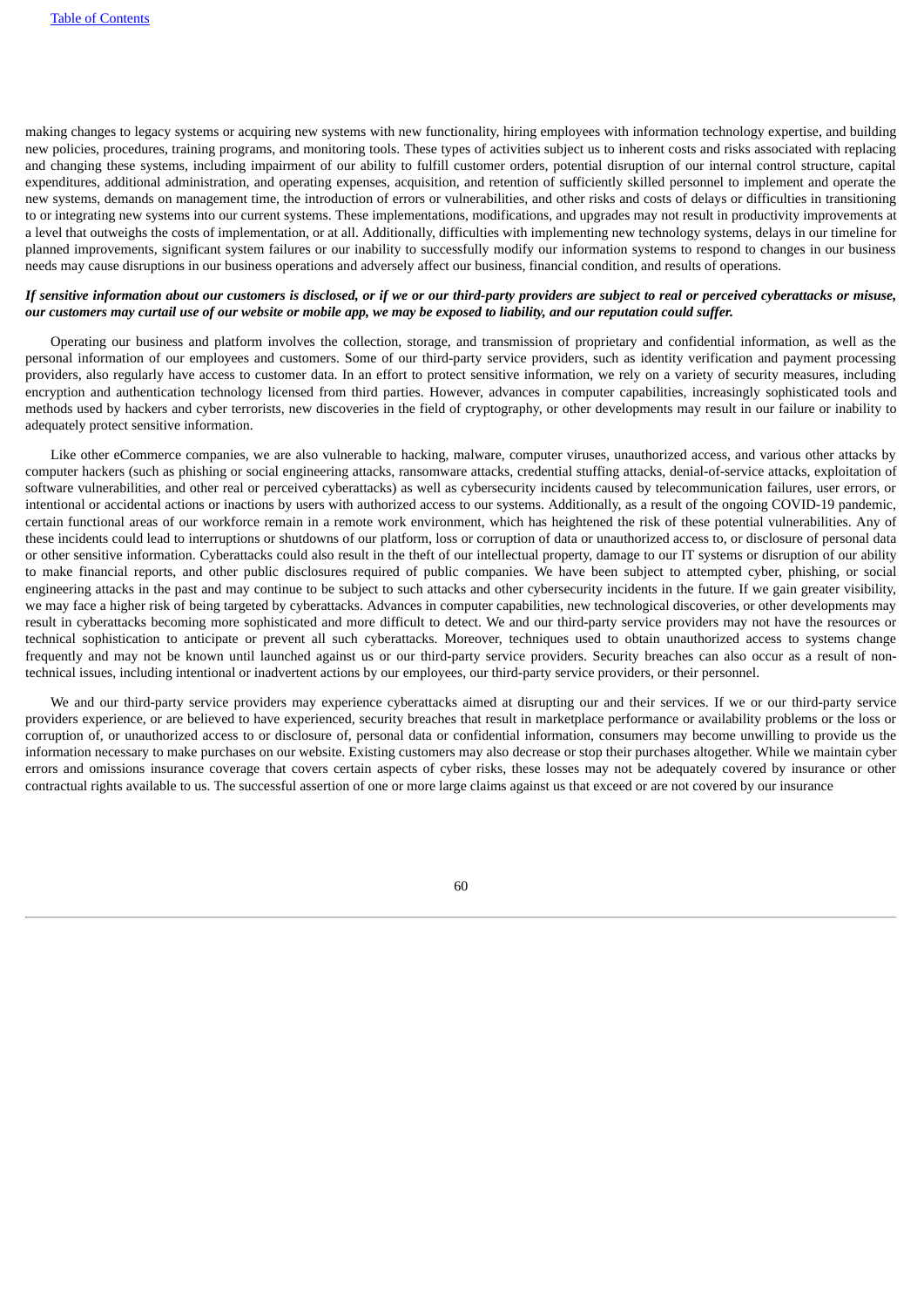making changes to legacy systems or acquiring new systems with new functionality, hiring employees with information technology expertise, and building new policies, procedures, training programs, and monitoring tools. These types of activities subject us to inherent costs and risks associated with replacing and changing these systems, including impairment of our ability to fulfill customer orders, potential disruption of our internal control structure, capital expenditures, additional administration, and operating expenses, acquisition, and retention of sufficiently skilled personnel to implement and operate the new systems, demands on management time, the introduction of errors or vulnerabilities, and other risks and costs of delays or difficulties in transitioning to or integrating new systems into our current systems. These implementations, modifications, and upgrades may not result in productivity improvements at a level that outweighs the costs of implementation, or at all. Additionally, difficulties with implementing new technology systems, delays in our timeline for planned improvements, significant system failures or our inability to successfully modify our information systems to respond to changes in our business needs may cause disruptions in our business operations and adversely affect our business, financial condition, and results of operations.

***If sensitive information about our customers is disclosed, or if we or our third-party providers are subject to real or perceived cyberattacks or misuse, our customers may curtail use of our website or mobile app, we may be exposed to liability, and our reputation could suffer.***

Operating our business and platform involves the collection, storage, and transmission of proprietary and confidential information, as well as the personal information of our employees and customers. Some of our third-party service providers, such as identity verification and payment processing providers, also regularly have access to customer data. In an effort to protect sensitive information, we rely on a variety of security measures, including encryption and authentication technology licensed from third parties. However, advances in computer capabilities, increasingly sophisticated tools and methods used by hackers and cyber terrorists, new discoveries in the field of cryptography, or other developments may result in our failure or inability to adequately protect sensitive information.

Like other eCommerce companies, we are also vulnerable to hacking, malware, computer viruses, unauthorized access, and various other attacks by computer hackers (such as phishing or social engineering attacks, ransomware attacks, credential stuffing attacks, denial-of-service attacks, exploitation of software vulnerabilities, and other real or perceived cyberattacks) as well as cybersecurity incidents caused by telecommunication failures, user errors, or intentional or accidental actions or inactions by users with authorized access to our systems. Additionally, as a result of the ongoing COVID-19 pandemic, certain functional areas of our workforce remain in a remote work environment, which has heightened the risk of these potential vulnerabilities. Any of these incidents could lead to interruptions or shutdowns of our platform, loss or corruption of data or unauthorized access to, or disclosure of personal data or other sensitive information. Cyberattacks could also result in the theft of our intellectual property, damage to our IT systems or disruption of our ability to make financial reports, and other public disclosures required of public companies. We have been subject to attempted cyber, phishing, or social engineering attacks in the past and may continue to be subject to such attacks and other cybersecurity incidents in the future. If we gain greater visibility, we may face a higher risk of being targeted by cyberattacks. Advances in computer capabilities, new technological discoveries, or other developments may result in cyberattacks becoming more sophisticated and more difficult to detect. We and our third-party service providers may not have the resources or technical sophistication to anticipate or prevent all such cyberattacks. Moreover, techniques used to obtain unauthorized access to systems change frequently and may not be known until launched against us or our third-party service providers. Security breaches can also occur as a result of non-technical issues, including intentional or inadvertent actions by our employees, our third-party service providers, or their personnel.

We and our third-party service providers may experience cyberattacks aimed at disrupting our and their services. If we or our third-party service providers experience, or are believed to have experienced, security breaches that result in marketplace performance or availability problems or the loss or corruption of, or unauthorized access to or disclosure of, personal data or confidential information, consumers may become unwilling to provide us the information necessary to make purchases on our website. Existing customers may also decrease or stop their purchases altogether. While we maintain cyber errors and omissions insurance coverage that covers certain aspects of cyber risks, these losses may not be adequately covered by insurance or other contractual rights available to us. The successful assertion of one or more large claims against us that exceed or are not covered by our insurance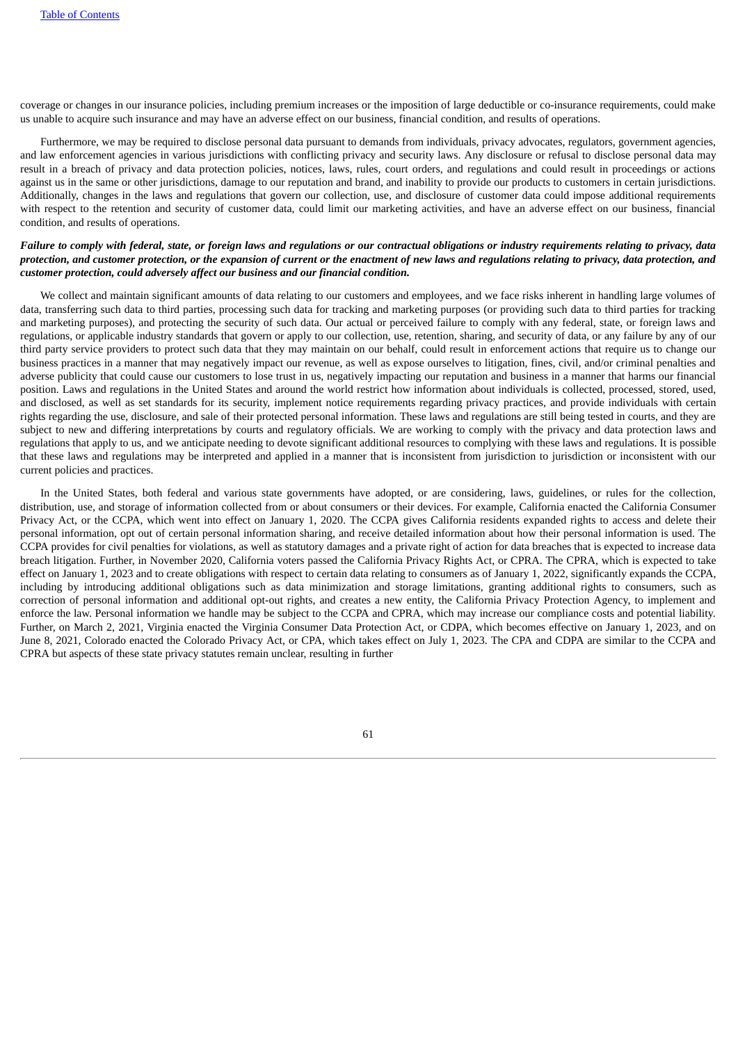coverage or changes in our insurance policies, including premium increases or the imposition of large deductible or co-insurance requirements, could make us unable to acquire such insurance and may have an adverse effect on our business, financial condition, and results of operations.

Furthermore, we may be required to disclose personal data pursuant to demands from individuals, privacy advocates, regulators, government agencies, and law enforcement agencies in various jurisdictions with conflicting privacy and security laws. Any disclosure or refusal to disclose personal data may result in a breach of privacy and data protection policies, notices, laws, rules, court orders, and regulations and could result in proceedings or actions against us in the same or other jurisdictions, damage to our reputation and brand, and inability to provide our products to customers in certain jurisdictions. Additionally, changes in the laws and regulations that govern our collection, use, and disclosure of customer data could impose additional requirements with respect to the retention and security of customer data, could limit our marketing activities, and have an adverse effect on our business, financial condition, and results of operations.

***Failure to comply with federal, state, or foreign laws and regulations or our contractual obligations or industry requirements relating to privacy, data protection, and customer protection, or the expansion of current or the enactment of new laws and regulations relating to privacy, data protection, and customer protection, could adversely affect our business and our financial condition.***

We collect and maintain significant amounts of data relating to our customers and employees, and we face risks inherent in handling large volumes of data, transferring such data to third parties, processing such data for tracking and marketing purposes (or providing such data to third parties for tracking and marketing purposes), and protecting the security of such data. Our actual or perceived failure to comply with any federal, state, or foreign laws and regulations, or applicable industry standards that govern or apply to our collection, use, retention, sharing, and security of data, or any failure by any of our third party service providers to protect such data that they may maintain on our behalf, could result in enforcement actions that require us to change our business practices in a manner that may negatively impact our revenue, as well as expose ourselves to litigation, fines, civil, and/or criminal penalties and adverse publicity that could cause our customers to lose trust in us, negatively impacting our reputation and business in a manner that harms our financial position. Laws and regulations in the United States and around the world restrict how information about individuals is collected, processed, stored, used, and disclosed, as well as set standards for its security, implement notice requirements regarding privacy practices, and provide individuals with certain rights regarding the use, disclosure, and sale of their protected personal information. These laws and regulations are still being tested in courts, and they are subject to new and differing interpretations by courts and regulatory officials. We are working to comply with the privacy and data protection laws and regulations that apply to us, and we anticipate needing to devote significant additional resources to complying with these laws and regulations. It is possible that these laws and regulations may be interpreted and applied in a manner that is inconsistent from jurisdiction to jurisdiction or inconsistent with our current policies and practices.

In the United States, both federal and various state governments have adopted, or are considering, laws, guidelines, or rules for the collection, distribution, use, and storage of information collected from or about consumers or their devices. For example, California enacted the California Consumer Privacy Act, or the CCPA, which went into effect on January 1, 2020. The CCPA gives California residents expanded rights to access and delete their personal information, opt out of certain personal information sharing, and receive detailed information about how their personal information is used. The CCPA provides for civil penalties for violations, as well as statutory damages and a private right of action for data breaches that is expected to increase data breach litigation. Further, in November 2020, California voters passed the California Privacy Rights Act, or CPRA. The CPRA, which is expected to take effect on January 1, 2023 and to create obligations with respect to certain data relating to consumers as of January 1, 2022, significantly expands the CCPA, including by introducing additional obligations such as data minimization and storage limitations, granting additional rights to consumers, such as correction of personal information and additional opt-out rights, and creates a new entity, the California Privacy Protection Agency, to implement and enforce the law. Personal information we handle may be subject to the CCPA and CPRA, which may increase our compliance costs and potential liability. Further, on March 2, 2021, Virginia enacted the Virginia Consumer Data Protection Act, or CDPA, which becomes effective on January 1, 2023, and on June 8, 2021, Colorado enacted the Colorado Privacy Act, or CPA, which takes effect on July 1, 2023. The CPA and CDPA are similar to the CCPA and CPRA but aspects of these state privacy statutes remain unclear, resulting in further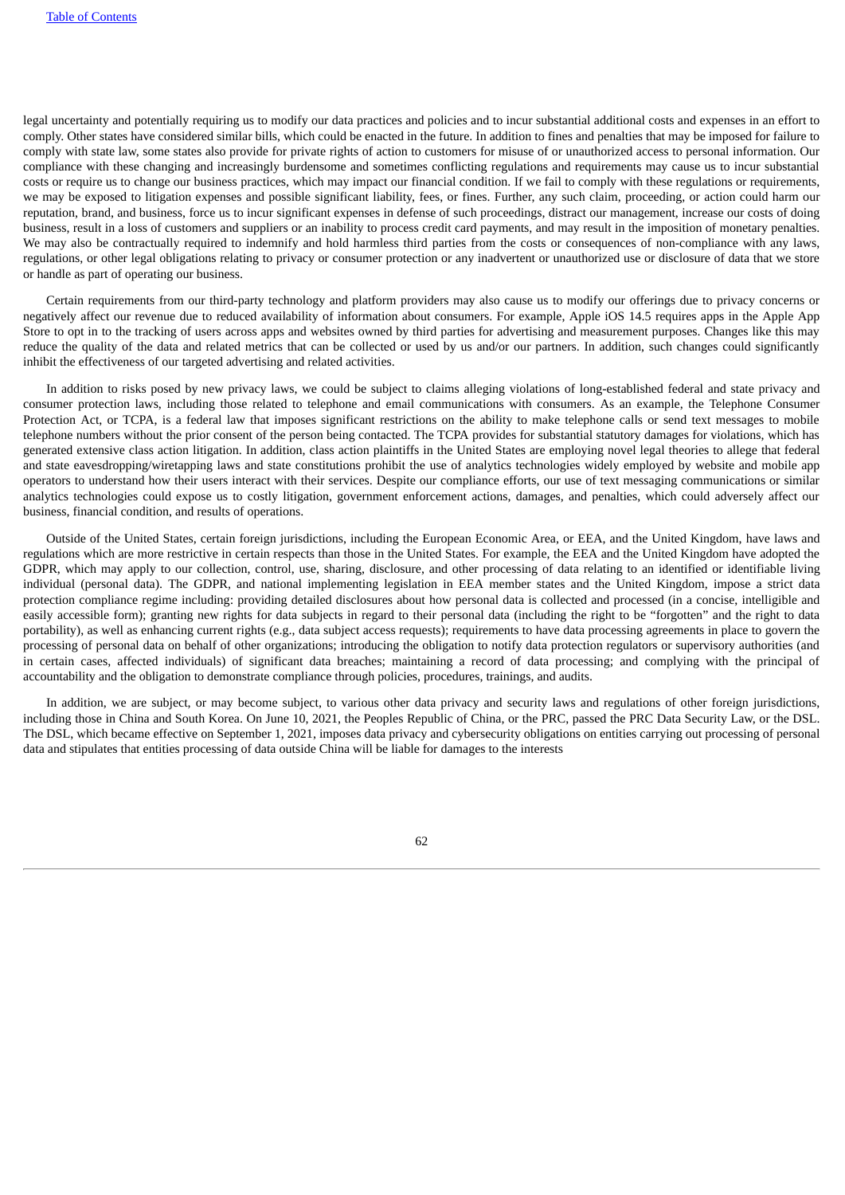legal uncertainty and potentially requiring us to modify our data practices and policies and to incur substantial additional costs and expenses in an effort to comply. Other states have considered similar bills, which could be enacted in the future. In addition to fines and penalties that may be imposed for failure to comply with state law, some states also provide for private rights of action to customers for misuse of or unauthorized access to personal information. Our compliance with these changing and increasingly burdensome and sometimes conflicting regulations and requirements may cause us to incur substantial costs or require us to change our business practices, which may impact our financial condition. If we fail to comply with these regulations or requirements, we may be exposed to litigation expenses and possible significant liability, fees, or fines. Further, any such claim, proceeding, or action could harm our reputation, brand, and business, force us to incur significant expenses in defense of such proceedings, distract our management, increase our costs of doing business, result in a loss of customers and suppliers or an inability to process credit card payments, and may result in the imposition of monetary penalties. We may also be contractually required to indemnify and hold harmless third parties from the costs or consequences of non-compliance with any laws, regulations, or other legal obligations relating to privacy or consumer protection or any inadvertent or unauthorized use or disclosure of data that we store or handle as part of operating our business.

Certain requirements from our third-party technology and platform providers may also cause us to modify our offerings due to privacy concerns or negatively affect our revenue due to reduced availability of information about consumers. For example, Apple iOS 14.5 requires apps in the Apple App Store to opt in to the tracking of users across apps and websites owned by third parties for advertising and measurement purposes. Changes like this may reduce the quality of the data and related metrics that can be collected or used by us and/or our partners. In addition, such changes could significantly inhibit the effectiveness of our targeted advertising and related activities.

In addition to risks posed by new privacy laws, we could be subject to claims alleging violations of long-established federal and state privacy and consumer protection laws, including those related to telephone and email communications with consumers. As an example, the Telephone Consumer Protection Act, or TCPA, is a federal law that imposes significant restrictions on the ability to make telephone calls or send text messages to mobile telephone numbers without the prior consent of the person being contacted. The TCPA provides for substantial statutory damages for violations, which has generated extensive class action litigation. In addition, class action plaintiffs in the United States are employing novel legal theories to allege that federal and state eavesdropping/wiretapping laws and state constitutions prohibit the use of analytics technologies widely employed by website and mobile app operators to understand how their users interact with their services. Despite our compliance efforts, our use of text messaging communications or similar analytics technologies could expose us to costly litigation, government enforcement actions, damages, and penalties, which could adversely affect our business, financial condition, and results of operations.

Outside of the United States, certain foreign jurisdictions, including the European Economic Area, or EEA, and the United Kingdom, have laws and regulations which are more restrictive in certain respects than those in the United States. For example, the EEA and the United Kingdom have adopted the GDPR, which may apply to our collection, control, use, sharing, disclosure, and other processing of data relating to an identified or identifiable living individual (personal data). The GDPR, and national implementing legislation in EEA member states and the United Kingdom, impose a strict data protection compliance regime including: providing detailed disclosures about how personal data is collected and processed (in a concise, intelligible and easily accessible form); granting new rights for data subjects in regard to their personal data (including the right to be "forgotten" and the right to data portability), as well as enhancing current rights (e.g., data subject access requests); requirements to have data processing agreements in place to govern the processing of personal data on behalf of other organizations; introducing the obligation to notify data protection regulators or supervisory authorities (and in certain cases, affected individuals) of significant data breaches; maintaining a record of data processing; and complying with the principal of accountability and the obligation to demonstrate compliance through policies, procedures, trainings, and audits.

In addition, we are subject, or may become subject, to various other data privacy and security laws and regulations of other foreign jurisdictions, including those in China and South Korea. On June 10, 2021, the Peoples Republic of China, or the PRC, passed the PRC Data Security Law, or the DSL. The DSL, which became effective on September 1, 2021, imposes data privacy and cybersecurity obligations on entities carrying out processing of personal data and stipulates that entities processing of data outside China will be liable for damages to the interests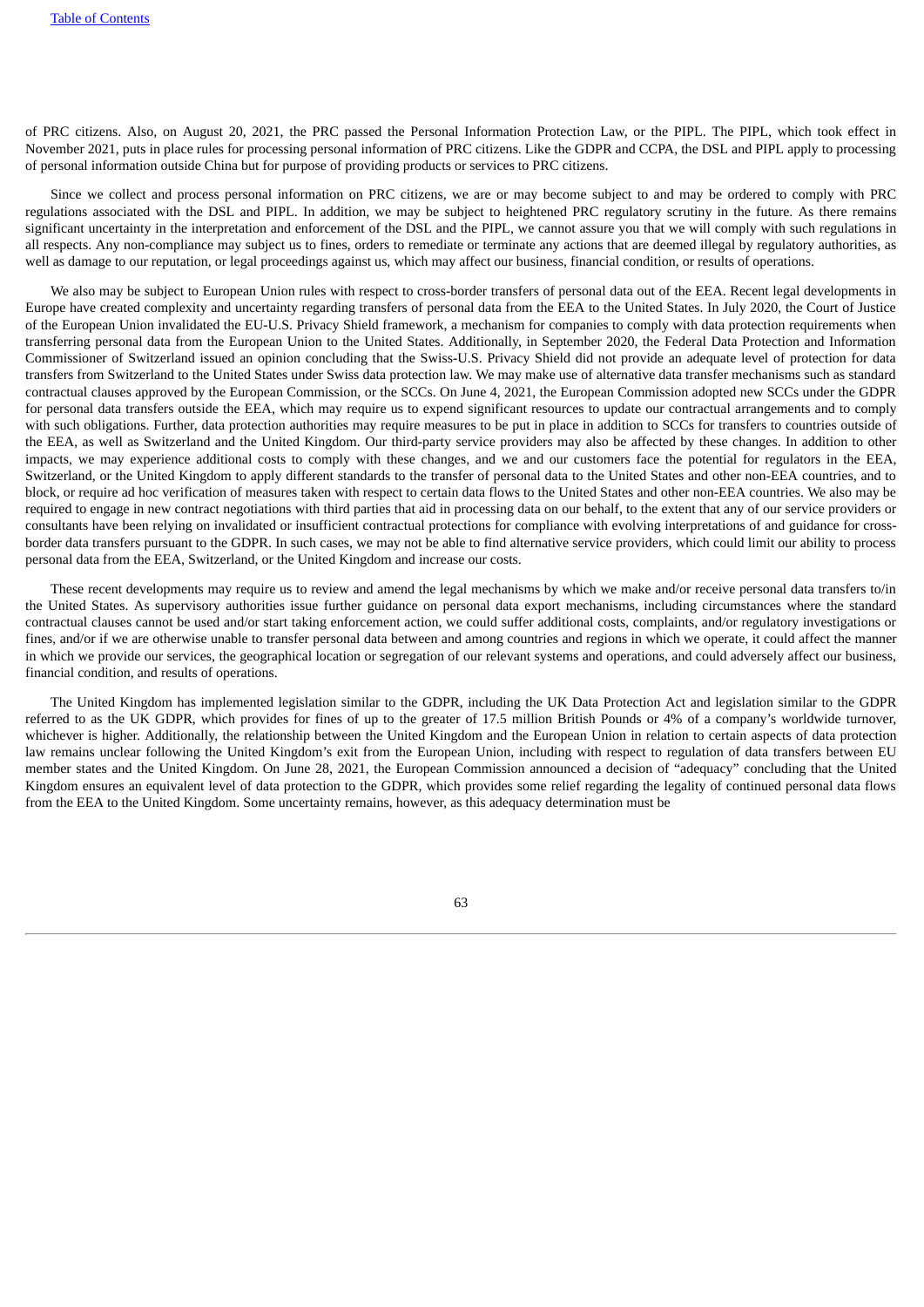of PRC citizens. Also, on August 20, 2021, the PRC passed the Personal Information Protection Law, or the PIPL. The PIPL, which took effect in November 2021, puts in place rules for processing personal information of PRC citizens. Like the GDPR and CCPA, the DSL and PIPL apply to processing of personal information outside China but for purpose of providing products or services to PRC citizens.

Since we collect and process personal information on PRC citizens, we are or may become subject to and may be ordered to comply with PRC regulations associated with the DSL and PIPL. In addition, we may be subject to heightened PRC regulatory scrutiny in the future. As there remains significant uncertainty in the interpretation and enforcement of the DSL and the PIPL, we cannot assure you that we will comply with such regulations in all respects. Any non-compliance may subject us to fines, orders to remediate or terminate any actions that are deemed illegal by regulatory authorities, as well as damage to our reputation, or legal proceedings against us, which may affect our business, financial condition, or results of operations.

We also may be subject to European Union rules with respect to cross-border transfers of personal data out of the EEA. Recent legal developments in Europe have created complexity and uncertainty regarding transfers of personal data from the EEA to the United States. In July 2020, the Court of Justice of the European Union invalidated the EU-U.S. Privacy Shield framework, a mechanism for companies to comply with data protection requirements when transferring personal data from the European Union to the United States. Additionally, in September 2020, the Federal Data Protection and Information Commissioner of Switzerland issued an opinion concluding that the Swiss-U.S. Privacy Shield did not provide an adequate level of protection for data transfers from Switzerland to the United States under Swiss data protection law. We may make use of alternative data transfer mechanisms such as standard contractual clauses approved by the European Commission, or the SCCs. On June 4, 2021, the European Commission adopted new SCCs under the GDPR for personal data transfers outside the EEA, which may require us to expend significant resources to update our contractual arrangements and to comply with such obligations. Further, data protection authorities may require measures to be put in place in addition to SCCs for transfers to countries outside of the EEA, as well as Switzerland and the United Kingdom. Our third-party service providers may also be affected by these changes. In addition to other impacts, we may experience additional costs to comply with these changes, and we and our customers face the potential for regulators in the EEA, Switzerland, or the United Kingdom to apply different standards to the transfer of personal data to the United States and other non-EEA countries, and to block, or require ad hoc verification of measures taken with respect to certain data flows to the United States and other non-EEA countries. We also may be required to engage in new contract negotiations with third parties that aid in processing data on our behalf, to the extent that any of our service providers or consultants have been relying on invalidated or insufficient contractual protections for compliance with evolving interpretations of and guidance for cross-border data transfers pursuant to the GDPR. In such cases, we may not be able to find alternative service providers, which could limit our ability to process personal data from the EEA, Switzerland, or the United Kingdom and increase our costs.

These recent developments may require us to review and amend the legal mechanisms by which we make and/or receive personal data transfers to/in the United States. As supervisory authorities issue further guidance on personal data export mechanisms, including circumstances where the standard contractual clauses cannot be used and/or start taking enforcement action, we could suffer additional costs, complaints, and/or regulatory investigations or fines, and/or if we are otherwise unable to transfer personal data between and among countries and regions in which we operate, it could affect the manner in which we provide our services, the geographical location or segregation of our relevant systems and operations, and could adversely affect our business, financial condition, and results of operations.

The United Kingdom has implemented legislation similar to the GDPR, including the UK Data Protection Act and legislation similar to the GDPR referred to as the UK GDPR, which provides for fines of up to the greater of 17.5 million British Pounds or 4% of a company's worldwide turnover, whichever is higher. Additionally, the relationship between the United Kingdom and the European Union in relation to certain aspects of data protection law remains unclear following the United Kingdom's exit from the European Union, including with respect to regulation of data transfers between EU member states and the United Kingdom. On June 28, 2021, the European Commission announced a decision of "adequacy" concluding that the United Kingdom ensures an equivalent level of data protection to the GDPR, which provides some relief regarding the legality of continued personal data flows from the EEA to the United Kingdom. Some uncertainty remains, however, as this adequacy determination must be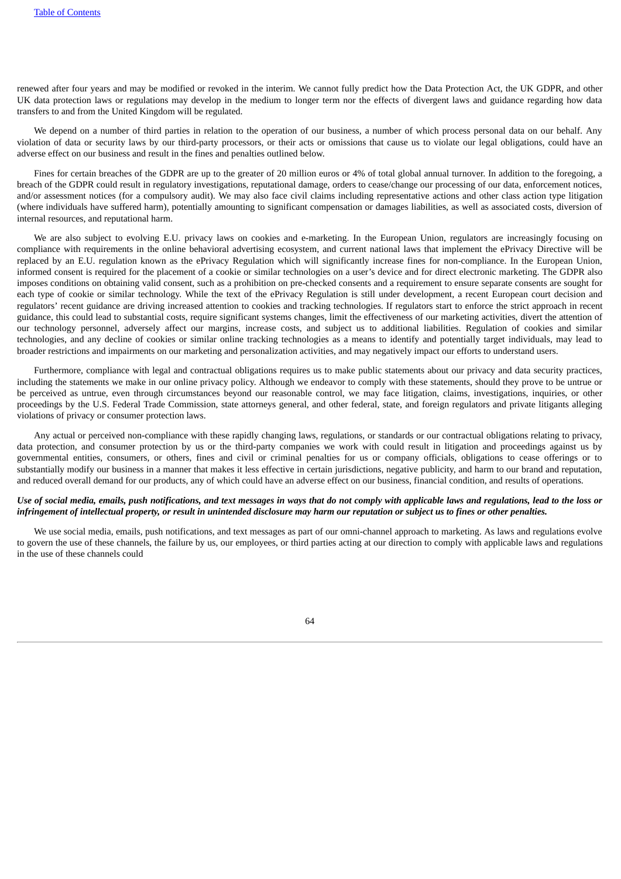renewed after four years and may be modified or revoked in the interim. We cannot fully predict how the Data Protection Act, the UK GDPR, and other UK data protection laws or regulations may develop in the medium to longer term nor the effects of divergent laws and guidance regarding how data transfers to and from the United Kingdom will be regulated.

We depend on a number of third parties in relation to the operation of our business, a number of which process personal data on our behalf. Any violation of data or security laws by our third-party processors, or their acts or omissions that cause us to violate our legal obligations, could have an adverse effect on our business and result in the fines and penalties outlined below.

Fines for certain breaches of the GDPR are up to the greater of 20 million euros or 4% of total global annual turnover. In addition to the foregoing, a breach of the GDPR could result in regulatory investigations, reputational damage, orders to cease/change our processing of our data, enforcement notices, and/or assessment notices (for a compulsory audit). We may also face civil claims including representative actions and other class action type litigation (where individuals have suffered harm), potentially amounting to significant compensation or damages liabilities, as well as associated costs, diversion of internal resources, and reputational harm.

We are also subject to evolving E.U. privacy laws on cookies and e-marketing. In the European Union, regulators are increasingly focusing on compliance with requirements in the online behavioral advertising ecosystem, and current national laws that implement the ePrivacy Directive will be replaced by an E.U. regulation known as the ePrivacy Regulation which will significantly increase fines for non-compliance. In the European Union, informed consent is required for the placement of a cookie or similar technologies on a user's device and for direct electronic marketing. The GDPR also imposes conditions on obtaining valid consent, such as a prohibition on pre-checked consents and a requirement to ensure separate consents are sought for each type of cookie or similar technology. While the text of the ePrivacy Regulation is still under development, a recent European court decision and regulators' recent guidance are driving increased attention to cookies and tracking technologies. If regulators start to enforce the strict approach in recent guidance, this could lead to substantial costs, require significant systems changes, limit the effectiveness of our marketing activities, divert the attention of our technology personnel, adversely affect our margins, increase costs, and subject us to additional liabilities. Regulation of cookies and similar technologies, and any decline of cookies or similar online tracking technologies as a means to identify and potentially target individuals, may lead to broader restrictions and impairments on our marketing and personalization activities, and may negatively impact our efforts to understand users.

Furthermore, compliance with legal and contractual obligations requires us to make public statements about our privacy and data security practices, including the statements we make in our online privacy policy. Although we endeavor to comply with these statements, should they prove to be untrue or be perceived as untrue, even through circumstances beyond our reasonable control, we may face litigation, claims, investigations, inquiries, or other proceedings by the U.S. Federal Trade Commission, state attorneys general, and other federal, state, and foreign regulators and private litigants alleging violations of privacy or consumer protection laws.

Any actual or perceived non-compliance with these rapidly changing laws, regulations, or standards or our contractual obligations relating to privacy, data protection, and consumer protection by us or the third-party companies we work with could result in litigation and proceedings against us by governmental entities, consumers, or others, fines and civil or criminal penalties for us or company officials, obligations to cease offerings or to substantially modify our business in a manner that makes it less effective in certain jurisdictions, negative publicity, and harm to our brand and reputation, and reduced overall demand for our products, any of which could have an adverse effect on our business, financial condition, and results of operations.

*Use of social media, emails, push notifications, and text messages in ways that do not comply with applicable laws and regulations, lead to the loss or infringement of intellectual property, or result in unintended disclosure may harm our reputation or subject us to fines or other penalties.*

We use social media, emails, push notifications, and text messages as part of our omni-channel approach to marketing. As laws and regulations evolve to govern the use of these channels, the failure by us, our employees, or third parties acting at our direction to comply with applicable laws and regulations in the use of these channels could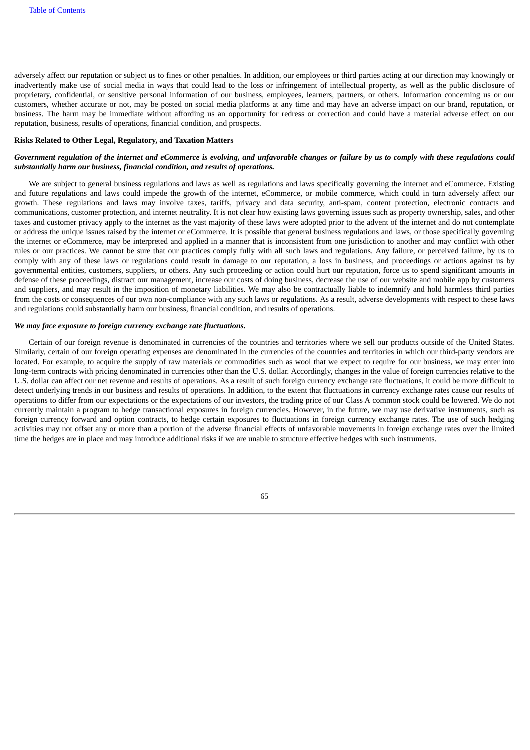adversely affect our reputation or subject us to fines or other penalties. In addition, our employees or third parties acting at our direction may knowingly or inadvertently make use of social media in ways that could lead to the loss or infringement of intellectual property, as well as the public disclosure of proprietary, confidential, or sensitive personal information of our business, employees, learners, partners, or others. Information concerning us or our customers, whether accurate or not, may be posted on social media platforms at any time and may have an adverse impact on our brand, reputation, or business. The harm may be immediate without affording us an opportunity for redress or correction and could have a material adverse effect on our reputation, business, results of operations, financial condition, and prospects.

**Risks Related to Other Legal, Regulatory, and Taxation Matters**

***Government regulation of the internet and eCommerce is evolving, and unfavorable changes or failure by us to comply with these regulations could substantially harm our business, financial condition, and results of operations.***

We are subject to general business regulations and laws as well as regulations and laws specifically governing the internet and eCommerce. Existing and future regulations and laws could impede the growth of the internet, eCommerce, or mobile commerce, which could in turn adversely affect our growth. These regulations and laws may involve taxes, tariffs, privacy and data security, anti-spam, content protection, electronic contracts and communications, customer protection, and internet neutrality. It is not clear how existing laws governing issues such as property ownership, sales, and other taxes and customer privacy apply to the internet as the vast majority of these laws were adopted prior to the advent of the internet and do not contemplate or address the unique issues raised by the internet or eCommerce. It is possible that general business regulations and laws, or those specifically governing the internet or eCommerce, may be interpreted and applied in a manner that is inconsistent from one jurisdiction to another and may conflict with other rules or our practices. We cannot be sure that our practices comply fully with all such laws and regulations. Any failure, or perceived failure, by us to comply with any of these laws or regulations could result in damage to our reputation, a loss in business, and proceedings or actions against us by governmental entities, customers, suppliers, or others. Any such proceeding or action could hurt our reputation, force us to spend significant amounts in defense of these proceedings, distract our management, increase our costs of doing business, decrease the use of our website and mobile app by customers and suppliers, and may result in the imposition of monetary liabilities. We may also be contractually liable to indemnify and hold harmless third parties from the costs or consequences of our own non-compliance with any such laws or regulations. As a result, adverse developments with respect to these laws and regulations could substantially harm our business, financial condition, and results of operations.

***We may face exposure to foreign currency exchange rate fluctuations.***

Certain of our foreign revenue is denominated in currencies of the countries and territories where we sell our products outside of the United States. Similarly, certain of our foreign operating expenses are denominated in the currencies of the countries and territories in which our third-party vendors are located. For example, to acquire the supply of raw materials or commodities such as wool that we expect to require for our business, we may enter into long-term contracts with pricing denominated in currencies other than the U.S. dollar. Accordingly, changes in the value of foreign currencies relative to the U.S. dollar can affect our net revenue and results of operations. As a result of such foreign currency exchange rate fluctuations, it could be more difficult to detect underlying trends in our business and results of operations. In addition, to the extent that fluctuations in currency exchange rates cause our results of operations to differ from our expectations or the expectations of our investors, the trading price of our Class A common stock could be lowered. We do not currently maintain a program to hedge transactional exposures in foreign currencies. However, in the future, we may use derivative instruments, such as foreign currency forward and option contracts, to hedge certain exposures to fluctuations in foreign currency exchange rates. The use of such hedging activities may not offset any or more than a portion of the adverse financial effects of unfavorable movements in foreign exchange rates over the limited time the hedges are in place and may introduce additional risks if we are unable to structure effective hedges with such instruments.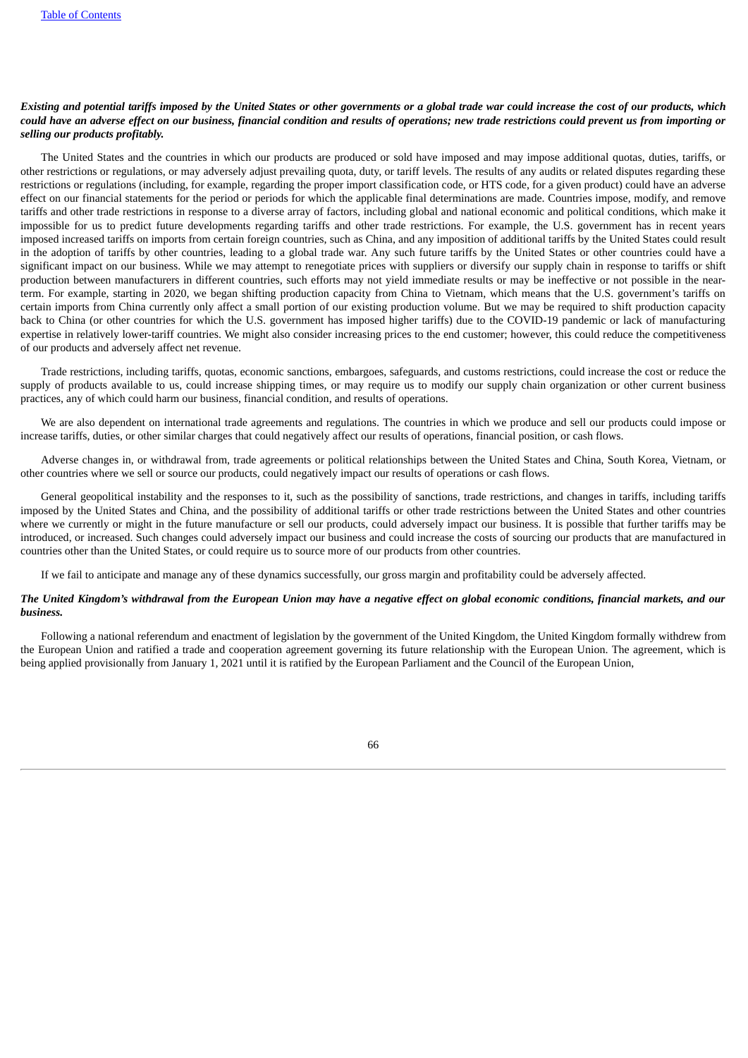***Existing and potential tariffs imposed by the United States or other governments or a global trade war could increase the cost of our products, which could have an adverse effect on our business, financial condition and results of operations; new trade restrictions could prevent us from importing or selling our products profitably.***

The United States and the countries in which our products are produced or sold have imposed and may impose additional quotas, duties, tariffs, or other restrictions or regulations, or may adversely adjust prevailing quota, duty, or tariff levels. The results of any audits or related disputes regarding these restrictions or regulations (including, for example, regarding the proper import classification code, or HTS code, for a given product) could have an adverse effect on our financial statements for the period or periods for which the applicable final determinations are made. Countries impose, modify, and remove tariffs and other trade restrictions in response to a diverse array of factors, including global and national economic and political conditions, which make it impossible for us to predict future developments regarding tariffs and other trade restrictions. For example, the U.S. government has in recent years imposed increased tariffs on imports from certain foreign countries, such as China, and any imposition of additional tariffs by the United States could result in the adoption of tariffs by other countries, leading to a global trade war. Any such future tariffs by the United States or other countries could have a significant impact on our business. While we may attempt to renegotiate prices with suppliers or diversify our supply chain in response to tariffs or shift production between manufacturers in different countries, such efforts may not yield immediate results or may be ineffective or not possible in the near-term. For example, starting in 2020, we began shifting production capacity from China to Vietnam, which means that the U.S. government's tariffs on certain imports from China currently only affect a small portion of our existing production volume. But we may be required to shift production capacity back to China (or other countries for which the U.S. government has imposed higher tariffs) due to the COVID-19 pandemic or lack of manufacturing expertise in relatively lower-tariff countries. We might also consider increasing prices to the end customer; however, this could reduce the competitiveness of our products and adversely affect net revenue.

Trade restrictions, including tariffs, quotas, economic sanctions, embargoes, safeguards, and customs restrictions, could increase the cost or reduce the supply of products available to us, could increase shipping times, or may require us to modify our supply chain organization or other current business practices, any of which could harm our business, financial condition, and results of operations.

We are also dependent on international trade agreements and regulations. The countries in which we produce and sell our products could impose or increase tariffs, duties, or other similar charges that could negatively affect our results of operations, financial position, or cash flows.

Adverse changes in, or withdrawal from, trade agreements or political relationships between the United States and China, South Korea, Vietnam, or other countries where we sell or source our products, could negatively impact our results of operations or cash flows.

General geopolitical instability and the responses to it, such as the possibility of sanctions, trade restrictions, and changes in tariffs, including tariffs imposed by the United States and China, and the possibility of additional tariffs or other trade restrictions between the United States and other countries where we currently or might in the future manufacture or sell our products, could adversely impact our business. It is possible that further tariffs may be introduced, or increased. Such changes could adversely impact our business and could increase the costs of sourcing our products that are manufactured in countries other than the United States, or could require us to source more of our products from other countries.

If we fail to anticipate and manage any of these dynamics successfully, our gross margin and profitability could be adversely affected.

***The United Kingdom's withdrawal from the European Union may have a negative effect on global economic conditions, financial markets, and our business.***

Following a national referendum and enactment of legislation by the government of the United Kingdom, the United Kingdom formally withdrew from the European Union and ratified a trade and cooperation agreement governing its future relationship with the European Union. The agreement, which is being applied provisionally from January 1, 2021 until it is ratified by the European Parliament and the Council of the European Union,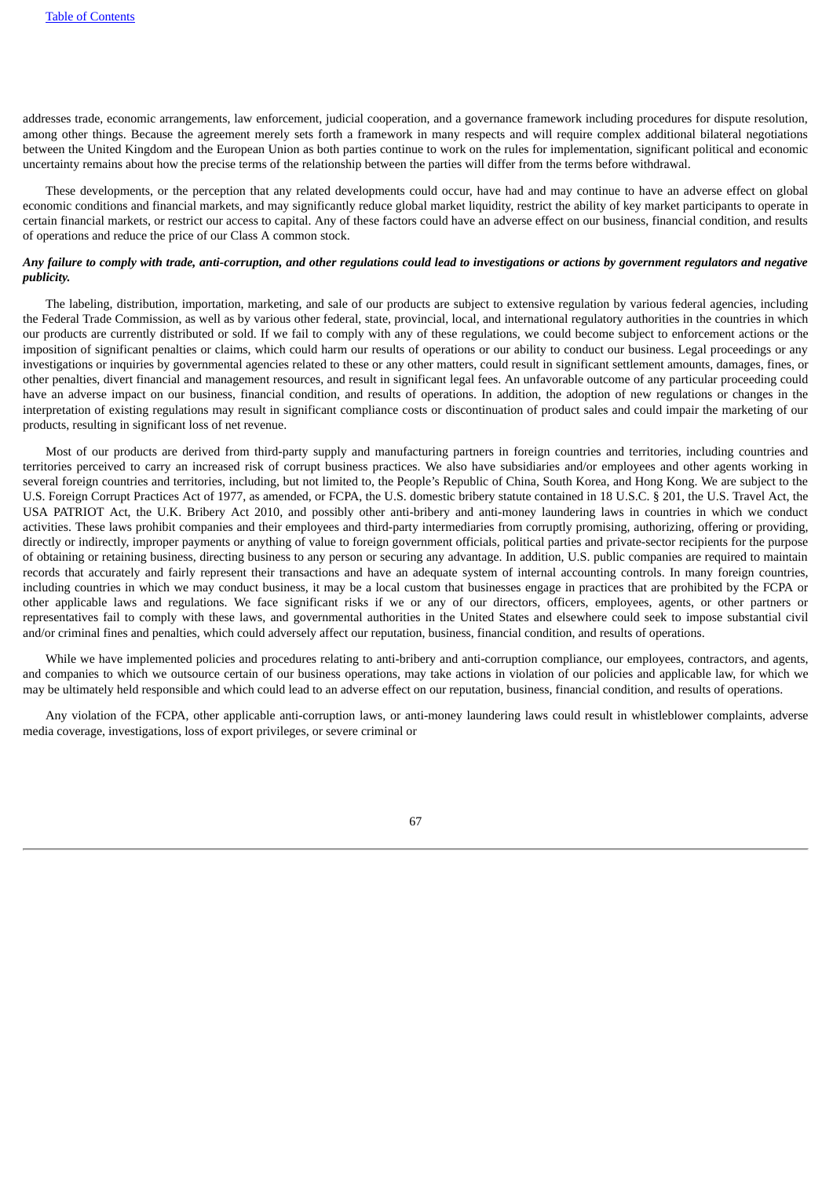addresses trade, economic arrangements, law enforcement, judicial cooperation, and a governance framework including procedures for dispute resolution, among other things. Because the agreement merely sets forth a framework in many respects and will require complex additional bilateral negotiations between the United Kingdom and the European Union as both parties continue to work on the rules for implementation, significant political and economic uncertainty remains about how the precise terms of the relationship between the parties will differ from the terms before withdrawal.

These developments, or the perception that any related developments could occur, have had and may continue to have an adverse effect on global economic conditions and financial markets, and may significantly reduce global market liquidity, restrict the ability of key market participants to operate in certain financial markets, or restrict our access to capital. Any of these factors could have an adverse effect on our business, financial condition, and results of operations and reduce the price of our Class A common stock.

***Any failure to comply with trade, anti-corruption, and other regulations could lead to investigations or actions by government regulators and negative publicity.***

The labeling, distribution, importation, marketing, and sale of our products are subject to extensive regulation by various federal agencies, including the Federal Trade Commission, as well as by various other federal, state, provincial, local, and international regulatory authorities in the countries in which our products are currently distributed or sold. If we fail to comply with any of these regulations, we could become subject to enforcement actions or the imposition of significant penalties or claims, which could harm our results of operations or our ability to conduct our business. Legal proceedings or any investigations or inquiries by governmental agencies related to these or any other matters, could result in significant settlement amounts, damages, fines, or other penalties, divert financial and management resources, and result in significant legal fees. An unfavorable outcome of any particular proceeding could have an adverse impact on our business, financial condition, and results of operations. In addition, the adoption of new regulations or changes in the interpretation of existing regulations may result in significant compliance costs or discontinuation of product sales and could impair the marketing of our products, resulting in significant loss of net revenue.

Most of our products are derived from third-party supply and manufacturing partners in foreign countries and territories, including countries and territories perceived to carry an increased risk of corrupt business practices. We also have subsidiaries and/or employees and other agents working in several foreign countries and territories, including, but not limited to, the People's Republic of China, South Korea, and Hong Kong. We are subject to the U.S. Foreign Corrupt Practices Act of 1977, as amended, or FCPA, the U.S. domestic bribery statute contained in 18 U.S.C. § 201, the U.S. Travel Act, the USA PATRIOT Act, the U.K. Bribery Act 2010, and possibly other anti-bribery and anti-money laundering laws in countries in which we conduct activities. These laws prohibit companies and their employees and third-party intermediaries from corruptly promising, authorizing, offering or providing, directly or indirectly, improper payments or anything of value to foreign government officials, political parties and private-sector recipients for the purpose of obtaining or retaining business, directing business to any person or securing any advantage. In addition, U.S. public companies are required to maintain records that accurately and fairly represent their transactions and have an adequate system of internal accounting controls. In many foreign countries, including countries in which we may conduct business, it may be a local custom that businesses engage in practices that are prohibited by the FCPA or other applicable laws and regulations. We face significant risks if we or any of our directors, officers, employees, agents, or other partners or representatives fail to comply with these laws, and governmental authorities in the United States and elsewhere could seek to impose substantial civil and/or criminal fines and penalties, which could adversely affect our reputation, business, financial condition, and results of operations.

While we have implemented policies and procedures relating to anti-bribery and anti-corruption compliance, our employees, contractors, and agents, and companies to which we outsource certain of our business operations, may take actions in violation of our policies and applicable law, for which we may be ultimately held responsible and which could lead to an adverse effect on our reputation, business, financial condition, and results of operations.

Any violation of the FCPA, other applicable anti-corruption laws, or anti-money laundering laws could result in whistleblower complaints, adverse media coverage, investigations, loss of export privileges, or severe criminal or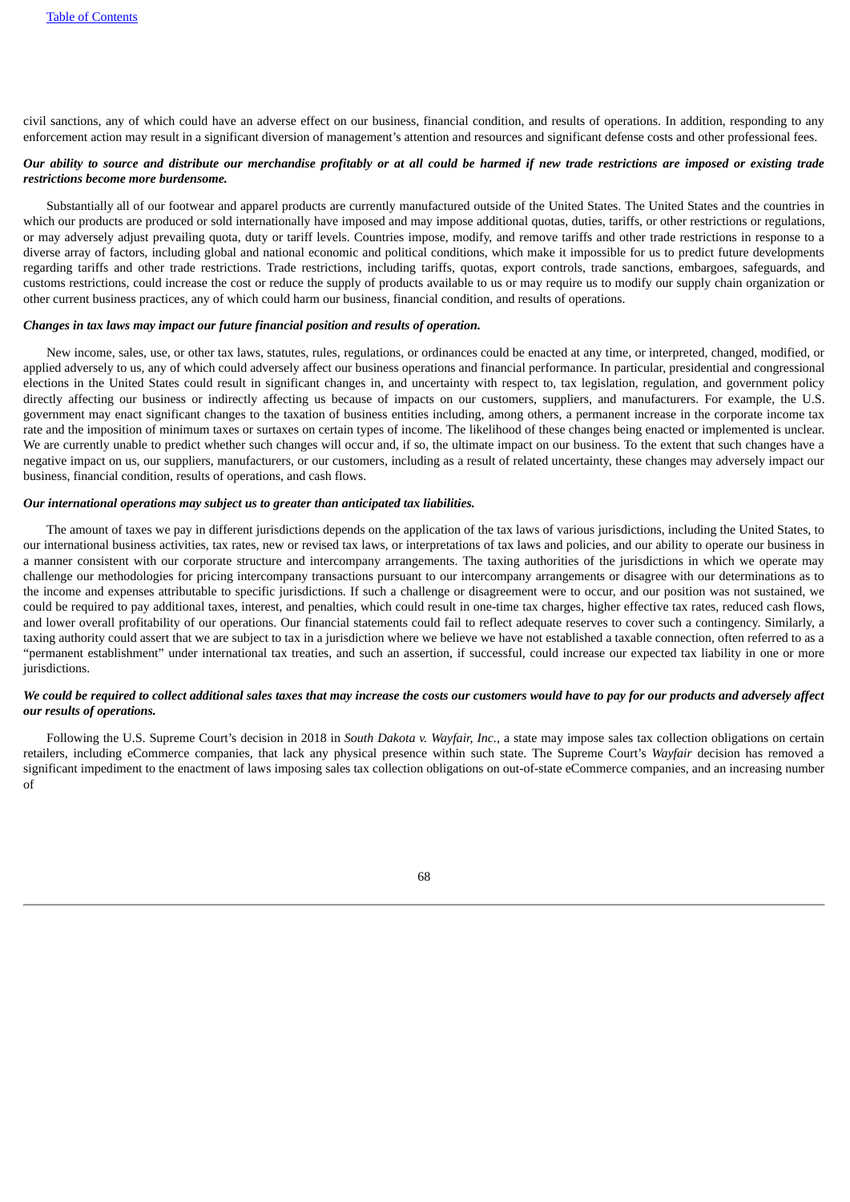civil sanctions, any of which could have an adverse effect on our business, financial condition, and results of operations. In addition, responding to any enforcement action may result in a significant diversion of management's attention and resources and significant defense costs and other professional fees.

***Our ability to source and distribute our merchandise profitably or at all could be harmed if new trade restrictions are imposed or existing trade restrictions become more burdensome.***

Substantially all of our footwear and apparel products are currently manufactured outside of the United States. The United States and the countries in which our products are produced or sold internationally have imposed and may impose additional quotas, duties, tariffs, or other restrictions or regulations, or may adversely adjust prevailing quota, duty or tariff levels. Countries impose, modify, and remove tariffs and other trade restrictions in response to a diverse array of factors, including global and national economic and political conditions, which make it impossible for us to predict future developments regarding tariffs and other trade restrictions. Trade restrictions, including tariffs, quotas, export controls, trade sanctions, embargoes, safeguards, and customs restrictions, could increase the cost or reduce the supply of products available to us or may require us to modify our supply chain organization or other current business practices, any of which could harm our business, financial condition, and results of operations.

***Changes in tax laws may impact our future financial position and results of operation.***

New income, sales, use, or other tax laws, statutes, rules, regulations, or ordinances could be enacted at any time, or interpreted, changed, modified, or applied adversely to us, any of which could adversely affect our business operations and financial performance. In particular, presidential and congressional elections in the United States could result in significant changes in, and uncertainty with respect to, tax legislation, regulation, and government policy directly affecting our business or indirectly affecting us because of impacts on our customers, suppliers, and manufacturers. For example, the U.S. government may enact significant changes to the taxation of business entities including, among others, a permanent increase in the corporate income tax rate and the imposition of minimum taxes or surtaxes on certain types of income. The likelihood of these changes being enacted or implemented is unclear. We are currently unable to predict whether such changes will occur and, if so, the ultimate impact on our business. To the extent that such changes have a negative impact on us, our suppliers, manufacturers, or our customers, including as a result of related uncertainty, these changes may adversely impact our business, financial condition, results of operations, and cash flows.

***Our international operations may subject us to greater than anticipated tax liabilities.***

The amount of taxes we pay in different jurisdictions depends on the application of the tax laws of various jurisdictions, including the United States, to our international business activities, tax rates, new or revised tax laws, or interpretations of tax laws and policies, and our ability to operate our business in a manner consistent with our corporate structure and intercompany arrangements. The taxing authorities of the jurisdictions in which we operate may challenge our methodologies for pricing intercompany transactions pursuant to our intercompany arrangements or disagree with our determinations as to the income and expenses attributable to specific jurisdictions. If such a challenge or disagreement were to occur, and our position was not sustained, we could be required to pay additional taxes, interest, and penalties, which could result in one-time tax charges, higher effective tax rates, reduced cash flows, and lower overall profitability of our operations. Our financial statements could fail to reflect adequate reserves to cover such a contingency. Similarly, a taxing authority could assert that we are subject to tax in a jurisdiction where we believe we have not established a taxable connection, often referred to as a "permanent establishment" under international tax treaties, and such an assertion, if successful, could increase our expected tax liability in one or more jurisdictions.

***We could be required to collect additional sales taxes that may increase the costs our customers would have to pay for our products and adversely affect our results of operations.***

Following the U.S. Supreme Court's decision in 2018 in *South Dakota v. Wayfair, Inc.*, a state may impose sales tax collection obligations on certain retailers, including eCommerce companies, that lack any physical presence within such state. The Supreme Court's *Wayfair* decision has removed a significant impediment to the enactment of laws imposing sales tax collection obligations on out-of-state eCommerce companies, and an increasing number of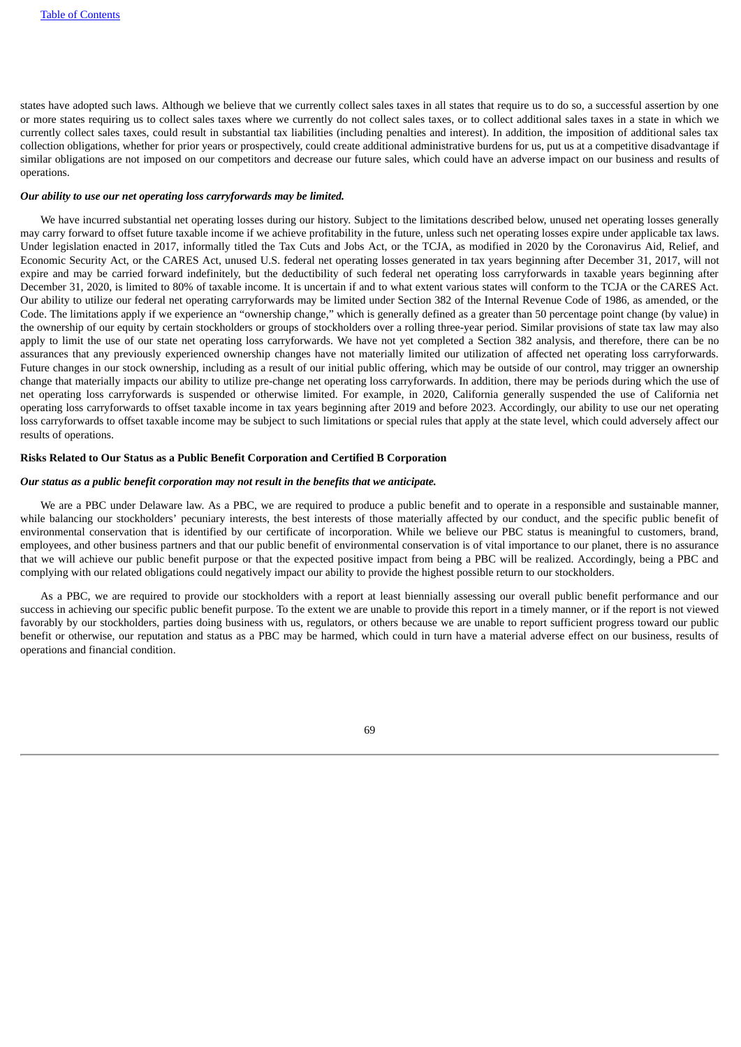states have adopted such laws. Although we believe that we currently collect sales taxes in all states that require us to do so, a successful assertion by one or more states requiring us to collect sales taxes where we currently do not collect sales taxes, or to collect additional sales taxes in a state in which we currently collect sales taxes, could result in substantial tax liabilities (including penalties and interest). In addition, the imposition of additional sales tax collection obligations, whether for prior years or prospectively, could create additional administrative burdens for us, put us at a competitive disadvantage if similar obligations are not imposed on our competitors and decrease our future sales, which could have an adverse impact on our business and results of operations.

***Our ability to use our net operating loss carryforwards may be limited.***

We have incurred substantial net operating losses during our history. Subject to the limitations described below, unused net operating losses generally may carry forward to offset future taxable income if we achieve profitability in the future, unless such net operating losses expire under applicable tax laws. Under legislation enacted in 2017, informally titled the Tax Cuts and Jobs Act, or the TCJA, as modified in 2020 by the Coronavirus Aid, Relief, and Economic Security Act, or the CARES Act, unused U.S. federal net operating losses generated in tax years beginning after December 31, 2017, will not expire and may be carried forward indefinitely, but the deductibility of such federal net operating loss carryforwards in taxable years beginning after December 31, 2020, is limited to 80% of taxable income. It is uncertain if and to what extent various states will conform to the TCJA or the CARES Act. Our ability to utilize our federal net operating carryforwards may be limited under Section 382 of the Internal Revenue Code of 1986, as amended, or the Code. The limitations apply if we experience an "ownership change," which is generally defined as a greater than 50 percentage point change (by value) in the ownership of our equity by certain stockholders or groups of stockholders over a rolling three-year period. Similar provisions of state tax law may also apply to limit the use of our state net operating loss carryforwards. We have not yet completed a Section 382 analysis, and therefore, there can be no assurances that any previously experienced ownership changes have not materially limited our utilization of affected net operating loss carryforwards. Future changes in our stock ownership, including as a result of our initial public offering, which may be outside of our control, may trigger an ownership change that materially impacts our ability to utilize pre-change net operating loss carryforwards. In addition, there may be periods during which the use of net operating loss carryforwards is suspended or otherwise limited. For example, in 2020, California generally suspended the use of California net operating loss carryforwards to offset taxable income in tax years beginning after 2019 and before 2023. Accordingly, our ability to use our net operating loss carryforwards to offset taxable income may be subject to such limitations or special rules that apply at the state level, which could adversely affect our results of operations.

### Risks Related to Our Status as a Public Benefit Corporation and Certified B Corporation

***Our status as a public benefit corporation may not result in the benefits that we anticipate.***

We are a PBC under Delaware law. As a PBC, we are required to produce a public benefit and to operate in a responsible and sustainable manner, while balancing our stockholders' pecuniary interests, the best interests of those materially affected by our conduct, and the specific public benefit of environmental conservation that is identified by our certificate of incorporation. While we believe our PBC status is meaningful to customers, brand, employees, and other business partners and that our public benefit of environmental conservation is of vital importance to our planet, there is no assurance that we will achieve our public benefit purpose or that the expected positive impact from being a PBC will be realized. Accordingly, being a PBC and complying with our related obligations could negatively impact our ability to provide the highest possible return to our stockholders.

As a PBC, we are required to provide our stockholders with a report at least biennially assessing our overall public benefit performance and our success in achieving our specific public benefit purpose. To the extent we are unable to provide this report in a timely manner, or if the report is not viewed favorably by our stockholders, parties doing business with us, regulators, or others because we are unable to report sufficient progress toward our public benefit or otherwise, our reputation and status as a PBC may be harmed, which could in turn have a material adverse effect on our business, results of operations and financial condition.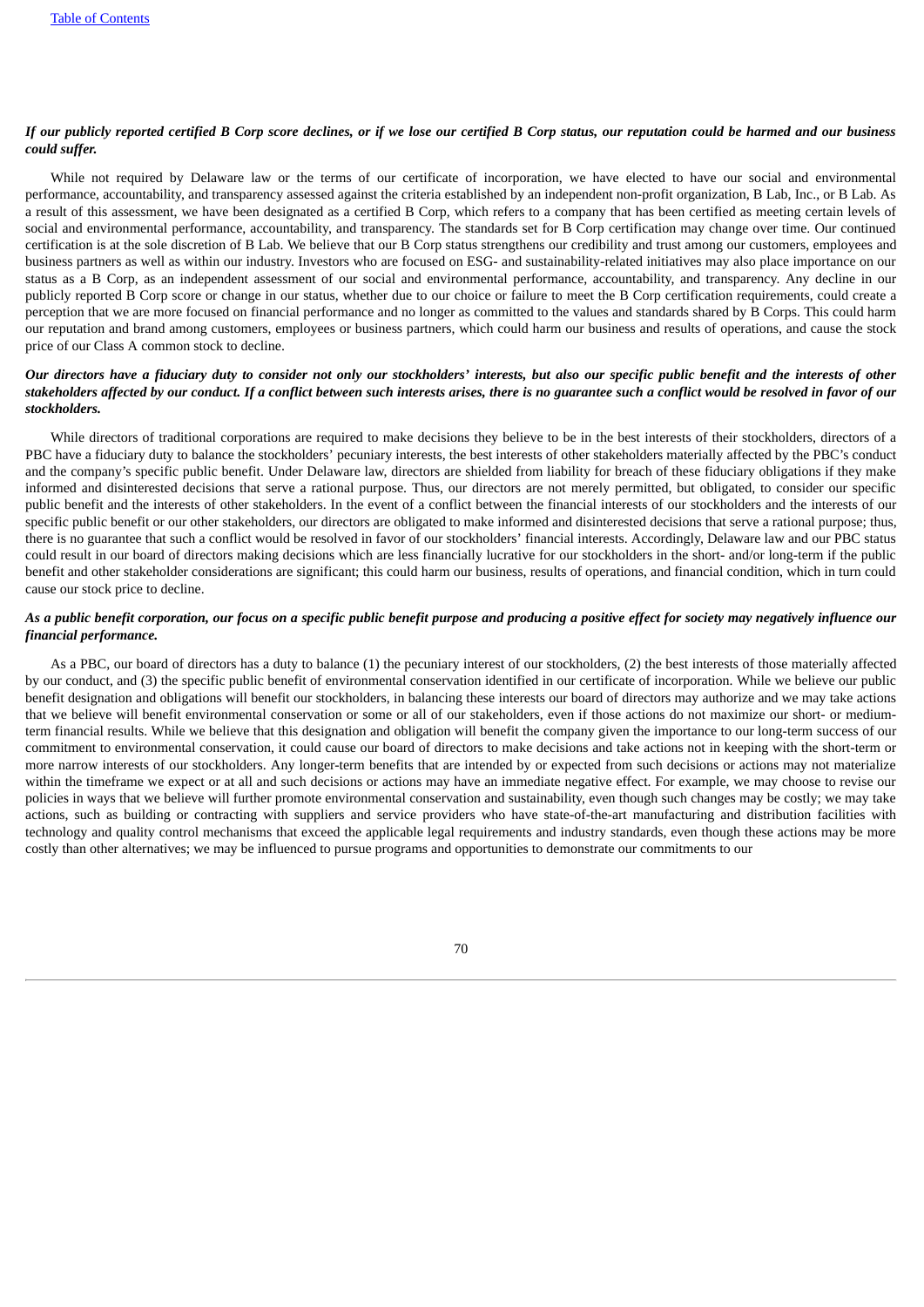***If our publicly reported certified B Corp score declines, or if we lose our certified B Corp status, our reputation could be harmed and our business could suffer.***

While not required by Delaware law or the terms of our certificate of incorporation, we have elected to have our social and environmental performance, accountability, and transparency assessed against the criteria established by an independent non-profit organization, B Lab, Inc., or B Lab. As a result of this assessment, we have been designated as a certified B Corp, which refers to a company that has been certified as meeting certain levels of social and environmental performance, accountability, and transparency. The standards set for B Corp certification may change over time. Our continued certification is at the sole discretion of B Lab. We believe that our B Corp status strengthens our credibility and trust among our customers, employees and business partners as well as within our industry. Investors who are focused on ESG- and sustainability-related initiatives may also place importance on our status as a B Corp, as an independent assessment of our social and environmental performance, accountability, and transparency. Any decline in our publicly reported B Corp score or change in our status, whether due to our choice or failure to meet the B Corp certification requirements, could create a perception that we are more focused on financial performance and no longer as committed to the values and standards shared by B Corps. This could harm our reputation and brand among customers, employees or business partners, which could harm our business and results of operations, and cause the stock price of our Class A common stock to decline.

***Our directors have a fiduciary duty to consider not only our stockholders' interests, but also our specific public benefit and the interests of other stakeholders affected by our conduct. If a conflict between such interests arises, there is no guarantee such a conflict would be resolved in favor of our stockholders.***

While directors of traditional corporations are required to make decisions they believe to be in the best interests of their stockholders, directors of a PBC have a fiduciary duty to balance the stockholders' pecuniary interests, the best interests of other stakeholders materially affected by the PBC's conduct and the company's specific public benefit. Under Delaware law, directors are shielded from liability for breach of these fiduciary obligations if they make informed and disinterested decisions that serve a rational purpose. Thus, our directors are not merely permitted, but obligated, to consider our specific public benefit and the interests of other stakeholders. In the event of a conflict between the financial interests of our stockholders and the interests of our specific public benefit or our other stakeholders, our directors are obligated to make informed and disinterested decisions that serve a rational purpose; thus, there is no guarantee that such a conflict would be resolved in favor of our stockholders' financial interests. Accordingly, Delaware law and our PBC status could result in our board of directors making decisions which are less financially lucrative for our stockholders in the short- and/or long-term if the public benefit and other stakeholder considerations are significant; this could harm our business, results of operations, and financial condition, which in turn could cause our stock price to decline.

***As a public benefit corporation, our focus on a specific public benefit purpose and producing a positive effect for society may negatively influence our financial performance.***

As a PBC, our board of directors has a duty to balance (1) the pecuniary interest of our stockholders, (2) the best interests of those materially affected by our conduct, and (3) the specific public benefit of environmental conservation identified in our certificate of incorporation. While we believe our public benefit designation and obligations will benefit our stockholders, in balancing these interests our board of directors may authorize and we may take actions that we believe will benefit environmental conservation or some or all of our stakeholders, even if those actions do not maximize our short- or medium-term financial results. While we believe that this designation and obligation will benefit the company given the importance to our long-term success of our commitment to environmental conservation, it could cause our board of directors to make decisions and take actions not in keeping with the short-term or more narrow interests of our stockholders. Any longer-term benefits that are intended by or expected from such decisions or actions may not materialize within the timeframe we expect or at all and such decisions or actions may have an immediate negative effect. For example, we may choose to revise our policies in ways that we believe will further promote environmental conservation and sustainability, even though such changes may be costly; we may take actions, such as building or contracting with suppliers and service providers who have state-of-the-art manufacturing and distribution facilities with technology and quality control mechanisms that exceed the applicable legal requirements and industry standards, even though these actions may be more costly than other alternatives; we may be influenced to pursue programs and opportunities to demonstrate our commitments to our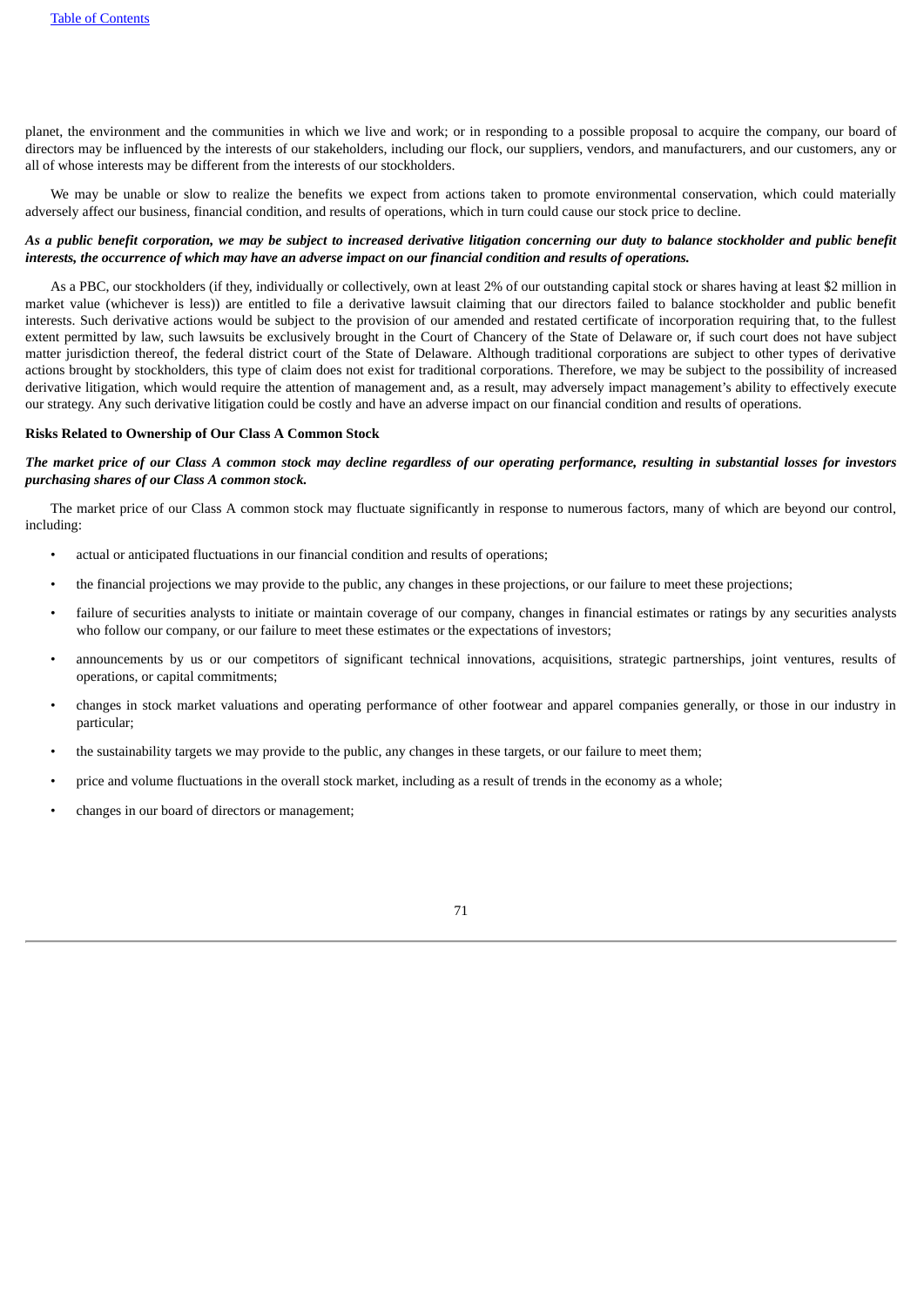planet, the environment and the communities in which we live and work; or in responding to a possible proposal to acquire the company, our board of directors may be influenced by the interests of our stakeholders, including our flock, our suppliers, vendors, and manufacturers, and our customers, any or all of whose interests may be different from the interests of our stockholders.

We may be unable or slow to realize the benefits we expect from actions taken to promote environmental conservation, which could materially adversely affect our business, financial condition, and results of operations, which in turn could cause our stock price to decline.

***As a public benefit corporation, we may be subject to increased derivative litigation concerning our duty to balance stockholder and public benefit interests, the occurrence of which may have an adverse impact on our financial condition and results of operations.***

As a PBC, our stockholders (if they, individually or collectively, own at least 2% of our outstanding capital stock or shares having at least $2 million in market value (whichever is less)) are entitled to file a derivative lawsuit claiming that our directors failed to balance stockholder and public benefit interests. Such derivative actions would be subject to the provision of our amended and restated certificate of incorporation requiring that, to the fullest extent permitted by law, such lawsuits be exclusively brought in the Court of Chancery of the State of Delaware or, if such court does not have subject matter jurisdiction thereof, the federal district court of the State of Delaware. Although traditional corporations are subject to other types of derivative actions brought by stockholders, this type of claim does not exist for traditional corporations. Therefore, we may be subject to the possibility of increased derivative litigation, which would require the attention of management and, as a result, may adversely impact management's ability to effectively execute our strategy. Any such derivative litigation could be costly and have an adverse impact on our financial condition and results of operations.

**Risks Related to Ownership of Our Class A Common Stock**

***The market price of our Class A common stock may decline regardless of our operating performance, resulting in substantial losses for investors purchasing shares of our Class A common stock.***

The market price of our Class A common stock may fluctuate significantly in response to numerous factors, many of which are beyond our control, including:

- actual or anticipated fluctuations in our financial condition and results of operations;
- the financial projections we may provide to the public, any changes in these projections, or our failure to meet these projections;
- failure of securities analysts to initiate or maintain coverage of our company, changes in financial estimates or ratings by any securities analysts who follow our company, or our failure to meet these estimates or the expectations of investors;
- announcements by us or our competitors of significant technical innovations, acquisitions, strategic partnerships, joint ventures, results of operations, or capital commitments;
- changes in stock market valuations and operating performance of other footwear and apparel companies generally, or those in our industry in particular;
- the sustainability targets we may provide to the public, any changes in these targets, or our failure to meet them;
- price and volume fluctuations in the overall stock market, including as a result of trends in the economy as a whole;
- changes in our board of directors or management;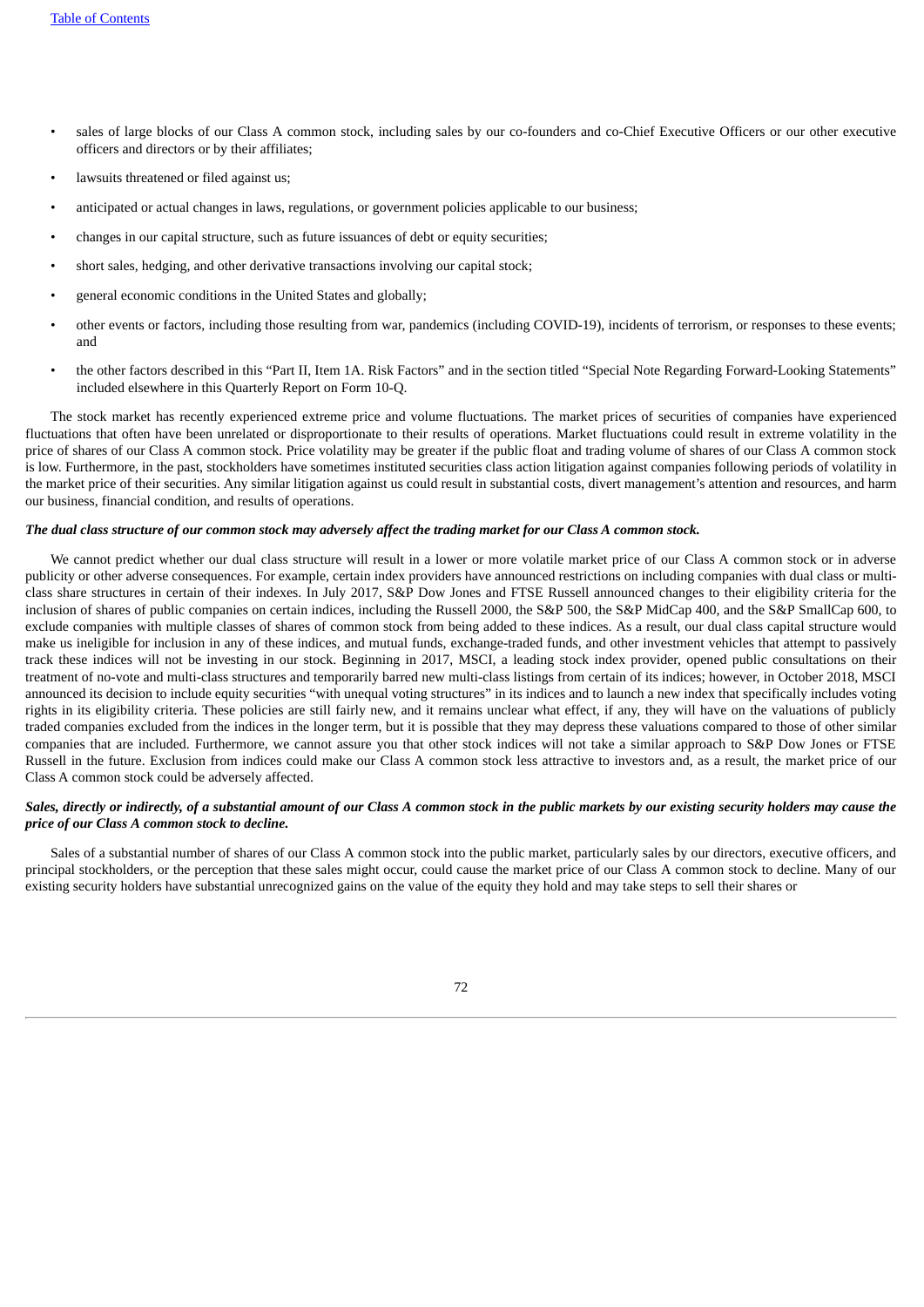- sales of large blocks of our Class A common stock, including sales by our co-founders and co-Chief Executive Officers or our other executive officers and directors or by their affiliates;
- lawsuits threatened or filed against us;
- anticipated or actual changes in laws, regulations, or government policies applicable to our business;
- changes in our capital structure, such as future issuances of debt or equity securities;
- short sales, hedging, and other derivative transactions involving our capital stock;
- general economic conditions in the United States and globally;
- other events or factors, including those resulting from war, pandemics (including COVID-19), incidents of terrorism, or responses to these events; and
- the other factors described in this "Part II, Item 1A. Risk Factors" and in the section titled "Special Note Regarding Forward-Looking Statements" included elsewhere in this Quarterly Report on Form 10-Q.

The stock market has recently experienced extreme price and volume fluctuations. The market prices of securities of companies have experienced fluctuations that often have been unrelated or disproportionate to their results of operations. Market fluctuations could result in extreme volatility in the price of shares of our Class A common stock. Price volatility may be greater if the public float and trading volume of shares of our Class A common stock is low. Furthermore, in the past, stockholders have sometimes instituted securities class action litigation against companies following periods of volatility in the market price of their securities. Any similar litigation against us could result in substantial costs, divert management's attention and resources, and harm our business, financial condition, and results of operations.

***The dual class structure of our common stock may adversely affect the trading market for our Class A common stock.***

We cannot predict whether our dual class structure will result in a lower or more volatile market price of our Class A common stock or in adverse publicity or other adverse consequences. For example, certain index providers have announced restrictions on including companies with dual class or multi-class share structures in certain of their indexes. In July 2017, S&P Dow Jones and FTSE Russell announced changes to their eligibility criteria for the inclusion of shares of public companies on certain indices, including the Russell 2000, the S&P 500, the S&P MidCap 400, and the S&P SmallCap 600, to exclude companies with multiple classes of shares of common stock from being added to these indices. As a result, our dual class capital structure would make us ineligible for inclusion in any of these indices, and mutual funds, exchange-traded funds, and other investment vehicles that attempt to passively track these indices will not be investing in our stock. Beginning in 2017, MSCI, a leading stock index provider, opened public consultations on their treatment of no-vote and multi-class structures and temporarily barred new multi-class listings from certain of its indices; however, in October 2018, MSCI announced its decision to include equity securities "with unequal voting structures" in its indices and to launch a new index that specifically includes voting rights in its eligibility criteria. These policies are still fairly new, and it remains unclear what effect, if any, they will have on the valuations of publicly traded companies excluded from the indices in the longer term, but it is possible that they may depress these valuations compared to those of other similar companies that are included. Furthermore, we cannot assure you that other stock indices will not take a similar approach to S&P Dow Jones or FTSE Russell in the future. Exclusion from indices could make our Class A common stock less attractive to investors and, as a result, the market price of our Class A common stock could be adversely affected.

***Sales, directly or indirectly, of a substantial amount of our Class A common stock in the public markets by our existing security holders may cause the price of our Class A common stock to decline.***

Sales of a substantial number of shares of our Class A common stock into the public market, particularly sales by our directors, executive officers, and principal stockholders, or the perception that these sales might occur, could cause the market price of our Class A common stock to decline. Many of our existing security holders have substantial unrecognized gains on the value of the equity they hold and may take steps to sell their shares or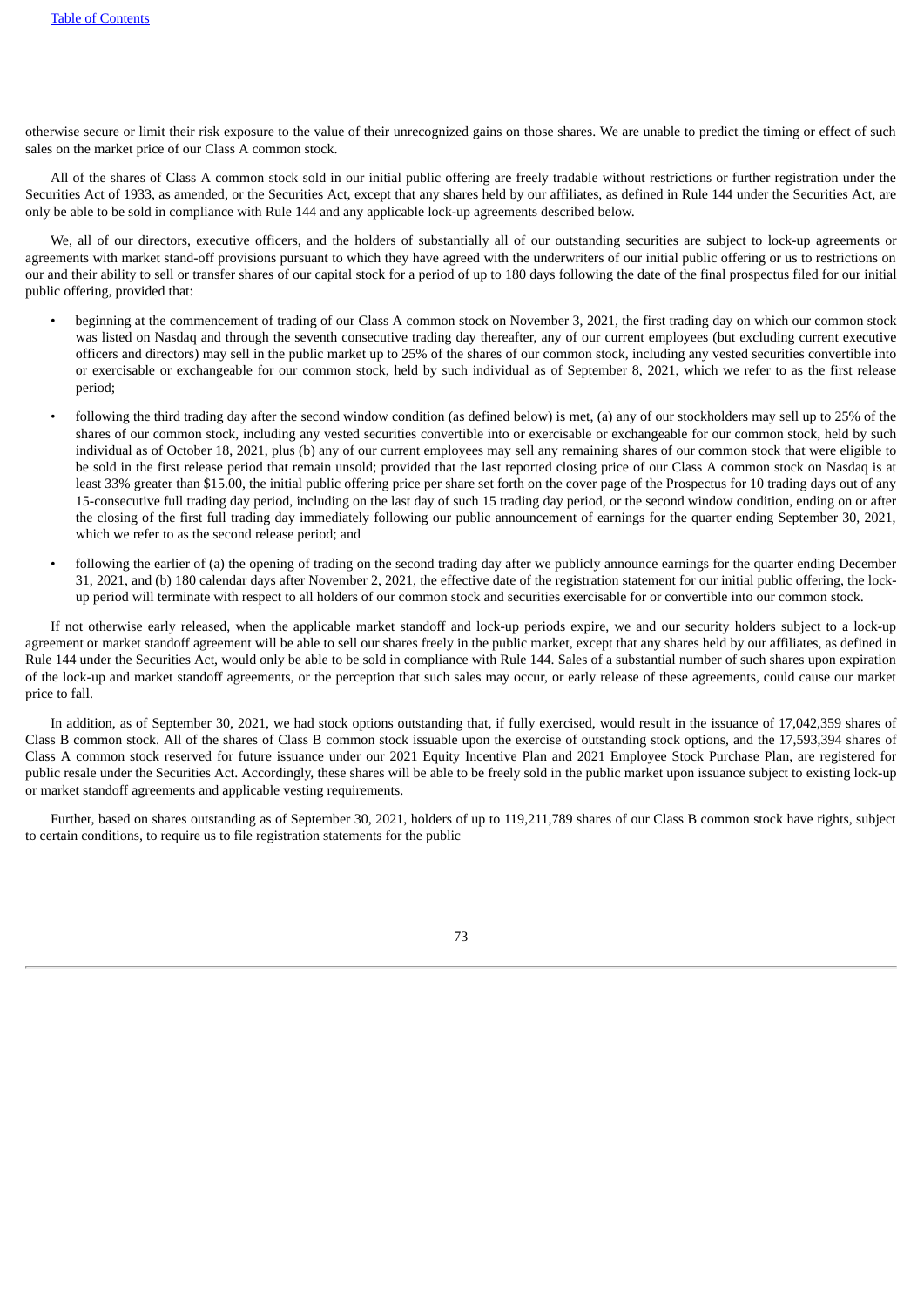otherwise secure or limit their risk exposure to the value of their unrecognized gains on those shares. We are unable to predict the timing or effect of such sales on the market price of our Class A common stock.

All of the shares of Class A common stock sold in our initial public offering are freely tradable without restrictions or further registration under the Securities Act of 1933, as amended, or the Securities Act, except that any shares held by our affiliates, as defined in Rule 144 under the Securities Act, are only be able to be sold in compliance with Rule 144 and any applicable lock-up agreements described below.

We, all of our directors, executive officers, and the holders of substantially all of our outstanding securities are subject to lock-up agreements or agreements with market stand-off provisions pursuant to which they have agreed with the underwriters of our initial public offering or us to restrictions on our and their ability to sell or transfer shares of our capital stock for a period of up to 180 days following the date of the final prospectus filed for our initial public offering, provided that:

- beginning at the commencement of trading of our Class A common stock on November 3, 2021, the first trading day on which our common stock was listed on Nasdaq and through the seventh consecutive trading day thereafter, any of our current employees (but excluding current executive officers and directors) may sell in the public market up to 25% of the shares of our common stock, including any vested securities convertible into or exercisable or exchangeable for our common stock, held by such individual as of September 8, 2021, which we refer to as the first release period;
- following the third trading day after the second window condition (as defined below) is met, (a) any of our stockholders may sell up to 25% of the shares of our common stock, including any vested securities convertible into or exercisable or exchangeable for our common stock, held by such individual as of October 18, 2021, plus (b) any of our current employees may sell any remaining shares of our common stock that were eligible to be sold in the first release period that remain unsold; provided that the last reported closing price of our Class A common stock on Nasdaq is at least 33% greater than $15.00, the initial public offering price per share set forth on the cover page of the Prospectus for 10 trading days out of any 15-consecutive full trading day period, including on the last day of such 15 trading day period, or the second window condition, ending on or after the closing of the first full trading day immediately following our public announcement of earnings for the quarter ending September 30, 2021, which we refer to as the second release period; and
- following the earlier of (a) the opening of trading on the second trading day after we publicly announce earnings for the quarter ending December 31, 2021, and (b) 180 calendar days after November 2, 2021, the effective date of the registration statement for our initial public offering, the lock-up period will terminate with respect to all holders of our common stock and securities exercisable for or convertible into our common stock.

If not otherwise early released, when the applicable market standoff and lock-up periods expire, we and our security holders subject to a lock-up agreement or market standoff agreement will be able to sell our shares freely in the public market, except that any shares held by our affiliates, as defined in Rule 144 under the Securities Act, would only be able to be sold in compliance with Rule 144. Sales of a substantial number of such shares upon expiration of the lock-up and market standoff agreements, or the perception that such sales may occur, or early release of these agreements, could cause our market price to fall.

In addition, as of September 30, 2021, we had stock options outstanding that, if fully exercised, would result in the issuance of 17,042,359 shares of Class B common stock. All of the shares of Class B common stock issuable upon the exercise of outstanding stock options, and the 17,593,394 shares of Class A common stock reserved for future issuance under our 2021 Equity Incentive Plan and 2021 Employee Stock Purchase Plan, are registered for public resale under the Securities Act. Accordingly, these shares will be able to be freely sold in the public market upon issuance subject to existing lock-up or market standoff agreements and applicable vesting requirements.

Further, based on shares outstanding as of September 30, 2021, holders of up to 119,211,789 shares of our Class B common stock have rights, subject to certain conditions, to require us to file registration statements for the public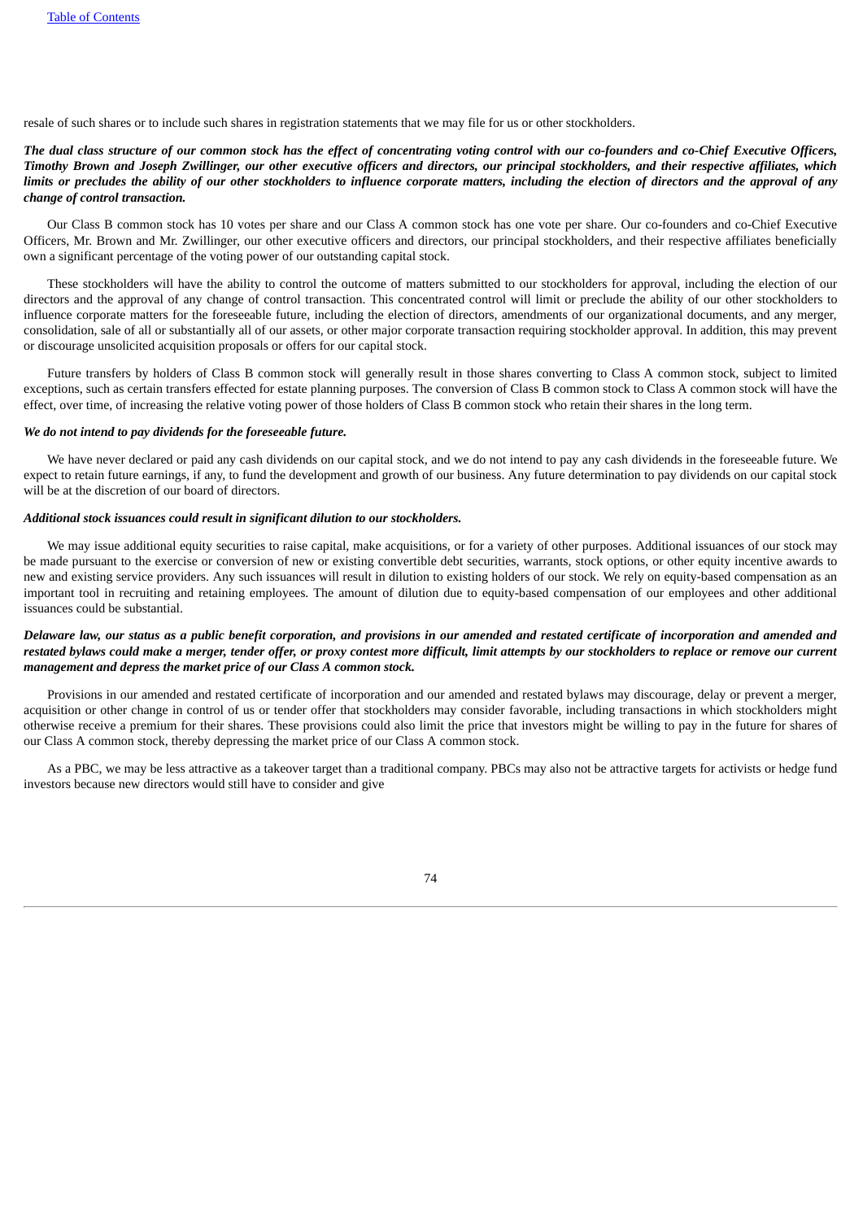resale of such shares or to include such shares in registration statements that we may file for us or other stockholders.

***The dual class structure of our common stock has the effect of concentrating voting control with our co-founders and co-Chief Executive Officers, Timothy Brown and Joseph Zwillinger, our other executive officers and directors, our principal stockholders, and their respective affiliates, which limits or precludes the ability of our other stockholders to influence corporate matters, including the election of directors and the approval of any change of control transaction.***

Our Class B common stock has 10 votes per share and our Class A common stock has one vote per share. Our co-founders and co-Chief Executive Officers, Mr. Brown and Mr. Zwillinger, our other executive officers and directors, our principal stockholders, and their respective affiliates beneficially own a significant percentage of the voting power of our outstanding capital stock.

These stockholders will have the ability to control the outcome of matters submitted to our stockholders for approval, including the election of our directors and the approval of any change of control transaction. This concentrated control will limit or preclude the ability of our other stockholders to influence corporate matters for the foreseeable future, including the election of directors, amendments of our organizational documents, and any merger, consolidation, sale of all or substantially all of our assets, or other major corporate transaction requiring stockholder approval. In addition, this may prevent or discourage unsolicited acquisition proposals or offers for our capital stock.

Future transfers by holders of Class B common stock will generally result in those shares converting to Class A common stock, subject to limited exceptions, such as certain transfers effected for estate planning purposes. The conversion of Class B common stock to Class A common stock will have the effect, over time, of increasing the relative voting power of those holders of Class B common stock who retain their shares in the long term.

***We do not intend to pay dividends for the foreseeable future.***

We have never declared or paid any cash dividends on our capital stock, and we do not intend to pay any cash dividends in the foreseeable future. We expect to retain future earnings, if any, to fund the development and growth of our business. Any future determination to pay dividends on our capital stock will be at the discretion of our board of directors.

***Additional stock issuances could result in significant dilution to our stockholders.***

We may issue additional equity securities to raise capital, make acquisitions, or for a variety of other purposes. Additional issuances of our stock may be made pursuant to the exercise or conversion of new or existing convertible debt securities, warrants, stock options, or other equity incentive awards to new and existing service providers. Any such issuances will result in dilution to existing holders of our stock. We rely on equity-based compensation as an important tool in recruiting and retaining employees. The amount of dilution due to equity-based compensation of our employees and other additional issuances could be substantial.

***Delaware law, our status as a public benefit corporation, and provisions in our amended and restated certificate of incorporation and amended and restated bylaws could make a merger, tender offer, or proxy contest more difficult, limit attempts by our stockholders to replace or remove our current management and depress the market price of our Class A common stock.***

Provisions in our amended and restated certificate of incorporation and our amended and restated bylaws may discourage, delay or prevent a merger, acquisition or other change in control of us or tender offer that stockholders may consider favorable, including transactions in which stockholders might otherwise receive a premium for their shares. These provisions could also limit the price that investors might be willing to pay in the future for shares of our Class A common stock, thereby depressing the market price of our Class A common stock.

As a PBC, we may be less attractive as a takeover target than a traditional company. PBCs may also not be attractive targets for activists or hedge fund investors because new directors would still have to consider and give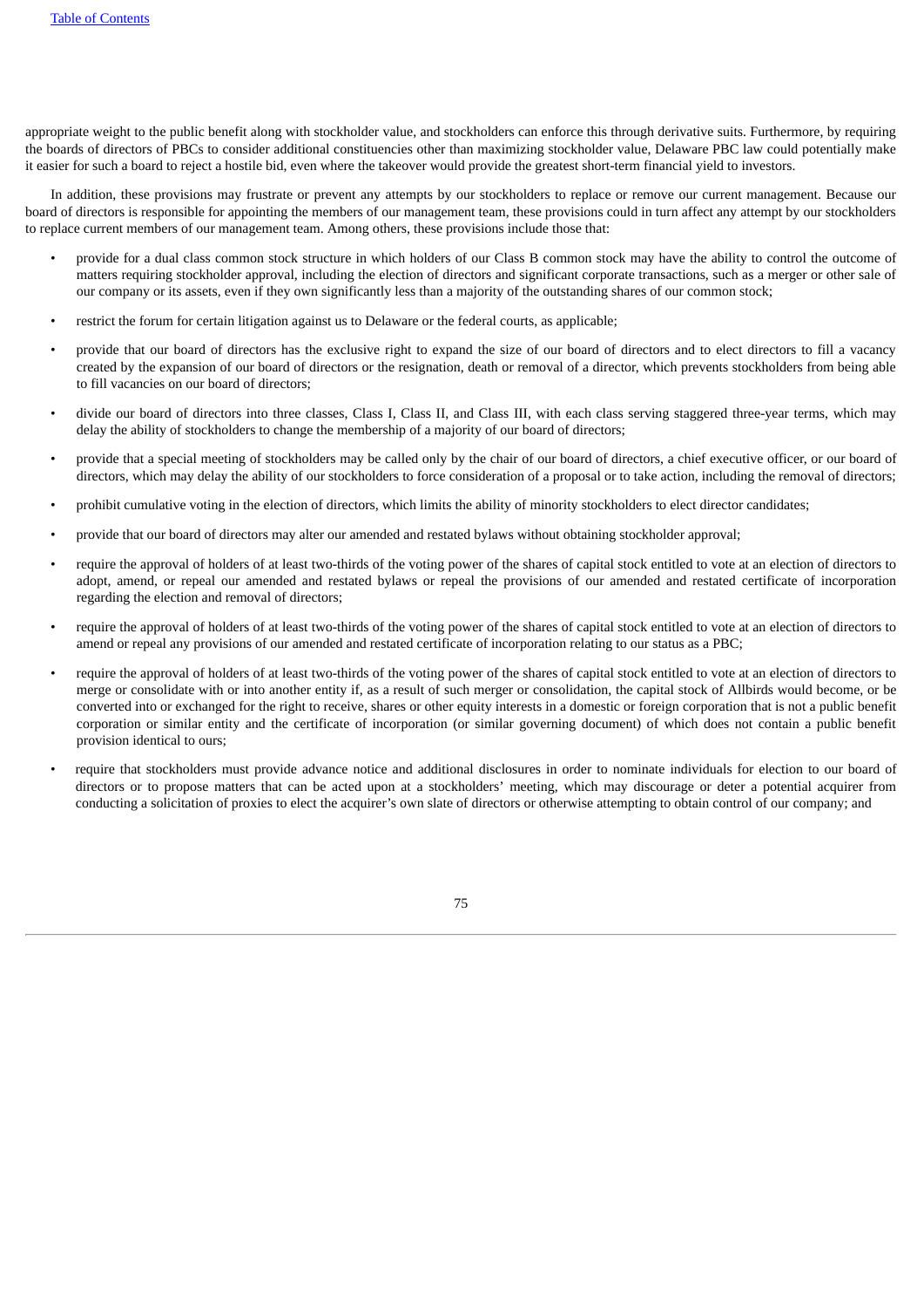appropriate weight to the public benefit along with stockholder value, and stockholders can enforce this through derivative suits. Furthermore, by requiring the boards of directors of PBCs to consider additional constituencies other than maximizing stockholder value, Delaware PBC law could potentially make it easier for such a board to reject a hostile bid, even where the takeover would provide the greatest short-term financial yield to investors.

In addition, these provisions may frustrate or prevent any attempts by our stockholders to replace or remove our current management. Because our board of directors is responsible for appointing the members of our management team, these provisions could in turn affect any attempt by our stockholders to replace current members of our management team. Among others, these provisions include those that:

- provide for a dual class common stock structure in which holders of our Class B common stock may have the ability to control the outcome of matters requiring stockholder approval, including the election of directors and significant corporate transactions, such as a merger or other sale of our company or its assets, even if they own significantly less than a majority of the outstanding shares of our common stock;
- restrict the forum for certain litigation against us to Delaware or the federal courts, as applicable;
- provide that our board of directors has the exclusive right to expand the size of our board of directors and to elect directors to fill a vacancy created by the expansion of our board of directors or the resignation, death or removal of a director, which prevents stockholders from being able to fill vacancies on our board of directors;
- divide our board of directors into three classes, Class I, Class II, and Class III, with each class serving staggered three-year terms, which may delay the ability of stockholders to change the membership of a majority of our board of directors;
- provide that a special meeting of stockholders may be called only by the chair of our board of directors, a chief executive officer, or our board of directors, which may delay the ability of our stockholders to force consideration of a proposal or to take action, including the removal of directors;
- prohibit cumulative voting in the election of directors, which limits the ability of minority stockholders to elect director candidates;
- provide that our board of directors may alter our amended and restated bylaws without obtaining stockholder approval;
- require the approval of holders of at least two-thirds of the voting power of the shares of capital stock entitled to vote at an election of directors to adopt, amend, or repeal our amended and restated bylaws or repeal the provisions of our amended and restated certificate of incorporation regarding the election and removal of directors;
- require the approval of holders of at least two-thirds of the voting power of the shares of capital stock entitled to vote at an election of directors to amend or repeal any provisions of our amended and restated certificate of incorporation relating to our status as a PBC;
- require the approval of holders of at least two-thirds of the voting power of the shares of capital stock entitled to vote at an election of directors to merge or consolidate with or into another entity if, as a result of such merger or consolidation, the capital stock of Allbirds would become, or be converted into or exchanged for the right to receive, shares or other equity interests in a domestic or foreign corporation that is not a public benefit corporation or similar entity and the certificate of incorporation (or similar governing document) of which does not contain a public benefit provision identical to ours;
- require that stockholders must provide advance notice and additional disclosures in order to nominate individuals for election to our board of directors or to propose matters that can be acted upon at a stockholders' meeting, which may discourage or deter a potential acquirer from conducting a solicitation of proxies to elect the acquirer's own slate of directors or otherwise attempting to obtain control of our company; and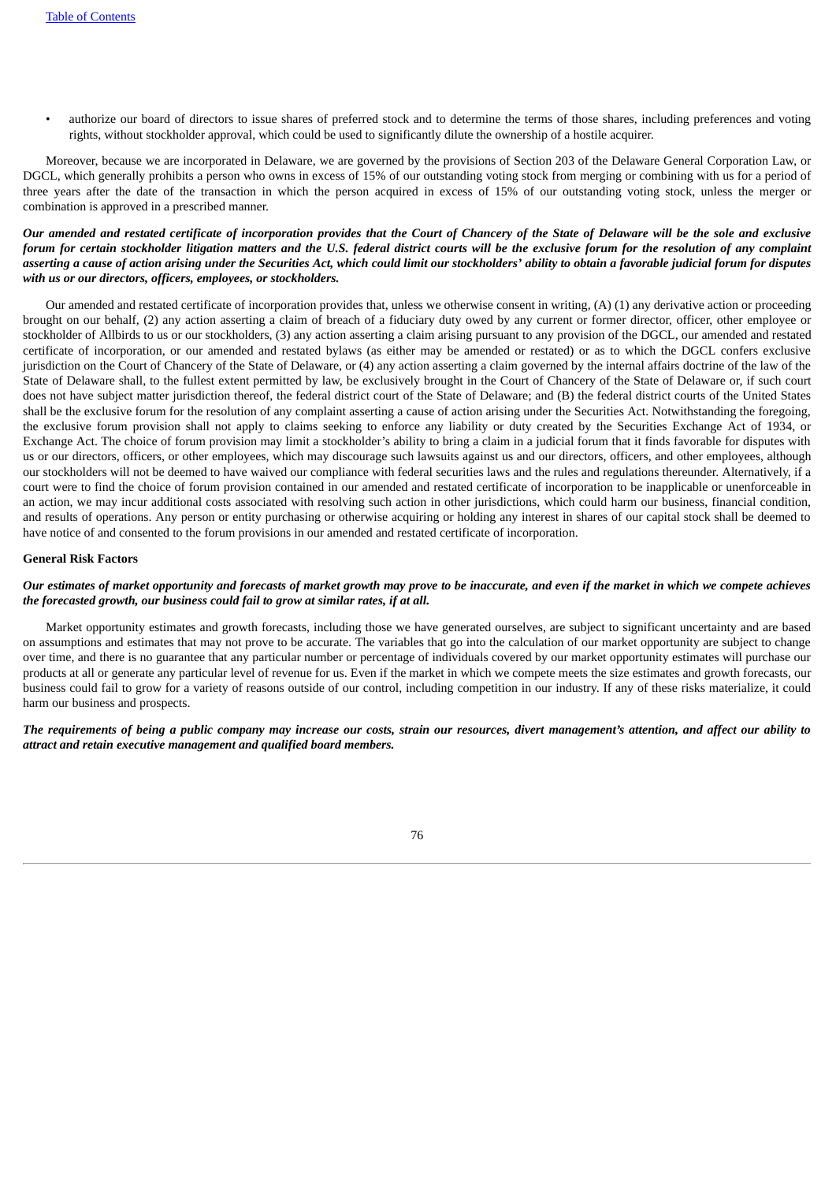- authorize our board of directors to issue shares of preferred stock and to determine the terms of those shares, including preferences and voting rights, without stockholder approval, which could be used to significantly dilute the ownership of a hostile acquirer.

Moreover, because we are incorporated in Delaware, we are governed by the provisions of Section 203 of the Delaware General Corporation Law, or DGCL, which generally prohibits a person who owns in excess of 15% of our outstanding voting stock from merging or combining with us for a period of three years after the date of the transaction in which the person acquired in excess of 15% of our outstanding voting stock, unless the merger or combination is approved in a prescribed manner.

***Our amended and restated certificate of incorporation provides that the Court of Chancery of the State of Delaware will be the sole and exclusive forum for certain stockholder litigation matters and the U.S. federal district courts will be the exclusive forum for the resolution of any complaint asserting a cause of action arising under the Securities Act, which could limit our stockholders' ability to obtain a favorable judicial forum for disputes with us or our directors, officers, employees, or stockholders.***

Our amended and restated certificate of incorporation provides that, unless we otherwise consent in writing, (A) (1) any derivative action or proceeding brought on our behalf, (2) any action asserting a claim of breach of a fiduciary duty owed by any current or former director, officer, other employee or stockholder of Allbirds to us or our stockholders, (3) any action asserting a claim arising pursuant to any provision of the DGCL, our amended and restated certificate of incorporation, or our amended and restated bylaws (as either may be amended or restated) or as to which the DGCL confers exclusive jurisdiction on the Court of Chancery of the State of Delaware, or (4) any action asserting a claim governed by the internal affairs doctrine of the law of the State of Delaware shall, to the fullest extent permitted by law, be exclusively brought in the Court of Chancery of the State of Delaware or, if such court does not have subject matter jurisdiction thereof, the federal district court of the State of Delaware; and (B) the federal district courts of the United States shall be the exclusive forum for the resolution of any complaint asserting a cause of action arising under the Securities Act. Notwithstanding the foregoing, the exclusive forum provision shall not apply to claims seeking to enforce any liability or duty created by the Securities Exchange Act of 1934, or Exchange Act. The choice of forum provision may limit a stockholder's ability to bring a claim in a judicial forum that it finds favorable for disputes with us or our directors, officers, or other employees, which may discourage such lawsuits against us and our directors, officers, and other employees, although our stockholders will not be deemed to have waived our compliance with federal securities laws and the rules and regulations thereunder. Alternatively, if a court were to find the choice of forum provision contained in our amended and restated certificate of incorporation to be inapplicable or unenforceable in an action, we may incur additional costs associated with resolving such action in other jurisdictions, which could harm our business, financial condition, and results of operations. Any person or entity purchasing or otherwise acquiring or holding any interest in shares of our capital stock shall be deemed to have notice of and consented to the forum provisions in our amended and restated certificate of incorporation.

**General Risk Factors**

***Our estimates of market opportunity and forecasts of market growth may prove to be inaccurate, and even if the market in which we compete achieves the forecasted growth, our business could fail to grow at similar rates, if at all.***

Market opportunity estimates and growth forecasts, including those we have generated ourselves, are subject to significant uncertainty and are based on assumptions and estimates that may not prove to be accurate. The variables that go into the calculation of our market opportunity are subject to change over time, and there is no guarantee that any particular number or percentage of individuals covered by our market opportunity estimates will purchase our products at all or generate any particular level of revenue for us. Even if the market in which we compete meets the size estimates and growth forecasts, our business could fail to grow for a variety of reasons outside of our control, including competition in our industry. If any of these risks materialize, it could harm our business and prospects.

***The requirements of being a public company may increase our costs, strain our resources, divert management's attention, and affect our ability to attract and retain executive management and qualified board members.***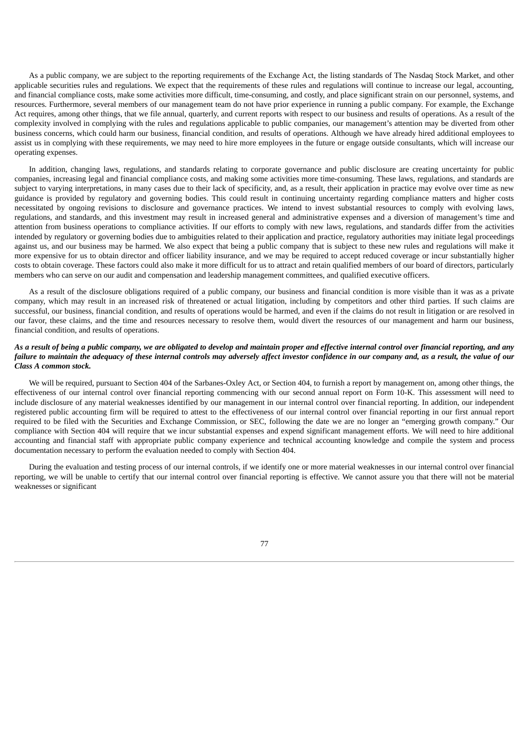As a public company, we are subject to the reporting requirements of the Exchange Act, the listing standards of The Nasdaq Stock Market, and other applicable securities rules and regulations. We expect that the requirements of these rules and regulations will continue to increase our legal, accounting, and financial compliance costs, make some activities more difficult, time-consuming, and costly, and place significant strain on our personnel, systems, and resources. Furthermore, several members of our management team do not have prior experience in running a public company. For example, the Exchange Act requires, among other things, that we file annual, quarterly, and current reports with respect to our business and results of operations. As a result of the complexity involved in complying with the rules and regulations applicable to public companies, our management's attention may be diverted from other business concerns, which could harm our business, financial condition, and results of operations. Although we have already hired additional employees to assist us in complying with these requirements, we may need to hire more employees in the future or engage outside consultants, which will increase our operating expenses.

In addition, changing laws, regulations, and standards relating to corporate governance and public disclosure are creating uncertainty for public companies, increasing legal and financial compliance costs, and making some activities more time-consuming. These laws, regulations, and standards are subject to varying interpretations, in many cases due to their lack of specificity, and, as a result, their application in practice may evolve over time as new guidance is provided by regulatory and governing bodies. This could result in continuing uncertainty regarding compliance matters and higher costs necessitated by ongoing revisions to disclosure and governance practices. We intend to invest substantial resources to comply with evolving laws, regulations, and standards, and this investment may result in increased general and administrative expenses and a diversion of management's time and attention from business operations to compliance activities. If our efforts to comply with new laws, regulations, and standards differ from the activities intended by regulatory or governing bodies due to ambiguities related to their application and practice, regulatory authorities may initiate legal proceedings against us, and our business may be harmed. We also expect that being a public company that is subject to these new rules and regulations will make it more expensive for us to obtain director and officer liability insurance, and we may be required to accept reduced coverage or incur substantially higher costs to obtain coverage. These factors could also make it more difficult for us to attract and retain qualified members of our board of directors, particularly members who can serve on our audit and compensation and leadership management committees, and qualified executive officers.

As a result of the disclosure obligations required of a public company, our business and financial condition is more visible than it was as a private company, which may result in an increased risk of threatened or actual litigation, including by competitors and other third parties. If such claims are successful, our business, financial condition, and results of operations would be harmed, and even if the claims do not result in litigation or are resolved in our favor, these claims, and the time and resources necessary to resolve them, would divert the resources of our management and harm our business, financial condition, and results of operations.

***As a result of being a public company, we are obligated to develop and maintain proper and effective internal control over financial reporting, and any failure to maintain the adequacy of these internal controls may adversely affect investor confidence in our company and, as a result, the value of our Class A common stock.***

We will be required, pursuant to Section 404 of the Sarbanes-Oxley Act, or Section 404, to furnish a report by management on, among other things, the effectiveness of our internal control over financial reporting commencing with our second annual report on Form 10-K. This assessment will need to include disclosure of any material weaknesses identified by our management in our internal control over financial reporting. In addition, our independent registered public accounting firm will be required to attest to the effectiveness of our internal control over financial reporting in our first annual report required to be filed with the Securities and Exchange Commission, or SEC, following the date we are no longer an "emerging growth company." Our compliance with Section 404 will require that we incur substantial expenses and expend significant management efforts. We will need to hire additional accounting and financial staff with appropriate public company experience and technical accounting knowledge and compile the system and process documentation necessary to perform the evaluation needed to comply with Section 404.

During the evaluation and testing process of our internal controls, if we identify one or more material weaknesses in our internal control over financial reporting, we will be unable to certify that our internal control over financial reporting is effective. We cannot assure you that there will not be material weaknesses or significant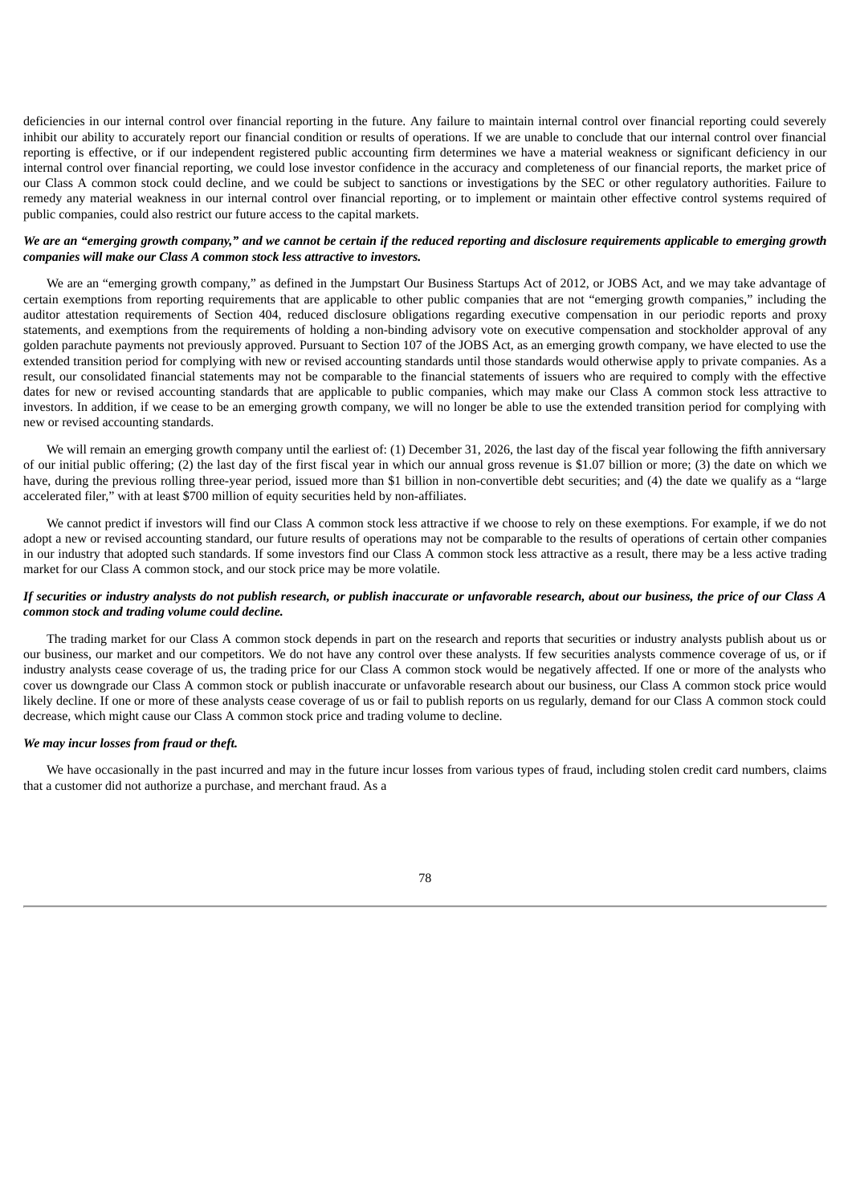deficiencies in our internal control over financial reporting in the future. Any failure to maintain internal control over financial reporting could severely inhibit our ability to accurately report our financial condition or results of operations. If we are unable to conclude that our internal control over financial reporting is effective, or if our independent registered public accounting firm determines we have a material weakness or significant deficiency in our internal control over financial reporting, we could lose investor confidence in the accuracy and completeness of our financial reports, the market price of our Class A common stock could decline, and we could be subject to sanctions or investigations by the SEC or other regulatory authorities. Failure to remedy any material weakness in our internal control over financial reporting, or to implement or maintain other effective control systems required of public companies, could also restrict our future access to the capital markets.

***We are an "emerging growth company," and we cannot be certain if the reduced reporting and disclosure requirements applicable to emerging growth companies will make our Class A common stock less attractive to investors.***

We are an "emerging growth company," as defined in the Jumpstart Our Business Startups Act of 2012, or JOBS Act, and we may take advantage of certain exemptions from reporting requirements that are applicable to other public companies that are not "emerging growth companies," including the auditor attestation requirements of Section 404, reduced disclosure obligations regarding executive compensation in our periodic reports and proxy statements, and exemptions from the requirements of holding a non-binding advisory vote on executive compensation and stockholder approval of any golden parachute payments not previously approved. Pursuant to Section 107 of the JOBS Act, as an emerging growth company, we have elected to use the extended transition period for complying with new or revised accounting standards until those standards would otherwise apply to private companies. As a result, our consolidated financial statements may not be comparable to the financial statements of issuers who are required to comply with the effective dates for new or revised accounting standards that are applicable to public companies, which may make our Class A common stock less attractive to investors. In addition, if we cease to be an emerging growth company, we will no longer be able to use the extended transition period for complying with new or revised accounting standards.

We will remain an emerging growth company until the earliest of: (1) December 31, 2026, the last day of the fiscal year following the fifth anniversary of our initial public offering; (2) the last day of the first fiscal year in which our annual gross revenue is $1.07 billion or more; (3) the date on which we have, during the previous rolling three-year period, issued more than $1 billion in non-convertible debt securities; and (4) the date we qualify as a "large accelerated filer," with at least $700 million of equity securities held by non-affiliates.

We cannot predict if investors will find our Class A common stock less attractive if we choose to rely on these exemptions. For example, if we do not adopt a new or revised accounting standard, our future results of operations may not be comparable to the results of operations of certain other companies in our industry that adopted such standards. If some investors find our Class A common stock less attractive as a result, there may be a less active trading market for our Class A common stock, and our stock price may be more volatile.

***If securities or industry analysts do not publish research, or publish inaccurate or unfavorable research, about our business, the price of our Class A common stock and trading volume could decline.***

The trading market for our Class A common stock depends in part on the research and reports that securities or industry analysts publish about us or our business, our market and our competitors. We do not have any control over these analysts. If few securities analysts commence coverage of us, or if industry analysts cease coverage of us, the trading price for our Class A common stock would be negatively affected. If one or more of the analysts who cover us downgrade our Class A common stock or publish inaccurate or unfavorable research about our business, our Class A common stock price would likely decline. If one or more of these analysts cease coverage of us or fail to publish reports on us regularly, demand for our Class A common stock could decrease, which might cause our Class A common stock price and trading volume to decline.

***We may incur losses from fraud or theft.***

We have occasionally in the past incurred and may in the future incur losses from various types of fraud, including stolen credit card numbers, claims that a customer did not authorize a purchase, and merchant fraud. As a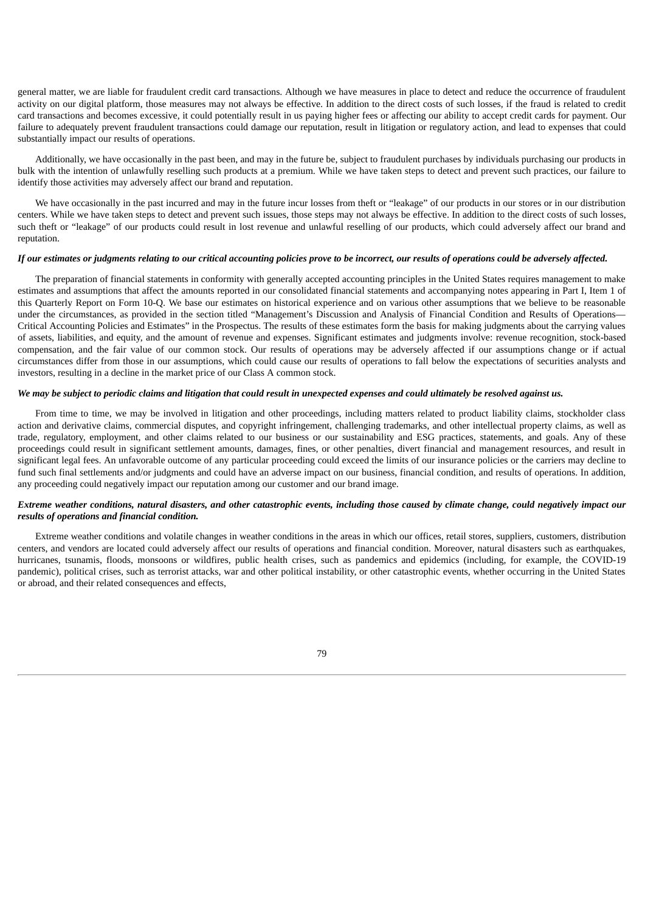general matter, we are liable for fraudulent credit card transactions. Although we have measures in place to detect and reduce the occurrence of fraudulent activity on our digital platform, those measures may not always be effective. In addition to the direct costs of such losses, if the fraud is related to credit card transactions and becomes excessive, it could potentially result in us paying higher fees or affecting our ability to accept credit cards for payment. Our failure to adequately prevent fraudulent transactions could damage our reputation, result in litigation or regulatory action, and lead to expenses that could substantially impact our results of operations.

Additionally, we have occasionally in the past been, and may in the future be, subject to fraudulent purchases by individuals purchasing our products in bulk with the intention of unlawfully reselling such products at a premium. While we have taken steps to detect and prevent such practices, our failure to identify those activities may adversely affect our brand and reputation.

We have occasionally in the past incurred and may in the future incur losses from theft or "leakage" of our products in our stores or in our distribution centers. While we have taken steps to detect and prevent such issues, those steps may not always be effective. In addition to the direct costs of such losses, such theft or "leakage" of our products could result in lost revenue and unlawful reselling of our products, which could adversely affect our brand and reputation.

***If our estimates or judgments relating to our critical accounting policies prove to be incorrect, our results of operations could be adversely affected.***

The preparation of financial statements in conformity with generally accepted accounting principles in the United States requires management to make estimates and assumptions that affect the amounts reported in our consolidated financial statements and accompanying notes appearing in Part I, Item 1 of this Quarterly Report on Form 10-Q. We base our estimates on historical experience and on various other assumptions that we believe to be reasonable under the circumstances, as provided in the section titled "Management's Discussion and Analysis of Financial Condition and Results of Operations—Critical Accounting Policies and Estimates" in the Prospectus. The results of these estimates form the basis for making judgments about the carrying values of assets, liabilities, and equity, and the amount of revenue and expenses. Significant estimates and judgments involve: revenue recognition, stock-based compensation, and the fair value of our common stock. Our results of operations may be adversely affected if our assumptions change or if actual circumstances differ from those in our assumptions, which could cause our results of operations to fall below the expectations of securities analysts and investors, resulting in a decline in the market price of our Class A common stock.

***We may be subject to periodic claims and litigation that could result in unexpected expenses and could ultimately be resolved against us.***

From time to time, we may be involved in litigation and other proceedings, including matters related to product liability claims, stockholder class action and derivative claims, commercial disputes, and copyright infringement, challenging trademarks, and other intellectual property claims, as well as trade, regulatory, employment, and other claims related to our business or our sustainability and ESG practices, statements, and goals. Any of these proceedings could result in significant settlement amounts, damages, fines, or other penalties, divert financial and management resources, and result in significant legal fees. An unfavorable outcome of any particular proceeding could exceed the limits of our insurance policies or the carriers may decline to fund such final settlements and/or judgments and could have an adverse impact on our business, financial condition, and results of operations. In addition, any proceeding could negatively impact our reputation among our customer and our brand image.

***Extreme weather conditions, natural disasters, and other catastrophic events, including those caused by climate change, could negatively impact our results of operations and financial condition.***

Extreme weather conditions and volatile changes in weather conditions in the areas in which our offices, retail stores, suppliers, customers, distribution centers, and vendors are located could adversely affect our results of operations and financial condition. Moreover, natural disasters such as earthquakes, hurricanes, tsunamis, floods, monsoons or wildfires, public health crises, such as pandemics and epidemics (including, for example, the COVID-19 pandemic), political crises, such as terrorist attacks, war and other political instability, or other catastrophic events, whether occurring in the United States or abroad, and their related consequences and effects,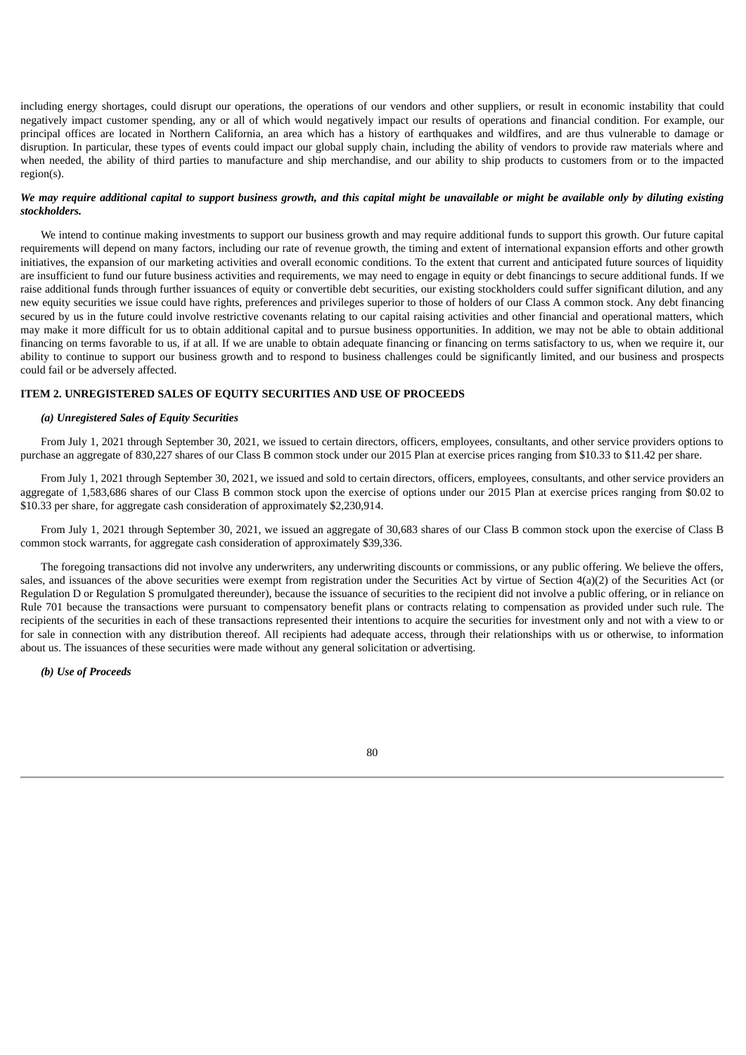including energy shortages, could disrupt our operations, the operations of our vendors and other suppliers, or result in economic instability that could negatively impact customer spending, any or all of which would negatively impact our results of operations and financial condition. For example, our principal offices are located in Northern California, an area which has a history of earthquakes and wildfires, and are thus vulnerable to damage or disruption. In particular, these types of events could impact our global supply chain, including the ability of vendors to provide raw materials where and when needed, the ability of third parties to manufacture and ship merchandise, and our ability to ship products to customers from or to the impacted region(s).

***We may require additional capital to support business growth, and this capital might be unavailable or might be available only by diluting existing stockholders.***

We intend to continue making investments to support our business growth and may require additional funds to support this growth. Our future capital requirements will depend on many factors, including our rate of revenue growth, the timing and extent of international expansion efforts and other growth initiatives, the expansion of our marketing activities and overall economic conditions. To the extent that current and anticipated future sources of liquidity are insufficient to fund our future business activities and requirements, we may need to engage in equity or debt financings to secure additional funds. If we raise additional funds through further issuances of equity or convertible debt securities, our existing stockholders could suffer significant dilution, and any new equity securities we issue could have rights, preferences and privileges superior to those of holders of our Class A common stock. Any debt financing secured by us in the future could involve restrictive covenants relating to our capital raising activities and other financial and operational matters, which may make it more difficult for us to obtain additional capital and to pursue business opportunities. In addition, we may not be able to obtain additional financing on terms favorable to us, if at all. If we are unable to obtain adequate financing or financing on terms satisfactory to us, when we require it, our ability to continue to support our business growth and to respond to business challenges could be significantly limited, and our business and prospects could fail or be adversely affected.

## ITEM 2. UNREGISTERED SALES OF EQUITY SECURITIES AND USE OF PROCEEDS

***(a) Unregistered Sales of Equity Securities***

From July 1, 2021 through September 30, 2021, we issued to certain directors, officers, employees, consultants, and other service providers options to purchase an aggregate of 830,227 shares of our Class B common stock under our 2015 Plan at exercise prices ranging from $10.33 to $11.42 per share.

From July 1, 2021 through September 30, 2021, we issued and sold to certain directors, officers, employees, consultants, and other service providers an aggregate of 1,583,686 shares of our Class B common stock upon the exercise of options under our 2015 Plan at exercise prices ranging from $0.02 to $10.33 per share, for aggregate cash consideration of approximately $2,230,914.

From July 1, 2021 through September 30, 2021, we issued an aggregate of 30,683 shares of our Class B common stock upon the exercise of Class B common stock warrants, for aggregate cash consideration of approximately $39,336.

The foregoing transactions did not involve any underwriters, any underwriting discounts or commissions, or any public offering. We believe the offers, sales, and issuances of the above securities were exempt from registration under the Securities Act by virtue of Section 4(a)(2) of the Securities Act (or Regulation D or Regulation S promulgated thereunder), because the issuance of securities to the recipient did not involve a public offering, or in reliance on Rule 701 because the transactions were pursuant to compensatory benefit plans or contracts relating to compensation as provided under such rule. The recipients of the securities in each of these transactions represented their intentions to acquire the securities for investment only and not with a view to or for sale in connection with any distribution thereof. All recipients had adequate access, through their relationships with us or otherwise, to information about us. The issuances of these securities were made without any general solicitation or advertising.

***(b) Use of Proceeds***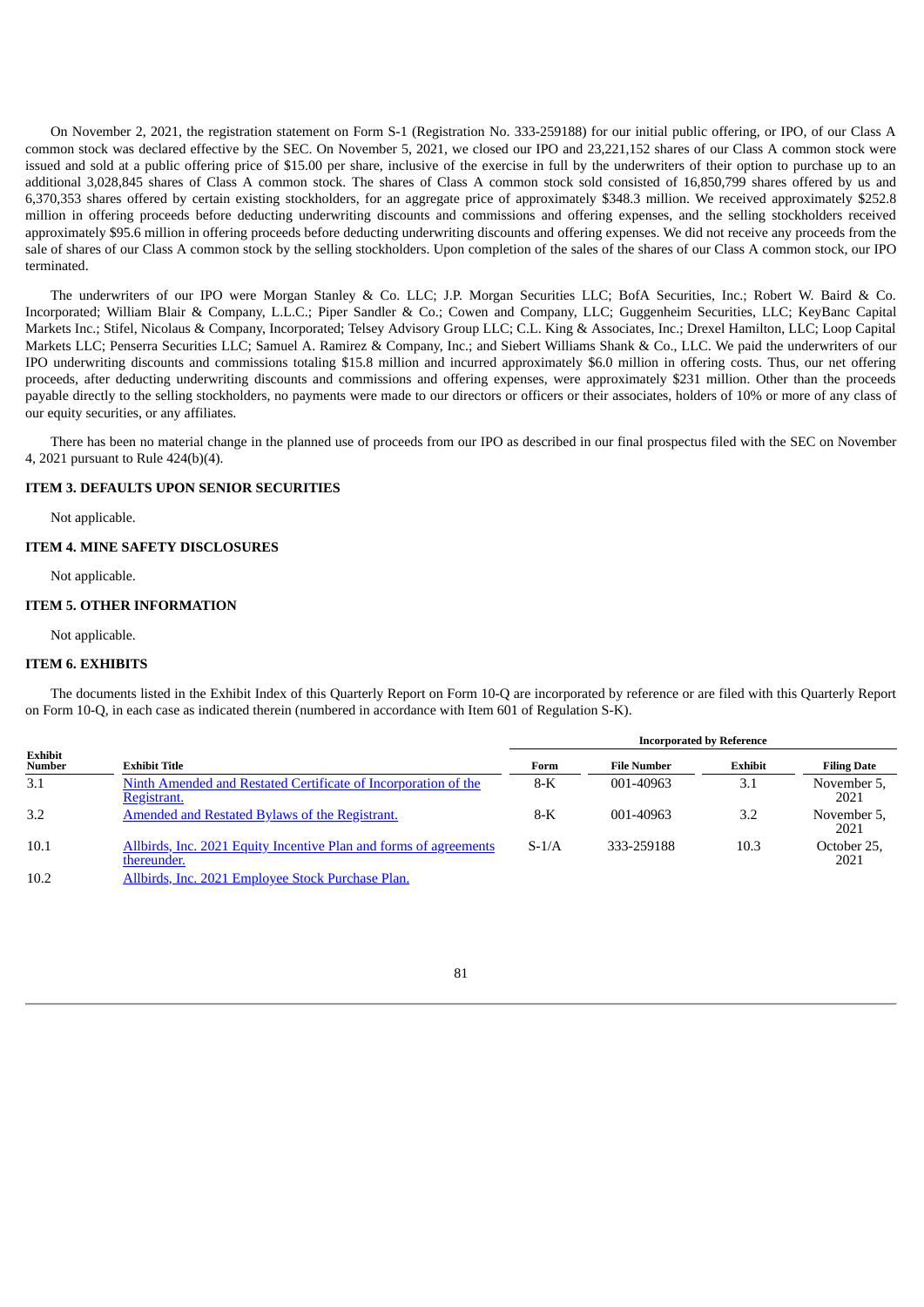On November 2, 2021, the registration statement on Form S-1 (Registration No. 333-259188) for our initial public offering, or IPO, of our Class A common stock was declared effective by the SEC. On November 5, 2021, we closed our IPO and 23,221,152 shares of our Class A common stock were issued and sold at a public offering price of $15.00 per share, inclusive of the exercise in full by the underwriters of their option to purchase up to an additional 3,028,845 shares of Class A common stock. The shares of Class A common stock sold consisted of 16,850,799 shares offered by us and 6,370,353 shares offered by certain existing stockholders, for an aggregate price of approximately $348.3 million. We received approximately $252.8 million in offering proceeds before deducting underwriting discounts and commissions and offering expenses, and the selling stockholders received approximately $95.6 million in offering proceeds before deducting underwriting discounts and offering expenses. We did not receive any proceeds from the sale of shares of our Class A common stock by the selling stockholders. Upon completion of the sales of the shares of our Class A common stock, our IPO terminated.

The underwriters of our IPO were Morgan Stanley & Co. LLC; J.P. Morgan Securities LLC; BofA Securities, Inc.; Robert W. Baird & Co. Incorporated; William Blair & Company, L.L.C.; Piper Sandler & Co.; Cowen and Company, LLC; Guggenheim Securities, LLC; KeyBanc Capital Markets Inc.; Stifel, Nicolaus & Company, Incorporated; Telsey Advisory Group LLC; C.L. King & Associates, Inc.; Drexel Hamilton, LLC; Loop Capital Markets LLC; Penserra Securities LLC; Samuel A. Ramirez & Company, Inc.; and Siebert Williams Shank & Co., LLC. We paid the underwriters of our IPO underwriting discounts and commissions totaling $15.8 million and incurred approximately $6.0 million in offering costs. Thus, our net offering proceeds, after deducting underwriting discounts and commissions and offering expenses, were approximately $231 million. Other than the proceeds payable directly to the selling stockholders, no payments were made to our directors or officers or their associates, holders of 10% or more of any class of our equity securities, or any affiliates.

There has been no material change in the planned use of proceeds from our IPO as described in our final prospectus filed with the SEC on November 4, 2021 pursuant to Rule 424(b)(4).

### ITEM 3. DEFAULTS UPON SENIOR SECURITIES

Not applicable.

### ITEM 4. MINE SAFETY DISCLOSURES

Not applicable.

### ITEM 5. OTHER INFORMATION

Not applicable.

### ITEM 6. EXHIBITS

The documents listed in the Exhibit Index of this Quarterly Report on Form 10-Q are incorporated by reference or are filed with this Quarterly Report on Form 10-Q, in each case as indicated therein (numbered in accordance with Item 601 of Regulation S-K).

| | | Incorporated by Reference | | | |
|---|---|---|---|---|---|
| **Exhibit Number** | **Exhibit Title** | **Form** | **File Number** | **Exhibit** | **Filing Date** |
| 3.1 | Ninth Amended and Restated Certificate of Incorporation of the Registrant. | 8-K | 001-40963 | 3.1 | November 5, 2021 |
| 3.2 | Amended and Restated Bylaws of the Registrant. | 8-K | 001-40963 | 3.2 | November 5, 2021 |
| 10.1 | Allbirds, Inc. 2021 Equity Incentive Plan and forms of agreements thereunder. | S-1/A | 333-259188 | 10.3 | October 25, 2021 |
| 10.2 | Allbirds, Inc. 2021 Employee Stock Purchase Plan. | | | | |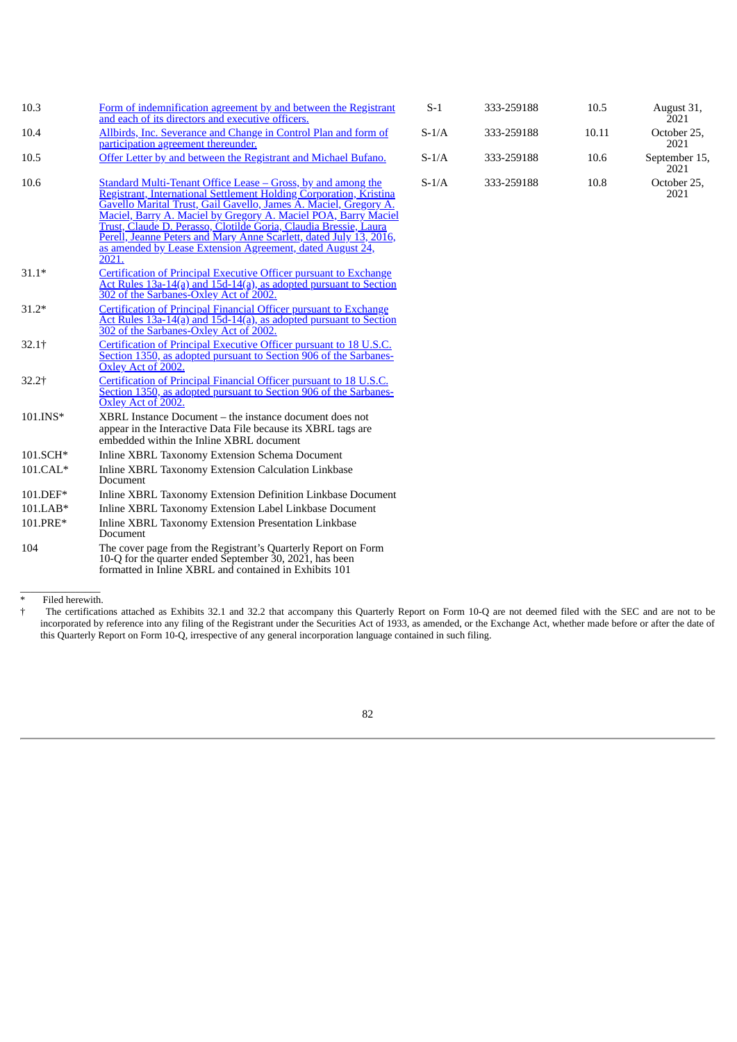| | | | | | |
|---|---|---|---|---|---|
| 10.3 | Form of indemnification agreement by and between the Registrant and each of its directors and executive officers. | S-1 | 333-259188 | 10.5 | August 31, 2021 |
| 10.4 | Allbirds, Inc. Severance and Change in Control Plan and form of participation agreement thereunder. | S-1/A | 333-259188 | 10.11 | October 25, 2021 |
| 10.5 | Offer Letter by and between the Registrant and Michael Bufano. | S-1/A | 333-259188 | 10.6 | September 15, 2021 |
| 10.6 | Standard Multi-Tenant Office Lease – Gross, by and among the Registrant, International Settlement Holding Corporation, Kristina Gavello Marital Trust, Gail Gavello, James A. Maciel, Gregory A. Maciel, Barry A. Maciel by Gregory A. Maciel POA, Barry Maciel Trust, Claude D. Perasso, Clotilde Goria, Claudia Bressie, Laura Perell, Jeanne Peters and Mary Anne Scarlett, dated July 13, 2016, as amended by Lease Extension Agreement, dated August 24, 2021. | S-1/A | 333-259188 | 10.8 | October 25, 2021 |
| 31.1* | Certification of Principal Executive Officer pursuant to Exchange Act Rules 13a-14(a) and 15d-14(a), as adopted pursuant to Section 302 of the Sarbanes-Oxley Act of 2002. | | | | |
| 31.2* | Certification of Principal Financial Officer pursuant to Exchange Act Rules 13a-14(a) and 15d-14(a), as adopted pursuant to Section 302 of the Sarbanes-Oxley Act of 2002. | | | | |
| 32.1† | Certification of Principal Executive Officer pursuant to 18 U.S.C. Section 1350, as adopted pursuant to Section 906 of the Sarbanes-Oxley Act of 2002. | | | | |
| 32.2† | Certification of Principal Financial Officer pursuant to 18 U.S.C. Section 1350, as adopted pursuant to Section 906 of the Sarbanes-Oxley Act of 2002. | | | | |
| 101.INS* | XBRL Instance Document – the instance document does not appear in the Interactive Data File because its XBRL tags are embedded within the Inline XBRL document | | | | |
| 101.SCH* | Inline XBRL Taxonomy Extension Schema Document | | | | |
| 101.CAL* | Inline XBRL Taxonomy Extension Calculation Linkbase Document | | | | |
| 101.DEF* | Inline XBRL Taxonomy Extension Definition Linkbase Document | | | | |
| 101.LAB* | Inline XBRL Taxonomy Extension Label Linkbase Document | | | | |
| 101.PRE* | Inline XBRL Taxonomy Extension Presentation Linkbase Document | | | | |
| 104 | The cover page from the Registrant's Quarterly Report on Form 10-Q for the quarter ended September 30, 2021, has been formatted in Inline XBRL and contained in Exhibits 101 | | | | |

\* Filed herewith.

† The certifications attached as Exhibits 32.1 and 32.2 that accompany this Quarterly Report on Form 10-Q are not deemed filed with the SEC and are not to be incorporated by reference into any filing of the Registrant under the Securities Act of 1933, as amended, or the Exchange Act, whether made before or after the date of this Quarterly Report on Form 10-Q, irrespective of any general incorporation language contained in such filing.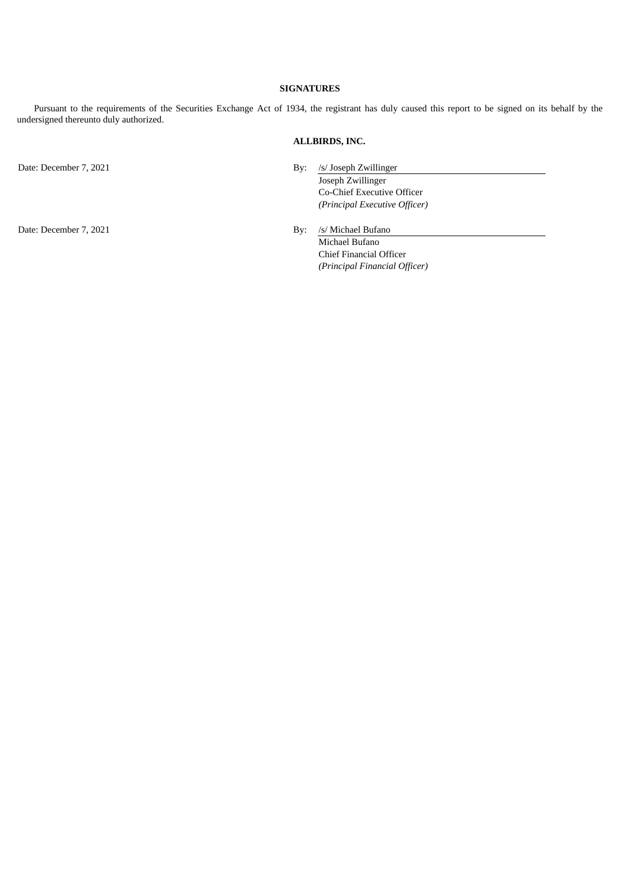## SIGNATURES

Pursuant to the requirements of the Securities Exchange Act of 1934, the registrant has duly caused this report to be signed on its behalf by the undersigned thereunto duly authorized.

**ALLBIRDS, INC.**

Date: December 7, 2021

By: /s/ Joseph Zwillinger
Joseph Zwillinger
Co-Chief Executive Officer
*(Principal Executive Officer)*

Date: December 7, 2021

By: /s/ Michael Bufano
Michael Bufano
Chief Financial Officer
*(Principal Financial Officer)*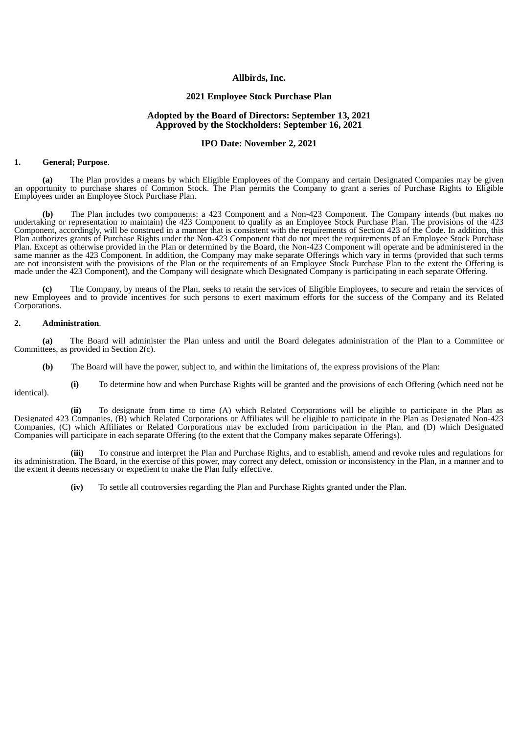**Allbirds, Inc.**

**2021 Employee Stock Purchase Plan**

**Adopted by the Board of Directors: September 13, 2021**
**Approved by the Stockholders: September 16, 2021**

**IPO Date: November 2, 2021**

**1. General; Purpose**.

**(a)** The Plan provides a means by which Eligible Employees of the Company and certain Designated Companies may be given an opportunity to purchase shares of Common Stock. The Plan permits the Company to grant a series of Purchase Rights to Eligible Employees under an Employee Stock Purchase Plan.

**(b)** The Plan includes two components: a 423 Component and a Non-423 Component. The Company intends (but makes no undertaking or representation to maintain) the 423 Component to qualify as an Employee Stock Purchase Plan. The provisions of the 423 Component, accordingly, will be construed in a manner that is consistent with the requirements of Section 423 of the Code. In addition, this Plan authorizes grants of Purchase Rights under the Non-423 Component that do not meet the requirements of an Employee Stock Purchase Plan. Except as otherwise provided in the Plan or determined by the Board, the Non-423 Component will operate and be administered in the same manner as the 423 Component. In addition, the Company may make separate Offerings which vary in terms (provided that such terms are not inconsistent with the provisions of the Plan or the requirements of an Employee Stock Purchase Plan to the extent the Offering is made under the 423 Component), and the Company will designate which Designated Company is participating in each separate Offering.

**(c)** The Company, by means of the Plan, seeks to retain the services of Eligible Employees, to secure and retain the services of new Employees and to provide incentives for such persons to exert maximum efforts for the success of the Company and its Related Corporations.

**2. Administration**.

**(a)** The Board will administer the Plan unless and until the Board delegates administration of the Plan to a Committee or Committees, as provided in Section 2(c).

**(b)** The Board will have the power, subject to, and within the limitations of, the express provisions of the Plan:

**(i)** To determine how and when Purchase Rights will be granted and the provisions of each Offering (which need not be identical).

**(ii)** To designate from time to time (A) which Related Corporations will be eligible to participate in the Plan as Designated 423 Companies, (B) which Related Corporations or Affiliates will be eligible to participate in the Plan as Designated Non-423 Companies, (C) which Affiliates or Related Corporations may be excluded from participation in the Plan, and (D) which Designated Companies will participate in each separate Offering (to the extent that the Company makes separate Offerings).

**(iii)** To construe and interpret the Plan and Purchase Rights, and to establish, amend and revoke rules and regulations for its administration. The Board, in the exercise of this power, may correct any defect, omission or inconsistency in the Plan, in a manner and to the extent it deems necessary or expedient to make the Plan fully effective.

**(iv)** To settle all controversies regarding the Plan and Purchase Rights granted under the Plan.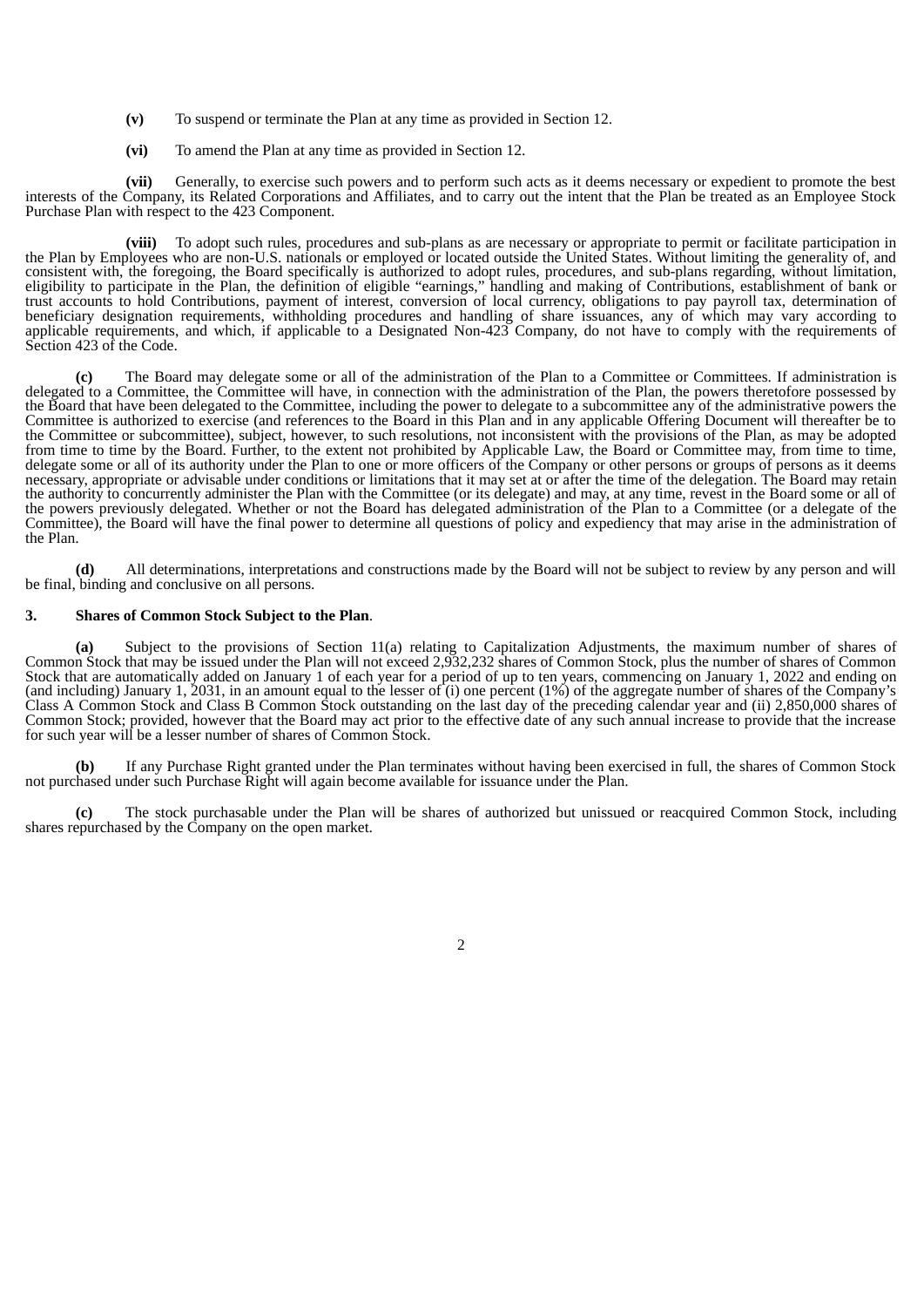**(v)** To suspend or terminate the Plan at any time as provided in Section 12.

**(vi)** To amend the Plan at any time as provided in Section 12.

**(vii)** Generally, to exercise such powers and to perform such acts as it deems necessary or expedient to promote the best interests of the Company, its Related Corporations and Affiliates, and to carry out the intent that the Plan be treated as an Employee Stock Purchase Plan with respect to the 423 Component.

**(viii)** To adopt such rules, procedures and sub-plans as are necessary or appropriate to permit or facilitate participation in the Plan by Employees who are non-U.S. nationals or employed or located outside the United States. Without limiting the generality of, and consistent with, the foregoing, the Board specifically is authorized to adopt rules, procedures, and sub-plans regarding, without limitation, eligibility to participate in the Plan, the definition of eligible "earnings," handling and making of Contributions, establishment of bank or trust accounts to hold Contributions, payment of interest, conversion of local currency, obligations to pay payroll tax, determination of beneficiary designation requirements, withholding procedures and handling of share issuances, any of which may vary according to applicable requirements, and which, if applicable to a Designated Non-423 Company, do not have to comply with the requirements of Section 423 of the Code.

**(c)** The Board may delegate some or all of the administration of the Plan to a Committee or Committees. If administration is delegated to a Committee, the Committee will have, in connection with the administration of the Plan, the powers theretofore possessed by the Board that have been delegated to the Committee, including the power to delegate to a subcommittee any of the administrative powers the Committee is authorized to exercise (and references to the Board in this Plan and in any applicable Offering Document will thereafter be to the Committee or subcommittee), subject, however, to such resolutions, not inconsistent with the provisions of the Plan, as may be adopted from time to time by the Board. Further, to the extent not prohibited by Applicable Law, the Board or Committee may, from time to time, delegate some or all of its authority under the Plan to one or more officers of the Company or other persons or groups of persons as it deems necessary, appropriate or advisable under conditions or limitations that it may set at or after the time of the delegation. The Board may retain the authority to concurrently administer the Plan with the Committee (or its delegate) and may, at any time, revest in the Board some or all of the powers previously delegated. Whether or not the Board has delegated administration of the Plan to a Committee (or a delegate of the Committee), the Board will have the final power to determine all questions of policy and expediency that may arise in the administration of the Plan.

**(d)** All determinations, interpretations and constructions made by the Board will not be subject to review by any person and will be final, binding and conclusive on all persons.

**3. Shares of Common Stock Subject to the Plan**.

**(a)** Subject to the provisions of Section 11(a) relating to Capitalization Adjustments, the maximum number of shares of Common Stock that may be issued under the Plan will not exceed 2,932,232 shares of Common Stock, plus the number of shares of Common Stock that are automatically added on January 1 of each year for a period of up to ten years, commencing on January 1, 2022 and ending on (and including) January 1, 2031, in an amount equal to the lesser of (i) one percent (1%) of the aggregate number of shares of the Company's Class A Common Stock and Class B Common Stock outstanding on the last day of the preceding calendar year and (ii) 2,850,000 shares of Common Stock; provided, however that the Board may act prior to the effective date of any such annual increase to provide that the increase for such year will be a lesser number of shares of Common Stock.

**(b)** If any Purchase Right granted under the Plan terminates without having been exercised in full, the shares of Common Stock not purchased under such Purchase Right will again become available for issuance under the Plan.

**(c)** The stock purchasable under the Plan will be shares of authorized but unissued or reacquired Common Stock, including shares repurchased by the Company on the open market.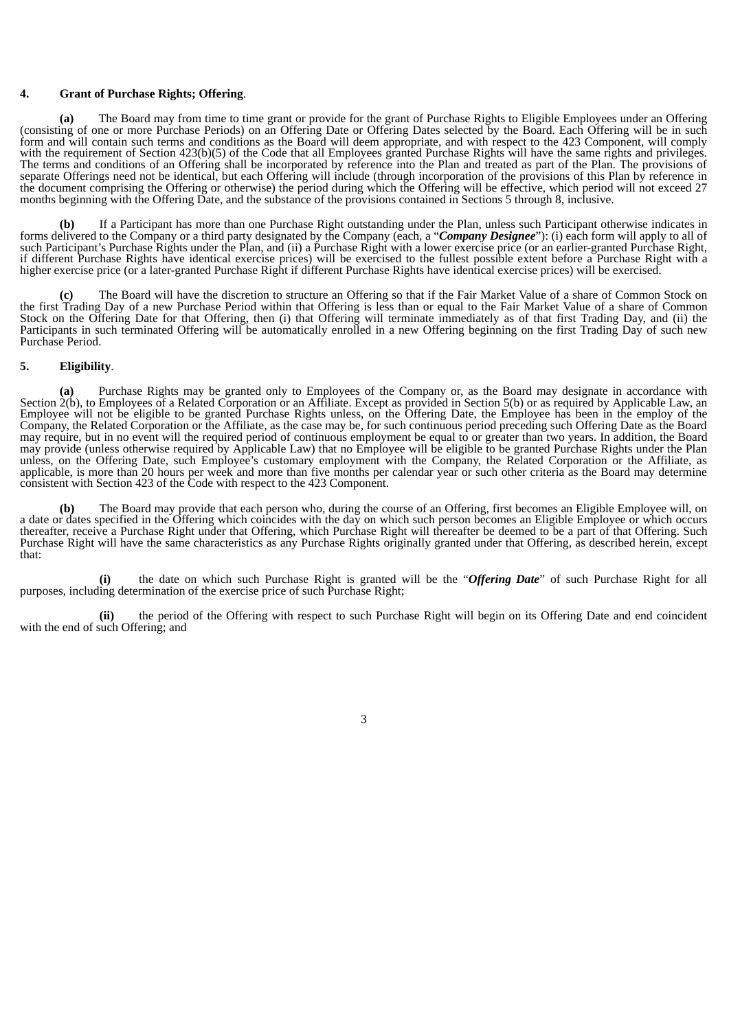**4. Grant of Purchase Rights; Offering**.

**(a)** The Board may from time to time grant or provide for the grant of Purchase Rights to Eligible Employees under an Offering (consisting of one or more Purchase Periods) on an Offering Date or Offering Dates selected by the Board. Each Offering will be in such form and will contain such terms and conditions as the Board will deem appropriate, and with respect to the 423 Component, will comply with the requirement of Section 423(b)(5) of the Code that all Employees granted Purchase Rights will have the same rights and privileges. The terms and conditions of an Offering shall be incorporated by reference into the Plan and treated as part of the Plan. The provisions of separate Offerings need not be identical, but each Offering will include (through incorporation of the provisions of this Plan by reference in the document comprising the Offering or otherwise) the period during which the Offering will be effective, which period will not exceed 27 months beginning with the Offering Date, and the substance of the provisions contained in Sections 5 through 8, inclusive.

**(b)** If a Participant has more than one Purchase Right outstanding under the Plan, unless such Participant otherwise indicates in forms delivered to the Company or a third party designated by the Company (each, a "***Company Designee***"): (i) each form will apply to all of such Participant's Purchase Rights under the Plan, and (ii) a Purchase Right with a lower exercise price (or an earlier-granted Purchase Right, if different Purchase Rights have identical exercise prices) will be exercised to the fullest possible extent before a Purchase Right with a higher exercise price (or a later-granted Purchase Right if different Purchase Rights have identical exercise prices) will be exercised.

**(c)** The Board will have the discretion to structure an Offering so that if the Fair Market Value of a share of Common Stock on the first Trading Day of a new Purchase Period within that Offering is less than or equal to the Fair Market Value of a share of Common Stock on the Offering Date for that Offering, then (i) that Offering will terminate immediately as of that first Trading Day, and (ii) the Participants in such terminated Offering will be automatically enrolled in a new Offering beginning on the first Trading Day of such new Purchase Period.

**5. Eligibility**.

**(a)** Purchase Rights may be granted only to Employees of the Company or, as the Board may designate in accordance with Section 2(b), to Employees of a Related Corporation or an Affiliate. Except as provided in Section 5(b) or as required by Applicable Law, an Employee will not be eligible to be granted Purchase Rights unless, on the Offering Date, the Employee has been in the employ of the Company, the Related Corporation or the Affiliate, as the case may be, for such continuous period preceding such Offering Date as the Board may require, but in no event will the required period of continuous employment be equal to or greater than two years. In addition, the Board may provide (unless otherwise required by Applicable Law) that no Employee will be eligible to be granted Purchase Rights under the Plan unless, on the Offering Date, such Employee's customary employment with the Company, the Related Corporation or the Affiliate, as applicable, is more than 20 hours per week and more than five months per calendar year or such other criteria as the Board may determine consistent with Section 423 of the Code with respect to the 423 Component.

**(b)** The Board may provide that each person who, during the course of an Offering, first becomes an Eligible Employee will, on a date or dates specified in the Offering which coincides with the day on which such person becomes an Eligible Employee or which occurs thereafter, receive a Purchase Right under that Offering, which Purchase Right will thereafter be deemed to be a part of that Offering. Such Purchase Right will have the same characteristics as any Purchase Rights originally granted under that Offering, as described herein, except that:

**(i)** the date on which such Purchase Right is granted will be the "***Offering Date***" of such Purchase Right for all purposes, including determination of the exercise price of such Purchase Right;

**(ii)** the period of the Offering with respect to such Purchase Right will begin on its Offering Date and end coincident with the end of such Offering; and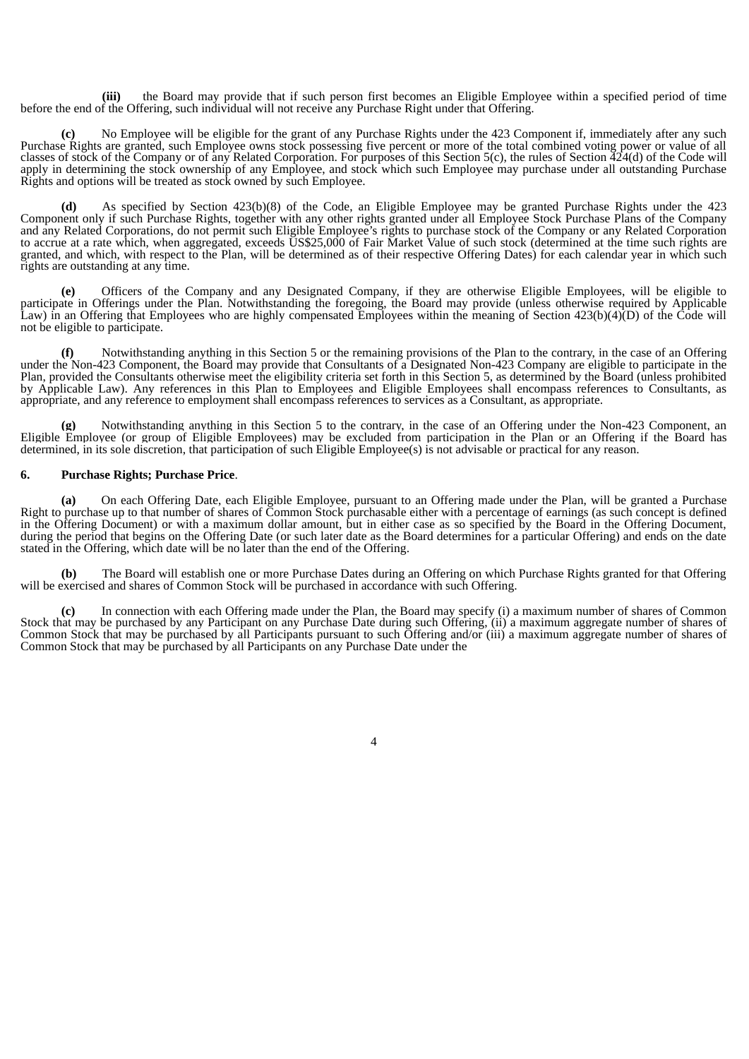**(iii)** the Board may provide that if such person first becomes an Eligible Employee within a specified period of time before the end of the Offering, such individual will not receive any Purchase Right under that Offering.

**(c)** No Employee will be eligible for the grant of any Purchase Rights under the 423 Component if, immediately after any such Purchase Rights are granted, such Employee owns stock possessing five percent or more of the total combined voting power or value of all classes of stock of the Company or of any Related Corporation. For purposes of this Section 5(c), the rules of Section 424(d) of the Code will apply in determining the stock ownership of any Employee, and stock which such Employee may purchase under all outstanding Purchase Rights and options will be treated as stock owned by such Employee.

**(d)** As specified by Section 423(b)(8) of the Code, an Eligible Employee may be granted Purchase Rights under the 423 Component only if such Purchase Rights, together with any other rights granted under all Employee Stock Purchase Plans of the Company and any Related Corporations, do not permit such Eligible Employee's rights to purchase stock of the Company or any Related Corporation to accrue at a rate which, when aggregated, exceeds US$25,000 of Fair Market Value of such stock (determined at the time such rights are granted, and which, with respect to the Plan, will be determined as of their respective Offering Dates) for each calendar year in which such rights are outstanding at any time.

**(e)** Officers of the Company and any Designated Company, if they are otherwise Eligible Employees, will be eligible to participate in Offerings under the Plan. Notwithstanding the foregoing, the Board may provide (unless otherwise required by Applicable Law) in an Offering that Employees who are highly compensated Employees within the meaning of Section 423(b)(4)(D) of the Code will not be eligible to participate.

**(f)** Notwithstanding anything in this Section 5 or the remaining provisions of the Plan to the contrary, in the case of an Offering under the Non-423 Component, the Board may provide that Consultants of a Designated Non-423 Company are eligible to participate in the Plan, provided the Consultants otherwise meet the eligibility criteria set forth in this Section 5, as determined by the Board (unless prohibited by Applicable Law). Any references in this Plan to Employees and Eligible Employees shall encompass references to Consultants, as appropriate, and any reference to employment shall encompass references to services as a Consultant, as appropriate.

**(g)** Notwithstanding anything in this Section 5 to the contrary, in the case of an Offering under the Non-423 Component, an Eligible Employee (or group of Eligible Employees) may be excluded from participation in the Plan or an Offering if the Board has determined, in its sole discretion, that participation of such Eligible Employee(s) is not advisable or practical for any reason.

**6. Purchase Rights; Purchase Price**.

**(a)** On each Offering Date, each Eligible Employee, pursuant to an Offering made under the Plan, will be granted a Purchase Right to purchase up to that number of shares of Common Stock purchasable either with a percentage of earnings (as such concept is defined in the Offering Document) or with a maximum dollar amount, but in either case as so specified by the Board in the Offering Document, during the period that begins on the Offering Date (or such later date as the Board determines for a particular Offering) and ends on the date stated in the Offering, which date will be no later than the end of the Offering.

**(b)** The Board will establish one or more Purchase Dates during an Offering on which Purchase Rights granted for that Offering will be exercised and shares of Common Stock will be purchased in accordance with such Offering.

**(c)** In connection with each Offering made under the Plan, the Board may specify (i) a maximum number of shares of Common Stock that may be purchased by any Participant on any Purchase Date during such Offering, (ii) a maximum aggregate number of shares of Common Stock that may be purchased by all Participants pursuant to such Offering and/or (iii) a maximum aggregate number of shares of Common Stock that may be purchased by all Participants on any Purchase Date under the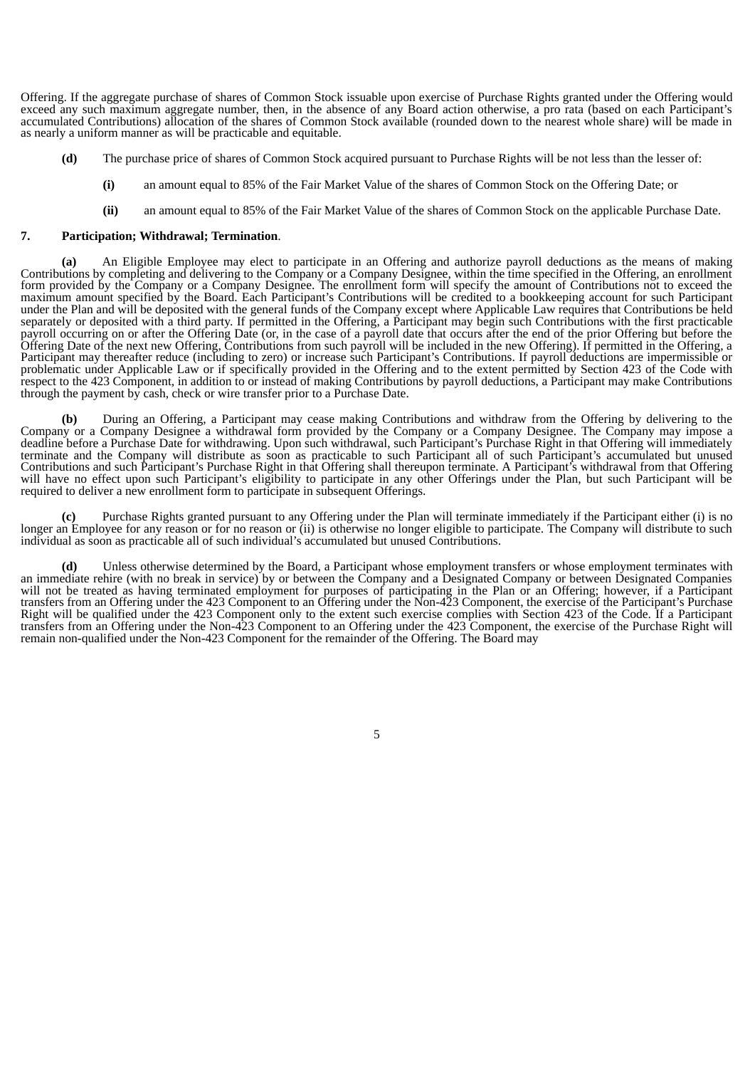Offering. If the aggregate purchase of shares of Common Stock issuable upon exercise of Purchase Rights granted under the Offering would exceed any such maximum aggregate number, then, in the absence of any Board action otherwise, a pro rata (based on each Participant's accumulated Contributions) allocation of the shares of Common Stock available (rounded down to the nearest whole share) will be made in as nearly a uniform manner as will be practicable and equitable.

**(d)** The purchase price of shares of Common Stock acquired pursuant to Purchase Rights will be not less than the lesser of:

**(i)** an amount equal to 85% of the Fair Market Value of the shares of Common Stock on the Offering Date; or

**(ii)** an amount equal to 85% of the Fair Market Value of the shares of Common Stock on the applicable Purchase Date.

**7. Participation; Withdrawal; Termination**.

**(a)** An Eligible Employee may elect to participate in an Offering and authorize payroll deductions as the means of making Contributions by completing and delivering to the Company or a Company Designee, within the time specified in the Offering, an enrollment form provided by the Company or a Company Designee. The enrollment form will specify the amount of Contributions not to exceed the maximum amount specified by the Board. Each Participant's Contributions will be credited to a bookkeeping account for such Participant under the Plan and will be deposited with the general funds of the Company except where Applicable Law requires that Contributions be held separately or deposited with a third party. If permitted in the Offering, a Participant may begin such Contributions with the first practicable payroll occurring on or after the Offering Date (or, in the case of a payroll date that occurs after the end of the prior Offering but before the Offering Date of the next new Offering, Contributions from such payroll will be included in the new Offering). If permitted in the Offering, a Participant may thereafter reduce (including to zero) or increase such Participant's Contributions. If payroll deductions are impermissible or problematic under Applicable Law or if specifically provided in the Offering and to the extent permitted by Section 423 of the Code with respect to the 423 Component, in addition to or instead of making Contributions by payroll deductions, a Participant may make Contributions through the payment by cash, check or wire transfer prior to a Purchase Date.

**(b)** During an Offering, a Participant may cease making Contributions and withdraw from the Offering by delivering to the Company or a Company Designee a withdrawal form provided by the Company or a Company Designee. The Company may impose a deadline before a Purchase Date for withdrawing. Upon such withdrawal, such Participant's Purchase Right in that Offering will immediately terminate and the Company will distribute as soon as practicable to such Participant all of such Participant's accumulated but unused Contributions and such Participant's Purchase Right in that Offering shall thereupon terminate. A Participant's withdrawal from that Offering will have no effect upon such Participant's eligibility to participate in any other Offerings under the Plan, but such Participant will be required to deliver a new enrollment form to participate in subsequent Offerings.

**(c)** Purchase Rights granted pursuant to any Offering under the Plan will terminate immediately if the Participant either (i) is no longer an Employee for any reason or for no reason or (ii) is otherwise no longer eligible to participate. The Company will distribute to such individual as soon as practicable all of such individual's accumulated but unused Contributions.

**(d)** Unless otherwise determined by the Board, a Participant whose employment transfers or whose employment terminates with an immediate rehire (with no break in service) by or between the Company and a Designated Company or between Designated Companies will not be treated as having terminated employment for purposes of participating in the Plan or an Offering; however, if a Participant transfers from an Offering under the 423 Component to an Offering under the Non-423 Component, the exercise of the Participant's Purchase Right will be qualified under the 423 Component only to the extent such exercise complies with Section 423 of the Code. If a Participant transfers from an Offering under the Non-423 Component to an Offering under the 423 Component, the exercise of the Purchase Right will remain non-qualified under the Non-423 Component for the remainder of the Offering. The Board may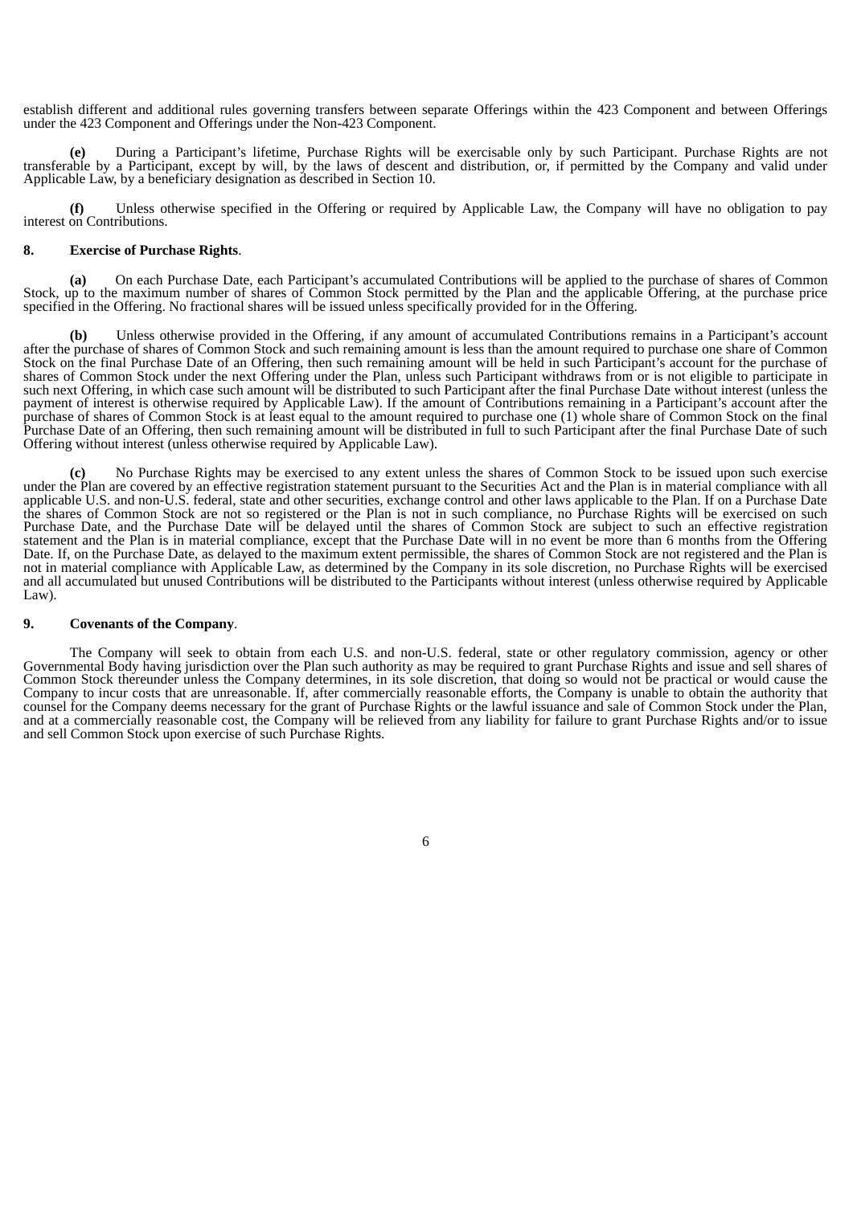establish different and additional rules governing transfers between separate Offerings within the 423 Component and between Offerings under the 423 Component and Offerings under the Non-423 Component.

**(e)** During a Participant's lifetime, Purchase Rights will be exercisable only by such Participant. Purchase Rights are not transferable by a Participant, except by will, by the laws of descent and distribution, or, if permitted by the Company and valid under Applicable Law, by a beneficiary designation as described in Section 10.

**(f)** Unless otherwise specified in the Offering or required by Applicable Law, the Company will have no obligation to pay interest on Contributions.

**8. Exercise of Purchase Rights**.

**(a)** On each Purchase Date, each Participant's accumulated Contributions will be applied to the purchase of shares of Common Stock, up to the maximum number of shares of Common Stock permitted by the Plan and the applicable Offering, at the purchase price specified in the Offering. No fractional shares will be issued unless specifically provided for in the Offering.

**(b)** Unless otherwise provided in the Offering, if any amount of accumulated Contributions remains in a Participant's account after the purchase of shares of Common Stock and such remaining amount is less than the amount required to purchase one share of Common Stock on the final Purchase Date of an Offering, then such remaining amount will be held in such Participant's account for the purchase of shares of Common Stock under the next Offering under the Plan, unless such Participant withdraws from or is not eligible to participate in such next Offering, in which case such amount will be distributed to such Participant after the final Purchase Date without interest (unless the payment of interest is otherwise required by Applicable Law). If the amount of Contributions remaining in a Participant's account after the purchase of shares of Common Stock is at least equal to the amount required to purchase one (1) whole share of Common Stock on the final Purchase Date of an Offering, then such remaining amount will be distributed in full to such Participant after the final Purchase Date of such Offering without interest (unless otherwise required by Applicable Law).

**(c)** No Purchase Rights may be exercised to any extent unless the shares of Common Stock to be issued upon such exercise under the Plan are covered by an effective registration statement pursuant to the Securities Act and the Plan is in material compliance with all applicable U.S. and non-U.S. federal, state and other securities, exchange control and other laws applicable to the Plan. If on a Purchase Date the shares of Common Stock are not so registered or the Plan is not in such compliance, no Purchase Rights will be exercised on such Purchase Date, and the Purchase Date will be delayed until the shares of Common Stock are subject to such an effective registration statement and the Plan is in material compliance, except that the Purchase Date will in no event be more than 6 months from the Offering Date. If, on the Purchase Date, as delayed to the maximum extent permissible, the shares of Common Stock are not registered and the Plan is not in material compliance with Applicable Law, as determined by the Company in its sole discretion, no Purchase Rights will be exercised and all accumulated but unused Contributions will be distributed to the Participants without interest (unless otherwise required by Applicable Law).

**9. Covenants of the Company**.

The Company will seek to obtain from each U.S. and non-U.S. federal, state or other regulatory commission, agency or other Governmental Body having jurisdiction over the Plan such authority as may be required to grant Purchase Rights and issue and sell shares of Common Stock thereunder unless the Company determines, in its sole discretion, that doing so would not be practical or would cause the Company to incur costs that are unreasonable. If, after commercially reasonable efforts, the Company is unable to obtain the authority that counsel for the Company deems necessary for the grant of Purchase Rights or the lawful issuance and sale of Common Stock under the Plan, and at a commercially reasonable cost, the Company will be relieved from any liability for failure to grant Purchase Rights and/or to issue and sell Common Stock upon exercise of such Purchase Rights.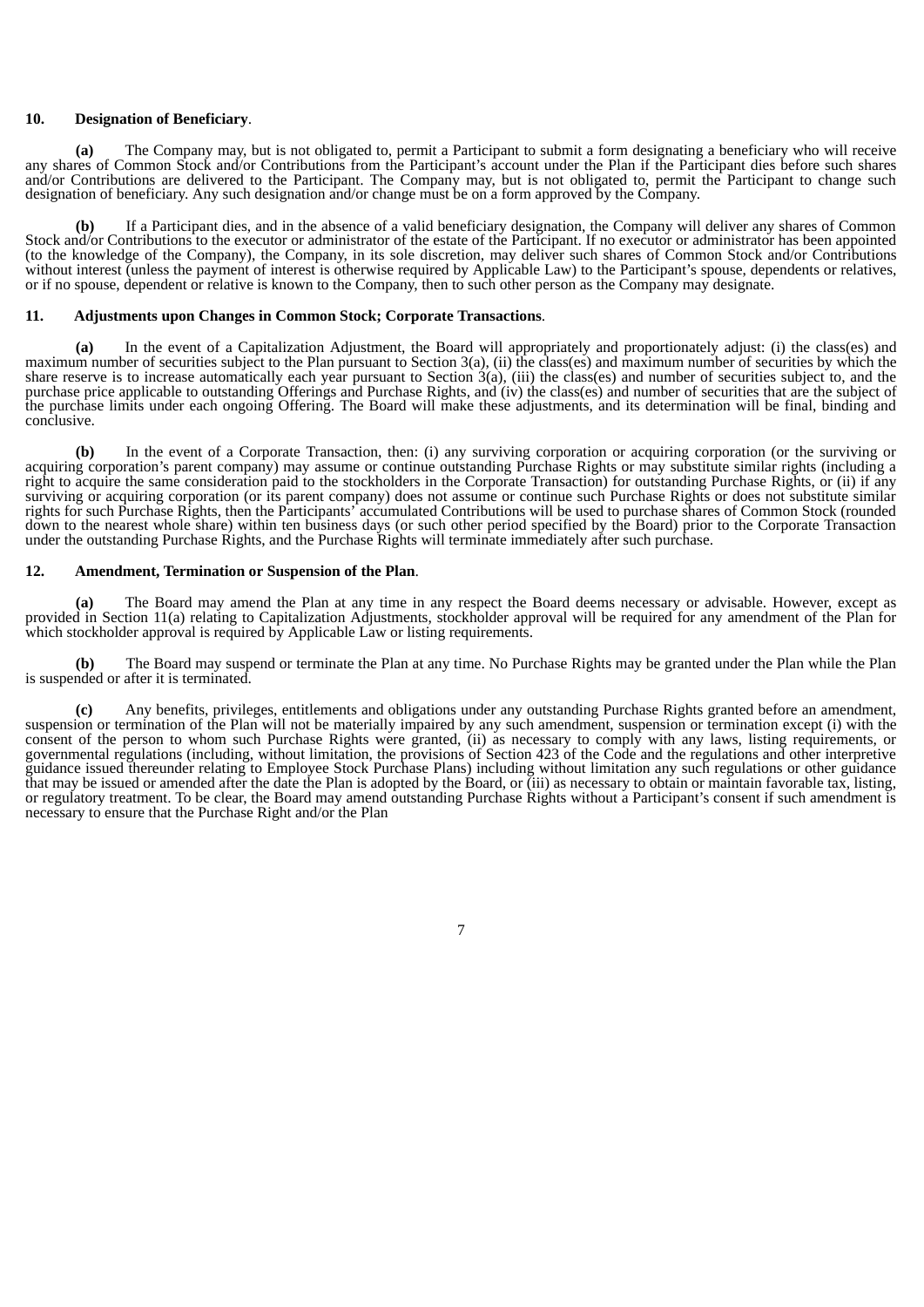**10. Designation of Beneficiary**.

**(a)** The Company may, but is not obligated to, permit a Participant to submit a form designating a beneficiary who will receive any shares of Common Stock and/or Contributions from the Participant's account under the Plan if the Participant dies before such shares and/or Contributions are delivered to the Participant. The Company may, but is not obligated to, permit the Participant to change such designation of beneficiary. Any such designation and/or change must be on a form approved by the Company.

**(b)** If a Participant dies, and in the absence of a valid beneficiary designation, the Company will deliver any shares of Common Stock and/or Contributions to the executor or administrator of the estate of the Participant. If no executor or administrator has been appointed (to the knowledge of the Company), the Company, in its sole discretion, may deliver such shares of Common Stock and/or Contributions without interest (unless the payment of interest is otherwise required by Applicable Law) to the Participant's spouse, dependents or relatives, or if no spouse, dependent or relative is known to the Company, then to such other person as the Company may designate.

**11. Adjustments upon Changes in Common Stock; Corporate Transactions**.

**(a)** In the event of a Capitalization Adjustment, the Board will appropriately and proportionately adjust: (i) the class(es) and maximum number of securities subject to the Plan pursuant to Section 3(a), (ii) the class(es) and maximum number of securities by which the share reserve is to increase automatically each year pursuant to Section 3(a), (iii) the class(es) and number of securities subject to, and the purchase price applicable to outstanding Offerings and Purchase Rights, and (iv) the class(es) and number of securities that are the subject of the purchase limits under each ongoing Offering. The Board will make these adjustments, and its determination will be final, binding and conclusive.

**(b)** In the event of a Corporate Transaction, then: (i) any surviving corporation or acquiring corporation (or the surviving or acquiring corporation's parent company) may assume or continue outstanding Purchase Rights or may substitute similar rights (including a right to acquire the same consideration paid to the stockholders in the Corporate Transaction) for outstanding Purchase Rights, or (ii) if any surviving or acquiring corporation (or its parent company) does not assume or continue such Purchase Rights or does not substitute similar rights for such Purchase Rights, then the Participants' accumulated Contributions will be used to purchase shares of Common Stock (rounded down to the nearest whole share) within ten business days (or such other period specified by the Board) prior to the Corporate Transaction under the outstanding Purchase Rights, and the Purchase Rights will terminate immediately after such purchase.

**12. Amendment, Termination or Suspension of the Plan**.

**(a)** The Board may amend the Plan at any time in any respect the Board deems necessary or advisable. However, except as provided in Section 11(a) relating to Capitalization Adjustments, stockholder approval will be required for any amendment of the Plan for which stockholder approval is required by Applicable Law or listing requirements.

**(b)** The Board may suspend or terminate the Plan at any time. No Purchase Rights may be granted under the Plan while the Plan is suspended or after it is terminated.

**(c)** Any benefits, privileges, entitlements and obligations under any outstanding Purchase Rights granted before an amendment, suspension or termination of the Plan will not be materially impaired by any such amendment, suspension or termination except (i) with the consent of the person to whom such Purchase Rights were granted, (ii) as necessary to comply with any laws, listing requirements, or governmental regulations (including, without limitation, the provisions of Section 423 of the Code and the regulations and other interpretive guidance issued thereunder relating to Employee Stock Purchase Plans) including without limitation any such regulations or other guidance that may be issued or amended after the date the Plan is adopted by the Board, or (iii) as necessary to obtain or maintain favorable tax, listing, or regulatory treatment. To be clear, the Board may amend outstanding Purchase Rights without a Participant's consent if such amendment is necessary to ensure that the Purchase Right and/or the Plan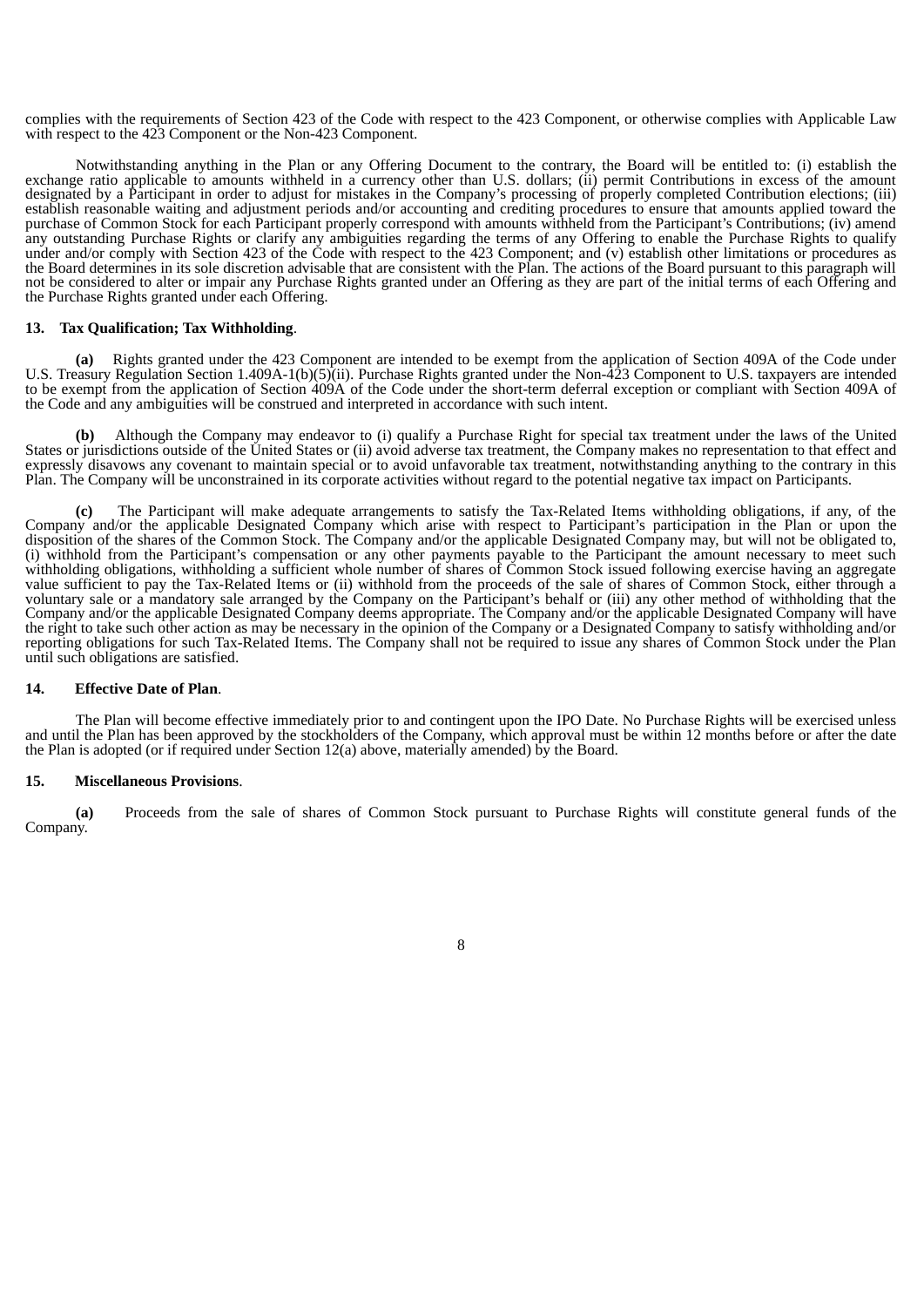complies with the requirements of Section 423 of the Code with respect to the 423 Component, or otherwise complies with Applicable Law with respect to the 423 Component or the Non-423 Component.

Notwithstanding anything in the Plan or any Offering Document to the contrary, the Board will be entitled to: (i) establish the exchange ratio applicable to amounts withheld in a currency other than U.S. dollars; (ii) permit Contributions in excess of the amount designated by a Participant in order to adjust for mistakes in the Company's processing of properly completed Contribution elections; (iii) establish reasonable waiting and adjustment periods and/or accounting and crediting procedures to ensure that amounts applied toward the purchase of Common Stock for each Participant properly correspond with amounts withheld from the Participant's Contributions; (iv) amend any outstanding Purchase Rights or clarify any ambiguities regarding the terms of any Offering to enable the Purchase Rights to qualify under and/or comply with Section 423 of the Code with respect to the 423 Component; and (v) establish other limitations or procedures as the Board determines in its sole discretion advisable that are consistent with the Plan. The actions of the Board pursuant to this paragraph will not be considered to alter or impair any Purchase Rights granted under an Offering as they are part of the initial terms of each Offering and the Purchase Rights granted under each Offering.

**13. Tax Qualification; Tax Withholding**.

**(a)** Rights granted under the 423 Component are intended to be exempt from the application of Section 409A of the Code under U.S. Treasury Regulation Section 1.409A-1(b)(5)(ii). Purchase Rights granted under the Non-423 Component to U.S. taxpayers are intended to be exempt from the application of Section 409A of the Code under the short-term deferral exception or compliant with Section 409A of the Code and any ambiguities will be construed and interpreted in accordance with such intent.

**(b)** Although the Company may endeavor to (i) qualify a Purchase Right for special tax treatment under the laws of the United States or jurisdictions outside of the United States or (ii) avoid adverse tax treatment, the Company makes no representation to that effect and expressly disavows any covenant to maintain special or to avoid unfavorable tax treatment, notwithstanding anything to the contrary in this Plan. The Company will be unconstrained in its corporate activities without regard to the potential negative tax impact on Participants.

**(c)** The Participant will make adequate arrangements to satisfy the Tax-Related Items withholding obligations, if any, of the Company and/or the applicable Designated Company which arise with respect to Participant's participation in the Plan or upon the disposition of the shares of the Common Stock. The Company and/or the applicable Designated Company may, but will not be obligated to, (i) withhold from the Participant's compensation or any other payments payable to the Participant the amount necessary to meet such withholding obligations, withholding a sufficient whole number of shares of Common Stock issued following exercise having an aggregate value sufficient to pay the Tax-Related Items or (ii) withhold from the proceeds of the sale of shares of Common Stock, either through a voluntary sale or a mandatory sale arranged by the Company on the Participant's behalf or (iii) any other method of withholding that the Company and/or the applicable Designated Company deems appropriate. The Company and/or the applicable Designated Company will have the right to take such other action as may be necessary in the opinion of the Company or a Designated Company to satisfy withholding and/or reporting obligations for such Tax-Related Items. The Company shall not be required to issue any shares of Common Stock under the Plan until such obligations are satisfied.

**14. Effective Date of Plan**.

The Plan will become effective immediately prior to and contingent upon the IPO Date. No Purchase Rights will be exercised unless and until the Plan has been approved by the stockholders of the Company, which approval must be within 12 months before or after the date the Plan is adopted (or if required under Section 12(a) above, materially amended) by the Board.

**15. Miscellaneous Provisions**.

**(a)** Proceeds from the sale of shares of Common Stock pursuant to Purchase Rights will constitute general funds of the Company.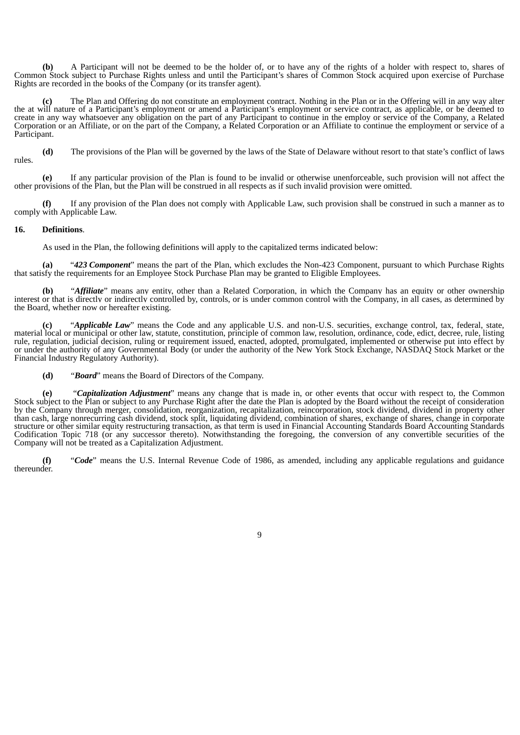**(b)** A Participant will not be deemed to be the holder of, or to have any of the rights of a holder with respect to, shares of Common Stock subject to Purchase Rights unless and until the Participant's shares of Common Stock acquired upon exercise of Purchase Rights are recorded in the books of the Company (or its transfer agent).

**(c)** The Plan and Offering do not constitute an employment contract. Nothing in the Plan or in the Offering will in any way alter the at will nature of a Participant's employment or amend a Participant's employment or service contract, as applicable, or be deemed to create in any way whatsoever any obligation on the part of any Participant to continue in the employ or service of the Company, a Related Corporation or an Affiliate, or on the part of the Company, a Related Corporation or an Affiliate to continue the employment or service of a Participant.

**(d)** The provisions of the Plan will be governed by the laws of the State of Delaware without resort to that state's conflict of laws rules.

**(e)** If any particular provision of the Plan is found to be invalid or otherwise unenforceable, such provision will not affect the other provisions of the Plan, but the Plan will be construed in all respects as if such invalid provision were omitted.

**(f)** If any provision of the Plan does not comply with Applicable Law, such provision shall be construed in such a manner as to comply with Applicable Law.

**16. Definitions**.

As used in the Plan, the following definitions will apply to the capitalized terms indicated below:

**(a)** "***423 Component***" means the part of the Plan, which excludes the Non-423 Component, pursuant to which Purchase Rights that satisfy the requirements for an Employee Stock Purchase Plan may be granted to Eligible Employees.

**(b)** "***Affiliate***" means any entity, other than a Related Corporation, in which the Company has an equity or other ownership interest or that is directly or indirectly controlled by, controls, or is under common control with the Company, in all cases, as determined by the Board, whether now or hereafter existing.

**(c)** "***Applicable Law***" means the Code and any applicable U.S. and non-U.S. securities, exchange control, tax, federal, state, material local or municipal or other law, statute, constitution, principle of common law, resolution, ordinance, code, edict, decree, rule, listing rule, regulation, judicial decision, ruling or requirement issued, enacted, adopted, promulgated, implemented or otherwise put into effect by or under the authority of any Governmental Body (or under the authority of the New York Stock Exchange, NASDAQ Stock Market or the Financial Industry Regulatory Authority).

**(d)** "***Board***" means the Board of Directors of the Company.

**(e)** "***Capitalization Adjustment***" means any change that is made in, or other events that occur with respect to, the Common Stock subject to the Plan or subject to any Purchase Right after the date the Plan is adopted by the Board without the receipt of consideration by the Company through merger, consolidation, reorganization, recapitalization, reincorporation, stock dividend, dividend in property other than cash, large nonrecurring cash dividend, stock split, liquidating dividend, combination of shares, exchange of shares, change in corporate structure or other similar equity restructuring transaction, as that term is used in Financial Accounting Standards Board Accounting Standards Codification Topic 718 (or any successor thereto). Notwithstanding the foregoing, the conversion of any convertible securities of the Company will not be treated as a Capitalization Adjustment.

**(f)** "***Code***" means the U.S. Internal Revenue Code of 1986, as amended, including any applicable regulations and guidance thereunder.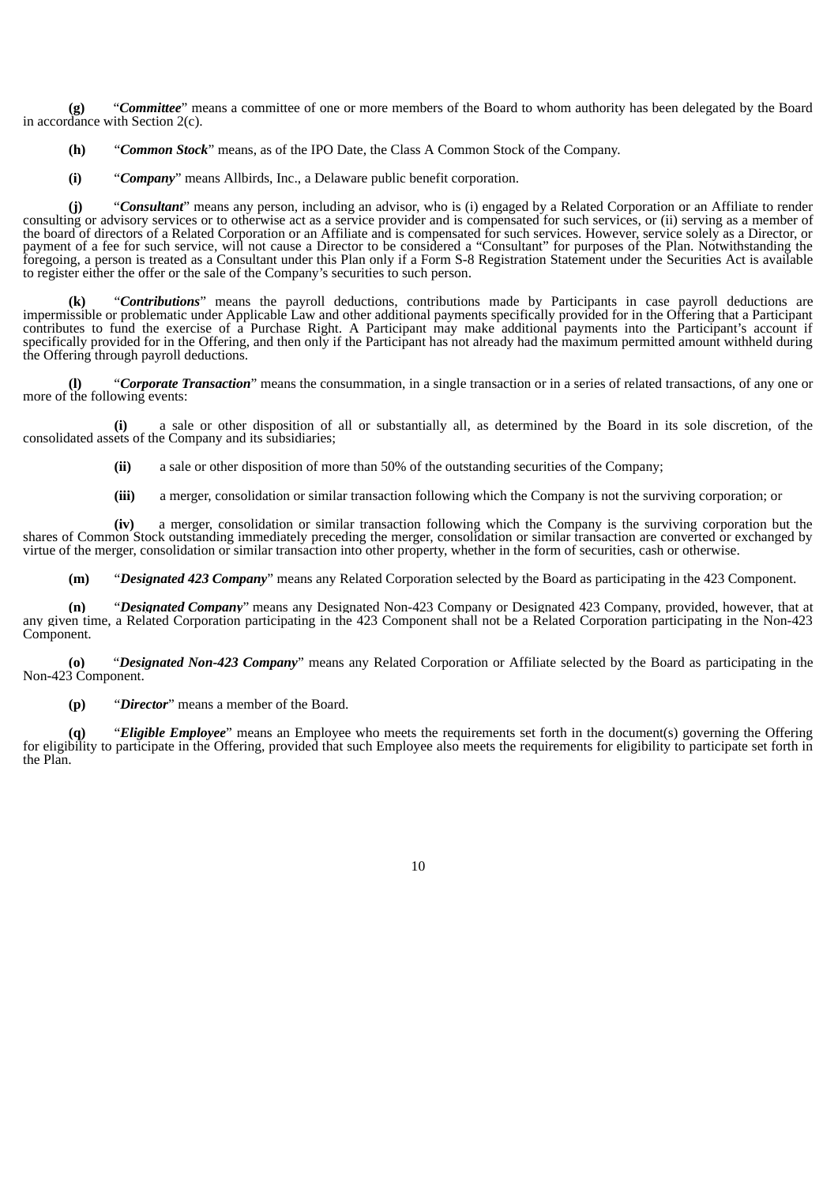**(g)** "***Committee***" means a committee of one or more members of the Board to whom authority has been delegated by the Board in accordance with Section 2(c).

**(h)** "***Common Stock***" means, as of the IPO Date, the Class A Common Stock of the Company.

**(i)** "***Company***" means Allbirds, Inc., a Delaware public benefit corporation.

**(j)** "***Consultant***" means any person, including an advisor, who is (i) engaged by a Related Corporation or an Affiliate to render consulting or advisory services or to otherwise act as a service provider and is compensated for such services, or (ii) serving as a member of the board of directors of a Related Corporation or an Affiliate and is compensated for such services. However, service solely as a Director, or payment of a fee for such service, will not cause a Director to be considered a "Consultant" for purposes of the Plan. Notwithstanding the foregoing, a person is treated as a Consultant under this Plan only if a Form S-8 Registration Statement under the Securities Act is available to register either the offer or the sale of the Company's securities to such person.

**(k)** "***Contributions***" means the payroll deductions, contributions made by Participants in case payroll deductions are impermissible or problematic under Applicable Law and other additional payments specifically provided for in the Offering that a Participant contributes to fund the exercise of a Purchase Right. A Participant may make additional payments into the Participant's account if specifically provided for in the Offering, and then only if the Participant has not already had the maximum permitted amount withheld during the Offering through payroll deductions.

**(l)** "***Corporate Transaction***" means the consummation, in a single transaction or in a series of related transactions, of any one or more of the following events:

**(i)** a sale or other disposition of all or substantially all, as determined by the Board in its sole discretion, of the consolidated assets of the Company and its subsidiaries;

**(ii)** a sale or other disposition of more than 50% of the outstanding securities of the Company;

**(iii)** a merger, consolidation or similar transaction following which the Company is not the surviving corporation; or

**(iv)** a merger, consolidation or similar transaction following which the Company is the surviving corporation but the shares of Common Stock outstanding immediately preceding the merger, consolidation or similar transaction are converted or exchanged by virtue of the merger, consolidation or similar transaction into other property, whether in the form of securities, cash or otherwise.

**(m)** "***Designated 423 Company***" means any Related Corporation selected by the Board as participating in the 423 Component.

**(n)** "***Designated Company***" means any Designated Non-423 Company or Designated 423 Company, provided, however, that at any given time, a Related Corporation participating in the 423 Component shall not be a Related Corporation participating in the Non-423 Component.

**(o)** "***Designated Non-423 Company***" means any Related Corporation or Affiliate selected by the Board as participating in the Non-423 Component.

**(p)** "***Director***" means a member of the Board.

**(q)** "***Eligible Employee***" means an Employee who meets the requirements set forth in the document(s) governing the Offering for eligibility to participate in the Offering, provided that such Employee also meets the requirements for eligibility to participate set forth in the Plan.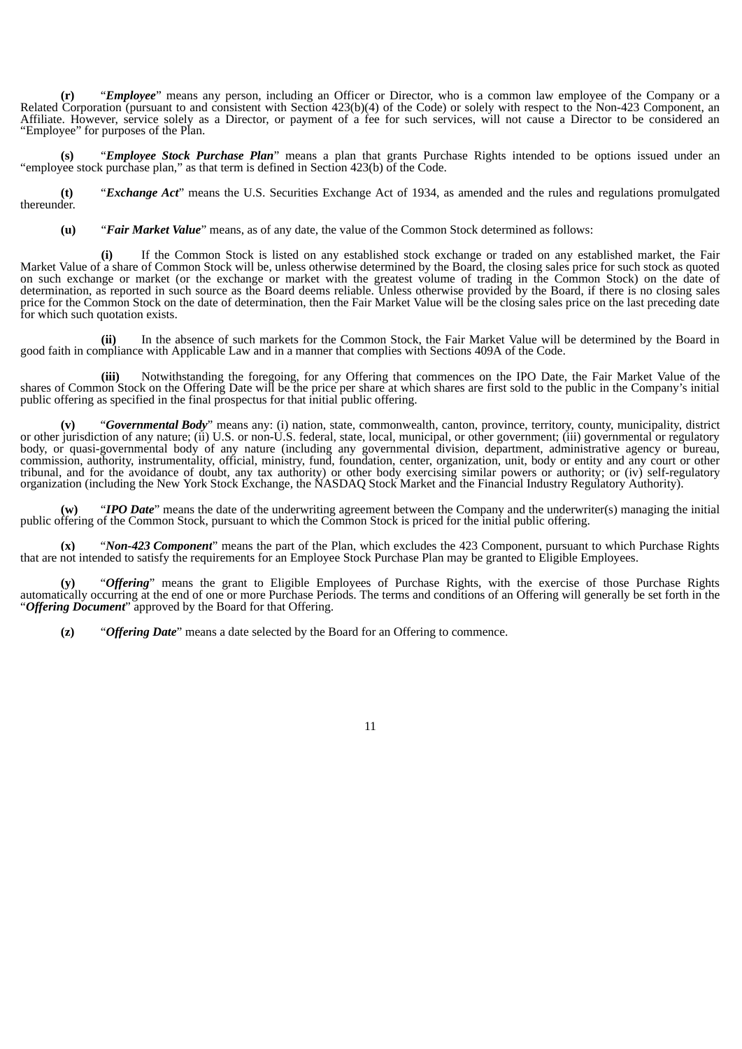**(r)** "***Employee***" means any person, including an Officer or Director, who is a common law employee of the Company or a Related Corporation (pursuant to and consistent with Section 423(b)(4) of the Code) or solely with respect to the Non-423 Component, an Affiliate. However, service solely as a Director, or payment of a fee for such services, will not cause a Director to be considered an "Employee" for purposes of the Plan.

**(s)** "***Employee Stock Purchase Plan***" means a plan that grants Purchase Rights intended to be options issued under an "employee stock purchase plan," as that term is defined in Section 423(b) of the Code.

**(t)** "***Exchange Act***" means the U.S. Securities Exchange Act of 1934, as amended and the rules and regulations promulgated thereunder.

**(u)** "***Fair Market Value***" means, as of any date, the value of the Common Stock determined as follows:

**(i)** If the Common Stock is listed on any established stock exchange or traded on any established market, the Fair Market Value of a share of Common Stock will be, unless otherwise determined by the Board, the closing sales price for such stock as quoted on such exchange or market (or the exchange or market with the greatest volume of trading in the Common Stock) on the date of determination, as reported in such source as the Board deems reliable. Unless otherwise provided by the Board, if there is no closing sales price for the Common Stock on the date of determination, then the Fair Market Value will be the closing sales price on the last preceding date for which such quotation exists.

**(ii)** In the absence of such markets for the Common Stock, the Fair Market Value will be determined by the Board in good faith in compliance with Applicable Law and in a manner that complies with Sections 409A of the Code.

**(iii)** Notwithstanding the foregoing, for any Offering that commences on the IPO Date, the Fair Market Value of the shares of Common Stock on the Offering Date will be the price per share at which shares are first sold to the public in the Company's initial public offering as specified in the final prospectus for that initial public offering.

**(v)** "***Governmental Body***" means any: (i) nation, state, commonwealth, canton, province, territory, county, municipality, district or other jurisdiction of any nature; (ii) U.S. or non-U.S. federal, state, local, municipal, or other government; (iii) governmental or regulatory body, or quasi-governmental body of any nature (including any governmental division, department, administrative agency or bureau, commission, authority, instrumentality, official, ministry, fund, foundation, center, organization, unit, body or entity and any court or other tribunal, and for the avoidance of doubt, any tax authority) or other body exercising similar powers or authority; or (iv) self-regulatory organization (including the New York Stock Exchange, the NASDAQ Stock Market and the Financial Industry Regulatory Authority).

**(w)** "***IPO Date***" means the date of the underwriting agreement between the Company and the underwriter(s) managing the initial public offering of the Common Stock, pursuant to which the Common Stock is priced for the initial public offering.

**(x)** "***Non-423 Component***" means the part of the Plan, which excludes the 423 Component, pursuant to which Purchase Rights that are not intended to satisfy the requirements for an Employee Stock Purchase Plan may be granted to Eligible Employees.

**(y)** "***Offering***" means the grant to Eligible Employees of Purchase Rights, with the exercise of those Purchase Rights automatically occurring at the end of one or more Purchase Periods. The terms and conditions of an Offering will generally be set forth in the "***Offering Document***" approved by the Board for that Offering.

**(z)** "***Offering Date***" means a date selected by the Board for an Offering to commence.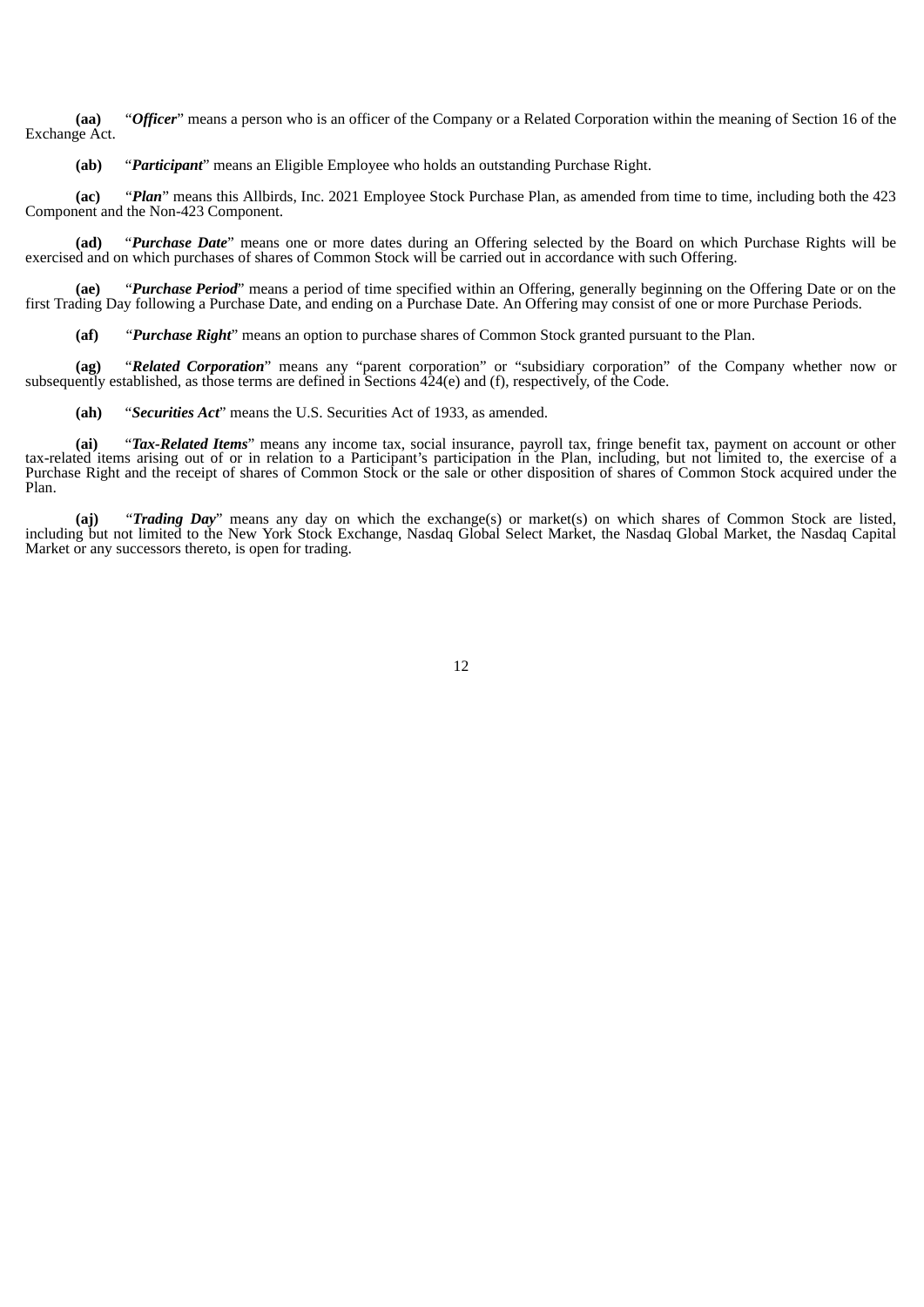**(aa)** "***Officer***" means a person who is an officer of the Company or a Related Corporation within the meaning of Section 16 of the Exchange Act.

**(ab)** "***Participant***" means an Eligible Employee who holds an outstanding Purchase Right.

**(ac)** "***Plan***" means this Allbirds, Inc. 2021 Employee Stock Purchase Plan, as amended from time to time, including both the 423 Component and the Non-423 Component.

**(ad)** "***Purchase Date***" means one or more dates during an Offering selected by the Board on which Purchase Rights will be exercised and on which purchases of shares of Common Stock will be carried out in accordance with such Offering.

**(ae)** "***Purchase Period***" means a period of time specified within an Offering, generally beginning on the Offering Date or on the first Trading Day following a Purchase Date, and ending on a Purchase Date. An Offering may consist of one or more Purchase Periods.

**(af)** "***Purchase Right***" means an option to purchase shares of Common Stock granted pursuant to the Plan.

**(ag)** "***Related Corporation***" means any "parent corporation" or "subsidiary corporation" of the Company whether now or subsequently established, as those terms are defined in Sections 424(e) and (f), respectively, of the Code.

**(ah)** "***Securities Act***" means the U.S. Securities Act of 1933, as amended.

**(ai)** "***Tax-Related Items***" means any income tax, social insurance, payroll tax, fringe benefit tax, payment on account or other tax-related items arising out of or in relation to a Participant's participation in the Plan, including, but not limited to, the exercise of a Purchase Right and the receipt of shares of Common Stock or the sale or other disposition of shares of Common Stock acquired under the Plan.

**(aj)** "***Trading Day***" means any day on which the exchange(s) or market(s) on which shares of Common Stock are listed, including but not limited to the New York Stock Exchange, Nasdaq Global Select Market, the Nasdaq Global Market, the Nasdaq Capital Market or any successors thereto, is open for trading.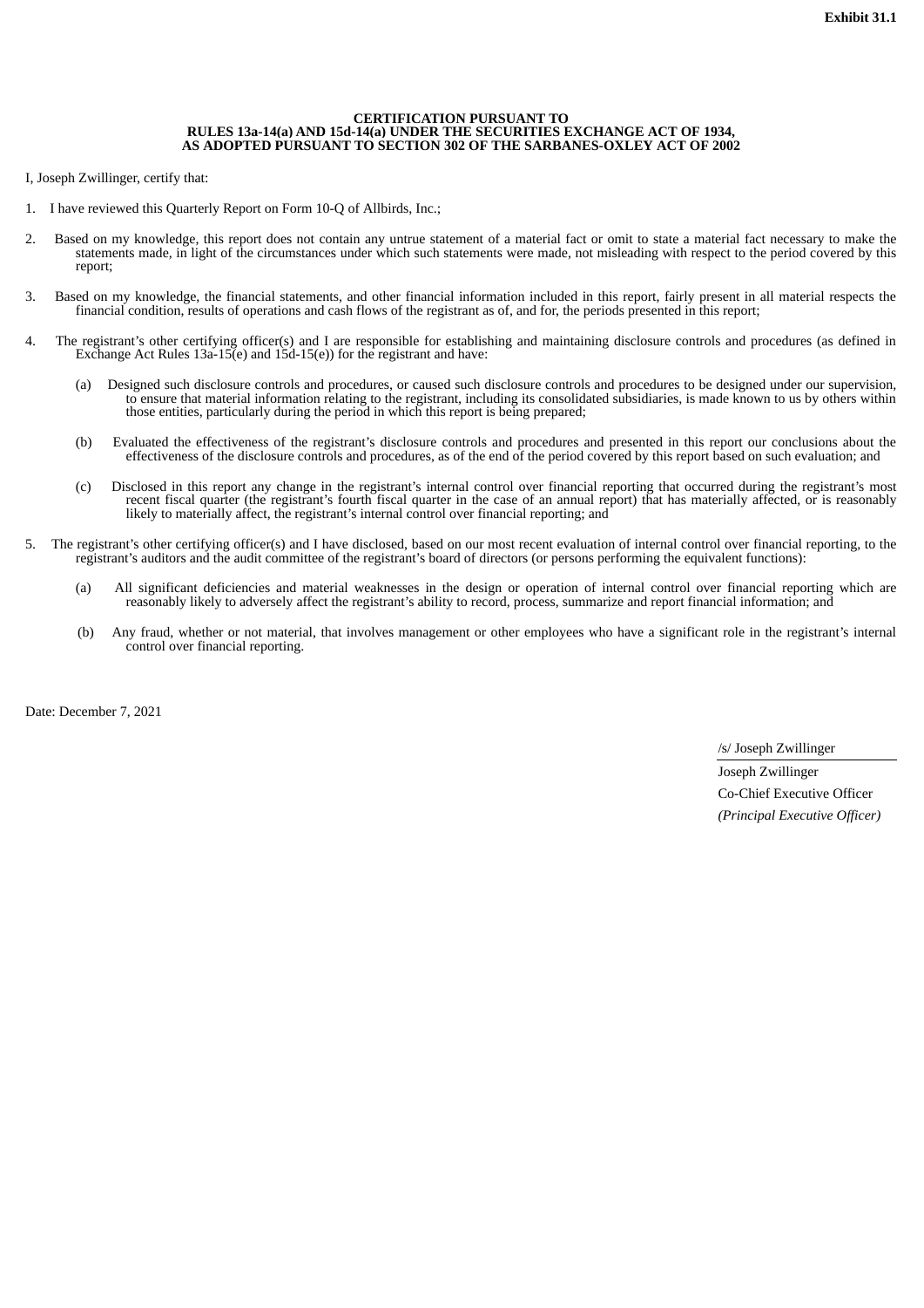**Exhibit 31.1**

**CERTIFICATION PURSUANT TO RULES 13a-14(a) AND 15d-14(a) UNDER THE SECURITIES EXCHANGE ACT OF 1934, AS ADOPTED PURSUANT TO SECTION 302 OF THE SARBANES-OXLEY ACT OF 2002**

I, Joseph Zwillinger, certify that:

1. I have reviewed this Quarterly Report on Form 10-Q of Allbirds, Inc.;

2. Based on my knowledge, this report does not contain any untrue statement of a material fact or omit to state a material fact necessary to make the statements made, in light of the circumstances under which such statements were made, not misleading with respect to the period covered by this report;

3. Based on my knowledge, the financial statements, and other financial information included in this report, fairly present in all material respects the financial condition, results of operations and cash flows of the registrant as of, and for, the periods presented in this report;

4. The registrant's other certifying officer(s) and I are responsible for establishing and maintaining disclosure controls and procedures (as defined in Exchange Act Rules 13a-15(e) and 15d-15(e)) for the registrant and have:

   (a) Designed such disclosure controls and procedures, or caused such disclosure controls and procedures to be designed under our supervision, to ensure that material information relating to the registrant, including its consolidated subsidiaries, is made known to us by others within those entities, particularly during the period in which this report is being prepared;

   (b) Evaluated the effectiveness of the registrant's disclosure controls and procedures and presented in this report our conclusions about the effectiveness of the disclosure controls and procedures, as of the end of the period covered by this report based on such evaluation; and

   (c) Disclosed in this report any change in the registrant's internal control over financial reporting that occurred during the registrant's most recent fiscal quarter (the registrant's fourth fiscal quarter in the case of an annual report) that has materially affected, or is reasonably likely to materially affect, the registrant's internal control over financial reporting; and

5. The registrant's other certifying officer(s) and I have disclosed, based on our most recent evaluation of internal control over financial reporting, to the registrant's auditors and the audit committee of the registrant's board of directors (or persons performing the equivalent functions):

   (a) All significant deficiencies and material weaknesses in the design or operation of internal control over financial reporting which are reasonably likely to adversely affect the registrant's ability to record, process, summarize and report financial information; and

   (b) Any fraud, whether or not material, that involves management or other employees who have a significant role in the registrant's internal control over financial reporting.

Date: December 7, 2021

/s/ Joseph Zwillinger

Joseph Zwillinger

Co-Chief Executive Officer

*(Principal Executive Officer)*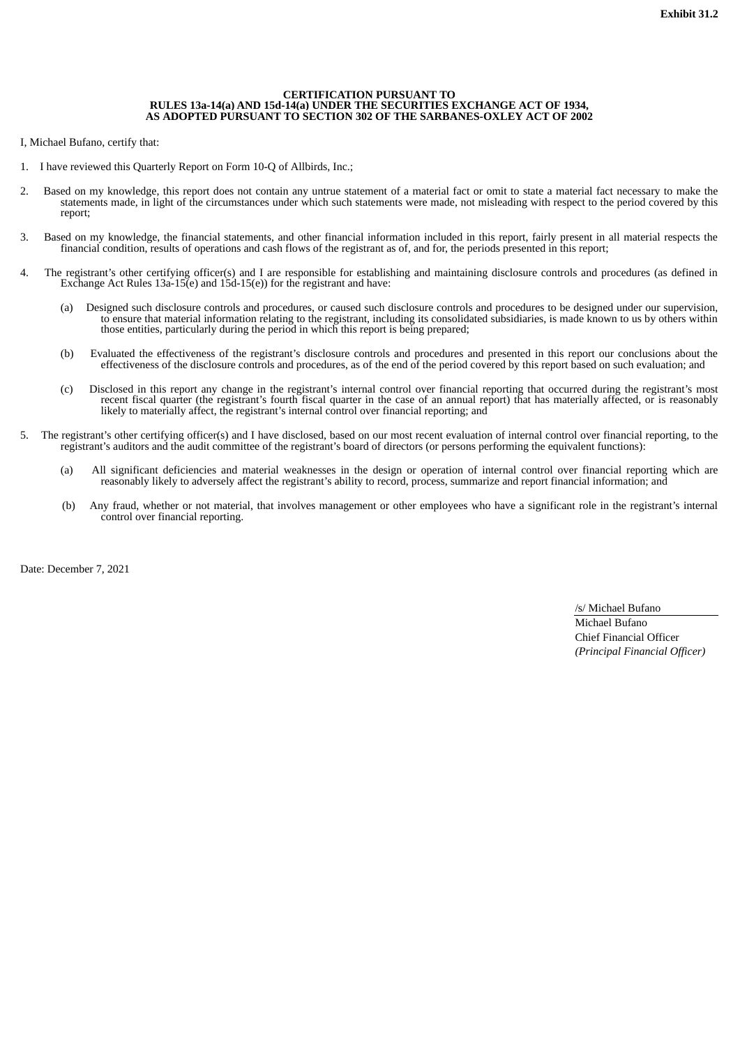**Exhibit 31.2**

**CERTIFICATION PURSUANT TO**
**RULES 13a-14(a) AND 15d-14(a) UNDER THE SECURITIES EXCHANGE ACT OF 1934,**
**AS ADOPTED PURSUANT TO SECTION 302 OF THE SARBANES-OXLEY ACT OF 2002**

I, Michael Bufano, certify that:

1. I have reviewed this Quarterly Report on Form 10-Q of Allbirds, Inc.;

2. Based on my knowledge, this report does not contain any untrue statement of a material fact or omit to state a material fact necessary to make the statements made, in light of the circumstances under which such statements were made, not misleading with respect to the period covered by this report;

3. Based on my knowledge, the financial statements, and other financial information included in this report, fairly present in all material respects the financial condition, results of operations and cash flows of the registrant as of, and for, the periods presented in this report;

4. The registrant's other certifying officer(s) and I are responsible for establishing and maintaining disclosure controls and procedures (as defined in Exchange Act Rules 13a-15(e) and 15d-15(e)) for the registrant and have:

   (a) Designed such disclosure controls and procedures, or caused such disclosure controls and procedures to be designed under our supervision, to ensure that material information relating to the registrant, including its consolidated subsidiaries, is made known to us by others within those entities, particularly during the period in which this report is being prepared;

   (b) Evaluated the effectiveness of the registrant's disclosure controls and procedures and presented in this report our conclusions about the effectiveness of the disclosure controls and procedures, as of the end of the period covered by this report based on such evaluation; and

   (c) Disclosed in this report any change in the registrant's internal control over financial reporting that occurred during the registrant's most recent fiscal quarter (the registrant's fourth fiscal quarter in the case of an annual report) that has materially affected, or is reasonably likely to materially affect, the registrant's internal control over financial reporting; and

5. The registrant's other certifying officer(s) and I have disclosed, based on our most recent evaluation of internal control over financial reporting, to the registrant's auditors and the audit committee of the registrant's board of directors (or persons performing the equivalent functions):

   (a) All significant deficiencies and material weaknesses in the design or operation of internal control over financial reporting which are reasonably likely to adversely affect the registrant's ability to record, process, summarize and report financial information; and

   (b) Any fraud, whether or not material, that involves management or other employees who have a significant role in the registrant's internal control over financial reporting.

Date: December 7, 2021

/s/ Michael Bufano
Michael Bufano
Chief Financial Officer
*(Principal Financial Officer)*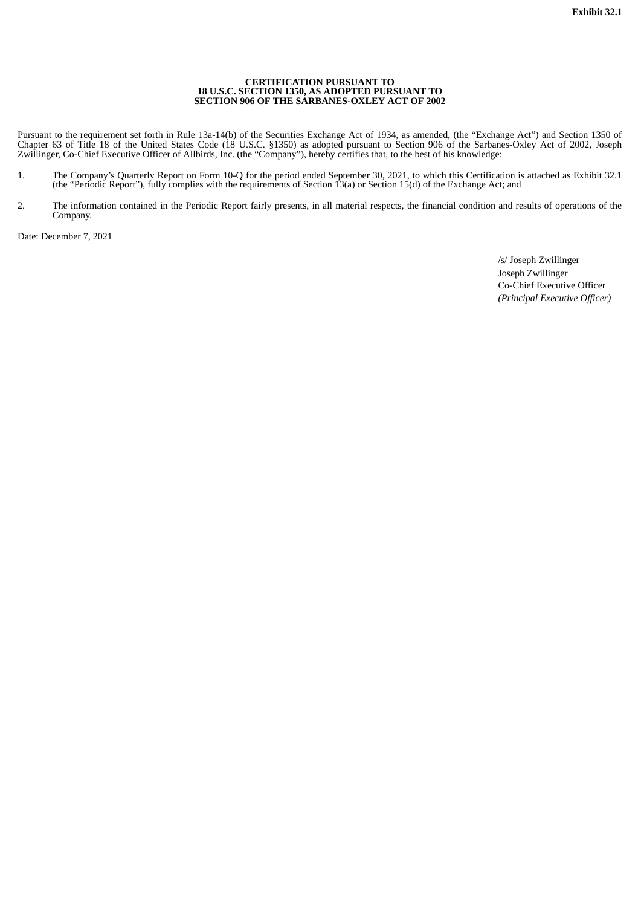**Exhibit 32.1**

**CERTIFICATION PURSUANT TO**
**18 U.S.C. SECTION 1350, AS ADOPTED PURSUANT TO**
**SECTION 906 OF THE SARBANES-OXLEY ACT OF 2002**

Pursuant to the requirement set forth in Rule 13a-14(b) of the Securities Exchange Act of 1934, as amended, (the “Exchange Act”) and Section 1350 of Chapter 63 of Title 18 of the United States Code (18 U.S.C. §1350) as adopted pursuant to Section 906 of the Sarbanes-Oxley Act of 2002, Joseph Zwillinger, Co-Chief Executive Officer of Allbirds, Inc. (the “Company”), hereby certifies that, to the best of his knowledge:

1. The Company’s Quarterly Report on Form 10-Q for the period ended September 30, 2021, to which this Certification is attached as Exhibit 32.1 (the “Periodic Report”), fully complies with the requirements of Section 13(a) or Section 15(d) of the Exchange Act; and

2. The information contained in the Periodic Report fairly presents, in all material respects, the financial condition and results of operations of the Company.

Date: December 7, 2021

/s/ Joseph Zwillinger
Joseph Zwillinger
Co-Chief Executive Officer
*(Principal Executive Officer)*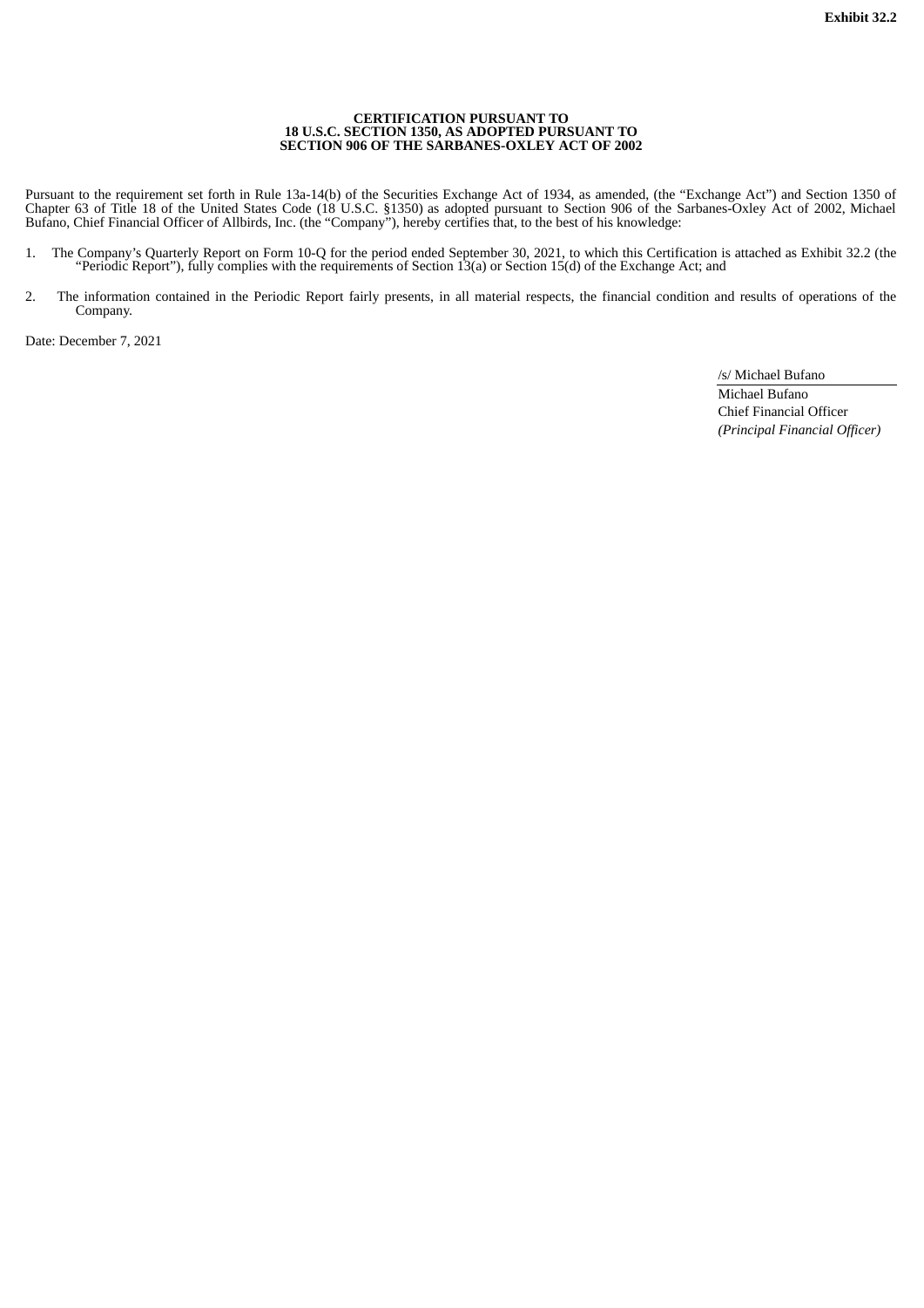**Exhibit 32.2**

**CERTIFICATION PURSUANT TO**
**18 U.S.C. SECTION 1350, AS ADOPTED PURSUANT TO**
**SECTION 906 OF THE SARBANES-OXLEY ACT OF 2002**

Pursuant to the requirement set forth in Rule 13a-14(b) of the Securities Exchange Act of 1934, as amended, (the "Exchange Act") and Section 1350 of Chapter 63 of Title 18 of the United States Code (18 U.S.C. §1350) as adopted pursuant to Section 906 of the Sarbanes-Oxley Act of 2002, Michael Bufano, Chief Financial Officer of Allbirds, Inc. (the "Company"), hereby certifies that, to the best of his knowledge:

1. The Company's Quarterly Report on Form 10-Q for the period ended September 30, 2021, to which this Certification is attached as Exhibit 32.2 (the "Periodic Report"), fully complies with the requirements of Section 13(a) or Section 15(d) of the Exchange Act; and

2. The information contained in the Periodic Report fairly presents, in all material respects, the financial condition and results of operations of the Company.

Date: December 7, 2021

/s/ Michael Bufano
Michael Bufano
Chief Financial Officer
*(Principal Financial Officer)*